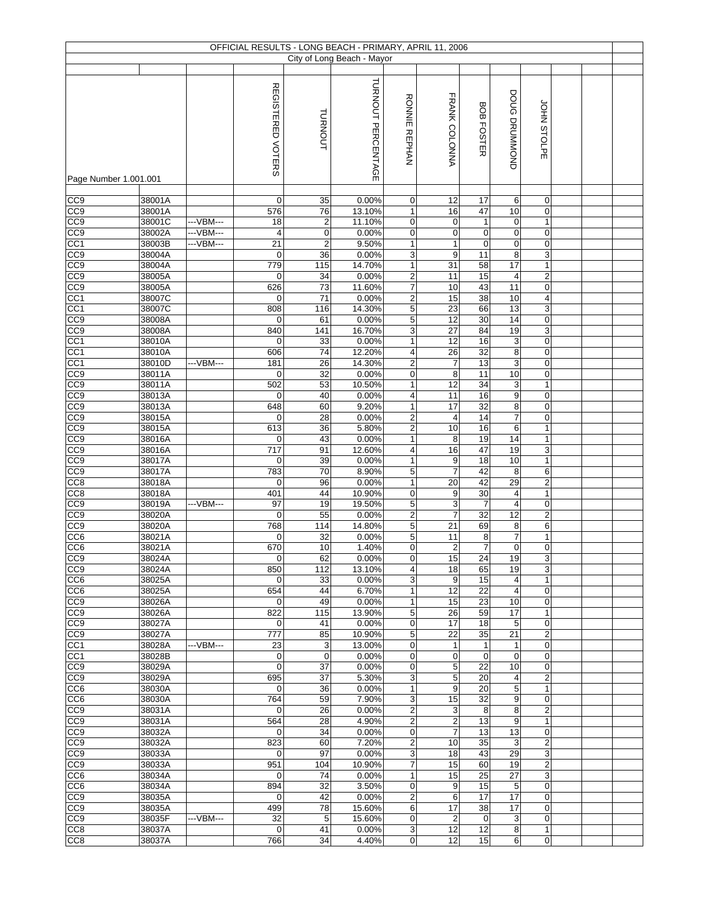# OFFICIAL RESULTS - LONG BEACH - PRIMARY, APRIL 11, 2006

## City of Long Beach - Mayor

| Page Number 1.001.001 | | | REGISTERED VOTERS | TURNOUT | TURNOUT PERCENTAGE | RONNIE REPHAN | FRANK COLONNA | BOB FOSTER | DOUG DRUMMOND | JOHN STOLPE |
|---|---|---|---|---|---|---|---|---|---|---|
| CC9 | 38001A | | 0 | 35 | 0.00% | 0 | 12 | 17 | 6 | 0 |
| CC9 | 38001A | | 576 | 76 | 13.10% | 1 | 16 | 47 | 10 | 0 |
| CC9 | 38001C | ---VBM--- | 18 | 2 | 11.10% | 0 | 0 | 1 | 0 | 1 |
| CC9 | 38002A | ---VBM--- | 4 | 0 | 0.00% | 0 | 0 | 0 | 0 | 0 |
| CC1 | 38003B | ---VBM--- | 21 | 2 | 9.50% | 1 | 1 | 0 | 0 | 0 |
| CC9 | 38004A | | 0 | 36 | 0.00% | 3 | 9 | 11 | 8 | 3 |
| CC9 | 38004A | | 779 | 115 | 14.70% | 1 | 31 | 58 | 17 | 1 |
| CC9 | 38005A | | 0 | 34 | 0.00% | 2 | 11 | 15 | 4 | 2 |
| CC9 | 38005A | | 626 | 73 | 11.60% | 7 | 10 | 43 | 11 | 0 |
| CC1 | 38007C | | 0 | 71 | 0.00% | 2 | 15 | 38 | 10 | 4 |
| CC1 | 38007C | | 808 | 116 | 14.30% | 5 | 23 | 66 | 13 | 3 |
| CC9 | 38008A | | 0 | 61 | 0.00% | 5 | 12 | 30 | 14 | 0 |
| CC9 | 38008A | | 840 | 141 | 16.70% | 3 | 27 | 84 | 19 | 3 |
| CC1 | 38010A | | 0 | 33 | 0.00% | 1 | 12 | 16 | 3 | 0 |
| CC1 | 38010A | | 606 | 74 | 12.20% | 4 | 26 | 32 | 8 | 0 |
| CC1 | 38010D | ---VBM--- | 181 | 26 | 14.30% | 2 | 7 | 13 | 3 | 0 |
| CC9 | 38011A | | 0 | 32 | 0.00% | 0 | 8 | 11 | 10 | 0 |
| CC9 | 38011A | | 502 | 53 | 10.50% | 1 | 12 | 34 | 3 | 1 |
| CC9 | 38013A | | 0 | 40 | 0.00% | 4 | 11 | 16 | 9 | 0 |
| CC9 | 38013A | | 648 | 60 | 9.20% | 1 | 17 | 32 | 8 | 0 |
| CC9 | 38015A | | 0 | 28 | 0.00% | 2 | 4 | 14 | 7 | 0 |
| CC9 | 38015A | | 613 | 36 | 5.80% | 2 | 10 | 16 | 6 | 1 |
| CC9 | 38016A | | 0 | 43 | 0.00% | 1 | 8 | 19 | 14 | 1 |
| CC9 | 38016A | | 717 | 91 | 12.60% | 4 | 16 | 47 | 19 | 3 |
| CC9 | 38017A | | 0 | 39 | 0.00% | 1 | 9 | 18 | 10 | 1 |
| CC9 | 38017A | | 783 | 70 | 8.90% | 5 | 7 | 42 | 8 | 6 |
| CC8 | 38018A | | 0 | 96 | 0.00% | 1 | 20 | 42 | 29 | 2 |
| CC8 | 38018A | | 401 | 44 | 10.90% | 0 | 9 | 30 | 4 | 1 |
| CC9 | 38019A | ---VBM--- | 97 | 19 | 19.50% | 5 | 3 | 7 | 4 | 0 |
| CC9 | 38020A | | 0 | 55 | 0.00% | 2 | 7 | 32 | 12 | 2 |
| CC9 | 38020A | | 768 | 114 | 14.80% | 5 | 21 | 69 | 8 | 6 |
| CC6 | 38021A | | 0 | 32 | 0.00% | 5 | 11 | 8 | 7 | 1 |
| CC6 | 38021A | | 670 | 10 | 1.40% | 0 | 2 | 7 | 0 | 0 |
| CC9 | 38024A | | 0 | 62 | 0.00% | 0 | 15 | 24 | 19 | 3 |
| CC9 | 38024A | | 850 | 112 | 13.10% | 4 | 18 | 65 | 19 | 3 |
| CC6 | 38025A | | 0 | 33 | 0.00% | 3 | 9 | 15 | 4 | 1 |
| CC6 | 38025A | | 654 | 44 | 6.70% | 1 | 12 | 22 | 4 | 0 |
| CC9 | 38026A | | 0 | 49 | 0.00% | 1 | 15 | 23 | 10 | 0 |
| CC9 | 38026A | | 822 | 115 | 13.90% | 5 | 26 | 59 | 17 | 1 |
| CC9 | 38027A | | 0 | 41 | 0.00% | 0 | 17 | 18 | 5 | 0 |
| CC9 | 38027A | | 777 | 85 | 10.90% | 5 | 22 | 35 | 21 | 2 |
| CC1 | 38028A | ---VBM--- | 23 | 3 | 13.00% | 0 | 1 | 1 | 1 | 0 |
| CC1 | 38028B | | 0 | 0 | 0.00% | 0 | 0 | 0 | 0 | 0 |
| CC9 | 38029A | | 0 | 37 | 0.00% | 0 | 5 | 22 | 10 | 0 |
| CC9 | 38029A | | 695 | 37 | 5.30% | 3 | 5 | 20 | 4 | 2 |
| CC6 | 38030A | | 0 | 36 | 0.00% | 1 | 9 | 20 | 5 | 1 |
| CC6 | 38030A | | 764 | 59 | 7.90% | 3 | 15 | 32 | 9 | 0 |
| CC9 | 38031A | | 0 | 26 | 0.00% | 2 | 3 | 8 | 8 | 2 |
| CC9 | 38031A | | 564 | 28 | 4.90% | 2 | 2 | 13 | 9 | 1 |
| CC9 | 38032A | | 0 | 34 | 0.00% | 0 | 7 | 13 | 13 | 0 |
| CC9 | 38032A | | 823 | 60 | 7.20% | 2 | 10 | 35 | 3 | 2 |
| CC9 | 38033A | | 0 | 97 | 0.00% | 3 | 18 | 43 | 29 | 3 |
| CC9 | 38033A | | 951 | 104 | 10.90% | 7 | 15 | 60 | 19 | 2 |
| CC6 | 38034A | | 0 | 74 | 0.00% | 1 | 15 | 25 | 27 | 3 |
| CC6 | 38034A | | 894 | 32 | 3.50% | 0 | 9 | 15 | 5 | 0 |
| CC9 | 38035A | | 0 | 42 | 0.00% | 2 | 6 | 17 | 17 | 0 |
| CC9 | 38035A | | 499 | 78 | 15.60% | 6 | 17 | 38 | 17 | 0 |
| CC9 | 38035F | ---VBM--- | 32 | 5 | 15.60% | 0 | 2 | 0 | 3 | 0 |
| CC8 | 38037A | | 0 | 41 | 0.00% | 3 | 12 | 12 | 8 | 1 |
| CC8 | 38037A | | 766 | 34 | 4.40% | 0 | 12 | 15 | 6 | 0 |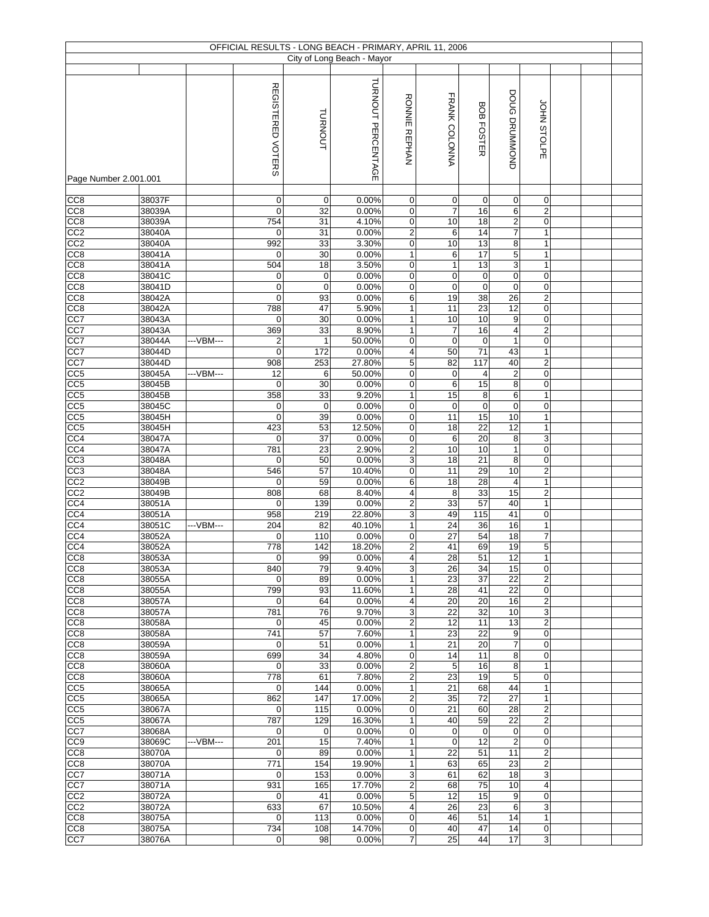OFFICIAL RESULTS - LONG BEACH - PRIMARY, APRIL 11, 2006

City of Long Beach - Mayor

| Page Number 2.001.001 | | | REGISTERED VOTERS | TURNOUT | TURNOUT PERCENTAGE | RONNIE REPHAN | FRANK COLONNA | BOB FOSTER | DOUG DRUMMOND | JOHN STOLPE |
|---|---|---|---|---|---|---|---|---|---|---|
| CC8 | 38037F | | 0 | 0 | 0.00% | 0 | 0 | 0 | 0 | 0 |
| CC8 | 38039A | | 0 | 32 | 0.00% | 0 | 7 | 16 | 6 | 2 |
| CC8 | 38039A | | 754 | 31 | 4.10% | 0 | 10 | 18 | 2 | 0 |
| CC2 | 38040A | | 0 | 31 | 0.00% | 2 | 6 | 14 | 7 | 1 |
| CC2 | 38040A | | 992 | 33 | 3.30% | 0 | 10 | 13 | 8 | 1 |
| CC8 | 38041A | | 0 | 30 | 0.00% | 1 | 6 | 17 | 5 | 1 |
| CC8 | 38041A | | 504 | 18 | 3.50% | 0 | 1 | 13 | 3 | 1 |
| CC8 | 38041C | | 0 | 0 | 0.00% | 0 | 0 | 0 | 0 | 0 |
| CC8 | 38041D | | 0 | 0 | 0.00% | 0 | 0 | 0 | 0 | 0 |
| CC8 | 38042A | | 0 | 93 | 0.00% | 6 | 19 | 38 | 26 | 2 |
| CC8 | 38042A | | 788 | 47 | 5.90% | 1 | 11 | 23 | 12 | 0 |
| CC7 | 38043A | | 0 | 30 | 0.00% | 1 | 10 | 10 | 9 | 0 |
| CC7 | 38043A | | 369 | 33 | 8.90% | 1 | 7 | 16 | 4 | 2 |
| CC7 | 38044A | ---VBM--- | 2 | 1 | 50.00% | 0 | 0 | 0 | 1 | 0 |
| CC7 | 38044D | | 0 | 172 | 0.00% | 4 | 50 | 71 | 43 | 1 |
| CC7 | 38044D | | 908 | 253 | 27.80% | 5 | 82 | 117 | 40 | 2 |
| CC5 | 38045A | ---VBM--- | 12 | 6 | 50.00% | 0 | 0 | 4 | 2 | 0 |
| CC5 | 38045B | | 0 | 30 | 0.00% | 0 | 6 | 15 | 8 | 0 |
| CC5 | 38045B | | 358 | 33 | 9.20% | 1 | 15 | 8 | 6 | 1 |
| CC5 | 38045C | | 0 | 0 | 0.00% | 0 | 0 | 0 | 0 | 0 |
| CC5 | 38045H | | 0 | 39 | 0.00% | 0 | 11 | 15 | 10 | 1 |
| CC5 | 38045H | | 423 | 53 | 12.50% | 0 | 18 | 22 | 12 | 1 |
| CC4 | 38047A | | 0 | 37 | 0.00% | 0 | 6 | 20 | 8 | 3 |
| CC4 | 38047A | | 781 | 23 | 2.90% | 2 | 10 | 10 | 1 | 0 |
| CC3 | 38048A | | 0 | 50 | 0.00% | 3 | 18 | 21 | 8 | 0 |
| CC3 | 38048A | | 546 | 57 | 10.40% | 0 | 11 | 29 | 10 | 2 |
| CC2 | 38049B | | 0 | 59 | 0.00% | 6 | 18 | 28 | 4 | 1 |
| CC2 | 38049B | | 808 | 68 | 8.40% | 4 | 8 | 33 | 15 | 2 |
| CC4 | 38051A | | 0 | 139 | 0.00% | 2 | 33 | 57 | 40 | 1 |
| CC4 | 38051A | | 958 | 219 | 22.80% | 3 | 49 | 115 | 41 | 0 |
| CC4 | 38051C | ---VBM--- | 204 | 82 | 40.10% | 1 | 24 | 36 | 16 | 1 |
| CC4 | 38052A | | 0 | 110 | 0.00% | 0 | 27 | 54 | 18 | 7 |
| CC4 | 38052A | | 778 | 142 | 18.20% | 2 | 41 | 69 | 19 | 5 |
| CC8 | 38053A | | 0 | 99 | 0.00% | 4 | 28 | 51 | 12 | 1 |
| CC8 | 38053A | | 840 | 79 | 9.40% | 3 | 26 | 34 | 15 | 0 |
| CC8 | 38055A | | 0 | 89 | 0.00% | 1 | 23 | 37 | 22 | 2 |
| CC8 | 38055A | | 799 | 93 | 11.60% | 1 | 28 | 41 | 22 | 0 |
| CC8 | 38057A | | 0 | 64 | 0.00% | 4 | 20 | 20 | 16 | 2 |
| CC8 | 38057A | | 781 | 76 | 9.70% | 3 | 22 | 32 | 10 | 3 |
| CC8 | 38058A | | 0 | 45 | 0.00% | 2 | 12 | 11 | 13 | 2 |
| CC8 | 38058A | | 741 | 57 | 7.60% | 1 | 23 | 22 | 9 | 0 |
| CC8 | 38059A | | 0 | 51 | 0.00% | 1 | 21 | 20 | 7 | 0 |
| CC8 | 38059A | | 699 | 34 | 4.80% | 0 | 14 | 11 | 8 | 0 |
| CC8 | 38060A | | 0 | 33 | 0.00% | 2 | 5 | 16 | 8 | 1 |
| CC8 | 38060A | | 778 | 61 | 7.80% | 2 | 23 | 19 | 5 | 0 |
| CC5 | 38065A | | 0 | 144 | 0.00% | 1 | 21 | 68 | 44 | 1 |
| CC5 | 38065A | | 862 | 147 | 17.00% | 2 | 35 | 72 | 27 | 1 |
| CC5 | 38067A | | 0 | 115 | 0.00% | 0 | 21 | 60 | 28 | 2 |
| CC5 | 38067A | | 787 | 129 | 16.30% | 1 | 40 | 59 | 22 | 2 |
| CC7 | 38068A | | 0 | 0 | 0.00% | 0 | 0 | 0 | 0 | 0 |
| CC9 | 38069C | ---VBM--- | 201 | 15 | 7.40% | 1 | 0 | 12 | 2 | 0 |
| CC8 | 38070A | | 0 | 89 | 0.00% | 1 | 22 | 51 | 11 | 2 |
| CC8 | 38070A | | 771 | 154 | 19.90% | 1 | 63 | 65 | 23 | 2 |
| CC7 | 38071A | | 0 | 153 | 0.00% | 3 | 61 | 62 | 18 | 3 |
| CC7 | 38071A | | 931 | 165 | 17.70% | 2 | 68 | 75 | 10 | 4 |
| CC2 | 38072A | | 0 | 41 | 0.00% | 5 | 12 | 15 | 9 | 0 |
| CC2 | 38072A | | 633 | 67 | 10.50% | 4 | 26 | 23 | 6 | 3 |
| CC8 | 38075A | | 0 | 113 | 0.00% | 0 | 46 | 51 | 14 | 1 |
| CC8 | 38075A | | 734 | 108 | 14.70% | 0 | 40 | 47 | 14 | 0 |
| CC7 | 38076A | | 0 | 98 | 0.00% | 7 | 25 | 44 | 17 | 3 |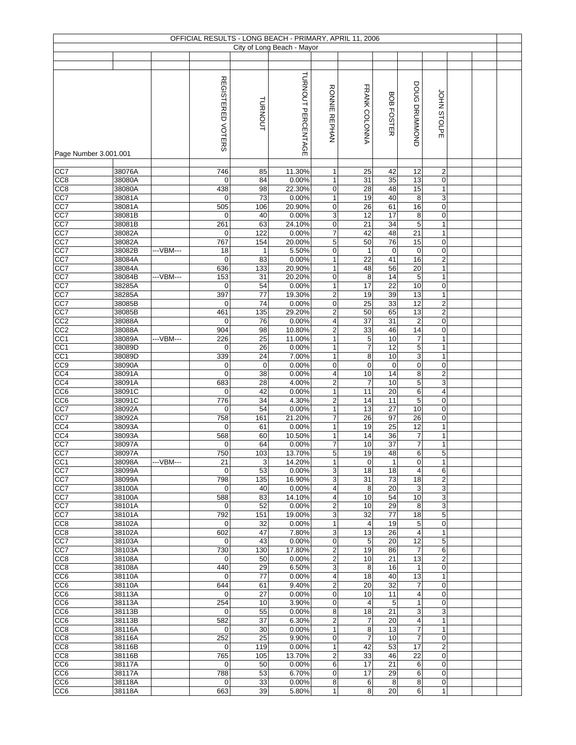OFFICIAL RESULTS - LONG BEACH - PRIMARY, APRIL 11, 2006

City of Long Beach - Mayor

Page Number 3.001.001

| | | | REGISTERED VOTERS | TURNOUT | TURNOUT PERCENTAGE | RONNIE REPHAN | FRANK COLONNA | BOB FOSTER | DOUG DRUMMOND | JOHN STOLPE |
|---|---|---|---|---|---|---|---|---|---|---|
| CC7 | 38076A | | 746 | 85 | 11.30% | 1 | 25 | 42 | 12 | 2 |
| CC8 | 38080A | | 0 | 84 | 0.00% | 1 | 31 | 35 | 13 | 0 |
| CC8 | 38080A | | 438 | 98 | 22.30% | 0 | 28 | 48 | 15 | 1 |
| CC7 | 38081A | | 0 | 73 | 0.00% | 1 | 19 | 40 | 8 | 3 |
| CC7 | 38081A | | 505 | 106 | 20.90% | 0 | 26 | 61 | 16 | 0 |
| CC7 | 38081B | | 0 | 40 | 0.00% | 3 | 12 | 17 | 8 | 0 |
| CC7 | 38081B | | 261 | 63 | 24.10% | 0 | 21 | 34 | 5 | 1 |
| CC7 | 38082A | | 0 | 122 | 0.00% | 7 | 42 | 48 | 21 | 1 |
| CC7 | 38082A | | 767 | 154 | 20.00% | 5 | 50 | 76 | 15 | 0 |
| CC7 | 38082B | ---VBM--- | 18 | 1 | 5.50% | 0 | 1 | 0 | 0 | 0 |
| CC7 | 38084A | | 0 | 83 | 0.00% | 1 | 22 | 41 | 16 | 2 |
| CC7 | 38084A | | 636 | 133 | 20.90% | 1 | 48 | 56 | 20 | 1 |
| CC7 | 38084B | ---VBM--- | 153 | 31 | 20.20% | 0 | 8 | 14 | 5 | 1 |
| CC7 | 38285A | | 0 | 54 | 0.00% | 1 | 17 | 22 | 10 | 0 |
| CC7 | 38285A | | 397 | 77 | 19.30% | 2 | 19 | 39 | 13 | 1 |
| CC7 | 38085B | | 0 | 74 | 0.00% | 0 | 25 | 33 | 12 | 2 |
| CC7 | 38085B | | 461 | 135 | 29.20% | 2 | 50 | 65 | 13 | 2 |
| CC2 | 38088A | | 0 | 76 | 0.00% | 4 | 37 | 31 | 2 | 0 |
| CC2 | 38088A | | 904 | 98 | 10.80% | 2 | 33 | 46 | 14 | 0 |
| CC1 | 38089A | ---VBM--- | 226 | 25 | 11.00% | 1 | 5 | 10 | 7 | 1 |
| CC1 | 38089D | | 0 | 26 | 0.00% | 1 | 7 | 12 | 5 | 1 |
| CC1 | 38089D | | 339 | 24 | 7.00% | 1 | 8 | 10 | 3 | 1 |
| CC9 | 38090A | | 0 | 0 | 0.00% | 0 | 0 | 0 | 0 | 0 |
| CC4 | 38091A | | 0 | 38 | 0.00% | 4 | 10 | 14 | 8 | 2 |
| CC4 | 38091A | | 683 | 28 | 4.00% | 2 | 7 | 10 | 5 | 3 |
| CC6 | 38091C | | 0 | 42 | 0.00% | 1 | 11 | 20 | 6 | 4 |
| CC6 | 38091C | | 776 | 34 | 4.30% | 2 | 14 | 11 | 5 | 0 |
| CC7 | 38092A | | 0 | 54 | 0.00% | 1 | 13 | 27 | 10 | 0 |
| CC7 | 38092A | | 758 | 161 | 21.20% | 7 | 26 | 97 | 26 | 0 |
| CC4 | 38093A | | 0 | 61 | 0.00% | 1 | 19 | 25 | 12 | 1 |
| CC4 | 38093A | | 568 | 60 | 10.50% | 1 | 14 | 36 | 7 | 1 |
| CC7 | 38097A | | 0 | 64 | 0.00% | 7 | 10 | 37 | 7 | 1 |
| CC7 | 38097A | | 750 | 103 | 13.70% | 5 | 19 | 48 | 6 | 5 |
| CC1 | 38098A | ---VBM--- | 21 | 3 | 14.20% | 1 | 0 | 1 | 0 | 1 |
| CC7 | 38099A | | 0 | 53 | 0.00% | 3 | 18 | 18 | 4 | 6 |
| CC7 | 38099A | | 798 | 135 | 16.90% | 3 | 31 | 73 | 18 | 2 |
| CC7 | 38100A | | 0 | 40 | 0.00% | 4 | 8 | 20 | 3 | 3 |
| CC7 | 38100A | | 588 | 83 | 14.10% | 4 | 10 | 54 | 10 | 3 |
| CC7 | 38101A | | 0 | 52 | 0.00% | 2 | 10 | 29 | 8 | 3 |
| CC7 | 38101A | | 792 | 151 | 19.00% | 3 | 32 | 77 | 18 | 5 |
| CC8 | 38102A | | 0 | 32 | 0.00% | 1 | 4 | 19 | 5 | 0 |
| CC8 | 38102A | | 602 | 47 | 7.80% | 3 | 13 | 26 | 4 | 1 |
| CC7 | 38103A | | 0 | 43 | 0.00% | 0 | 5 | 20 | 12 | 5 |
| CC7 | 38103A | | 730 | 130 | 17.80% | 2 | 19 | 86 | 7 | 6 |
| CC8 | 38108A | | 0 | 50 | 0.00% | 2 | 10 | 21 | 13 | 2 |
| CC8 | 38108A | | 440 | 29 | 6.50% | 3 | 8 | 16 | 1 | 0 |
| CC6 | 38110A | | 0 | 77 | 0.00% | 4 | 18 | 40 | 13 | 1 |
| CC6 | 38110A | | 644 | 61 | 9.40% | 2 | 20 | 32 | 7 | 0 |
| CC6 | 38113A | | 0 | 27 | 0.00% | 0 | 10 | 11 | 4 | 0 |
| CC6 | 38113A | | 254 | 10 | 3.90% | 0 | 4 | 5 | 1 | 0 |
| CC6 | 38113B | | 0 | 55 | 0.00% | 8 | 18 | 21 | 3 | 3 |
| CC6 | 38113B | | 582 | 37 | 6.30% | 2 | 7 | 20 | 4 | 1 |
| CC8 | 38116A | | 0 | 30 | 0.00% | 1 | 8 | 13 | 7 | 1 |
| CC8 | 38116A | | 252 | 25 | 9.90% | 0 | 7 | 10 | 7 | 0 |
| CC8 | 38116B | | 0 | 119 | 0.00% | 1 | 42 | 53 | 17 | 2 |
| CC8 | 38116B | | 765 | 105 | 13.70% | 2 | 33 | 46 | 22 | 0 |
| CC6 | 38117A | | 0 | 50 | 0.00% | 6 | 17 | 21 | 6 | 0 |
| CC6 | 38117A | | 788 | 53 | 6.70% | 0 | 17 | 29 | 6 | 0 |
| CC6 | 38118A | | 0 | 33 | 0.00% | 8 | 6 | 8 | 8 | 0 |
| CC6 | 38118A | | 663 | 39 | 5.80% | 1 | 8 | 20 | 6 | 1 |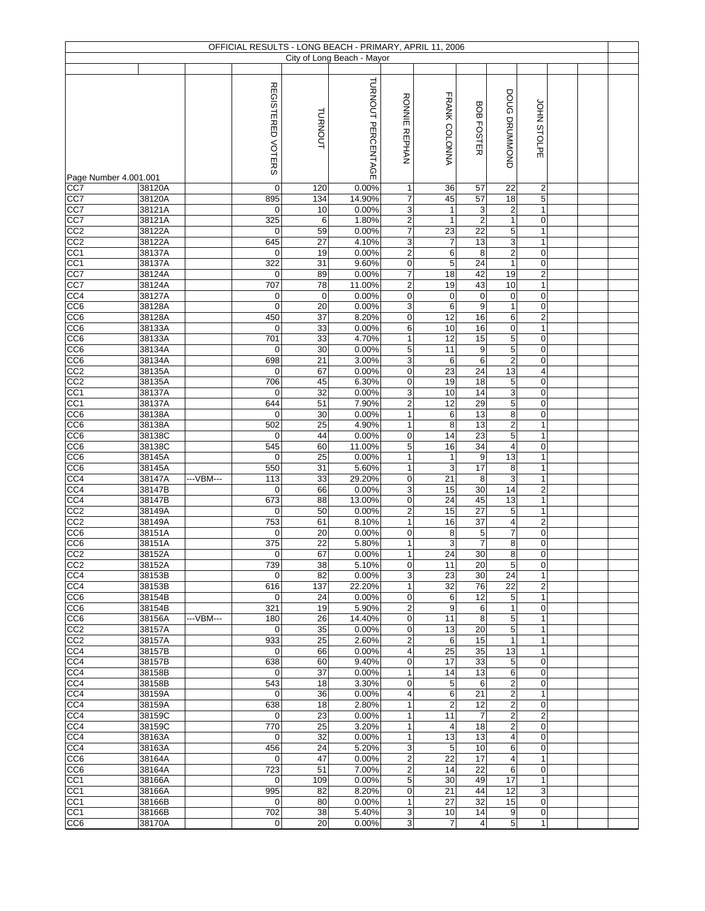OFFICIAL RESULTS - LONG BEACH - PRIMARY, APRIL 11, 2006

City of Long Beach - Mayor

| Page Number 4.001.001 | | | REGISTERED VOTERS | TURNOUT | TURNOUT PERCENTAGE | RONNIE REPHAN | FRANK COLONNA | BOB FOSTER | DOUG DRUMMOND | JOHN STOLPE | | | |
|---|---|---|---|---|---|---|---|---|---|---|---|---|---|
| CC7 | 38120A | | 0 | 120 | 0.00% | 1 | 36 | 57 | 22 | 2 | | | |
| CC7 | 38120A | | 895 | 134 | 14.90% | 7 | 45 | 57 | 18 | 5 | | | |
| CC7 | 38121A | | 0 | 10 | 0.00% | 3 | 1 | 3 | 2 | 1 | | | |
| CC7 | 38121A | | 325 | 6 | 1.80% | 2 | 1 | 2 | 1 | 0 | | | |
| CC2 | 38122A | | 0 | 59 | 0.00% | 7 | 23 | 22 | 5 | 1 | | | |
| CC2 | 38122A | | 645 | 27 | 4.10% | 3 | 7 | 13 | 3 | 1 | | | |
| CC1 | 38137A | | 0 | 19 | 0.00% | 2 | 6 | 8 | 2 | 0 | | | |
| CC1 | 38137A | | 322 | 31 | 9.60% | 0 | 5 | 24 | 1 | 0 | | | |
| CC7 | 38124A | | 0 | 89 | 0.00% | 7 | 18 | 42 | 19 | 2 | | | |
| CC7 | 38124A | | 707 | 78 | 11.00% | 2 | 19 | 43 | 10 | 1 | | | |
| CC4 | 38127A | | 0 | 0 | 0.00% | 0 | 0 | 0 | 0 | 0 | | | |
| CC6 | 38128A | | 0 | 20 | 0.00% | 3 | 6 | 9 | 1 | 0 | | | |
| CC6 | 38128A | | 450 | 37 | 8.20% | 0 | 12 | 16 | 6 | 2 | | | |
| CC6 | 38133A | | 0 | 33 | 0.00% | 6 | 10 | 16 | 0 | 1 | | | |
| CC6 | 38133A | | 701 | 33 | 4.70% | 1 | 12 | 15 | 5 | 0 | | | |
| CC6 | 38134A | | 0 | 30 | 0.00% | 5 | 11 | 9 | 5 | 0 | | | |
| CC6 | 38134A | | 698 | 21 | 3.00% | 3 | 6 | 6 | 2 | 0 | | | |
| CC2 | 38135A | | 0 | 67 | 0.00% | 0 | 23 | 24 | 13 | 4 | | | |
| CC2 | 38135A | | 706 | 45 | 6.30% | 0 | 19 | 18 | 5 | 0 | | | |
| CC1 | 38137A | | 0 | 32 | 0.00% | 3 | 10 | 14 | 3 | 0 | | | |
| CC1 | 38137A | | 644 | 51 | 7.90% | 2 | 12 | 29 | 5 | 0 | | | |
| CC6 | 38138A | | 0 | 30 | 0.00% | 1 | 6 | 13 | 8 | 0 | | | |
| CC6 | 38138A | | 502 | 25 | 4.90% | 1 | 8 | 13 | 2 | 1 | | | |
| CC6 | 38138C | | 0 | 44 | 0.00% | 0 | 14 | 23 | 5 | 1 | | | |
| CC6 | 38138C | | 545 | 60 | 11.00% | 5 | 16 | 34 | 4 | 0 | | | |
| CC6 | 38145A | | 0 | 25 | 0.00% | 1 | 1 | 9 | 13 | 1 | | | |
| CC6 | 38145A | | 550 | 31 | 5.60% | 1 | 3 | 17 | 8 | 1 | | | |
| CC4 | 38147A | ---VBM--- | 113 | 33 | 29.20% | 0 | 21 | 8 | 3 | 1 | | | |
| CC4 | 38147B | | 0 | 66 | 0.00% | 3 | 15 | 30 | 14 | 2 | | | |
| CC4 | 38147B | | 673 | 88 | 13.00% | 0 | 24 | 45 | 13 | 1 | | | |
| CC2 | 38149A | | 0 | 50 | 0.00% | 2 | 15 | 27 | 5 | 1 | | | |
| CC2 | 38149A | | 753 | 61 | 8.10% | 1 | 16 | 37 | 4 | 2 | | | |
| CC6 | 38151A | | 0 | 20 | 0.00% | 0 | 8 | 5 | 7 | 0 | | | |
| CC6 | 38151A | | 375 | 22 | 5.80% | 1 | 3 | 7 | 8 | 0 | | | |
| CC2 | 38152A | | 0 | 67 | 0.00% | 1 | 24 | 30 | 8 | 0 | | | |
| CC2 | 38152A | | 739 | 38 | 5.10% | 0 | 11 | 20 | 5 | 0 | | | |
| CC4 | 38153B | | 0 | 82 | 0.00% | 3 | 23 | 30 | 24 | 1 | | | |
| CC4 | 38153B | | 616 | 137 | 22.20% | 1 | 32 | 76 | 22 | 2 | | | |
| CC6 | 38154B | | 0 | 24 | 0.00% | 0 | 6 | 12 | 5 | 1 | | | |
| CC6 | 38154B | | 321 | 19 | 5.90% | 2 | 9 | 6 | 1 | 0 | | | |
| CC6 | 38156A | ---VBM--- | 180 | 26 | 14.40% | 0 | 11 | 8 | 5 | 1 | | | |
| CC2 | 38157A | | 0 | 35 | 0.00% | 0 | 13 | 20 | 5 | 1 | | | |
| CC2 | 38157A | | 933 | 25 | 2.60% | 2 | 6 | 15 | 1 | 1 | | | |
| CC4 | 38157B | | 0 | 66 | 0.00% | 4 | 25 | 35 | 13 | 1 | | | |
| CC4 | 38157B | | 638 | 60 | 9.40% | 0 | 17 | 33 | 5 | 0 | | | |
| CC4 | 38158B | | 0 | 37 | 0.00% | 1 | 14 | 13 | 6 | 0 | | | |
| CC4 | 38158B | | 543 | 18 | 3.30% | 0 | 5 | 6 | 2 | 0 | | | |
| CC4 | 38159A | | 0 | 36 | 0.00% | 4 | 6 | 21 | 2 | 1 | | | |
| CC4 | 38159A | | 638 | 18 | 2.80% | 1 | 2 | 12 | 2 | 0 | | | |
| CC4 | 38159C | | 0 | 23 | 0.00% | 1 | 11 | 7 | 2 | 2 | | | |
| CC4 | 38159C | | 770 | 25 | 3.20% | 1 | 4 | 18 | 2 | 0 | | | |
| CC4 | 38163A | | 0 | 32 | 0.00% | 1 | 13 | 13 | 4 | 0 | | | |
| CC4 | 38163A | | 456 | 24 | 5.20% | 3 | 5 | 10 | 6 | 0 | | | |
| CC6 | 38164A | | 0 | 47 | 0.00% | 2 | 22 | 17 | 4 | 1 | | | |
| CC6 | 38164A | | 723 | 51 | 7.00% | 2 | 14 | 22 | 6 | 0 | | | |
| CC1 | 38166A | | 0 | 109 | 0.00% | 5 | 30 | 49 | 17 | 1 | | | |
| CC1 | 38166A | | 995 | 82 | 8.20% | 0 | 21 | 44 | 12 | 3 | | | |
| CC1 | 38166B | | 0 | 80 | 0.00% | 1 | 27 | 32 | 15 | 0 | | | |
| CC1 | 38166B | | 702 | 38 | 5.40% | 3 | 10 | 14 | 9 | 0 | | | |
| CC6 | 38170A | | 0 | 20 | 0.00% | 3 | 7 | 4 | 5 | 1 | | | |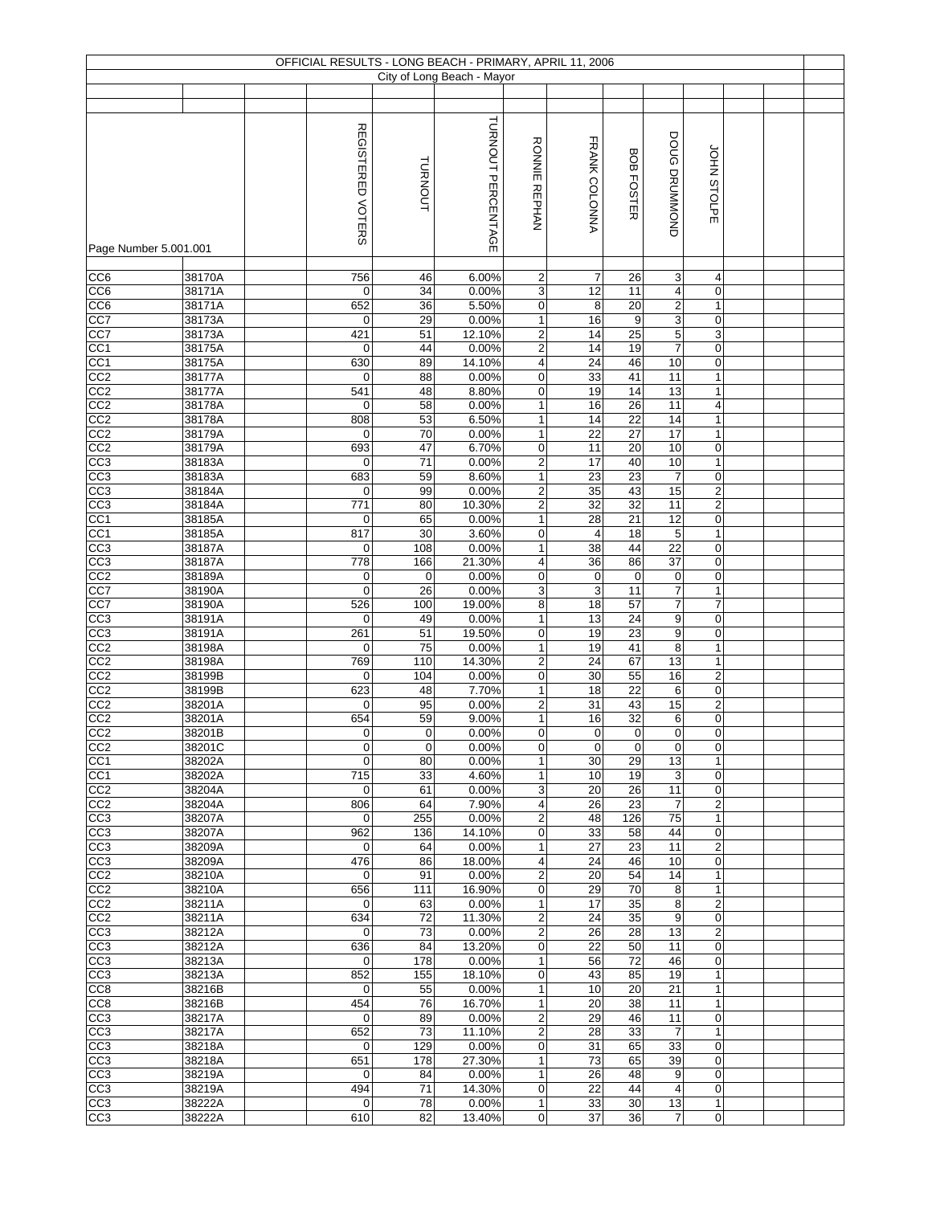OFFICIAL RESULTS - LONG BEACH - PRIMARY, APRIL 11, 2006

City of Long Beach - Mayor

Page Number 5.001.001

| | | | REGISTERED VOTERS | TURNOUT | TURNOUT PERCENTAGE | RONNIE REPHAN | FRANK COLONNA | BOB FOSTER | DOUG DRUMMOND | JOHN STOLPE | | |
|---|---|---|---|---|---|---|---|---|---|---|---|---|
| CC6 | 38170A | | 756 | 46 | 6.00% | 2 | 7 | 26 | 3 | 4 | | |
| CC6 | 38171A | | 0 | 34 | 0.00% | 3 | 12 | 11 | 4 | 0 | | |
| CC6 | 38171A | | 652 | 36 | 5.50% | 0 | 8 | 20 | 2 | 1 | | |
| CC7 | 38173A | | 0 | 29 | 0.00% | 1 | 16 | 9 | 3 | 0 | | |
| CC7 | 38173A | | 421 | 51 | 12.10% | 2 | 14 | 25 | 5 | 3 | | |
| CC1 | 38175A | | 0 | 44 | 0.00% | 2 | 14 | 19 | 7 | 0 | | |
| CC1 | 38175A | | 630 | 89 | 14.10% | 4 | 24 | 46 | 10 | 0 | | |
| CC2 | 38177A | | 0 | 88 | 0.00% | 0 | 33 | 41 | 11 | 1 | | |
| CC2 | 38177A | | 541 | 48 | 8.80% | 0 | 19 | 14 | 13 | 1 | | |
| CC2 | 38178A | | 0 | 58 | 0.00% | 1 | 16 | 26 | 11 | 4 | | |
| CC2 | 38178A | | 808 | 53 | 6.50% | 1 | 14 | 22 | 14 | 1 | | |
| CC2 | 38179A | | 0 | 70 | 0.00% | 1 | 22 | 27 | 17 | 1 | | |
| CC2 | 38179A | | 693 | 47 | 6.70% | 0 | 11 | 20 | 10 | 0 | | |
| CC3 | 38183A | | 0 | 71 | 0.00% | 2 | 17 | 40 | 10 | 1 | | |
| CC3 | 38183A | | 683 | 59 | 8.60% | 1 | 23 | 23 | 7 | 0 | | |
| CC3 | 38184A | | 0 | 99 | 0.00% | 2 | 35 | 43 | 15 | 2 | | |
| CC3 | 38184A | | 771 | 80 | 10.30% | 2 | 32 | 32 | 11 | 2 | | |
| CC1 | 38185A | | 0 | 65 | 0.00% | 1 | 28 | 21 | 12 | 0 | | |
| CC1 | 38185A | | 817 | 30 | 3.60% | 0 | 4 | 18 | 5 | 1 | | |
| CC3 | 38187A | | 0 | 108 | 0.00% | 1 | 38 | 44 | 22 | 0 | | |
| CC3 | 38187A | | 778 | 166 | 21.30% | 4 | 36 | 86 | 37 | 0 | | |
| CC2 | 38189A | | 0 | 0 | 0.00% | 0 | 0 | 0 | 0 | 0 | | |
| CC7 | 38190A | | 0 | 26 | 0.00% | 3 | 3 | 11 | 7 | 1 | | |
| CC7 | 38190A | | 526 | 100 | 19.00% | 8 | 18 | 57 | 7 | 7 | | |
| CC3 | 38191A | | 0 | 49 | 0.00% | 1 | 13 | 24 | 9 | 0 | | |
| CC3 | 38191A | | 261 | 51 | 19.50% | 0 | 19 | 23 | 9 | 0 | | |
| CC2 | 38198A | | 0 | 75 | 0.00% | 1 | 19 | 41 | 8 | 1 | | |
| CC2 | 38198A | | 769 | 110 | 14.30% | 2 | 24 | 67 | 13 | 1 | | |
| CC2 | 38199B | | 0 | 104 | 0.00% | 0 | 30 | 55 | 16 | 2 | | |
| CC2 | 38199B | | 623 | 48 | 7.70% | 1 | 18 | 22 | 6 | 0 | | |
| CC2 | 38201A | | 0 | 95 | 0.00% | 2 | 31 | 43 | 15 | 2 | | |
| CC2 | 38201A | | 654 | 59 | 9.00% | 1 | 16 | 32 | 6 | 0 | | |
| CC2 | 38201B | | 0 | 0 | 0.00% | 0 | 0 | 0 | 0 | 0 | | |
| CC2 | 38201C | | 0 | 0 | 0.00% | 0 | 0 | 0 | 0 | 0 | | |
| CC1 | 38202A | | 0 | 80 | 0.00% | 1 | 30 | 29 | 13 | 1 | | |
| CC1 | 38202A | | 715 | 33 | 4.60% | 1 | 10 | 19 | 3 | 0 | | |
| CC2 | 38204A | | 0 | 61 | 0.00% | 3 | 20 | 26 | 11 | 0 | | |
| CC2 | 38204A | | 806 | 64 | 7.90% | 4 | 26 | 23 | 7 | 2 | | |
| CC3 | 38207A | | 0 | 255 | 0.00% | 2 | 48 | 126 | 75 | 1 | | |
| CC3 | 38207A | | 962 | 136 | 14.10% | 0 | 33 | 58 | 44 | 0 | | |
| CC3 | 38209A | | 0 | 64 | 0.00% | 1 | 27 | 23 | 11 | 2 | | |
| CC3 | 38209A | | 476 | 86 | 18.00% | 4 | 24 | 46 | 10 | 0 | | |
| CC2 | 38210A | | 0 | 91 | 0.00% | 2 | 20 | 54 | 14 | 1 | | |
| CC2 | 38210A | | 656 | 111 | 16.90% | 0 | 29 | 70 | 8 | 1 | | |
| CC2 | 38211A | | 0 | 63 | 0.00% | 1 | 17 | 35 | 8 | 2 | | |
| CC2 | 38211A | | 634 | 72 | 11.30% | 2 | 24 | 35 | 9 | 0 | | |
| CC3 | 38212A | | 0 | 73 | 0.00% | 2 | 26 | 28 | 13 | 2 | | |
| CC3 | 38212A | | 636 | 84 | 13.20% | 0 | 22 | 50 | 11 | 0 | | |
| CC3 | 38213A | | 0 | 178 | 0.00% | 1 | 56 | 72 | 46 | 0 | | |
| CC3 | 38213A | | 852 | 155 | 18.10% | 0 | 43 | 85 | 19 | 1 | | |
| CC8 | 38216B | | 0 | 55 | 0.00% | 1 | 10 | 20 | 21 | 1 | | |
| CC8 | 38216B | | 454 | 76 | 16.70% | 1 | 20 | 38 | 11 | 1 | | |
| CC3 | 38217A | | 0 | 89 | 0.00% | 2 | 29 | 46 | 11 | 0 | | |
| CC3 | 38217A | | 652 | 73 | 11.10% | 2 | 28 | 33 | 7 | 1 | | |
| CC3 | 38218A | | 0 | 129 | 0.00% | 0 | 31 | 65 | 33 | 0 | | |
| CC3 | 38218A | | 651 | 178 | 27.30% | 1 | 73 | 65 | 39 | 0 | | |
| CC3 | 38219A | | 0 | 84 | 0.00% | 1 | 26 | 48 | 9 | 0 | | |
| CC3 | 38219A | | 494 | 71 | 14.30% | 0 | 22 | 44 | 4 | 0 | | |
| CC3 | 38222A | | 0 | 78 | 0.00% | 1 | 33 | 30 | 13 | 1 | | |
| CC3 | 38222A | | 610 | 82 | 13.40% | 0 | 37 | 36 | 7 | 0 | | |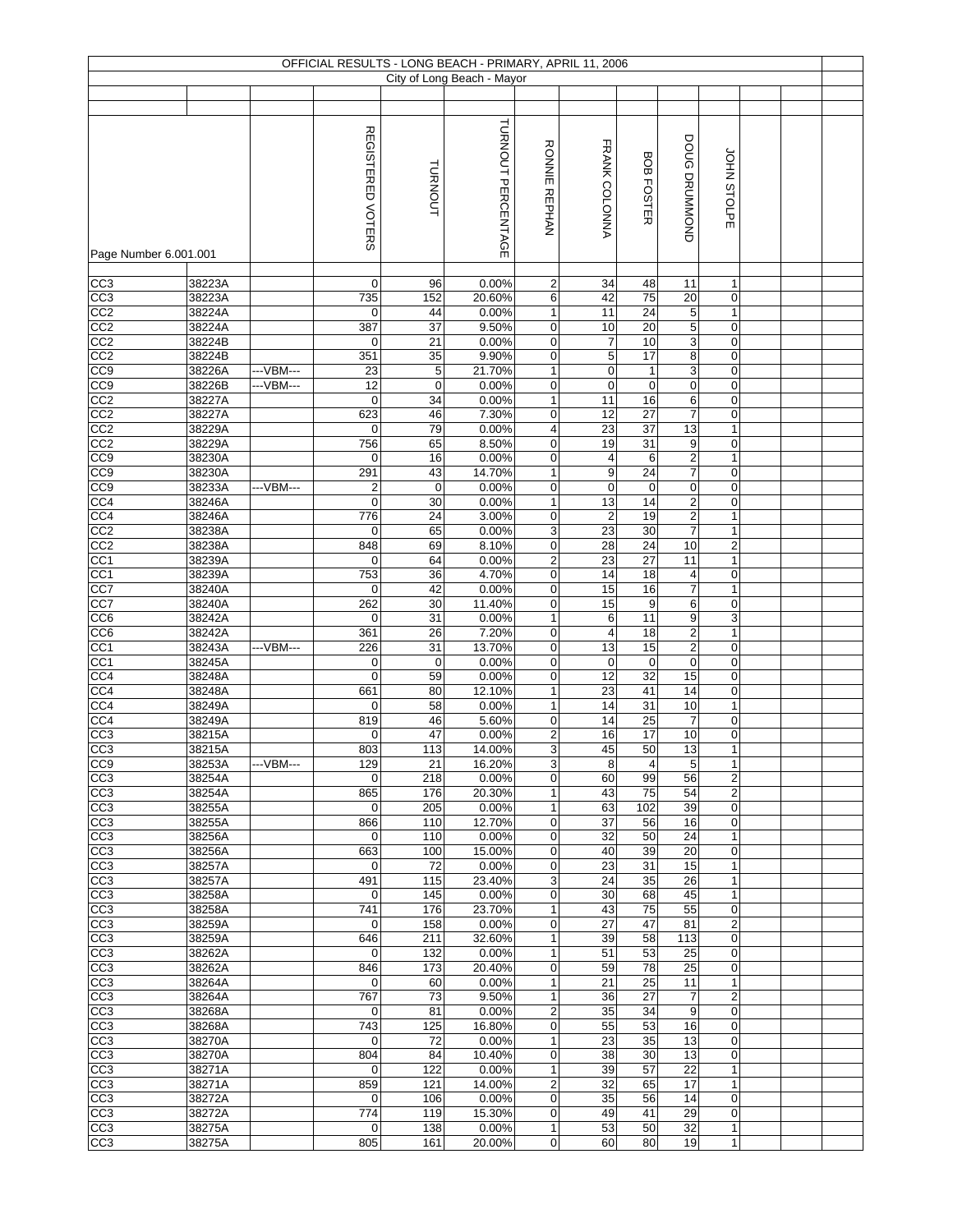OFFICIAL RESULTS - LONG BEACH - PRIMARY, APRIL 11, 2006

City of Long Beach - Mayor

| Page Number 6.001.001 | | | REGISTERED VOTERS | TURNOUT | TURNOUT PERCENTAGE | RONNIE REPHAN | FRANK COLONNA | BOB FOSTER | DOUG DRUMMOND | JOHN STOLPE |
|---|---|---|---|---|---|---|---|---|---|---|
| CC3 | 38223A | | 0 | 96 | 0.00% | 2 | 34 | 48 | 11 | 1 |
| CC3 | 38223A | | 735 | 152 | 20.60% | 6 | 42 | 75 | 20 | 0 |
| CC2 | 38224A | | 0 | 44 | 0.00% | 1 | 11 | 24 | 5 | 1 |
| CC2 | 38224A | | 387 | 37 | 9.50% | 0 | 10 | 20 | 5 | 0 |
| CC2 | 38224B | | 0 | 21 | 0.00% | 0 | 7 | 10 | 3 | 0 |
| CC2 | 38224B | | 351 | 35 | 9.90% | 0 | 5 | 17 | 8 | 0 |
| CC9 | 38226A | ---VBM--- | 23 | 5 | 21.70% | 1 | 0 | 1 | 3 | 0 |
| CC9 | 38226B | ---VBM--- | 12 | 0 | 0.00% | 0 | 0 | 0 | 0 | 0 |
| CC2 | 38227A | | 0 | 34 | 0.00% | 1 | 11 | 16 | 6 | 0 |
| CC2 | 38227A | | 623 | 46 | 7.30% | 0 | 12 | 27 | 7 | 0 |
| CC2 | 38229A | | 0 | 79 | 0.00% | 4 | 23 | 37 | 13 | 1 |
| CC2 | 38229A | | 756 | 65 | 8.50% | 0 | 19 | 31 | 9 | 0 |
| CC9 | 38230A | | 0 | 16 | 0.00% | 0 | 4 | 6 | 2 | 1 |
| CC9 | 38230A | | 291 | 43 | 14.70% | 1 | 9 | 24 | 7 | 0 |
| CC9 | 38233A | ---VBM--- | 2 | 0 | 0.00% | 0 | 0 | 0 | 0 | 0 |
| CC4 | 38246A | | 0 | 30 | 0.00% | 1 | 13 | 14 | 2 | 0 |
| CC4 | 38246A | | 776 | 24 | 3.00% | 0 | 2 | 19 | 2 | 1 |
| CC2 | 38238A | | 0 | 65 | 0.00% | 3 | 23 | 30 | 7 | 1 |
| CC2 | 38238A | | 848 | 69 | 8.10% | 0 | 28 | 24 | 10 | 2 |
| CC1 | 38239A | | 0 | 64 | 0.00% | 2 | 23 | 27 | 11 | 1 |
| CC1 | 38239A | | 753 | 36 | 4.70% | 0 | 14 | 18 | 4 | 0 |
| CC7 | 38240A | | 0 | 42 | 0.00% | 0 | 15 | 16 | 7 | 1 |
| CC7 | 38240A | | 262 | 30 | 11.40% | 0 | 15 | 9 | 6 | 0 |
| CC6 | 38242A | | 0 | 31 | 0.00% | 1 | 6 | 11 | 9 | 3 |
| CC6 | 38242A | | 361 | 26 | 7.20% | 0 | 4 | 18 | 2 | 1 |
| CC1 | 38243A | ---VBM--- | 226 | 31 | 13.70% | 0 | 13 | 15 | 2 | 0 |
| CC1 | 38245A | | 0 | 0 | 0.00% | 0 | 0 | 0 | 0 | 0 |
| CC4 | 38248A | | 0 | 59 | 0.00% | 0 | 12 | 32 | 15 | 0 |
| CC4 | 38248A | | 661 | 80 | 12.10% | 1 | 23 | 41 | 14 | 0 |
| CC4 | 38249A | | 0 | 58 | 0.00% | 1 | 14 | 31 | 10 | 1 |
| CC4 | 38249A | | 819 | 46 | 5.60% | 0 | 14 | 25 | 7 | 0 |
| CC3 | 38215A | | 0 | 47 | 0.00% | 2 | 16 | 17 | 10 | 0 |
| CC3 | 38215A | | 803 | 113 | 14.00% | 3 | 45 | 50 | 13 | 1 |
| CC9 | 38253A | ---VBM--- | 129 | 21 | 16.20% | 3 | 8 | 4 | 5 | 1 |
| CC3 | 38254A | | 0 | 218 | 0.00% | 0 | 60 | 99 | 56 | 2 |
| CC3 | 38254A | | 865 | 176 | 20.30% | 1 | 43 | 75 | 54 | 2 |
| CC3 | 38255A | | 0 | 205 | 0.00% | 1 | 63 | 102 | 39 | 0 |
| CC3 | 38255A | | 866 | 110 | 12.70% | 0 | 37 | 56 | 16 | 0 |
| CC3 | 38256A | | 0 | 110 | 0.00% | 0 | 32 | 50 | 24 | 1 |
| CC3 | 38256A | | 663 | 100 | 15.00% | 0 | 40 | 39 | 20 | 0 |
| CC3 | 38257A | | 0 | 72 | 0.00% | 0 | 23 | 31 | 15 | 1 |
| CC3 | 38257A | | 491 | 115 | 23.40% | 3 | 24 | 35 | 26 | 1 |
| CC3 | 38258A | | 0 | 145 | 0.00% | 0 | 30 | 68 | 45 | 1 |
| CC3 | 38258A | | 741 | 176 | 23.70% | 1 | 43 | 75 | 55 | 0 |
| CC3 | 38259A | | 0 | 158 | 0.00% | 0 | 27 | 47 | 81 | 2 |
| CC3 | 38259A | | 646 | 211 | 32.60% | 1 | 39 | 58 | 113 | 0 |
| CC3 | 38262A | | 0 | 132 | 0.00% | 1 | 51 | 53 | 25 | 0 |
| CC3 | 38262A | | 846 | 173 | 20.40% | 0 | 59 | 78 | 25 | 0 |
| CC3 | 38264A | | 0 | 60 | 0.00% | 1 | 21 | 25 | 11 | 1 |
| CC3 | 38264A | | 767 | 73 | 9.50% | 1 | 36 | 27 | 7 | 2 |
| CC3 | 38268A | | 0 | 81 | 0.00% | 2 | 35 | 34 | 9 | 0 |
| CC3 | 38268A | | 743 | 125 | 16.80% | 0 | 55 | 53 | 16 | 0 |
| CC3 | 38270A | | 0 | 72 | 0.00% | 1 | 23 | 35 | 13 | 0 |
| CC3 | 38270A | | 804 | 84 | 10.40% | 0 | 38 | 30 | 13 | 0 |
| CC3 | 38271A | | 0 | 122 | 0.00% | 1 | 39 | 57 | 22 | 1 |
| CC3 | 38271A | | 859 | 121 | 14.00% | 2 | 32 | 65 | 17 | 1 |
| CC3 | 38272A | | 0 | 106 | 0.00% | 0 | 35 | 56 | 14 | 0 |
| CC3 | 38272A | | 774 | 119 | 15.30% | 0 | 49 | 41 | 29 | 0 |
| CC3 | 38275A | | 0 | 138 | 0.00% | 1 | 53 | 50 | 32 | 1 |
| CC3 | 38275A | | 805 | 161 | 20.00% | 0 | 60 | 80 | 19 | 1 |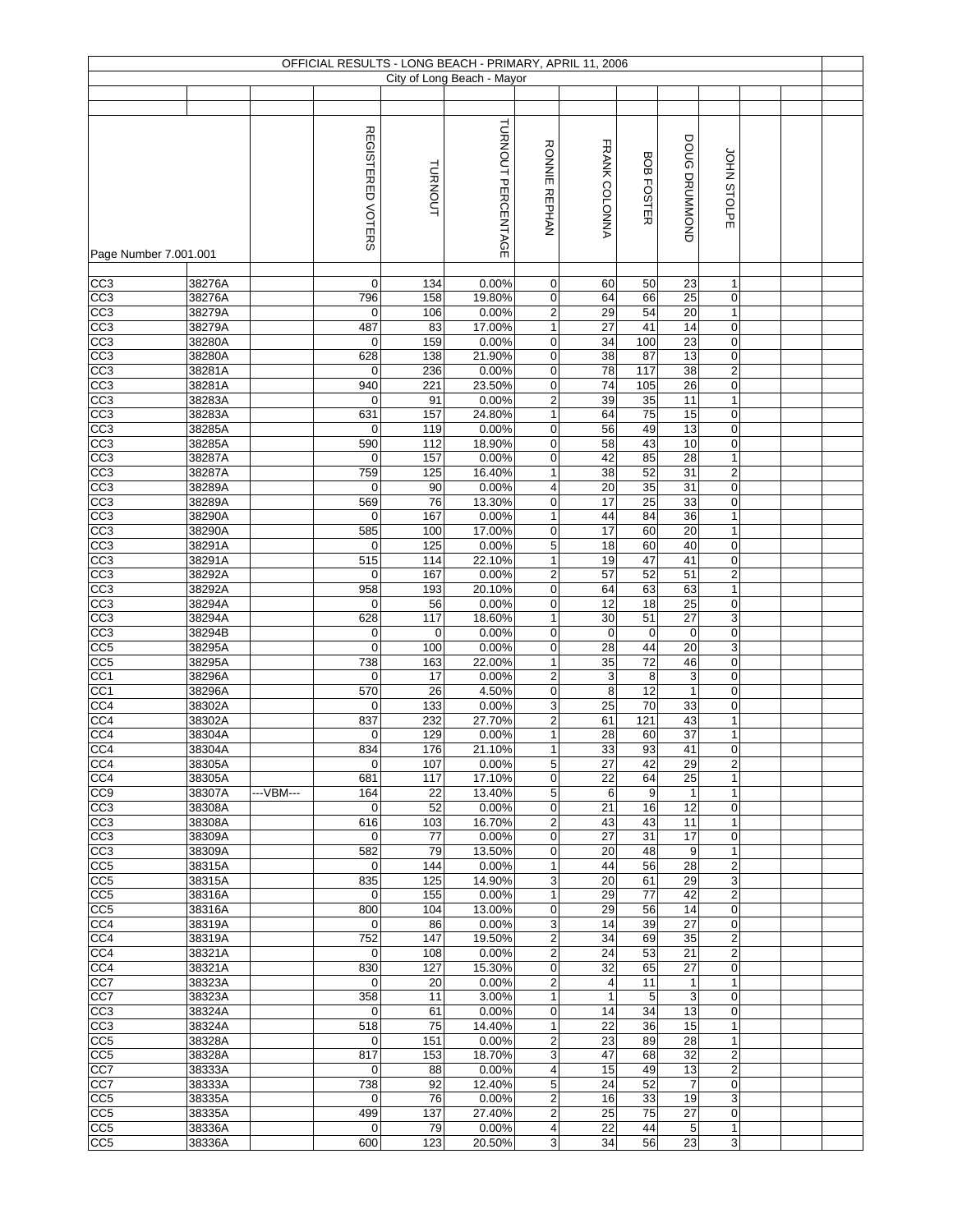OFFICIAL RESULTS - LONG BEACH - PRIMARY, APRIL 11, 2006

City of Long Beach - Mayor

Page Number 7.001.001

| | | | REGISTERED VOTERS | TURNOUT | TURNOUT PERCENTAGE | RONNIE REPHAN | FRANK COLONNA | BOB FOSTER | DOUG DRUMMOND | JOHN STOLPE |
|---|---|---|---|---|---|---|---|---|---|---|
| CC3 | 38276A | | 0 | 134 | 0.00% | 0 | 60 | 50 | 23 | 1 |
| CC3 | 38276A | | 796 | 158 | 19.80% | 0 | 64 | 66 | 25 | 0 |
| CC3 | 38279A | | 0 | 106 | 0.00% | 2 | 29 | 54 | 20 | 1 |
| CC3 | 38279A | | 487 | 83 | 17.00% | 1 | 27 | 41 | 14 | 0 |
| CC3 | 38280A | | 0 | 159 | 0.00% | 0 | 34 | 100 | 23 | 0 |
| CC3 | 38280A | | 628 | 138 | 21.90% | 0 | 38 | 87 | 13 | 0 |
| CC3 | 38281A | | 0 | 236 | 0.00% | 0 | 78 | 117 | 38 | 2 |
| CC3 | 38281A | | 940 | 221 | 23.50% | 0 | 74 | 105 | 26 | 0 |
| CC3 | 38283A | | 0 | 91 | 0.00% | 2 | 39 | 35 | 11 | 1 |
| CC3 | 38283A | | 631 | 157 | 24.80% | 1 | 64 | 75 | 15 | 0 |
| CC3 | 38285A | | 0 | 119 | 0.00% | 0 | 56 | 49 | 13 | 0 |
| CC3 | 38285A | | 590 | 112 | 18.90% | 0 | 58 | 43 | 10 | 0 |
| CC3 | 38287A | | 0 | 157 | 0.00% | 0 | 42 | 85 | 28 | 1 |
| CC3 | 38287A | | 759 | 125 | 16.40% | 1 | 38 | 52 | 31 | 2 |
| CC3 | 38289A | | 0 | 90 | 0.00% | 4 | 20 | 35 | 31 | 0 |
| CC3 | 38289A | | 569 | 76 | 13.30% | 0 | 17 | 25 | 33 | 0 |
| CC3 | 38290A | | 0 | 167 | 0.00% | 1 | 44 | 84 | 36 | 1 |
| CC3 | 38290A | | 585 | 100 | 17.00% | 0 | 17 | 60 | 20 | 1 |
| CC3 | 38291A | | 0 | 125 | 0.00% | 5 | 18 | 60 | 40 | 0 |
| CC3 | 38291A | | 515 | 114 | 22.10% | 1 | 19 | 47 | 41 | 0 |
| CC3 | 38292A | | 0 | 167 | 0.00% | 2 | 57 | 52 | 51 | 2 |
| CC3 | 38292A | | 958 | 193 | 20.10% | 0 | 64 | 63 | 63 | 1 |
| CC3 | 38294A | | 0 | 56 | 0.00% | 0 | 12 | 18 | 25 | 0 |
| CC3 | 38294A | | 628 | 117 | 18.60% | 1 | 30 | 51 | 27 | 3 |
| CC3 | 38294B | | 0 | 0 | 0.00% | 0 | 0 | 0 | 0 | 0 |
| CC5 | 38295A | | 0 | 100 | 0.00% | 0 | 28 | 44 | 20 | 3 |
| CC5 | 38295A | | 738 | 163 | 22.00% | 1 | 35 | 72 | 46 | 0 |
| CC1 | 38296A | | 0 | 17 | 0.00% | 2 | 3 | 8 | 3 | 0 |
| CC1 | 38296A | | 570 | 26 | 4.50% | 0 | 8 | 12 | 1 | 0 |
| CC4 | 38302A | | 0 | 133 | 0.00% | 3 | 25 | 70 | 33 | 0 |
| CC4 | 38302A | | 837 | 232 | 27.70% | 2 | 61 | 121 | 43 | 1 |
| CC4 | 38304A | | 0 | 129 | 0.00% | 1 | 28 | 60 | 37 | 1 |
| CC4 | 38304A | | 834 | 176 | 21.10% | 1 | 33 | 93 | 41 | 0 |
| CC4 | 38305A | | 0 | 107 | 0.00% | 5 | 27 | 42 | 29 | 2 |
| CC4 | 38305A | | 681 | 117 | 17.10% | 0 | 22 | 64 | 25 | 1 |
| CC9 | 38307A | ---VBM--- | 164 | 22 | 13.40% | 5 | 6 | 9 | 1 | 1 |
| CC3 | 38308A | | 0 | 52 | 0.00% | 0 | 21 | 16 | 12 | 0 |
| CC3 | 38308A | | 616 | 103 | 16.70% | 2 | 43 | 43 | 11 | 1 |
| CC3 | 38309A | | 0 | 77 | 0.00% | 0 | 27 | 31 | 17 | 0 |
| CC3 | 38309A | | 582 | 79 | 13.50% | 0 | 20 | 48 | 9 | 1 |
| CC5 | 38315A | | 0 | 144 | 0.00% | 1 | 44 | 56 | 28 | 2 |
| CC5 | 38315A | | 835 | 125 | 14.90% | 3 | 20 | 61 | 29 | 3 |
| CC5 | 38316A | | 0 | 155 | 0.00% | 1 | 29 | 77 | 42 | 2 |
| CC5 | 38316A | | 800 | 104 | 13.00% | 0 | 29 | 56 | 14 | 0 |
| CC4 | 38319A | | 0 | 86 | 0.00% | 3 | 14 | 39 | 27 | 0 |
| CC4 | 38319A | | 752 | 147 | 19.50% | 2 | 34 | 69 | 35 | 2 |
| CC4 | 38321A | | 0 | 108 | 0.00% | 2 | 24 | 53 | 21 | 2 |
| CC4 | 38321A | | 830 | 127 | 15.30% | 0 | 32 | 65 | 27 | 0 |
| CC7 | 38323A | | 0 | 20 | 0.00% | 2 | 4 | 11 | 1 | 1 |
| CC7 | 38323A | | 358 | 11 | 3.00% | 1 | 1 | 5 | 3 | 0 |
| CC3 | 38324A | | 0 | 61 | 0.00% | 0 | 14 | 34 | 13 | 0 |
| CC3 | 38324A | | 518 | 75 | 14.40% | 1 | 22 | 36 | 15 | 1 |
| CC5 | 38328A | | 0 | 151 | 0.00% | 2 | 23 | 89 | 28 | 1 |
| CC5 | 38328A | | 817 | 153 | 18.70% | 3 | 47 | 68 | 32 | 2 |
| CC7 | 38333A | | 0 | 88 | 0.00% | 4 | 15 | 49 | 13 | 2 |
| CC7 | 38333A | | 738 | 92 | 12.40% | 5 | 24 | 52 | 7 | 0 |
| CC5 | 38335A | | 0 | 76 | 0.00% | 2 | 16 | 33 | 19 | 3 |
| CC5 | 38335A | | 499 | 137 | 27.40% | 2 | 25 | 75 | 27 | 0 |
| CC5 | 38336A | | 0 | 79 | 0.00% | 4 | 22 | 44 | 5 | 1 |
| CC5 | 38336A | | 600 | 123 | 20.50% | 3 | 34 | 56 | 23 | 3 |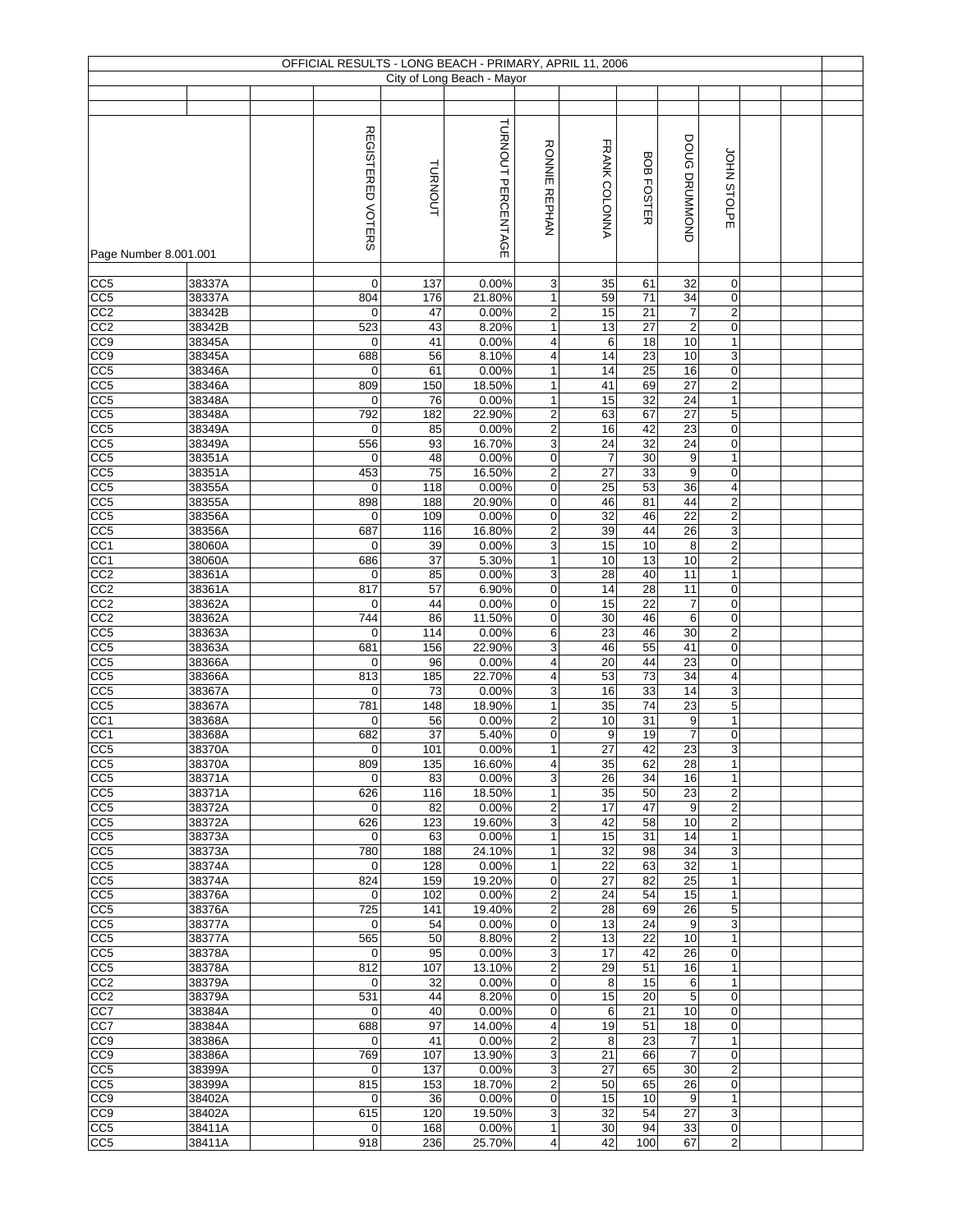# OFFICIAL RESULTS - LONG BEACH - PRIMARY, APRIL 11, 2006

## City of Long Beach - Mayor

Page Number 8.001.001

| | | | REGISTERED VOTERS | TURNOUT | TURNOUT PERCENTAGE | RONNIE REPHAN | FRANK COLONNA | BOB FOSTER | DOUG DRUMMOND | JOHN STOLPE | | | |
|---|---|---|---|---|---|---|---|---|---|---|---|---|---|
| CC5 | 38337A | | 0 | 137 | 0.00% | 3 | 35 | 61 | 32 | 0 | | | |
| CC5 | 38337A | | 804 | 176 | 21.80% | 1 | 59 | 71 | 34 | 0 | | | |
| CC2 | 38342B | | 0 | 47 | 0.00% | 2 | 15 | 21 | 7 | 2 | | | |
| CC2 | 38342B | | 523 | 43 | 8.20% | 1 | 13 | 27 | 2 | 0 | | | |
| CC9 | 38345A | | 0 | 41 | 0.00% | 4 | 6 | 18 | 10 | 1 | | | |
| CC9 | 38345A | | 688 | 56 | 8.10% | 4 | 14 | 23 | 10 | 3 | | | |
| CC5 | 38346A | | 0 | 61 | 0.00% | 1 | 14 | 25 | 16 | 0 | | | |
| CC5 | 38346A | | 809 | 150 | 18.50% | 1 | 41 | 69 | 27 | 2 | | | |
| CC5 | 38348A | | 0 | 76 | 0.00% | 1 | 15 | 32 | 24 | 1 | | | |
| CC5 | 38348A | | 792 | 182 | 22.90% | 2 | 63 | 67 | 27 | 5 | | | |
| CC5 | 38349A | | 0 | 85 | 0.00% | 2 | 16 | 42 | 23 | 0 | | | |
| CC5 | 38349A | | 556 | 93 | 16.70% | 3 | 24 | 32 | 24 | 0 | | | |
| CC5 | 38351A | | 0 | 48 | 0.00% | 0 | 7 | 30 | 9 | 1 | | | |
| CC5 | 38351A | | 453 | 75 | 16.50% | 2 | 27 | 33 | 9 | 0 | | | |
| CC5 | 38355A | | 0 | 118 | 0.00% | 0 | 25 | 53 | 36 | 4 | | | |
| CC5 | 38355A | | 898 | 188 | 20.90% | 0 | 46 | 81 | 44 | 2 | | | |
| CC5 | 38356A | | 0 | 109 | 0.00% | 0 | 32 | 46 | 22 | 2 | | | |
| CC5 | 38356A | | 687 | 116 | 16.80% | 2 | 39 | 44 | 26 | 3 | | | |
| CC1 | 38060A | | 0 | 39 | 0.00% | 3 | 15 | 10 | 8 | 2 | | | |
| CC1 | 38060A | | 686 | 37 | 5.30% | 1 | 10 | 13 | 10 | 2 | | | |
| CC2 | 38361A | | 0 | 85 | 0.00% | 3 | 28 | 40 | 11 | 1 | | | |
| CC2 | 38361A | | 817 | 57 | 6.90% | 0 | 14 | 28 | 11 | 0 | | | |
| CC2 | 38362A | | 0 | 44 | 0.00% | 0 | 15 | 22 | 7 | 0 | | | |
| CC2 | 38362A | | 744 | 86 | 11.50% | 0 | 30 | 46 | 6 | 0 | | | |
| CC5 | 38363A | | 0 | 114 | 0.00% | 6 | 23 | 46 | 30 | 2 | | | |
| CC5 | 38363A | | 681 | 156 | 22.90% | 3 | 46 | 55 | 41 | 0 | | | |
| CC5 | 38366A | | 0 | 96 | 0.00% | 4 | 20 | 44 | 23 | 0 | | | |
| CC5 | 38366A | | 813 | 185 | 22.70% | 4 | 53 | 73 | 34 | 4 | | | |
| CC5 | 38367A | | 0 | 73 | 0.00% | 3 | 16 | 33 | 14 | 3 | | | |
| CC5 | 38367A | | 781 | 148 | 18.90% | 1 | 35 | 74 | 23 | 5 | | | |
| CC1 | 38368A | | 0 | 56 | 0.00% | 2 | 10 | 31 | 9 | 1 | | | |
| CC1 | 38368A | | 682 | 37 | 5.40% | 0 | 9 | 19 | 7 | 0 | | | |
| CC5 | 38370A | | 0 | 101 | 0.00% | 1 | 27 | 42 | 23 | 3 | | | |
| CC5 | 38370A | | 809 | 135 | 16.60% | 4 | 35 | 62 | 28 | 1 | | | |
| CC5 | 38371A | | 0 | 83 | 0.00% | 3 | 26 | 34 | 16 | 1 | | | |
| CC5 | 38371A | | 626 | 116 | 18.50% | 1 | 35 | 50 | 23 | 2 | | | |
| CC5 | 38372A | | 0 | 82 | 0.00% | 2 | 17 | 47 | 9 | 2 | | | |
| CC5 | 38372A | | 626 | 123 | 19.60% | 3 | 42 | 58 | 10 | 2 | | | |
| CC5 | 38373A | | 0 | 63 | 0.00% | 1 | 15 | 31 | 14 | 1 | | | |
| CC5 | 38373A | | 780 | 188 | 24.10% | 1 | 32 | 98 | 34 | 3 | | | |
| CC5 | 38374A | | 0 | 128 | 0.00% | 1 | 22 | 63 | 32 | 1 | | | |
| CC5 | 38374A | | 824 | 159 | 19.20% | 0 | 27 | 82 | 25 | 1 | | | |
| CC5 | 38376A | | 0 | 102 | 0.00% | 2 | 24 | 54 | 15 | 1 | | | |
| CC5 | 38376A | | 725 | 141 | 19.40% | 2 | 28 | 69 | 26 | 5 | | | |
| CC5 | 38377A | | 0 | 54 | 0.00% | 0 | 13 | 24 | 9 | 3 | | | |
| CC5 | 38377A | | 565 | 50 | 8.80% | 2 | 13 | 22 | 10 | 1 | | | |
| CC5 | 38378A | | 0 | 95 | 0.00% | 3 | 17 | 42 | 26 | 0 | | | |
| CC5 | 38378A | | 812 | 107 | 13.10% | 2 | 29 | 51 | 16 | 1 | | | |
| CC2 | 38379A | | 0 | 32 | 0.00% | 0 | 8 | 15 | 6 | 1 | | | |
| CC2 | 38379A | | 531 | 44 | 8.20% | 0 | 15 | 20 | 5 | 0 | | | |
| CC7 | 38384A | | 0 | 40 | 0.00% | 0 | 6 | 21 | 10 | 0 | | | |
| CC7 | 38384A | | 688 | 97 | 14.00% | 4 | 19 | 51 | 18 | 0 | | | |
| CC9 | 38386A | | 0 | 41 | 0.00% | 2 | 8 | 23 | 7 | 1 | | | |
| CC9 | 38386A | | 769 | 107 | 13.90% | 3 | 21 | 66 | 7 | 0 | | | |
| CC5 | 38399A | | 0 | 137 | 0.00% | 3 | 27 | 65 | 30 | 2 | | | |
| CC5 | 38399A | | 815 | 153 | 18.70% | 2 | 50 | 65 | 26 | 0 | | | |
| CC9 | 38402A | | 0 | 36 | 0.00% | 0 | 15 | 10 | 9 | 1 | | | |
| CC9 | 38402A | | 615 | 120 | 19.50% | 3 | 32 | 54 | 27 | 3 | | | |
| CC5 | 38411A | | 0 | 168 | 0.00% | 1 | 30 | 94 | 33 | 0 | | | |
| CC5 | 38411A | | 918 | 236 | 25.70% | 4 | 42 | 100 | 67 | 2 | | | |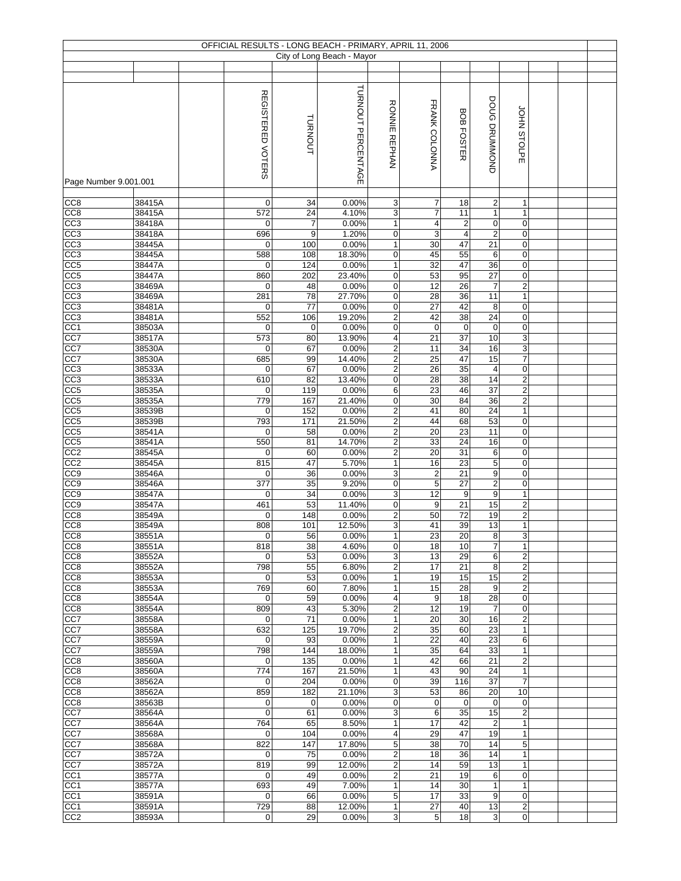# OFFICIAL RESULTS - LONG BEACH - PRIMARY, APRIL 11, 2006

## City of Long Beach - Mayor

Page Number 9.001.001

| | | | REGISTERED VOTERS | TURNOUT | TURNOUT PERCENTAGE | RONNIE REPHAN | FRANK COLONNA | BOB FOSTER | DOUG DRUMMOND | JOHN STOLPE | | |
|---|---|---|---|---|---|---|---|---|---|---|---|---|
| CC8 | 38415A | | 0 | 34 | 0.00% | 3 | 7 | 18 | 2 | 1 | | |
| CC8 | 38415A | | 572 | 24 | 4.10% | 3 | 7 | 11 | 1 | 1 | | |
| CC3 | 38418A | | 0 | 7 | 0.00% | 1 | 4 | 2 | 0 | 0 | | |
| CC3 | 38418A | | 696 | 9 | 1.20% | 0 | 3 | 4 | 2 | 0 | | |
| CC3 | 38445A | | 0 | 100 | 0.00% | 1 | 30 | 47 | 21 | 0 | | |
| CC3 | 38445A | | 588 | 108 | 18.30% | 0 | 45 | 55 | 6 | 0 | | |
| CC5 | 38447A | | 0 | 124 | 0.00% | 1 | 32 | 47 | 36 | 0 | | |
| CC5 | 38447A | | 860 | 202 | 23.40% | 0 | 53 | 95 | 27 | 0 | | |
| CC3 | 38469A | | 0 | 48 | 0.00% | 0 | 12 | 26 | 7 | 2 | | |
| CC3 | 38469A | | 281 | 78 | 27.70% | 0 | 28 | 36 | 11 | 1 | | |
| CC3 | 38481A | | 0 | 77 | 0.00% | 0 | 27 | 42 | 8 | 0 | | |
| CC3 | 38481A | | 552 | 106 | 19.20% | 2 | 42 | 38 | 24 | 0 | | |
| CC1 | 38503A | | 0 | 0 | 0.00% | 0 | 0 | 0 | 0 | 0 | | |
| CC7 | 38517A | | 573 | 80 | 13.90% | 4 | 21 | 37 | 10 | 3 | | |
| CC7 | 38530A | | 0 | 67 | 0.00% | 2 | 11 | 34 | 16 | 3 | | |
| CC7 | 38530A | | 685 | 99 | 14.40% | 2 | 25 | 47 | 15 | 7 | | |
| CC3 | 38533A | | 0 | 67 | 0.00% | 2 | 26 | 35 | 4 | 0 | | |
| CC3 | 38533A | | 610 | 82 | 13.40% | 0 | 28 | 38 | 14 | 2 | | |
| CC5 | 38535A | | 0 | 119 | 0.00% | 6 | 23 | 46 | 37 | 2 | | |
| CC5 | 38535A | | 779 | 167 | 21.40% | 0 | 30 | 84 | 36 | 2 | | |
| CC5 | 38539B | | 0 | 152 | 0.00% | 2 | 41 | 80 | 24 | 1 | | |
| CC5 | 38539B | | 793 | 171 | 21.50% | 2 | 44 | 68 | 53 | 0 | | |
| CC5 | 38541A | | 0 | 58 | 0.00% | 2 | 20 | 23 | 11 | 0 | | |
| CC5 | 38541A | | 550 | 81 | 14.70% | 2 | 33 | 24 | 16 | 0 | | |
| CC2 | 38545A | | 0 | 60 | 0.00% | 2 | 20 | 31 | 6 | 0 | | |
| CC2 | 38545A | | 815 | 47 | 5.70% | 1 | 16 | 23 | 5 | 0 | | |
| CC9 | 38546A | | 0 | 36 | 0.00% | 3 | 2 | 21 | 9 | 0 | | |
| CC9 | 38546A | | 377 | 35 | 9.20% | 0 | 5 | 27 | 2 | 0 | | |
| CC9 | 38547A | | 0 | 34 | 0.00% | 3 | 12 | 9 | 9 | 1 | | |
| CC9 | 38547A | | 461 | 53 | 11.40% | 0 | 9 | 21 | 15 | 2 | | |
| CC8 | 38549A | | 0 | 148 | 0.00% | 2 | 50 | 72 | 19 | 2 | | |
| CC8 | 38549A | | 808 | 101 | 12.50% | 3 | 41 | 39 | 13 | 1 | | |
| CC8 | 38551A | | 0 | 56 | 0.00% | 1 | 23 | 20 | 8 | 3 | | |
| CC8 | 38551A | | 818 | 38 | 4.60% | 0 | 18 | 10 | 7 | 1 | | |
| CC8 | 38552A | | 0 | 53 | 0.00% | 3 | 13 | 29 | 6 | 2 | | |
| CC8 | 38552A | | 798 | 55 | 6.80% | 2 | 17 | 21 | 8 | 2 | | |
| CC8 | 38553A | | 0 | 53 | 0.00% | 1 | 19 | 15 | 15 | 2 | | |
| CC8 | 38553A | | 769 | 60 | 7.80% | 1 | 15 | 28 | 9 | 2 | | |
| CC8 | 38554A | | 0 | 59 | 0.00% | 4 | 9 | 18 | 28 | 0 | | |
| CC8 | 38554A | | 809 | 43 | 5.30% | 2 | 12 | 19 | 7 | 0 | | |
| CC7 | 38558A | | 0 | 71 | 0.00% | 1 | 20 | 30 | 16 | 2 | | |
| CC7 | 38558A | | 632 | 125 | 19.70% | 2 | 35 | 60 | 23 | 1 | | |
| CC7 | 38559A | | 0 | 93 | 0.00% | 1 | 22 | 40 | 23 | 6 | | |
| CC7 | 38559A | | 798 | 144 | 18.00% | 1 | 35 | 64 | 33 | 1 | | |
| CC8 | 38560A | | 0 | 135 | 0.00% | 1 | 42 | 66 | 21 | 2 | | |
| CC8 | 38560A | | 774 | 167 | 21.50% | 1 | 43 | 90 | 24 | 1 | | |
| CC8 | 38562A | | 0 | 204 | 0.00% | 0 | 39 | 116 | 37 | 7 | | |
| CC8 | 38562A | | 859 | 182 | 21.10% | 3 | 53 | 86 | 20 | 10 | | |
| CC8 | 38563B | | 0 | 0 | 0.00% | 0 | 0 | 0 | 0 | 0 | | |
| CC7 | 38564A | | 0 | 61 | 0.00% | 3 | 6 | 35 | 15 | 2 | | |
| CC7 | 38564A | | 764 | 65 | 8.50% | 1 | 17 | 42 | 2 | 1 | | |
| CC7 | 38568A | | 0 | 104 | 0.00% | 4 | 29 | 47 | 19 | 1 | | |
| CC7 | 38568A | | 822 | 147 | 17.80% | 5 | 38 | 70 | 14 | 5 | | |
| CC7 | 38572A | | 0 | 75 | 0.00% | 2 | 18 | 36 | 14 | 1 | | |
| CC7 | 38572A | | 819 | 99 | 12.00% | 2 | 14 | 59 | 13 | 1 | | |
| CC1 | 38577A | | 0 | 49 | 0.00% | 2 | 21 | 19 | 6 | 0 | | |
| CC1 | 38577A | | 693 | 49 | 7.00% | 1 | 14 | 30 | 1 | 1 | | |
| CC1 | 38591A | | 0 | 66 | 0.00% | 5 | 17 | 33 | 9 | 0 | | |
| CC1 | 38591A | | 729 | 88 | 12.00% | 1 | 27 | 40 | 13 | 2 | | |
| CC2 | 38593A | | 0 | 29 | 0.00% | 3 | 5 | 18 | 3 | 0 | | |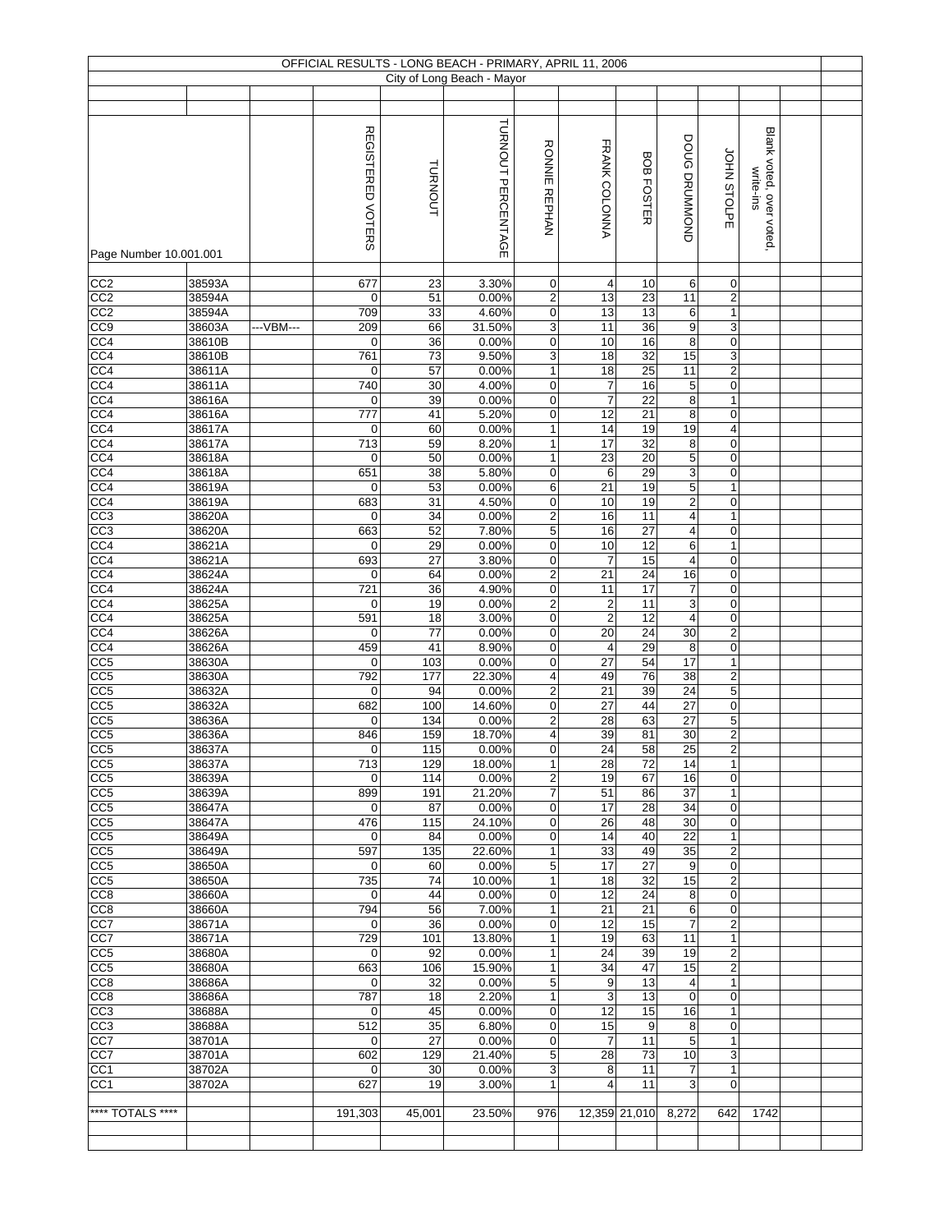# OFFICIAL RESULTS - LONG BEACH - PRIMARY, APRIL 11, 2006

## City of Long Beach - Mayor

| Page Number 10.001.001 | | | REGISTERED VOTERS | TURNOUT | TURNOUT PERCENTAGE | RONNIE REPHAN | FRANK COLONNA | BOB FOSTER | DOUG DRUMMOND | JOHN STOLPE | Blank voted, over voted, write-ins |
|---|---|---|---|---|---|---|---|---|---|---|---|
| CC2 | 38593A | | 677 | 23 | 3.30% | 0 | 4 | 10 | 6 | 0 | |
| CC2 | 38594A | | 0 | 51 | 0.00% | 2 | 13 | 23 | 11 | 2 | |
| CC2 | 38594A | | 709 | 33 | 4.60% | 0 | 13 | 13 | 6 | 1 | |
| CC9 | 38603A | ---VBM--- | 209 | 66 | 31.50% | 3 | 11 | 36 | 9 | 3 | |
| CC4 | 38610B | | 0 | 36 | 0.00% | 0 | 10 | 16 | 8 | 0 | |
| CC4 | 38610B | | 761 | 73 | 9.50% | 3 | 18 | 32 | 15 | 3 | |
| CC4 | 38611A | | 0 | 57 | 0.00% | 1 | 18 | 25 | 11 | 2 | |
| CC4 | 38611A | | 740 | 30 | 4.00% | 0 | 7 | 16 | 5 | 0 | |
| CC4 | 38616A | | 0 | 39 | 0.00% | 0 | 7 | 22 | 8 | 1 | |
| CC4 | 38616A | | 777 | 41 | 5.20% | 0 | 12 | 21 | 8 | 0 | |
| CC4 | 38617A | | 0 | 60 | 0.00% | 1 | 14 | 19 | 19 | 4 | |
| CC4 | 38617A | | 713 | 59 | 8.20% | 1 | 17 | 32 | 8 | 0 | |
| CC4 | 38618A | | 0 | 50 | 0.00% | 1 | 23 | 20 | 5 | 0 | |
| CC4 | 38618A | | 651 | 38 | 5.80% | 0 | 6 | 29 | 3 | 0 | |
| CC4 | 38619A | | 0 | 53 | 0.00% | 6 | 21 | 19 | 5 | 1 | |
| CC4 | 38619A | | 683 | 31 | 4.50% | 0 | 10 | 19 | 2 | 0 | |
| CC3 | 38620A | | 0 | 34 | 0.00% | 2 | 16 | 11 | 4 | 1 | |
| CC3 | 38620A | | 663 | 52 | 7.80% | 5 | 16 | 27 | 4 | 0 | |
| CC4 | 38621A | | 0 | 29 | 0.00% | 0 | 10 | 12 | 6 | 1 | |
| CC4 | 38621A | | 693 | 27 | 3.80% | 0 | 7 | 15 | 4 | 0 | |
| CC4 | 38624A | | 0 | 64 | 0.00% | 2 | 21 | 24 | 16 | 0 | |
| CC4 | 38624A | | 721 | 36 | 4.90% | 0 | 11 | 17 | 7 | 0 | |
| CC4 | 38625A | | 0 | 19 | 0.00% | 2 | 2 | 11 | 3 | 0 | |
| CC4 | 38625A | | 591 | 18 | 3.00% | 0 | 2 | 12 | 4 | 0 | |
| CC4 | 38626A | | 0 | 77 | 0.00% | 0 | 20 | 24 | 30 | 2 | |
| CC4 | 38626A | | 459 | 41 | 8.90% | 0 | 4 | 29 | 8 | 0 | |
| CC5 | 38630A | | 0 | 103 | 0.00% | 0 | 27 | 54 | 17 | 1 | |
| CC5 | 38630A | | 792 | 177 | 22.30% | 4 | 49 | 76 | 38 | 2 | |
| CC5 | 38632A | | 0 | 94 | 0.00% | 2 | 21 | 39 | 24 | 5 | |
| CC5 | 38632A | | 682 | 100 | 14.60% | 0 | 27 | 44 | 27 | 0 | |
| CC5 | 38636A | | 0 | 134 | 0.00% | 2 | 28 | 63 | 27 | 5 | |
| CC5 | 38636A | | 846 | 159 | 18.70% | 4 | 39 | 81 | 30 | 2 | |
| CC5 | 38637A | | 0 | 115 | 0.00% | 0 | 24 | 58 | 25 | 2 | |
| CC5 | 38637A | | 713 | 129 | 18.00% | 1 | 28 | 72 | 14 | 1 | |
| CC5 | 38639A | | 0 | 114 | 0.00% | 2 | 19 | 67 | 16 | 0 | |
| CC5 | 38639A | | 899 | 191 | 21.20% | 7 | 51 | 86 | 37 | 1 | |
| CC5 | 38647A | | 0 | 87 | 0.00% | 0 | 17 | 28 | 34 | 0 | |
| CC5 | 38647A | | 476 | 115 | 24.10% | 0 | 26 | 48 | 30 | 0 | |
| CC5 | 38649A | | 0 | 84 | 0.00% | 0 | 14 | 40 | 22 | 1 | |
| CC5 | 38649A | | 597 | 135 | 22.60% | 1 | 33 | 49 | 35 | 2 | |
| CC5 | 38650A | | 0 | 60 | 0.00% | 5 | 17 | 27 | 9 | 0 | |
| CC5 | 38650A | | 735 | 74 | 10.00% | 1 | 18 | 32 | 15 | 2 | |
| CC8 | 38660A | | 0 | 44 | 0.00% | 0 | 12 | 24 | 8 | 0 | |
| CC8 | 38660A | | 794 | 56 | 7.00% | 1 | 21 | 21 | 6 | 0 | |
| CC7 | 38671A | | 0 | 36 | 0.00% | 0 | 12 | 15 | 7 | 2 | |
| CC7 | 38671A | | 729 | 101 | 13.80% | 1 | 19 | 63 | 11 | 1 | |
| CC5 | 38680A | | 0 | 92 | 0.00% | 1 | 24 | 39 | 19 | 2 | |
| CC5 | 38680A | | 663 | 106 | 15.90% | 1 | 34 | 47 | 15 | 2 | |
| CC8 | 38686A | | 0 | 32 | 0.00% | 5 | 9 | 13 | 4 | 1 | |
| CC8 | 38686A | | 787 | 18 | 2.20% | 1 | 3 | 13 | 0 | 0 | |
| CC3 | 38688A | | 0 | 45 | 0.00% | 0 | 12 | 15 | 16 | 1 | |
| CC3 | 38688A | | 512 | 35 | 6.80% | 0 | 15 | 9 | 8 | 0 | |
| CC7 | 38701A | | 0 | 27 | 0.00% | 0 | 7 | 11 | 5 | 1 | |
| CC7 | 38701A | | 602 | 129 | 21.40% | 5 | 28 | 73 | 10 | 3 | |
| CC1 | 38702A | | 0 | 30 | 0.00% | 3 | 8 | 11 | 7 | 1 | |
| CC1 | 38702A | | 627 | 19 | 3.00% | 1 | 4 | 11 | 3 | 0 | |
| **** TOTALS **** | | | 191,303 | 45,001 | 23.50% | 976 | 12,359 | 21,010 | 8,272 | 642 | 1742 |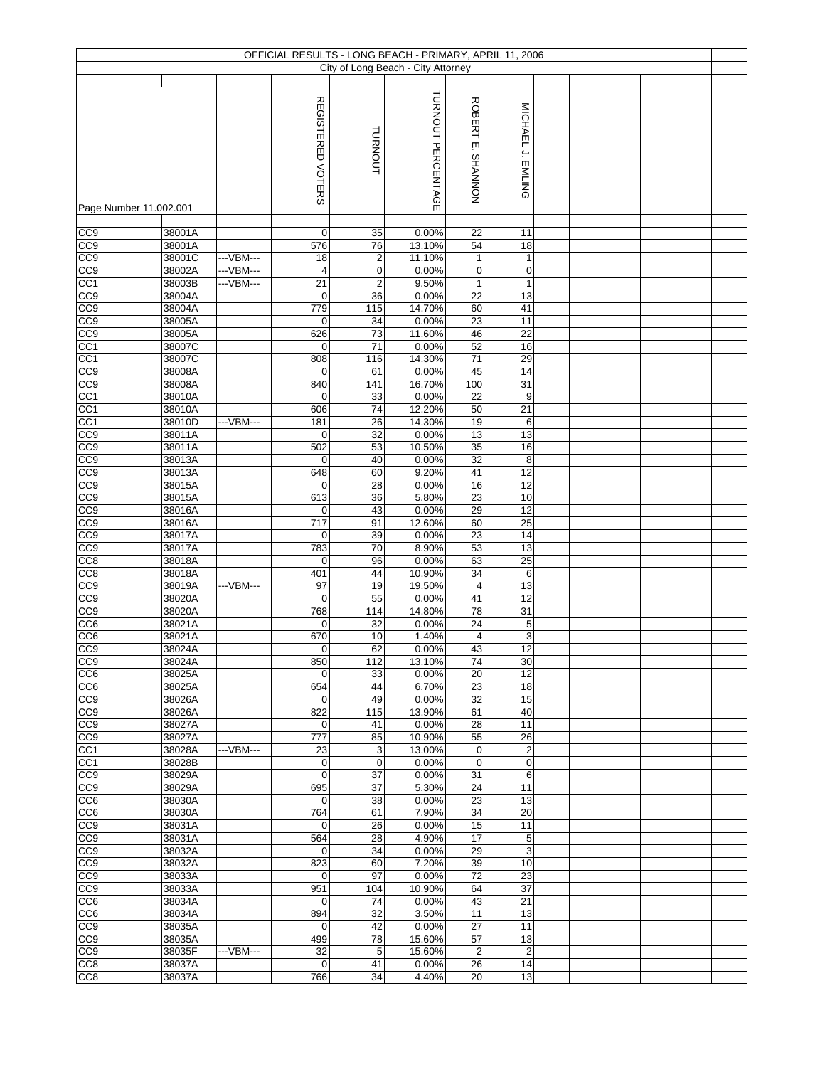# OFFICIAL RESULTS - LONG BEACH - PRIMARY, APRIL 11, 2006

## City of Long Beach - City Attorney

Page Number 11.002.001

| | | | REGISTERED VOTERS | TURNOUT | TURNOUT PERCENTAGE | ROBERT E. SHANNON | MICHAEL J. EMLING |
|---|---|---|---|---|---|---|---|
| CC9 | 38001A | | 0 | 35 | 0.00% | 22 | 11 |
| CC9 | 38001A | | 576 | 76 | 13.10% | 54 | 18 |
| CC9 | 38001C | ---VBM--- | 18 | 2 | 11.10% | 1 | 1 |
| CC9 | 38002A | ---VBM--- | 4 | 0 | 0.00% | 0 | 0 |
| CC1 | 38003B | ---VBM--- | 21 | 2 | 9.50% | 1 | 1 |
| CC9 | 38004A | | 0 | 36 | 0.00% | 22 | 13 |
| CC9 | 38004A | | 779 | 115 | 14.70% | 60 | 41 |
| CC9 | 38005A | | 0 | 34 | 0.00% | 23 | 11 |
| CC9 | 38005A | | 626 | 73 | 11.60% | 46 | 22 |
| CC1 | 38007C | | 0 | 71 | 0.00% | 52 | 16 |
| CC1 | 38007C | | 808 | 116 | 14.30% | 71 | 29 |
| CC9 | 38008A | | 0 | 61 | 0.00% | 45 | 14 |
| CC9 | 38008A | | 840 | 141 | 16.70% | 100 | 31 |
| CC1 | 38010A | | 0 | 33 | 0.00% | 22 | 9 |
| CC1 | 38010A | | 606 | 74 | 12.20% | 50 | 21 |
| CC1 | 38010D | ---VBM--- | 181 | 26 | 14.30% | 19 | 6 |
| CC9 | 38011A | | 0 | 32 | 0.00% | 13 | 13 |
| CC9 | 38011A | | 502 | 53 | 10.50% | 35 | 16 |
| CC9 | 38013A | | 0 | 40 | 0.00% | 32 | 8 |
| CC9 | 38013A | | 648 | 60 | 9.20% | 41 | 12 |
| CC9 | 38015A | | 0 | 28 | 0.00% | 16 | 12 |
| CC9 | 38015A | | 613 | 36 | 5.80% | 23 | 10 |
| CC9 | 38016A | | 0 | 43 | 0.00% | 29 | 12 |
| CC9 | 38016A | | 717 | 91 | 12.60% | 60 | 25 |
| CC9 | 38017A | | 0 | 39 | 0.00% | 23 | 14 |
| CC9 | 38017A | | 783 | 70 | 8.90% | 53 | 13 |
| CC8 | 38018A | | 0 | 96 | 0.00% | 63 | 25 |
| CC8 | 38018A | | 401 | 44 | 10.90% | 34 | 6 |
| CC9 | 38019A | ---VBM--- | 97 | 19 | 19.50% | 4 | 13 |
| CC9 | 38020A | | 0 | 55 | 0.00% | 41 | 12 |
| CC9 | 38020A | | 768 | 114 | 14.80% | 78 | 31 |
| CC6 | 38021A | | 0 | 32 | 0.00% | 24 | 5 |
| CC6 | 38021A | | 670 | 10 | 1.40% | 4 | 3 |
| CC9 | 38024A | | 0 | 62 | 0.00% | 43 | 12 |
| CC9 | 38024A | | 850 | 112 | 13.10% | 74 | 30 |
| CC6 | 38025A | | 0 | 33 | 0.00% | 20 | 12 |
| CC6 | 38025A | | 654 | 44 | 6.70% | 23 | 18 |
| CC9 | 38026A | | 0 | 49 | 0.00% | 32 | 15 |
| CC9 | 38026A | | 822 | 115 | 13.90% | 61 | 40 |
| CC9 | 38027A | | 0 | 41 | 0.00% | 28 | 11 |
| CC9 | 38027A | | 777 | 85 | 10.90% | 55 | 26 |
| CC1 | 38028A | ---VBM--- | 23 | 3 | 13.00% | 0 | 2 |
| CC1 | 38028B | | 0 | 0 | 0.00% | 0 | 0 |
| CC9 | 38029A | | 0 | 37 | 0.00% | 31 | 6 |
| CC9 | 38029A | | 695 | 37 | 5.30% | 24 | 11 |
| CC6 | 38030A | | 0 | 38 | 0.00% | 23 | 13 |
| CC6 | 38030A | | 764 | 61 | 7.90% | 34 | 20 |
| CC9 | 38031A | | 0 | 26 | 0.00% | 15 | 11 |
| CC9 | 38031A | | 564 | 28 | 4.90% | 17 | 5 |
| CC9 | 38032A | | 0 | 34 | 0.00% | 29 | 3 |
| CC9 | 38032A | | 823 | 60 | 7.20% | 39 | 10 |
| CC9 | 38033A | | 0 | 97 | 0.00% | 72 | 23 |
| CC9 | 38033A | | 951 | 104 | 10.90% | 64 | 37 |
| CC6 | 38034A | | 0 | 74 | 0.00% | 43 | 21 |
| CC6 | 38034A | | 894 | 32 | 3.50% | 11 | 13 |
| CC9 | 38035A | | 0 | 42 | 0.00% | 27 | 11 |
| CC9 | 38035A | | 499 | 78 | 15.60% | 57 | 13 |
| CC9 | 38035F | ---VBM--- | 32 | 5 | 15.60% | 2 | 2 |
| CC8 | 38037A | | 0 | 41 | 0.00% | 26 | 14 |
| CC8 | 38037A | | 766 | 34 | 4.40% | 20 | 13 |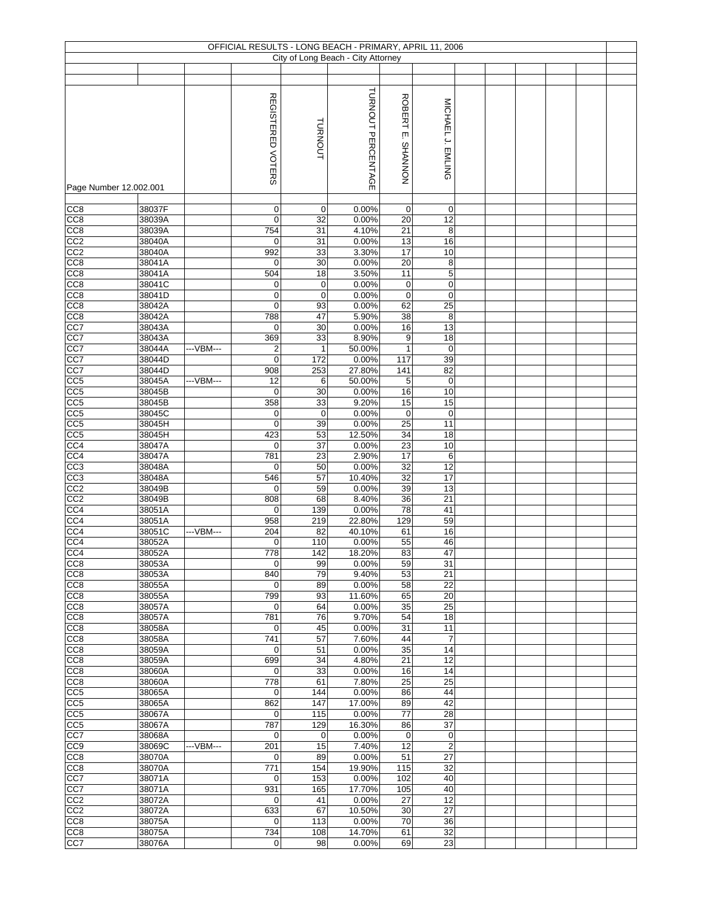OFFICIAL RESULTS - LONG BEACH - PRIMARY, APRIL 11, 2006

City of Long Beach - City Attorney

| Page Number 12.002.001 | | | REGISTERED VOTERS | TURNOUT | TURNOUT PERCENTAGE | ROBERT E. SHANNON | MICHAEL J. EMLING |
|---|---|---|---|---|---|---|---|
| CC8 | 38037F | | 0 | 0 | 0.00% | 0 | 0 |
| CC8 | 38039A | | 0 | 32 | 0.00% | 20 | 12 |
| CC8 | 38039A | | 754 | 31 | 4.10% | 21 | 8 |
| CC2 | 38040A | | 0 | 31 | 0.00% | 13 | 16 |
| CC2 | 38040A | | 992 | 33 | 3.30% | 17 | 10 |
| CC8 | 38041A | | 0 | 30 | 0.00% | 20 | 8 |
| CC8 | 38041A | | 504 | 18 | 3.50% | 11 | 5 |
| CC8 | 38041C | | 0 | 0 | 0.00% | 0 | 0 |
| CC8 | 38041D | | 0 | 0 | 0.00% | 0 | 0 |
| CC8 | 38042A | | 0 | 93 | 0.00% | 62 | 25 |
| CC8 | 38042A | | 788 | 47 | 5.90% | 38 | 8 |
| CC7 | 38043A | | 0 | 30 | 0.00% | 16 | 13 |
| CC7 | 38043A | | 369 | 33 | 8.90% | 9 | 18 |
| CC7 | 38044A | ---VBM--- | 2 | 1 | 50.00% | 1 | 0 |
| CC7 | 38044D | | 0 | 172 | 0.00% | 117 | 39 |
| CC7 | 38044D | | 908 | 253 | 27.80% | 141 | 82 |
| CC5 | 38045A | ---VBM--- | 12 | 6 | 50.00% | 5 | 0 |
| CC5 | 38045B | | 0 | 30 | 0.00% | 16 | 10 |
| CC5 | 38045B | | 358 | 33 | 9.20% | 15 | 15 |
| CC5 | 38045C | | 0 | 0 | 0.00% | 0 | 0 |
| CC5 | 38045H | | 0 | 39 | 0.00% | 25 | 11 |
| CC5 | 38045H | | 423 | 53 | 12.50% | 34 | 18 |
| CC4 | 38047A | | 0 | 37 | 0.00% | 23 | 10 |
| CC4 | 38047A | | 781 | 23 | 2.90% | 17 | 6 |
| CC3 | 38048A | | 0 | 50 | 0.00% | 32 | 12 |
| CC3 | 38048A | | 546 | 57 | 10.40% | 32 | 17 |
| CC2 | 38049B | | 0 | 59 | 0.00% | 39 | 13 |
| CC2 | 38049B | | 808 | 68 | 8.40% | 36 | 21 |
| CC4 | 38051A | | 0 | 139 | 0.00% | 78 | 41 |
| CC4 | 38051A | | 958 | 219 | 22.80% | 129 | 59 |
| CC4 | 38051C | ---VBM--- | 204 | 82 | 40.10% | 61 | 16 |
| CC4 | 38052A | | 0 | 110 | 0.00% | 55 | 46 |
| CC4 | 38052A | | 778 | 142 | 18.20% | 83 | 47 |
| CC8 | 38053A | | 0 | 99 | 0.00% | 59 | 31 |
| CC8 | 38053A | | 840 | 79 | 9.40% | 53 | 21 |
| CC8 | 38055A | | 0 | 89 | 0.00% | 58 | 22 |
| CC8 | 38055A | | 799 | 93 | 11.60% | 65 | 20 |
| CC8 | 38057A | | 0 | 64 | 0.00% | 35 | 25 |
| CC8 | 38057A | | 781 | 76 | 9.70% | 54 | 18 |
| CC8 | 38058A | | 0 | 45 | 0.00% | 31 | 11 |
| CC8 | 38058A | | 741 | 57 | 7.60% | 44 | 7 |
| CC8 | 38059A | | 0 | 51 | 0.00% | 35 | 14 |
| CC8 | 38059A | | 699 | 34 | 4.80% | 21 | 12 |
| CC8 | 38060A | | 0 | 33 | 0.00% | 16 | 14 |
| CC8 | 38060A | | 778 | 61 | 7.80% | 25 | 25 |
| CC5 | 38065A | | 0 | 144 | 0.00% | 86 | 44 |
| CC5 | 38065A | | 862 | 147 | 17.00% | 89 | 42 |
| CC5 | 38067A | | 0 | 115 | 0.00% | 77 | 28 |
| CC5 | 38067A | | 787 | 129 | 16.30% | 86 | 37 |
| CC7 | 38068A | | 0 | 0 | 0.00% | 0 | 0 |
| CC9 | 38069C | ---VBM--- | 201 | 15 | 7.40% | 12 | 2 |
| CC8 | 38070A | | 0 | 89 | 0.00% | 51 | 27 |
| CC8 | 38070A | | 771 | 154 | 19.90% | 115 | 32 |
| CC7 | 38071A | | 0 | 153 | 0.00% | 102 | 40 |
| CC7 | 38071A | | 931 | 165 | 17.70% | 105 | 40 |
| CC2 | 38072A | | 0 | 41 | 0.00% | 27 | 12 |
| CC2 | 38072A | | 633 | 67 | 10.50% | 30 | 27 |
| CC8 | 38075A | | 0 | 113 | 0.00% | 70 | 36 |
| CC8 | 38075A | | 734 | 108 | 14.70% | 61 | 32 |
| CC7 | 38076A | | 0 | 98 | 0.00% | 69 | 23 |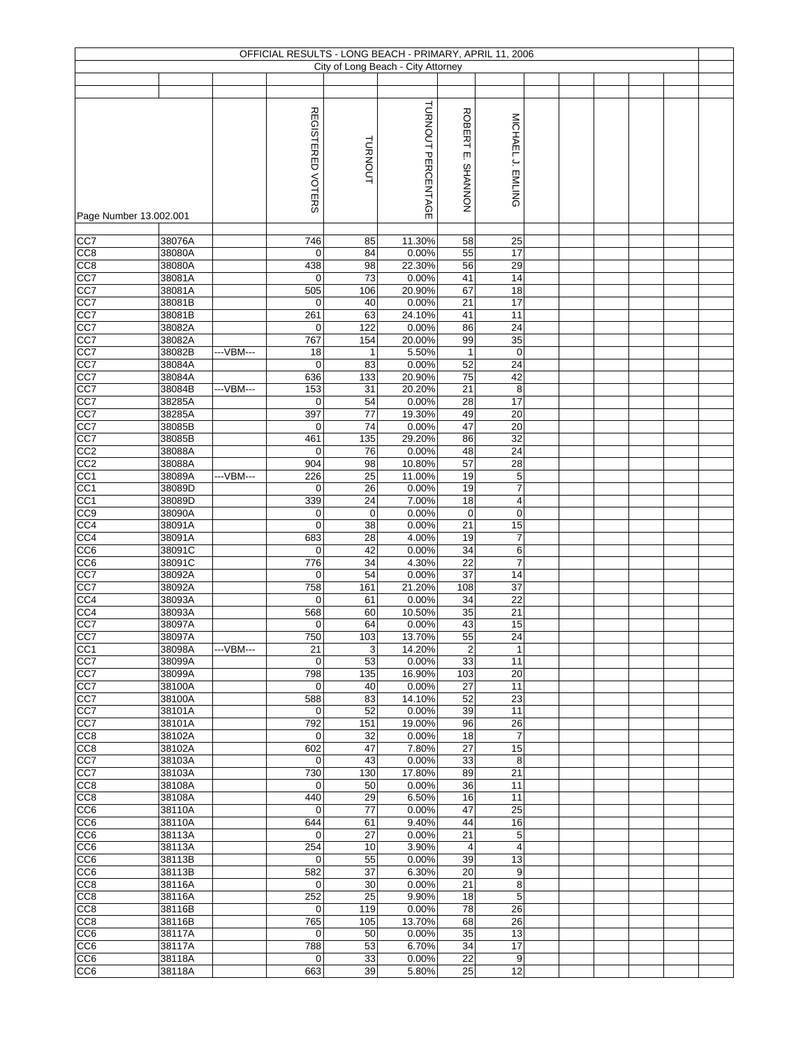# OFFICIAL RESULTS - LONG BEACH - PRIMARY, APRIL 11, 2006

## City of Long Beach - City Attorney

Page Number 13.002.001

| | | | REGISTERED VOTERS | TURNOUT | TURNOUT PERCENTAGE | ROBERT E. SHANNON | MICHAEL J. EMLING |
|---|---|---|---|---|---|---|---|
| CC7 | 38076A | | 746 | 85 | 11.30% | 58 | 25 |
| CC8 | 38080A | | 0 | 84 | 0.00% | 55 | 17 |
| CC8 | 38080A | | 438 | 98 | 22.30% | 56 | 29 |
| CC7 | 38081A | | 0 | 73 | 0.00% | 41 | 14 |
| CC7 | 38081A | | 505 | 106 | 20.90% | 67 | 18 |
| CC7 | 38081B | | 0 | 40 | 0.00% | 21 | 17 |
| CC7 | 38081B | | 261 | 63 | 24.10% | 41 | 11 |
| CC7 | 38082A | | 0 | 122 | 0.00% | 86 | 24 |
| CC7 | 38082A | | 767 | 154 | 20.00% | 99 | 35 |
| CC7 | 38082B | ---VBM--- | 18 | 1 | 5.50% | 1 | 0 |
| CC7 | 38084A | | 0 | 83 | 0.00% | 52 | 24 |
| CC7 | 38084A | | 636 | 133 | 20.90% | 75 | 42 |
| CC7 | 38084B | ---VBM--- | 153 | 31 | 20.20% | 21 | 8 |
| CC7 | 38285A | | 0 | 54 | 0.00% | 28 | 17 |
| CC7 | 38285A | | 397 | 77 | 19.30% | 49 | 20 |
| CC7 | 38085B | | 0 | 74 | 0.00% | 47 | 20 |
| CC7 | 38085B | | 461 | 135 | 29.20% | 86 | 32 |
| CC2 | 38088A | | 0 | 76 | 0.00% | 48 | 24 |
| CC2 | 38088A | | 904 | 98 | 10.80% | 57 | 28 |
| CC1 | 38089A | ---VBM--- | 226 | 25 | 11.00% | 19 | 5 |
| CC1 | 38089D | | 0 | 26 | 0.00% | 19 | 7 |
| CC1 | 38089D | | 339 | 24 | 7.00% | 18 | 4 |
| CC9 | 38090A | | 0 | 0 | 0.00% | 0 | 0 |
| CC4 | 38091A | | 0 | 38 | 0.00% | 21 | 15 |
| CC4 | 38091A | | 683 | 28 | 4.00% | 19 | 7 |
| CC6 | 38091C | | 0 | 42 | 0.00% | 34 | 6 |
| CC6 | 38091C | | 776 | 34 | 4.30% | 22 | 7 |
| CC7 | 38092A | | 0 | 54 | 0.00% | 37 | 14 |
| CC7 | 38092A | | 758 | 161 | 21.20% | 108 | 37 |
| CC4 | 38093A | | 0 | 61 | 0.00% | 34 | 22 |
| CC4 | 38093A | | 568 | 60 | 10.50% | 35 | 21 |
| CC7 | 38097A | | 0 | 64 | 0.00% | 43 | 15 |
| CC7 | 38097A | | 750 | 103 | 13.70% | 55 | 24 |
| CC1 | 38098A | ---VBM--- | 21 | 3 | 14.20% | 2 | 1 |
| CC7 | 38099A | | 0 | 53 | 0.00% | 33 | 11 |
| CC7 | 38099A | | 798 | 135 | 16.90% | 103 | 20 |
| CC7 | 38100A | | 0 | 40 | 0.00% | 27 | 11 |
| CC7 | 38100A | | 588 | 83 | 14.10% | 52 | 23 |
| CC7 | 38101A | | 0 | 52 | 0.00% | 39 | 11 |
| CC7 | 38101A | | 792 | 151 | 19.00% | 96 | 26 |
| CC8 | 38102A | | 0 | 32 | 0.00% | 18 | 7 |
| CC8 | 38102A | | 602 | 47 | 7.80% | 27 | 15 |
| CC7 | 38103A | | 0 | 43 | 0.00% | 33 | 8 |
| CC7 | 38103A | | 730 | 130 | 17.80% | 89 | 21 |
| CC8 | 38108A | | 0 | 50 | 0.00% | 36 | 11 |
| CC8 | 38108A | | 440 | 29 | 6.50% | 16 | 11 |
| CC6 | 38110A | | 0 | 77 | 0.00% | 47 | 25 |
| CC6 | 38110A | | 644 | 61 | 9.40% | 44 | 16 |
| CC6 | 38113A | | 0 | 27 | 0.00% | 21 | 5 |
| CC6 | 38113A | | 254 | 10 | 3.90% | 4 | 4 |
| CC6 | 38113B | | 0 | 55 | 0.00% | 39 | 13 |
| CC6 | 38113B | | 582 | 37 | 6.30% | 20 | 9 |
| CC8 | 38116A | | 0 | 30 | 0.00% | 21 | 8 |
| CC8 | 38116A | | 252 | 25 | 9.90% | 18 | 5 |
| CC8 | 38116B | | 0 | 119 | 0.00% | 78 | 26 |
| CC8 | 38116B | | 765 | 105 | 13.70% | 68 | 26 |
| CC6 | 38117A | | 0 | 50 | 0.00% | 35 | 13 |
| CC6 | 38117A | | 788 | 53 | 6.70% | 34 | 17 |
| CC6 | 38118A | | 0 | 33 | 0.00% | 22 | 9 |
| CC6 | 38118A | | 663 | 39 | 5.80% | 25 | 12 |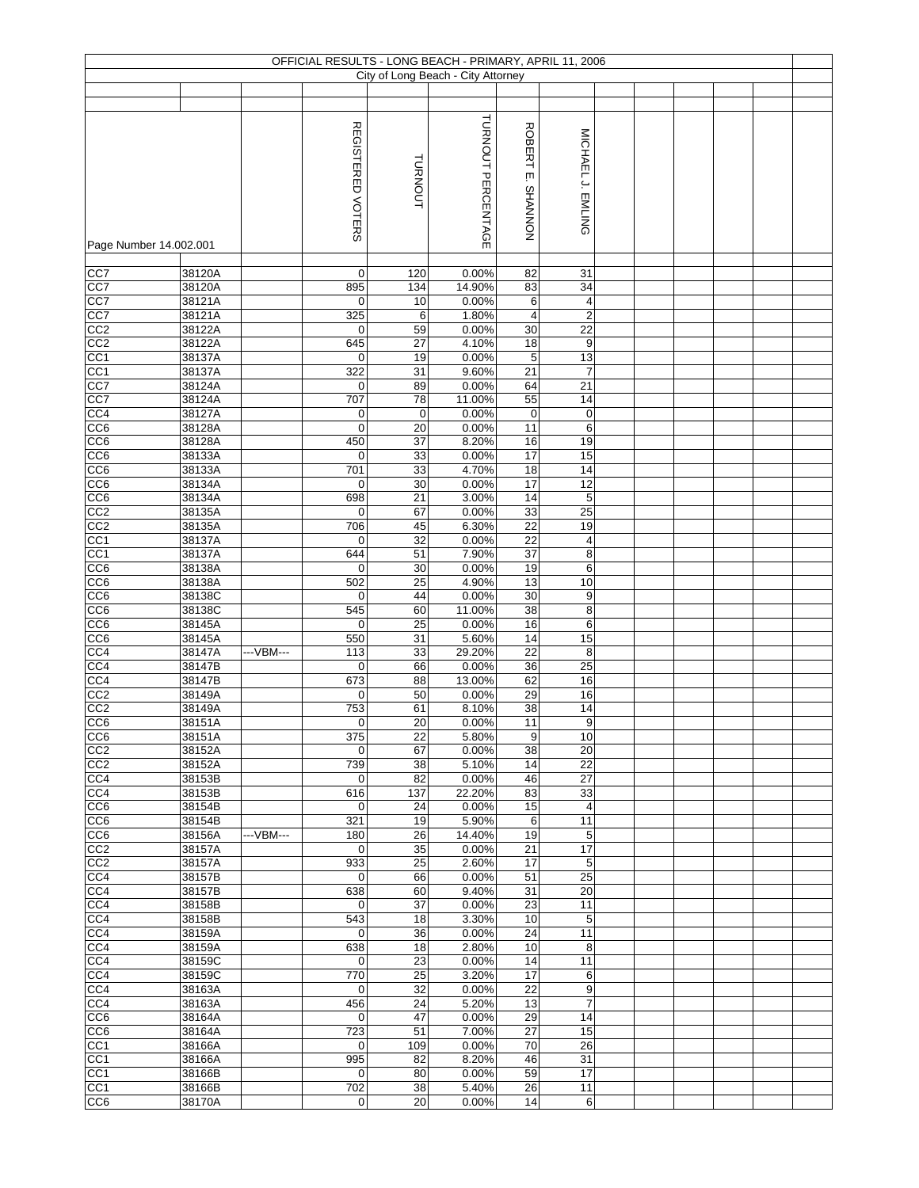OFFICIAL RESULTS - LONG BEACH - PRIMARY, APRIL 11, 2006

City of Long Beach - City Attorney

Page Number 14.002.001

| | | | REGISTERED VOTERS | TURNOUT | TURNOUT PERCENTAGE | ROBERT E. SHANNON | MICHAEL J. EMLING |
|---|---|---|---|---|---|---|---|
| CC7 | 38120A | | 0 | 120 | 0.00% | 82 | 31 |
| CC7 | 38120A | | 895 | 134 | 14.90% | 83 | 34 |
| CC7 | 38121A | | 0 | 10 | 0.00% | 6 | 4 |
| CC7 | 38121A | | 325 | 6 | 1.80% | 4 | 2 |
| CC2 | 38122A | | 0 | 59 | 0.00% | 30 | 22 |
| CC2 | 38122A | | 645 | 27 | 4.10% | 18 | 9 |
| CC1 | 38137A | | 0 | 19 | 0.00% | 5 | 13 |
| CC1 | 38137A | | 322 | 31 | 9.60% | 21 | 7 |
| CC7 | 38124A | | 0 | 89 | 0.00% | 64 | 21 |
| CC7 | 38124A | | 707 | 78 | 11.00% | 55 | 14 |
| CC4 | 38127A | | 0 | 0 | 0.00% | 0 | 0 |
| CC6 | 38128A | | 0 | 20 | 0.00% | 11 | 6 |
| CC6 | 38128A | | 450 | 37 | 8.20% | 16 | 19 |
| CC6 | 38133A | | 0 | 33 | 0.00% | 17 | 15 |
| CC6 | 38133A | | 701 | 33 | 4.70% | 18 | 14 |
| CC6 | 38134A | | 0 | 30 | 0.00% | 17 | 12 |
| CC6 | 38134A | | 698 | 21 | 3.00% | 14 | 5 |
| CC2 | 38135A | | 0 | 67 | 0.00% | 33 | 25 |
| CC2 | 38135A | | 706 | 45 | 6.30% | 22 | 19 |
| CC1 | 38137A | | 0 | 32 | 0.00% | 22 | 4 |
| CC1 | 38137A | | 644 | 51 | 7.90% | 37 | 8 |
| CC6 | 38138A | | 0 | 30 | 0.00% | 19 | 6 |
| CC6 | 38138A | | 502 | 25 | 4.90% | 13 | 10 |
| CC6 | 38138C | | 0 | 44 | 0.00% | 30 | 9 |
| CC6 | 38138C | | 545 | 60 | 11.00% | 38 | 8 |
| CC6 | 38145A | | 0 | 25 | 0.00% | 16 | 6 |
| CC6 | 38145A | | 550 | 31 | 5.60% | 14 | 15 |
| CC4 | 38147A | ---VBM--- | 113 | 33 | 29.20% | 22 | 8 |
| CC4 | 38147B | | 0 | 66 | 0.00% | 36 | 25 |
| CC4 | 38147B | | 673 | 88 | 13.00% | 62 | 16 |
| CC2 | 38149A | | 0 | 50 | 0.00% | 29 | 16 |
| CC2 | 38149A | | 753 | 61 | 8.10% | 38 | 14 |
| CC6 | 38151A | | 0 | 20 | 0.00% | 11 | 9 |
| CC6 | 38151A | | 375 | 22 | 5.80% | 9 | 10 |
| CC2 | 38152A | | 0 | 67 | 0.00% | 38 | 20 |
| CC2 | 38152A | | 739 | 38 | 5.10% | 14 | 22 |
| CC4 | 38153B | | 0 | 82 | 0.00% | 46 | 27 |
| CC4 | 38153B | | 616 | 137 | 22.20% | 83 | 33 |
| CC6 | 38154B | | 0 | 24 | 0.00% | 15 | 4 |
| CC6 | 38154B | | 321 | 19 | 5.90% | 6 | 11 |
| CC6 | 38156A | ---VBM--- | 180 | 26 | 14.40% | 19 | 5 |
| CC2 | 38157A | | 0 | 35 | 0.00% | 21 | 17 |
| CC2 | 38157A | | 933 | 25 | 2.60% | 17 | 5 |
| CC4 | 38157B | | 0 | 66 | 0.00% | 51 | 25 |
| CC4 | 38157B | | 638 | 60 | 9.40% | 31 | 20 |
| CC4 | 38158B | | 0 | 37 | 0.00% | 23 | 11 |
| CC4 | 38158B | | 543 | 18 | 3.30% | 10 | 5 |
| CC4 | 38159A | | 0 | 36 | 0.00% | 24 | 11 |
| CC4 | 38159A | | 638 | 18 | 2.80% | 10 | 8 |
| CC4 | 38159C | | 0 | 23 | 0.00% | 14 | 11 |
| CC4 | 38159C | | 770 | 25 | 3.20% | 17 | 6 |
| CC4 | 38163A | | 0 | 32 | 0.00% | 22 | 9 |
| CC4 | 38163A | | 456 | 24 | 5.20% | 13 | 7 |
| CC6 | 38164A | | 0 | 47 | 0.00% | 29 | 14 |
| CC6 | 38164A | | 723 | 51 | 7.00% | 27 | 15 |
| CC1 | 38166A | | 0 | 109 | 0.00% | 70 | 26 |
| CC1 | 38166A | | 995 | 82 | 8.20% | 46 | 31 |
| CC1 | 38166B | | 0 | 80 | 0.00% | 59 | 17 |
| CC1 | 38166B | | 702 | 38 | 5.40% | 26 | 11 |
| CC6 | 38170A | | 0 | 20 | 0.00% | 14 | 6 |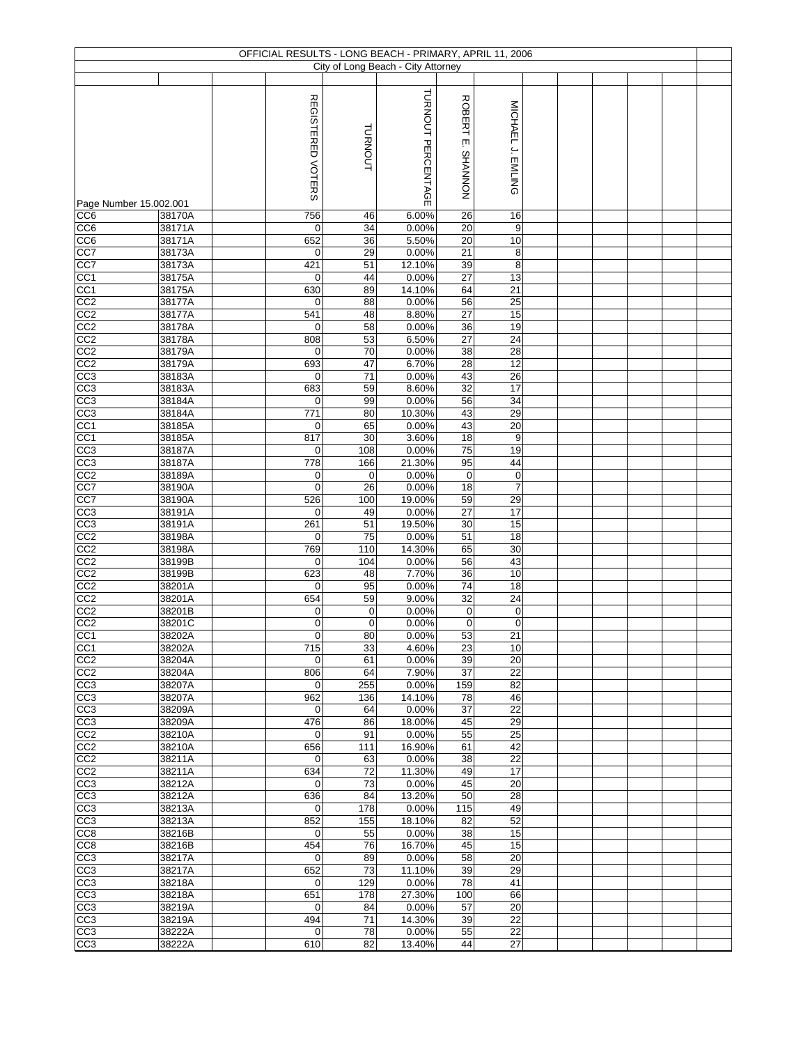# OFFICIAL RESULTS - LONG BEACH - PRIMARY, APRIL 11, 2006

## City of Long Beach - City Attorney

Page Number 15.002.001

| | | | REGISTERED VOTERS | TURNOUT | TURNOUT PERCENTAGE | ROBERT E. SHANNON | MICHAEL J. EMLING |
|---|---|---|---|---|---|---|---|
| CC6 | 38170A | | 756 | 46 | 6.00% | 26 | 16 |
| CC6 | 38171A | | 0 | 34 | 0.00% | 20 | 9 |
| CC6 | 38171A | | 652 | 36 | 5.50% | 20 | 10 |
| CC7 | 38173A | | 0 | 29 | 0.00% | 21 | 8 |
| CC7 | 38173A | | 421 | 51 | 12.10% | 39 | 8 |
| CC1 | 38175A | | 0 | 44 | 0.00% | 27 | 13 |
| CC1 | 38175A | | 630 | 89 | 14.10% | 64 | 21 |
| CC2 | 38177A | | 0 | 88 | 0.00% | 56 | 25 |
| CC2 | 38177A | | 541 | 48 | 8.80% | 27 | 15 |
| CC2 | 38178A | | 0 | 58 | 0.00% | 36 | 19 |
| CC2 | 38178A | | 808 | 53 | 6.50% | 27 | 24 |
| CC2 | 38179A | | 0 | 70 | 0.00% | 38 | 28 |
| CC2 | 38179A | | 693 | 47 | 6.70% | 28 | 12 |
| CC3 | 38183A | | 0 | 71 | 0.00% | 43 | 26 |
| CC3 | 38183A | | 683 | 59 | 8.60% | 32 | 17 |
| CC3 | 38184A | | 0 | 99 | 0.00% | 56 | 34 |
| CC3 | 38184A | | 771 | 80 | 10.30% | 43 | 29 |
| CC1 | 38185A | | 0 | 65 | 0.00% | 43 | 20 |
| CC1 | 38185A | | 817 | 30 | 3.60% | 18 | 9 |
| CC3 | 38187A | | 0 | 108 | 0.00% | 75 | 19 |
| CC3 | 38187A | | 778 | 166 | 21.30% | 95 | 44 |
| CC2 | 38189A | | 0 | 0 | 0.00% | 0 | 0 |
| CC7 | 38190A | | 0 | 26 | 0.00% | 18 | 7 |
| CC7 | 38190A | | 526 | 100 | 19.00% | 59 | 29 |
| CC3 | 38191A | | 0 | 49 | 0.00% | 27 | 17 |
| CC3 | 38191A | | 261 | 51 | 19.50% | 30 | 15 |
| CC2 | 38198A | | 0 | 75 | 0.00% | 51 | 18 |
| CC2 | 38198A | | 769 | 110 | 14.30% | 65 | 30 |
| CC2 | 38199B | | 0 | 104 | 0.00% | 56 | 43 |
| CC2 | 38199B | | 623 | 48 | 7.70% | 36 | 10 |
| CC2 | 38201A | | 0 | 95 | 0.00% | 74 | 18 |
| CC2 | 38201A | | 654 | 59 | 9.00% | 32 | 24 |
| CC2 | 38201B | | 0 | 0 | 0.00% | 0 | 0 |
| CC2 | 38201C | | 0 | 0 | 0.00% | 0 | 0 |
| CC1 | 38202A | | 0 | 80 | 0.00% | 53 | 21 |
| CC1 | 38202A | | 715 | 33 | 4.60% | 23 | 10 |
| CC2 | 38204A | | 0 | 61 | 0.00% | 39 | 20 |
| CC2 | 38204A | | 806 | 64 | 7.90% | 37 | 22 |
| CC3 | 38207A | | 0 | 255 | 0.00% | 159 | 82 |
| CC3 | 38207A | | 962 | 136 | 14.10% | 78 | 46 |
| CC3 | 38209A | | 0 | 64 | 0.00% | 37 | 22 |
| CC3 | 38209A | | 476 | 86 | 18.00% | 45 | 29 |
| CC2 | 38210A | | 0 | 91 | 0.00% | 55 | 25 |
| CC2 | 38210A | | 656 | 111 | 16.90% | 61 | 42 |
| CC2 | 38211A | | 0 | 63 | 0.00% | 38 | 22 |
| CC2 | 38211A | | 634 | 72 | 11.30% | 49 | 17 |
| CC3 | 38212A | | 0 | 73 | 0.00% | 45 | 20 |
| CC3 | 38212A | | 636 | 84 | 13.20% | 50 | 28 |
| CC3 | 38213A | | 0 | 178 | 0.00% | 115 | 49 |
| CC3 | 38213A | | 852 | 155 | 18.10% | 82 | 52 |
| CC8 | 38216B | | 0 | 55 | 0.00% | 38 | 15 |
| CC8 | 38216B | | 454 | 76 | 16.70% | 45 | 15 |
| CC3 | 38217A | | 0 | 89 | 0.00% | 58 | 20 |
| CC3 | 38217A | | 652 | 73 | 11.10% | 39 | 29 |
| CC3 | 38218A | | 0 | 129 | 0.00% | 78 | 41 |
| CC3 | 38218A | | 651 | 178 | 27.30% | 100 | 66 |
| CC3 | 38219A | | 0 | 84 | 0.00% | 57 | 20 |
| CC3 | 38219A | | 494 | 71 | 14.30% | 39 | 22 |
| CC3 | 38222A | | 0 | 78 | 0.00% | 55 | 22 |
| CC3 | 38222A | | 610 | 82 | 13.40% | 44 | 27 |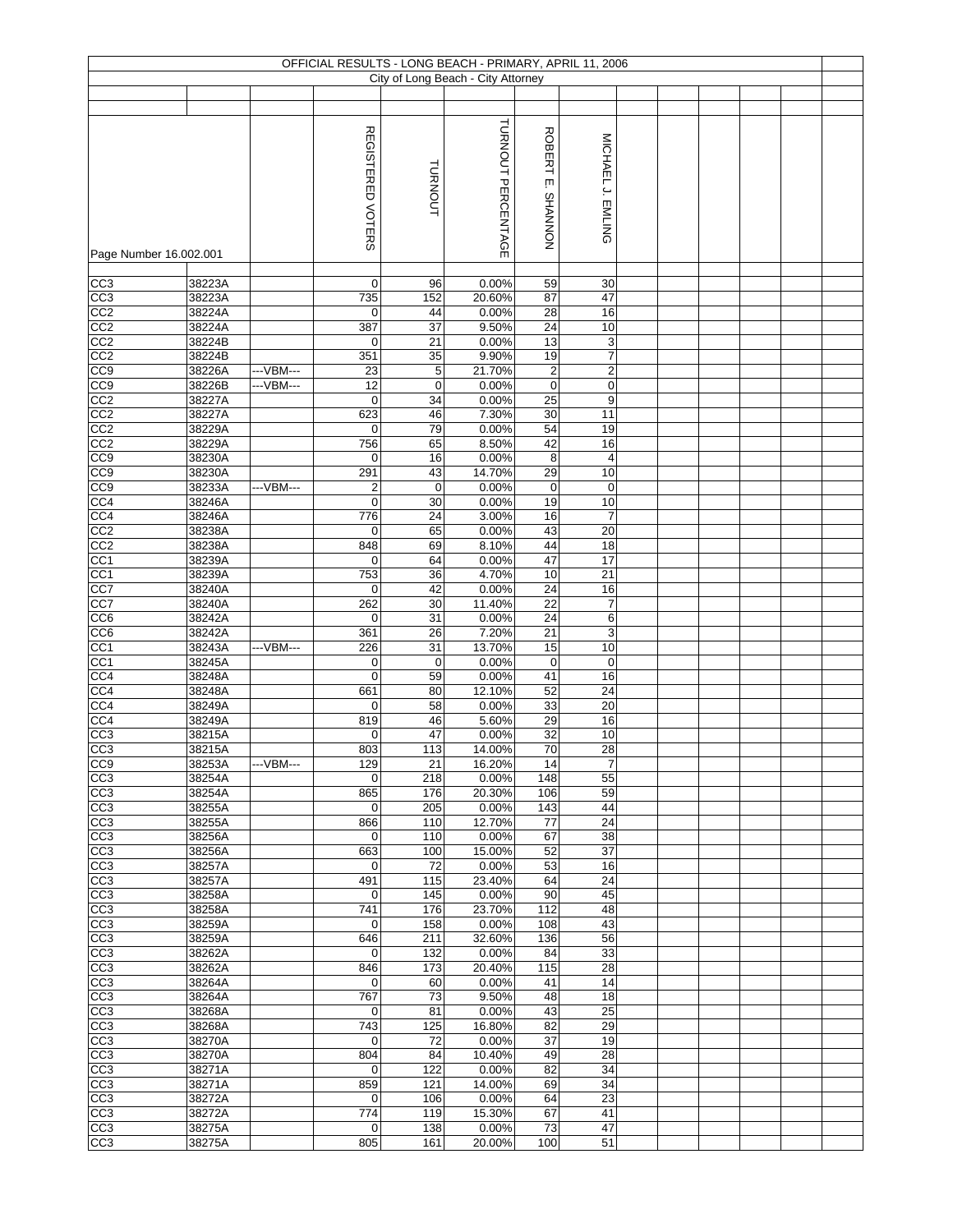# OFFICIAL RESULTS - LONG BEACH - PRIMARY, APRIL 11, 2006

## City of Long Beach - City Attorney

Page Number 16.002.001

| | | | REGISTERED VOTERS | TURNOUT | TURNOUT PERCENTAGE | ROBERT E. SHANNON | MICHAEL J. EMLING |
|---|---|---|---|---|---|---|---|
| CC3 | 38223A | | 0 | 96 | 0.00% | 59 | 30 |
| CC3 | 38223A | | 735 | 152 | 20.60% | 87 | 47 |
| CC2 | 38224A | | 0 | 44 | 0.00% | 28 | 16 |
| CC2 | 38224A | | 387 | 37 | 9.50% | 24 | 10 |
| CC2 | 38224B | | 0 | 21 | 0.00% | 13 | 3 |
| CC2 | 38224B | | 351 | 35 | 9.90% | 19 | 7 |
| CC9 | 38226A | ---VBM--- | 23 | 5 | 21.70% | 2 | 2 |
| CC9 | 38226B | ---VBM--- | 12 | 0 | 0.00% | 0 | 0 |
| CC2 | 38227A | | 0 | 34 | 0.00% | 25 | 9 |
| CC2 | 38227A | | 623 | 46 | 7.30% | 30 | 11 |
| CC2 | 38229A | | 0 | 79 | 0.00% | 54 | 19 |
| CC2 | 38229A | | 756 | 65 | 8.50% | 42 | 16 |
| CC9 | 38230A | | 0 | 16 | 0.00% | 8 | 4 |
| CC9 | 38230A | | 291 | 43 | 14.70% | 29 | 10 |
| CC9 | 38233A | ---VBM--- | 2 | 0 | 0.00% | 0 | 0 |
| CC4 | 38246A | | 0 | 30 | 0.00% | 19 | 10 |
| CC4 | 38246A | | 776 | 24 | 3.00% | 16 | 7 |
| CC2 | 38238A | | 0 | 65 | 0.00% | 43 | 20 |
| CC2 | 38238A | | 848 | 69 | 8.10% | 44 | 18 |
| CC1 | 38239A | | 0 | 64 | 0.00% | 47 | 17 |
| CC1 | 38239A | | 753 | 36 | 4.70% | 10 | 21 |
| CC7 | 38240A | | 0 | 42 | 0.00% | 24 | 16 |
| CC7 | 38240A | | 262 | 30 | 11.40% | 22 | 7 |
| CC6 | 38242A | | 0 | 31 | 0.00% | 24 | 6 |
| CC6 | 38242A | | 361 | 26 | 7.20% | 21 | 3 |
| CC1 | 38243A | ---VBM--- | 226 | 31 | 13.70% | 15 | 10 |
| CC1 | 38245A | | 0 | 0 | 0.00% | 0 | 0 |
| CC4 | 38248A | | 0 | 59 | 0.00% | 41 | 16 |
| CC4 | 38248A | | 661 | 80 | 12.10% | 52 | 24 |
| CC4 | 38249A | | 0 | 58 | 0.00% | 33 | 20 |
| CC4 | 38249A | | 819 | 46 | 5.60% | 29 | 16 |
| CC3 | 38215A | | 0 | 47 | 0.00% | 32 | 10 |
| CC3 | 38215A | | 803 | 113 | 14.00% | 70 | 28 |
| CC9 | 38253A | ---VBM--- | 129 | 21 | 16.20% | 14 | 7 |
| CC3 | 38254A | | 0 | 218 | 0.00% | 148 | 55 |
| CC3 | 38254A | | 865 | 176 | 20.30% | 106 | 59 |
| CC3 | 38255A | | 0 | 205 | 0.00% | 143 | 44 |
| CC3 | 38255A | | 866 | 110 | 12.70% | 77 | 24 |
| CC3 | 38256A | | 0 | 110 | 0.00% | 67 | 38 |
| CC3 | 38256A | | 663 | 100 | 15.00% | 52 | 37 |
| CC3 | 38257A | | 0 | 72 | 0.00% | 53 | 16 |
| CC3 | 38257A | | 491 | 115 | 23.40% | 64 | 24 |
| CC3 | 38258A | | 0 | 145 | 0.00% | 90 | 45 |
| CC3 | 38258A | | 741 | 176 | 23.70% | 112 | 48 |
| CC3 | 38259A | | 0 | 158 | 0.00% | 108 | 43 |
| CC3 | 38259A | | 646 | 211 | 32.60% | 136 | 56 |
| CC3 | 38262A | | 0 | 132 | 0.00% | 84 | 33 |
| CC3 | 38262A | | 846 | 173 | 20.40% | 115 | 28 |
| CC3 | 38264A | | 0 | 60 | 0.00% | 41 | 14 |
| CC3 | 38264A | | 767 | 73 | 9.50% | 48 | 18 |
| CC3 | 38268A | | 0 | 81 | 0.00% | 43 | 25 |
| CC3 | 38268A | | 743 | 125 | 16.80% | 82 | 29 |
| CC3 | 38270A | | 0 | 72 | 0.00% | 37 | 19 |
| CC3 | 38270A | | 804 | 84 | 10.40% | 49 | 28 |
| CC3 | 38271A | | 0 | 122 | 0.00% | 82 | 34 |
| CC3 | 38271A | | 859 | 121 | 14.00% | 69 | 34 |
| CC3 | 38272A | | 0 | 106 | 0.00% | 64 | 23 |
| CC3 | 38272A | | 774 | 119 | 15.30% | 67 | 41 |
| CC3 | 38275A | | 0 | 138 | 0.00% | 73 | 47 |
| CC3 | 38275A | | 805 | 161 | 20.00% | 100 | 51 |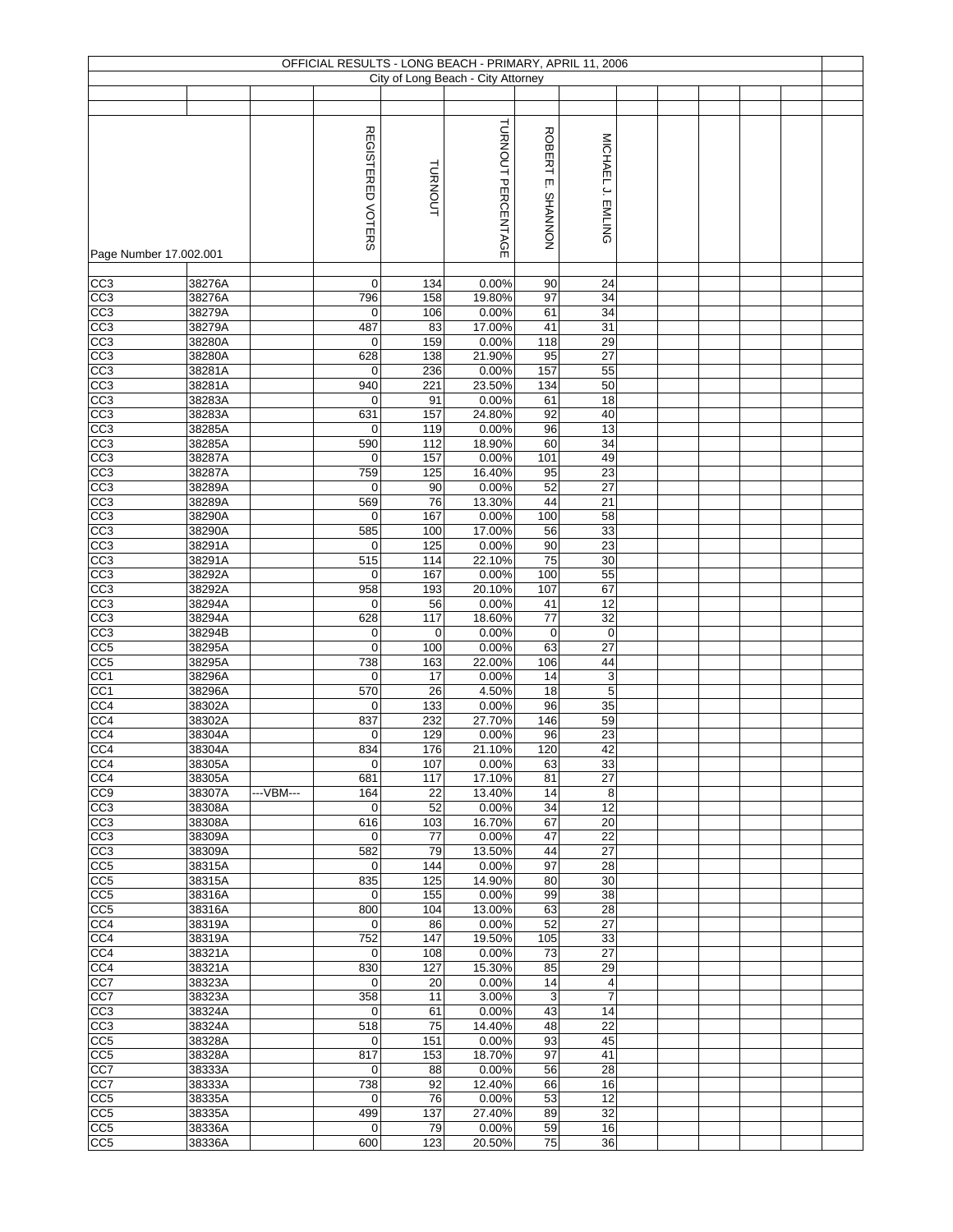# OFFICIAL RESULTS - LONG BEACH - PRIMARY, APRIL 11, 2006

## City of Long Beach - City Attorney

Page Number 17.002.001

| | | | REGISTERED VOTERS | TURNOUT | TURNOUT PERCENTAGE | ROBERT E. SHANNON | MICHAEL J. EMLING |
|---|---|---|---|---|---|---|---|
| CC3 | 38276A | | 0 | 134 | 0.00% | 90 | 24 |
| CC3 | 38276A | | 796 | 158 | 19.80% | 97 | 34 |
| CC3 | 38279A | | 0 | 106 | 0.00% | 61 | 34 |
| CC3 | 38279A | | 487 | 83 | 17.00% | 41 | 31 |
| CC3 | 38280A | | 0 | 159 | 0.00% | 118 | 29 |
| CC3 | 38280A | | 628 | 138 | 21.90% | 95 | 27 |
| CC3 | 38281A | | 0 | 236 | 0.00% | 157 | 55 |
| CC3 | 38281A | | 940 | 221 | 23.50% | 134 | 50 |
| CC3 | 38283A | | 0 | 91 | 0.00% | 61 | 18 |
| CC3 | 38283A | | 631 | 157 | 24.80% | 92 | 40 |
| CC3 | 38285A | | 0 | 119 | 0.00% | 96 | 13 |
| CC3 | 38285A | | 590 | 112 | 18.90% | 60 | 34 |
| CC3 | 38287A | | 0 | 157 | 0.00% | 101 | 49 |
| CC3 | 38287A | | 759 | 125 | 16.40% | 95 | 23 |
| CC3 | 38289A | | 0 | 90 | 0.00% | 52 | 27 |
| CC3 | 38289A | | 569 | 76 | 13.30% | 44 | 21 |
| CC3 | 38290A | | 0 | 167 | 0.00% | 100 | 58 |
| CC3 | 38290A | | 585 | 100 | 17.00% | 56 | 33 |
| CC3 | 38291A | | 0 | 125 | 0.00% | 90 | 23 |
| CC3 | 38291A | | 515 | 114 | 22.10% | 75 | 30 |
| CC3 | 38292A | | 0 | 167 | 0.00% | 100 | 55 |
| CC3 | 38292A | | 958 | 193 | 20.10% | 107 | 67 |
| CC3 | 38294A | | 0 | 56 | 0.00% | 41 | 12 |
| CC3 | 38294A | | 628 | 117 | 18.60% | 77 | 32 |
| CC3 | 38294B | | 0 | 0 | 0.00% | 0 | 0 |
| CC5 | 38295A | | 0 | 100 | 0.00% | 63 | 27 |
| CC5 | 38295A | | 738 | 163 | 22.00% | 106 | 44 |
| CC1 | 38296A | | 0 | 17 | 0.00% | 14 | 3 |
| CC1 | 38296A | | 570 | 26 | 4.50% | 18 | 5 |
| CC4 | 38302A | | 0 | 133 | 0.00% | 96 | 35 |
| CC4 | 38302A | | 837 | 232 | 27.70% | 146 | 59 |
| CC4 | 38304A | | 0 | 129 | 0.00% | 96 | 23 |
| CC4 | 38304A | | 834 | 176 | 21.10% | 120 | 42 |
| CC4 | 38305A | | 0 | 107 | 0.00% | 63 | 33 |
| CC4 | 38305A | | 681 | 117 | 17.10% | 81 | 27 |
| CC9 | 38307A | ---VBM--- | 164 | 22 | 13.40% | 14 | 8 |
| CC3 | 38308A | | 0 | 52 | 0.00% | 34 | 12 |
| CC3 | 38308A | | 616 | 103 | 16.70% | 67 | 20 |
| CC3 | 38309A | | 0 | 77 | 0.00% | 47 | 22 |
| CC3 | 38309A | | 582 | 79 | 13.50% | 44 | 27 |
| CC5 | 38315A | | 0 | 144 | 0.00% | 97 | 28 |
| CC5 | 38315A | | 835 | 125 | 14.90% | 80 | 30 |
| CC5 | 38316A | | 0 | 155 | 0.00% | 99 | 38 |
| CC5 | 38316A | | 800 | 104 | 13.00% | 63 | 28 |
| CC4 | 38319A | | 0 | 86 | 0.00% | 52 | 27 |
| CC4 | 38319A | | 752 | 147 | 19.50% | 105 | 33 |
| CC4 | 38321A | | 0 | 108 | 0.00% | 73 | 27 |
| CC4 | 38321A | | 830 | 127 | 15.30% | 85 | 29 |
| CC7 | 38323A | | 0 | 20 | 0.00% | 14 | 4 |
| CC7 | 38323A | | 358 | 11 | 3.00% | 3 | 7 |
| CC3 | 38324A | | 0 | 61 | 0.00% | 43 | 14 |
| CC3 | 38324A | | 518 | 75 | 14.40% | 48 | 22 |
| CC5 | 38328A | | 0 | 151 | 0.00% | 93 | 45 |
| CC5 | 38328A | | 817 | 153 | 18.70% | 97 | 41 |
| CC7 | 38333A | | 0 | 88 | 0.00% | 56 | 28 |
| CC7 | 38333A | | 738 | 92 | 12.40% | 66 | 16 |
| CC5 | 38335A | | 0 | 76 | 0.00% | 53 | 12 |
| CC5 | 38335A | | 499 | 137 | 27.40% | 89 | 32 |
| CC5 | 38336A | | 0 | 79 | 0.00% | 59 | 16 |
| CC5 | 38336A | | 600 | 123 | 20.50% | 75 | 36 |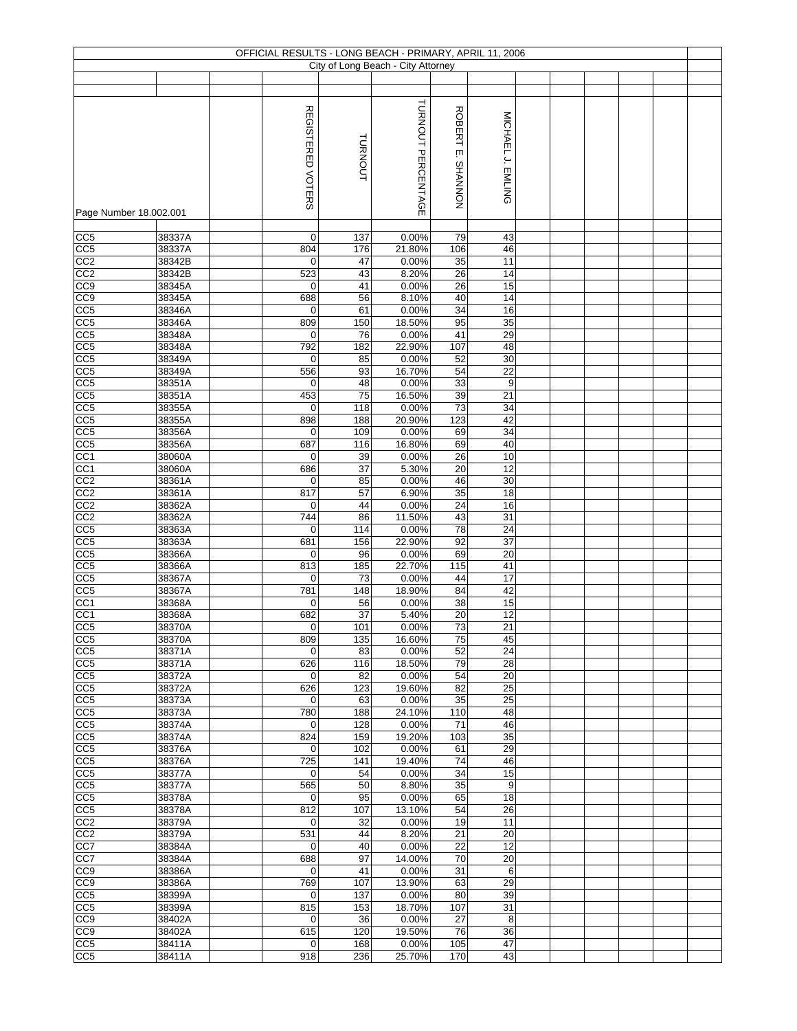# OFFICIAL RESULTS - LONG BEACH - PRIMARY, APRIL 11, 2006

## City of Long Beach - City Attorney

Page Number 18.002.001

| | | | REGISTERED VOTERS | TURNOUT | TURNOUT PERCENTAGE | ROBERT E. SHANNON | MICHAEL J. EMLING |
|---|---|---|---|---|---|---|---|
| CC5 | 38337A | | 0 | 137 | 0.00% | 79 | 43 |
| CC5 | 38337A | | 804 | 176 | 21.80% | 106 | 46 |
| CC2 | 38342B | | 0 | 47 | 0.00% | 35 | 11 |
| CC2 | 38342B | | 523 | 43 | 8.20% | 26 | 14 |
| CC9 | 38345A | | 0 | 41 | 0.00% | 26 | 15 |
| CC9 | 38345A | | 688 | 56 | 8.10% | 40 | 14 |
| CC5 | 38346A | | 0 | 61 | 0.00% | 34 | 16 |
| CC5 | 38346A | | 809 | 150 | 18.50% | 95 | 35 |
| CC5 | 38348A | | 0 | 76 | 0.00% | 41 | 29 |
| CC5 | 38348A | | 792 | 182 | 22.90% | 107 | 48 |
| CC5 | 38349A | | 0 | 85 | 0.00% | 52 | 30 |
| CC5 | 38349A | | 556 | 93 | 16.70% | 54 | 22 |
| CC5 | 38351A | | 0 | 48 | 0.00% | 33 | 9 |
| CC5 | 38351A | | 453 | 75 | 16.50% | 39 | 21 |
| CC5 | 38355A | | 0 | 118 | 0.00% | 73 | 34 |
| CC5 | 38355A | | 898 | 188 | 20.90% | 123 | 42 |
| CC5 | 38356A | | 0 | 109 | 0.00% | 69 | 34 |
| CC5 | 38356A | | 687 | 116 | 16.80% | 69 | 40 |
| CC1 | 38060A | | 0 | 39 | 0.00% | 26 | 10 |
| CC1 | 38060A | | 686 | 37 | 5.30% | 20 | 12 |
| CC2 | 38361A | | 0 | 85 | 0.00% | 46 | 30 |
| CC2 | 38361A | | 817 | 57 | 6.90% | 35 | 18 |
| CC2 | 38362A | | 0 | 44 | 0.00% | 24 | 16 |
| CC2 | 38362A | | 744 | 86 | 11.50% | 43 | 31 |
| CC5 | 38363A | | 0 | 114 | 0.00% | 78 | 24 |
| CC5 | 38363A | | 681 | 156 | 22.90% | 92 | 37 |
| CC5 | 38366A | | 0 | 96 | 0.00% | 69 | 20 |
| CC5 | 38366A | | 813 | 185 | 22.70% | 115 | 41 |
| CC5 | 38367A | | 0 | 73 | 0.00% | 44 | 17 |
| CC5 | 38367A | | 781 | 148 | 18.90% | 84 | 42 |
| CC1 | 38368A | | 0 | 56 | 0.00% | 38 | 15 |
| CC1 | 38368A | | 682 | 37 | 5.40% | 20 | 12 |
| CC5 | 38370A | | 0 | 101 | 0.00% | 73 | 21 |
| CC5 | 38370A | | 809 | 135 | 16.60% | 75 | 45 |
| CC5 | 38371A | | 0 | 83 | 0.00% | 52 | 24 |
| CC5 | 38371A | | 626 | 116 | 18.50% | 79 | 28 |
| CC5 | 38372A | | 0 | 82 | 0.00% | 54 | 20 |
| CC5 | 38372A | | 626 | 123 | 19.60% | 82 | 25 |
| CC5 | 38373A | | 0 | 63 | 0.00% | 35 | 25 |
| CC5 | 38373A | | 780 | 188 | 24.10% | 110 | 48 |
| CC5 | 38374A | | 0 | 128 | 0.00% | 71 | 46 |
| CC5 | 38374A | | 824 | 159 | 19.20% | 103 | 35 |
| CC5 | 38376A | | 0 | 102 | 0.00% | 61 | 29 |
| CC5 | 38376A | | 725 | 141 | 19.40% | 74 | 46 |
| CC5 | 38377A | | 0 | 54 | 0.00% | 34 | 15 |
| CC5 | 38377A | | 565 | 50 | 8.80% | 35 | 9 |
| CC5 | 38378A | | 0 | 95 | 0.00% | 65 | 18 |
| CC5 | 38378A | | 812 | 107 | 13.10% | 54 | 26 |
| CC2 | 38379A | | 0 | 32 | 0.00% | 19 | 11 |
| CC2 | 38379A | | 531 | 44 | 8.20% | 21 | 20 |
| CC7 | 38384A | | 0 | 40 | 0.00% | 22 | 12 |
| CC7 | 38384A | | 688 | 97 | 14.00% | 70 | 20 |
| CC9 | 38386A | | 0 | 41 | 0.00% | 31 | 6 |
| CC9 | 38386A | | 769 | 107 | 13.90% | 63 | 29 |
| CC5 | 38399A | | 0 | 137 | 0.00% | 80 | 39 |
| CC5 | 38399A | | 815 | 153 | 18.70% | 107 | 31 |
| CC9 | 38402A | | 0 | 36 | 0.00% | 27 | 8 |
| CC9 | 38402A | | 615 | 120 | 19.50% | 76 | 36 |
| CC5 | 38411A | | 0 | 168 | 0.00% | 105 | 47 |
| CC5 | 38411A | | 918 | 236 | 25.70% | 170 | 43 |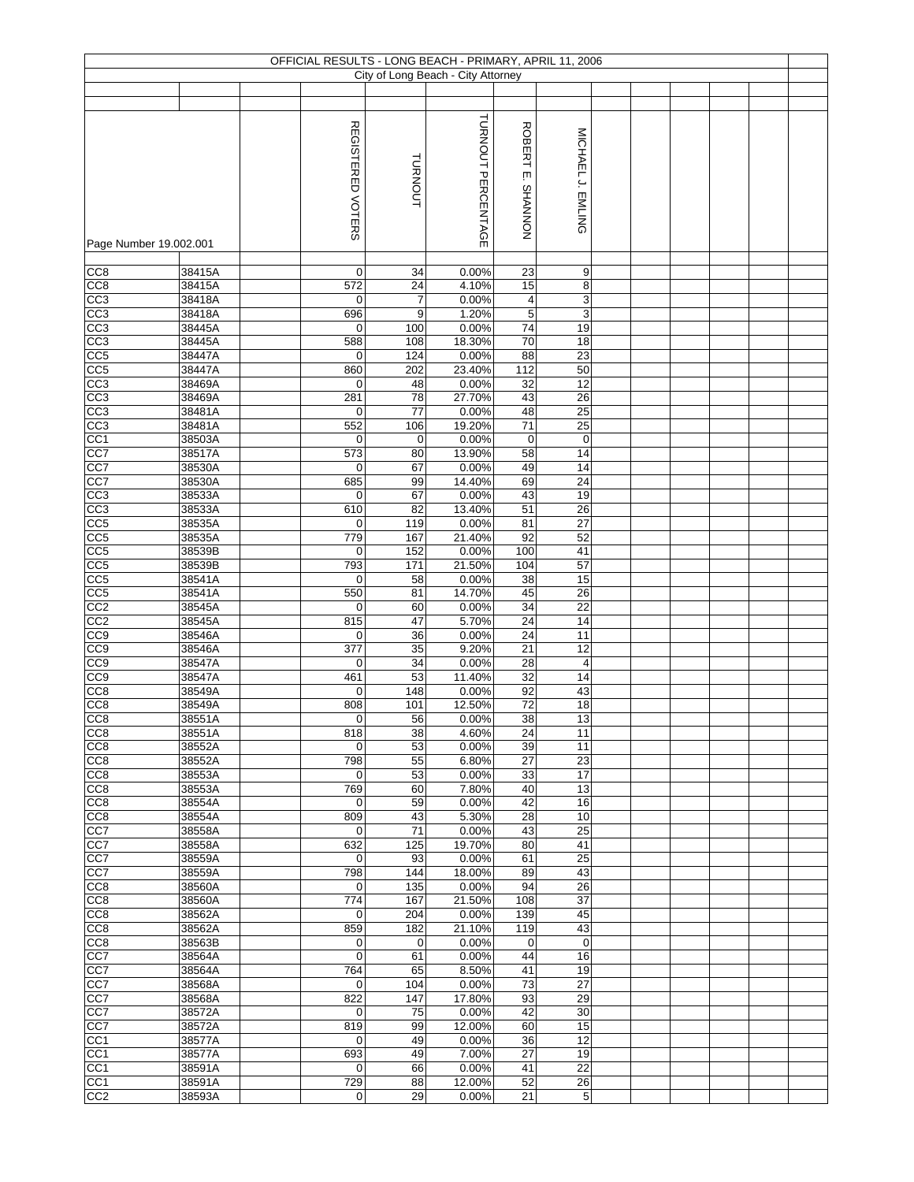# OFFICIAL RESULTS - LONG BEACH - PRIMARY, APRIL 11, 2006

## City of Long Beach - City Attorney

Page Number 19.002.001

| | | | REGISTERED VOTERS | TURNOUT | TURNOUT PERCENTAGE | ROBERT E. SHANNON | MICHAEL J. EMLING |
|---|---|---|---|---|---|---|---|
| CC8 | 38415A | | 0 | 34 | 0.00% | 23 | 9 |
| CC8 | 38415A | | 572 | 24 | 4.10% | 15 | 8 |
| CC3 | 38418A | | 0 | 7 | 0.00% | 4 | 3 |
| CC3 | 38418A | | 696 | 9 | 1.20% | 5 | 3 |
| CC3 | 38445A | | 0 | 100 | 0.00% | 74 | 19 |
| CC3 | 38445A | | 588 | 108 | 18.30% | 70 | 18 |
| CC5 | 38447A | | 0 | 124 | 0.00% | 88 | 23 |
| CC5 | 38447A | | 860 | 202 | 23.40% | 112 | 50 |
| CC3 | 38469A | | 0 | 48 | 0.00% | 32 | 12 |
| CC3 | 38469A | | 281 | 78 | 27.70% | 43 | 26 |
| CC3 | 38481A | | 0 | 77 | 0.00% | 48 | 25 |
| CC3 | 38481A | | 552 | 106 | 19.20% | 71 | 25 |
| CC1 | 38503A | | 0 | 0 | 0.00% | 0 | 0 |
| CC7 | 38517A | | 573 | 80 | 13.90% | 58 | 14 |
| CC7 | 38530A | | 0 | 67 | 0.00% | 49 | 14 |
| CC7 | 38530A | | 685 | 99 | 14.40% | 69 | 24 |
| CC3 | 38533A | | 0 | 67 | 0.00% | 43 | 19 |
| CC3 | 38533A | | 610 | 82 | 13.40% | 51 | 26 |
| CC5 | 38535A | | 0 | 119 | 0.00% | 81 | 27 |
| CC5 | 38535A | | 779 | 167 | 21.40% | 92 | 52 |
| CC5 | 38539B | | 0 | 152 | 0.00% | 100 | 41 |
| CC5 | 38539B | | 793 | 171 | 21.50% | 104 | 57 |
| CC5 | 38541A | | 0 | 58 | 0.00% | 38 | 15 |
| CC5 | 38541A | | 550 | 81 | 14.70% | 45 | 26 |
| CC2 | 38545A | | 0 | 60 | 0.00% | 34 | 22 |
| CC2 | 38545A | | 815 | 47 | 5.70% | 24 | 14 |
| CC9 | 38546A | | 0 | 36 | 0.00% | 24 | 11 |
| CC9 | 38546A | | 377 | 35 | 9.20% | 21 | 12 |
| CC9 | 38547A | | 0 | 34 | 0.00% | 28 | 4 |
| CC9 | 38547A | | 461 | 53 | 11.40% | 32 | 14 |
| CC8 | 38549A | | 0 | 148 | 0.00% | 92 | 43 |
| CC8 | 38549A | | 808 | 101 | 12.50% | 72 | 18 |
| CC8 | 38551A | | 0 | 56 | 0.00% | 38 | 13 |
| CC8 | 38551A | | 818 | 38 | 4.60% | 24 | 11 |
| CC8 | 38552A | | 0 | 53 | 0.00% | 39 | 11 |
| CC8 | 38552A | | 798 | 55 | 6.80% | 27 | 23 |
| CC8 | 38553A | | 0 | 53 | 0.00% | 33 | 17 |
| CC8 | 38553A | | 769 | 60 | 7.80% | 40 | 13 |
| CC8 | 38554A | | 0 | 59 | 0.00% | 42 | 16 |
| CC8 | 38554A | | 809 | 43 | 5.30% | 28 | 10 |
| CC7 | 38558A | | 0 | 71 | 0.00% | 43 | 25 |
| CC7 | 38558A | | 632 | 125 | 19.70% | 80 | 41 |
| CC7 | 38559A | | 0 | 93 | 0.00% | 61 | 25 |
| CC7 | 38559A | | 798 | 144 | 18.00% | 89 | 43 |
| CC8 | 38560A | | 0 | 135 | 0.00% | 94 | 26 |
| CC8 | 38560A | | 774 | 167 | 21.50% | 108 | 37 |
| CC8 | 38562A | | 0 | 204 | 0.00% | 139 | 45 |
| CC8 | 38562A | | 859 | 182 | 21.10% | 119 | 43 |
| CC8 | 38563B | | 0 | 0 | 0.00% | 0 | 0 |
| CC7 | 38564A | | 0 | 61 | 0.00% | 44 | 16 |
| CC7 | 38564A | | 764 | 65 | 8.50% | 41 | 19 |
| CC7 | 38568A | | 0 | 104 | 0.00% | 73 | 27 |
| CC7 | 38568A | | 822 | 147 | 17.80% | 93 | 29 |
| CC7 | 38572A | | 0 | 75 | 0.00% | 42 | 30 |
| CC7 | 38572A | | 819 | 99 | 12.00% | 60 | 15 |
| CC1 | 38577A | | 0 | 49 | 0.00% | 36 | 12 |
| CC1 | 38577A | | 693 | 49 | 7.00% | 27 | 19 |
| CC1 | 38591A | | 0 | 66 | 0.00% | 41 | 22 |
| CC1 | 38591A | | 729 | 88 | 12.00% | 52 | 26 |
| CC2 | 38593A | | 0 | 29 | 0.00% | 21 | 5 |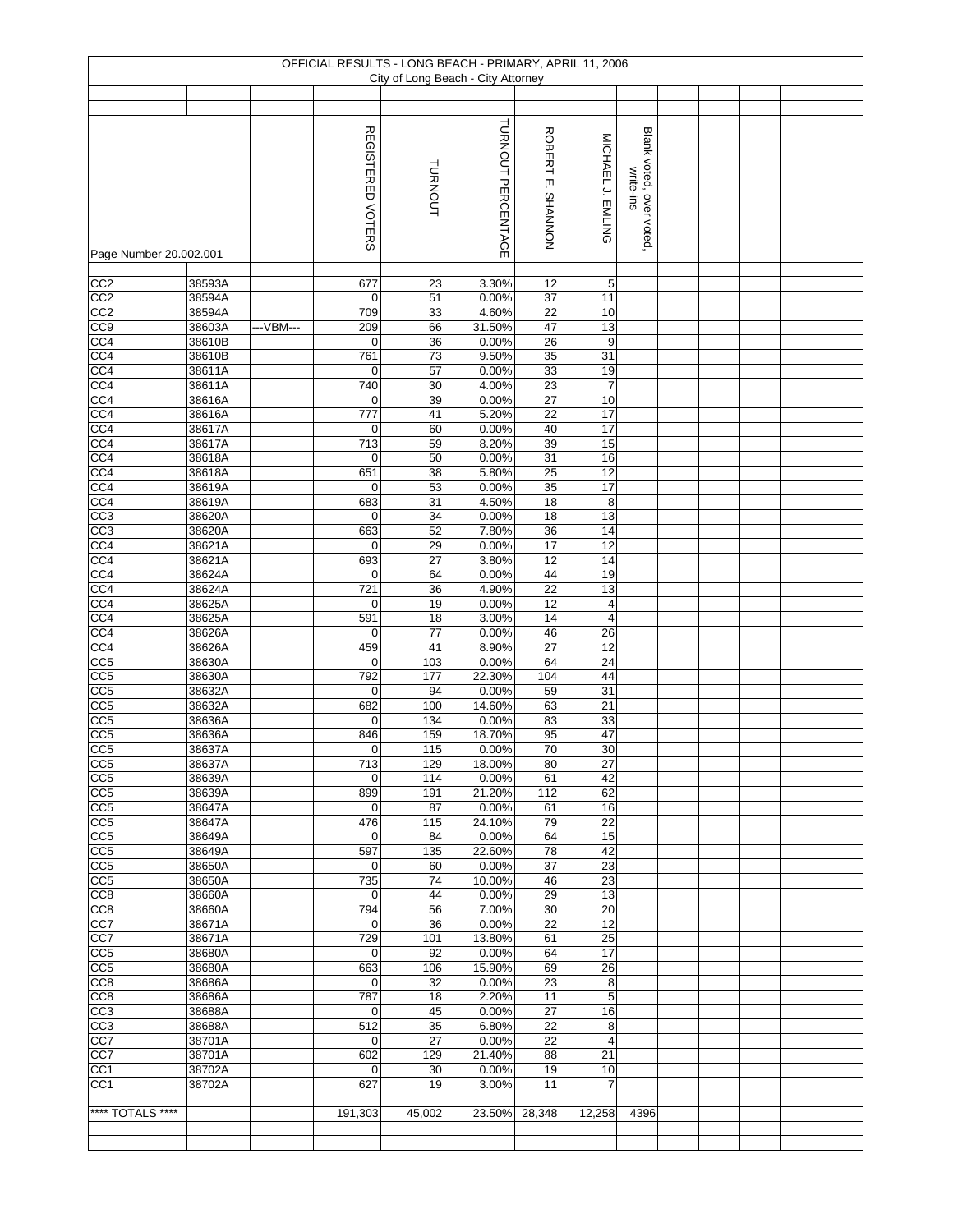# OFFICIAL RESULTS - LONG BEACH - PRIMARY, APRIL 11, 2006

## City of Long Beach - City Attorney

| Page Number 20.002.001 | | | REGISTERED VOTERS | TURNOUT | TURNOUT PERCENTAGE | ROBERT E. SHANNON | MICHAEL J. EMLING | Blank voted, over voted, write-ins |
|---|---|---|---|---|---|---|---|---|
| CC2 | 38593A | | 677 | 23 | 3.30% | 12 | 5 | |
| CC2 | 38594A | | 0 | 51 | 0.00% | 37 | 11 | |
| CC2 | 38594A | | 709 | 33 | 4.60% | 22 | 10 | |
| CC9 | 38603A | ---VBM--- | 209 | 66 | 31.50% | 47 | 13 | |
| CC4 | 38610B | | 0 | 36 | 0.00% | 26 | 9 | |
| CC4 | 38610B | | 761 | 73 | 9.50% | 35 | 31 | |
| CC4 | 38611A | | 0 | 57 | 0.00% | 33 | 19 | |
| CC4 | 38611A | | 740 | 30 | 4.00% | 23 | 7 | |
| CC4 | 38616A | | 0 | 39 | 0.00% | 27 | 10 | |
| CC4 | 38616A | | 777 | 41 | 5.20% | 22 | 17 | |
| CC4 | 38617A | | 0 | 60 | 0.00% | 40 | 17 | |
| CC4 | 38617A | | 713 | 59 | 8.20% | 39 | 15 | |
| CC4 | 38618A | | 0 | 50 | 0.00% | 31 | 16 | |
| CC4 | 38618A | | 651 | 38 | 5.80% | 25 | 12 | |
| CC4 | 38619A | | 0 | 53 | 0.00% | 35 | 17 | |
| CC4 | 38619A | | 683 | 31 | 4.50% | 18 | 8 | |
| CC3 | 38620A | | 0 | 34 | 0.00% | 18 | 13 | |
| CC3 | 38620A | | 663 | 52 | 7.80% | 36 | 14 | |
| CC4 | 38621A | | 0 | 29 | 0.00% | 17 | 12 | |
| CC4 | 38621A | | 693 | 27 | 3.80% | 12 | 14 | |
| CC4 | 38624A | | 0 | 64 | 0.00% | 44 | 19 | |
| CC4 | 38624A | | 721 | 36 | 4.90% | 22 | 13 | |
| CC4 | 38625A | | 0 | 19 | 0.00% | 12 | 4 | |
| CC4 | 38625A | | 591 | 18 | 3.00% | 14 | 4 | |
| CC4 | 38626A | | 0 | 77 | 0.00% | 46 | 26 | |
| CC4 | 38626A | | 459 | 41 | 8.90% | 27 | 12 | |
| CC5 | 38630A | | 0 | 103 | 0.00% | 64 | 24 | |
| CC5 | 38630A | | 792 | 177 | 22.30% | 104 | 44 | |
| CC5 | 38632A | | 0 | 94 | 0.00% | 59 | 31 | |
| CC5 | 38632A | | 682 | 100 | 14.60% | 63 | 21 | |
| CC5 | 38636A | | 0 | 134 | 0.00% | 83 | 33 | |
| CC5 | 38636A | | 846 | 159 | 18.70% | 95 | 47 | |
| CC5 | 38637A | | 0 | 115 | 0.00% | 70 | 30 | |
| CC5 | 38637A | | 713 | 129 | 18.00% | 80 | 27 | |
| CC5 | 38639A | | 0 | 114 | 0.00% | 61 | 42 | |
| CC5 | 38639A | | 899 | 191 | 21.20% | 112 | 62 | |
| CC5 | 38647A | | 0 | 87 | 0.00% | 61 | 16 | |
| CC5 | 38647A | | 476 | 115 | 24.10% | 79 | 22 | |
| CC5 | 38649A | | 0 | 84 | 0.00% | 64 | 15 | |
| CC5 | 38649A | | 597 | 135 | 22.60% | 78 | 42 | |
| CC5 | 38650A | | 0 | 60 | 0.00% | 37 | 23 | |
| CC5 | 38650A | | 735 | 74 | 10.00% | 46 | 23 | |
| CC8 | 38660A | | 0 | 44 | 0.00% | 29 | 13 | |
| CC8 | 38660A | | 794 | 56 | 7.00% | 30 | 20 | |
| CC7 | 38671A | | 0 | 36 | 0.00% | 22 | 12 | |
| CC7 | 38671A | | 729 | 101 | 13.80% | 61 | 25 | |
| CC5 | 38680A | | 0 | 92 | 0.00% | 64 | 17 | |
| CC5 | 38680A | | 663 | 106 | 15.90% | 69 | 26 | |
| CC8 | 38686A | | 0 | 32 | 0.00% | 23 | 8 | |
| CC8 | 38686A | | 787 | 18 | 2.20% | 11 | 5 | |
| CC3 | 38688A | | 0 | 45 | 0.00% | 27 | 16 | |
| CC3 | 38688A | | 512 | 35 | 6.80% | 22 | 8 | |
| CC7 | 38701A | | 0 | 27 | 0.00% | 22 | 4 | |
| CC7 | 38701A | | 602 | 129 | 21.40% | 88 | 21 | |
| CC1 | 38702A | | 0 | 30 | 0.00% | 19 | 10 | |
| CC1 | 38702A | | 627 | 19 | 3.00% | 11 | 7 | |
| **** TOTALS **** | | | 191,303 | 45,002 | 23.50% | 28,348 | 12,258 | 4396 |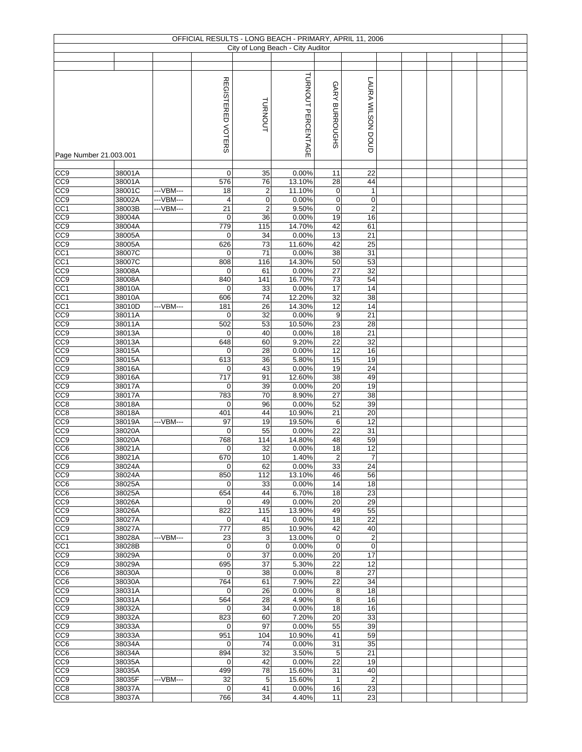# OFFICIAL RESULTS - LONG BEACH - PRIMARY, APRIL 11, 2006

## City of Long Beach - City Auditor

Page Number 21.003.001

| | | | REGISTERED VOTERS | TURNOUT | TURNOUT PERCENTAGE | GARY BURROUGHS | LAURA WILSON DOUD |
|---|---|---|---|---|---|---|---|
| CC9 | 38001A | | 0 | 35 | 0.00% | 11 | 22 |
| CC9 | 38001A | | 576 | 76 | 13.10% | 28 | 44 |
| CC9 | 38001C | ---VBM--- | 18 | 2 | 11.10% | 0 | 1 |
| CC9 | 38002A | ---VBM--- | 4 | 0 | 0.00% | 0 | 0 |
| CC1 | 38003B | ---VBM--- | 21 | 2 | 9.50% | 0 | 2 |
| CC9 | 38004A | | 0 | 36 | 0.00% | 19 | 16 |
| CC9 | 38004A | | 779 | 115 | 14.70% | 42 | 61 |
| CC9 | 38005A | | 0 | 34 | 0.00% | 13 | 21 |
| CC9 | 38005A | | 626 | 73 | 11.60% | 42 | 25 |
| CC1 | 38007C | | 0 | 71 | 0.00% | 38 | 31 |
| CC1 | 38007C | | 808 | 116 | 14.30% | 50 | 53 |
| CC9 | 38008A | | 0 | 61 | 0.00% | 27 | 32 |
| CC9 | 38008A | | 840 | 141 | 16.70% | 73 | 54 |
| CC1 | 38010A | | 0 | 33 | 0.00% | 17 | 14 |
| CC1 | 38010A | | 606 | 74 | 12.20% | 32 | 38 |
| CC1 | 38010D | ---VBM--- | 181 | 26 | 14.30% | 12 | 14 |
| CC9 | 38011A | | 0 | 32 | 0.00% | 9 | 21 |
| CC9 | 38011A | | 502 | 53 | 10.50% | 23 | 28 |
| CC9 | 38013A | | 0 | 40 | 0.00% | 18 | 21 |
| CC9 | 38013A | | 648 | 60 | 9.20% | 22 | 32 |
| CC9 | 38015A | | 0 | 28 | 0.00% | 12 | 16 |
| CC9 | 38015A | | 613 | 36 | 5.80% | 15 | 19 |
| CC9 | 38016A | | 0 | 43 | 0.00% | 19 | 24 |
| CC9 | 38016A | | 717 | 91 | 12.60% | 38 | 49 |
| CC9 | 38017A | | 0 | 39 | 0.00% | 20 | 19 |
| CC9 | 38017A | | 783 | 70 | 8.90% | 27 | 38 |
| CC8 | 38018A | | 0 | 96 | 0.00% | 52 | 39 |
| CC8 | 38018A | | 401 | 44 | 10.90% | 21 | 20 |
| CC9 | 38019A | ---VBM--- | 97 | 19 | 19.50% | 6 | 12 |
| CC9 | 38020A | | 0 | 55 | 0.00% | 22 | 31 |
| CC9 | 38020A | | 768 | 114 | 14.80% | 48 | 59 |
| CC6 | 38021A | | 0 | 32 | 0.00% | 18 | 12 |
| CC6 | 38021A | | 670 | 10 | 1.40% | 2 | 7 |
| CC9 | 38024A | | 0 | 62 | 0.00% | 33 | 24 |
| CC9 | 38024A | | 850 | 112 | 13.10% | 46 | 56 |
| CC6 | 38025A | | 0 | 33 | 0.00% | 14 | 18 |
| CC6 | 38025A | | 654 | 44 | 6.70% | 18 | 23 |
| CC9 | 38026A | | 0 | 49 | 0.00% | 20 | 29 |
| CC9 | 38026A | | 822 | 115 | 13.90% | 49 | 55 |
| CC9 | 38027A | | 0 | 41 | 0.00% | 18 | 22 |
| CC9 | 38027A | | 777 | 85 | 10.90% | 42 | 40 |
| CC1 | 38028A | ---VBM--- | 23 | 3 | 13.00% | 0 | 2 |
| CC1 | 38028B | | 0 | 0 | 0.00% | 0 | 0 |
| CC9 | 38029A | | 0 | 37 | 0.00% | 20 | 17 |
| CC9 | 38029A | | 695 | 37 | 5.30% | 22 | 12 |
| CC6 | 38030A | | 0 | 38 | 0.00% | 8 | 27 |
| CC6 | 38030A | | 764 | 61 | 7.90% | 22 | 34 |
| CC9 | 38031A | | 0 | 26 | 0.00% | 8 | 18 |
| CC9 | 38031A | | 564 | 28 | 4.90% | 8 | 16 |
| CC9 | 38032A | | 0 | 34 | 0.00% | 18 | 16 |
| CC9 | 38032A | | 823 | 60 | 7.20% | 20 | 33 |
| CC9 | 38033A | | 0 | 97 | 0.00% | 55 | 39 |
| CC9 | 38033A | | 951 | 104 | 10.90% | 41 | 59 |
| CC6 | 38034A | | 0 | 74 | 0.00% | 31 | 35 |
| CC6 | 38034A | | 894 | 32 | 3.50% | 5 | 21 |
| CC9 | 38035A | | 0 | 42 | 0.00% | 22 | 19 |
| CC9 | 38035A | | 499 | 78 | 15.60% | 31 | 40 |
| CC9 | 38035F | ---VBM--- | 32 | 5 | 15.60% | 1 | 2 |
| CC8 | 38037A | | 0 | 41 | 0.00% | 16 | 23 |
| CC8 | 38037A | | 766 | 34 | 4.40% | 11 | 23 |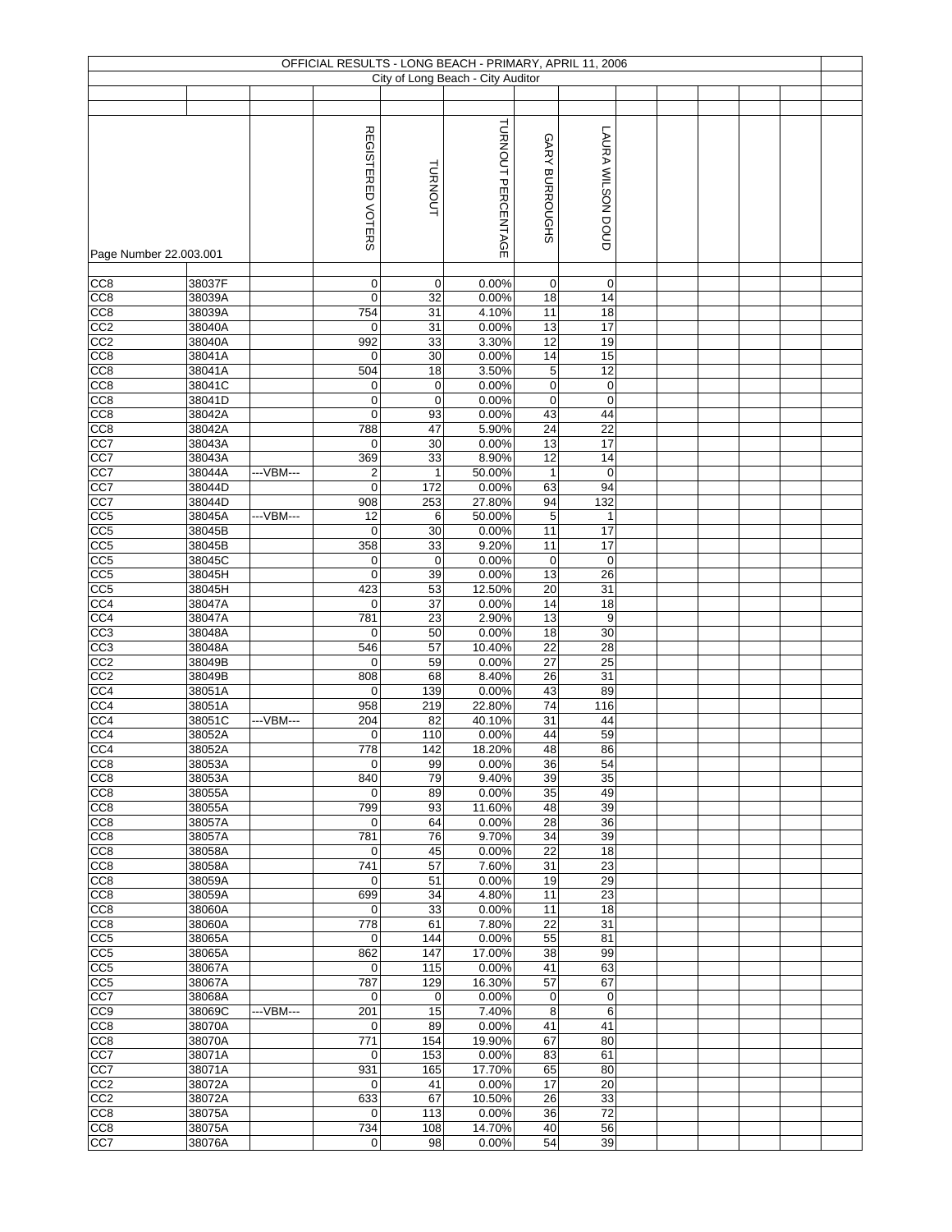OFFICIAL RESULTS - LONG BEACH - PRIMARY, APRIL 11, 2006

City of Long Beach - City Auditor

Page Number 22.003.001

| | | | REGISTERED VOTERS | TURNOUT | TURNOUT PERCENTAGE | GARY BURROUGHS | LAURA WILSON DOUD |
|---|---|---|---|---|---|---|---|
| CC8 | 38037F | | 0 | 0 | 0.00% | 0 | 0 |
| CC8 | 38039A | | 0 | 32 | 0.00% | 18 | 14 |
| CC8 | 38039A | | 754 | 31 | 4.10% | 11 | 18 |
| CC2 | 38040A | | 0 | 31 | 0.00% | 13 | 17 |
| CC2 | 38040A | | 992 | 33 | 3.30% | 12 | 19 |
| CC8 | 38041A | | 0 | 30 | 0.00% | 14 | 15 |
| CC8 | 38041A | | 504 | 18 | 3.50% | 5 | 12 |
| CC8 | 38041C | | 0 | 0 | 0.00% | 0 | 0 |
| CC8 | 38041D | | 0 | 0 | 0.00% | 0 | 0 |
| CC8 | 38042A | | 0 | 93 | 0.00% | 43 | 44 |
| CC8 | 38042A | | 788 | 47 | 5.90% | 24 | 22 |
| CC7 | 38043A | | 0 | 30 | 0.00% | 13 | 17 |
| CC7 | 38043A | | 369 | 33 | 8.90% | 12 | 14 |
| CC7 | 38044A | ---VBM--- | 2 | 1 | 50.00% | 1 | 0 |
| CC7 | 38044D | | 0 | 172 | 0.00% | 63 | 94 |
| CC7 | 38044D | | 908 | 253 | 27.80% | 94 | 132 |
| CC5 | 38045A | ---VBM--- | 12 | 6 | 50.00% | 5 | 1 |
| CC5 | 38045B | | 0 | 30 | 0.00% | 11 | 17 |
| CC5 | 38045B | | 358 | 33 | 9.20% | 11 | 17 |
| CC5 | 38045C | | 0 | 0 | 0.00% | 0 | 0 |
| CC5 | 38045H | | 0 | 39 | 0.00% | 13 | 26 |
| CC5 | 38045H | | 423 | 53 | 12.50% | 20 | 31 |
| CC4 | 38047A | | 0 | 37 | 0.00% | 14 | 18 |
| CC4 | 38047A | | 781 | 23 | 2.90% | 13 | 9 |
| CC3 | 38048A | | 0 | 50 | 0.00% | 18 | 30 |
| CC3 | 38048A | | 546 | 57 | 10.40% | 22 | 28 |
| CC2 | 38049B | | 0 | 59 | 0.00% | 27 | 25 |
| CC2 | 38049B | | 808 | 68 | 8.40% | 26 | 31 |
| CC4 | 38051A | | 0 | 139 | 0.00% | 43 | 89 |
| CC4 | 38051A | | 958 | 219 | 22.80% | 74 | 116 |
| CC4 | 38051C | ---VBM--- | 204 | 82 | 40.10% | 31 | 44 |
| CC4 | 38052A | | 0 | 110 | 0.00% | 44 | 59 |
| CC4 | 38052A | | 778 | 142 | 18.20% | 48 | 86 |
| CC8 | 38053A | | 0 | 99 | 0.00% | 36 | 54 |
| CC8 | 38053A | | 840 | 79 | 9.40% | 39 | 35 |
| CC8 | 38055A | | 0 | 89 | 0.00% | 35 | 49 |
| CC8 | 38055A | | 799 | 93 | 11.60% | 48 | 39 |
| CC8 | 38057A | | 0 | 64 | 0.00% | 28 | 36 |
| CC8 | 38057A | | 781 | 76 | 9.70% | 34 | 39 |
| CC8 | 38058A | | 0 | 45 | 0.00% | 22 | 18 |
| CC8 | 38058A | | 741 | 57 | 7.60% | 31 | 23 |
| CC8 | 38059A | | 0 | 51 | 0.00% | 19 | 29 |
| CC8 | 38059A | | 699 | 34 | 4.80% | 11 | 23 |
| CC8 | 38060A | | 0 | 33 | 0.00% | 11 | 18 |
| CC8 | 38060A | | 778 | 61 | 7.80% | 22 | 31 |
| CC5 | 38065A | | 0 | 144 | 0.00% | 55 | 81 |
| CC5 | 38065A | | 862 | 147 | 17.00% | 38 | 99 |
| CC5 | 38067A | | 0 | 115 | 0.00% | 41 | 63 |
| CC5 | 38067A | | 787 | 129 | 16.30% | 57 | 67 |
| CC7 | 38068A | | 0 | 0 | 0.00% | 0 | 0 |
| CC9 | 38069C | ---VBM--- | 201 | 15 | 7.40% | 8 | 6 |
| CC8 | 38070A | | 0 | 89 | 0.00% | 41 | 41 |
| CC8 | 38070A | | 771 | 154 | 19.90% | 67 | 80 |
| CC7 | 38071A | | 0 | 153 | 0.00% | 83 | 61 |
| CC7 | 38071A | | 931 | 165 | 17.70% | 65 | 80 |
| CC2 | 38072A | | 0 | 41 | 0.00% | 17 | 20 |
| CC2 | 38072A | | 633 | 67 | 10.50% | 26 | 33 |
| CC8 | 38075A | | 0 | 113 | 0.00% | 36 | 72 |
| CC8 | 38075A | | 734 | 108 | 14.70% | 40 | 56 |
| CC7 | 38076A | | 0 | 98 | 0.00% | 54 | 39 |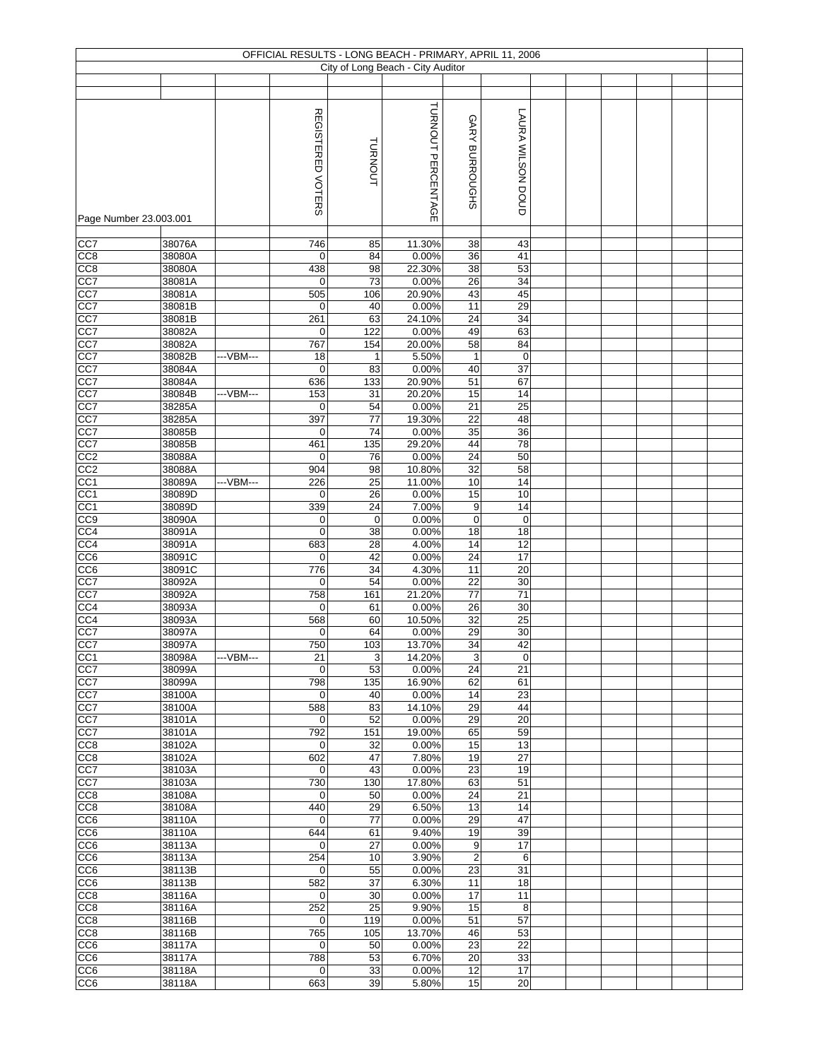OFFICIAL RESULTS - LONG BEACH - PRIMARY, APRIL 11, 2006

City of Long Beach - City Auditor

Page Number 23.003.001

| | | | REGISTERED VOTERS | TURNOUT | TURNOUT PERCENTAGE | GARY BURROUGHS | LAURA WILSON DOUD |
|---|---|---|---|---|---|---|---|
| CC7 | 38076A | | 746 | 85 | 11.30% | 38 | 43 |
| CC8 | 38080A | | 0 | 84 | 0.00% | 36 | 41 |
| CC8 | 38080A | | 438 | 98 | 22.30% | 38 | 53 |
| CC7 | 38081A | | 0 | 73 | 0.00% | 26 | 34 |
| CC7 | 38081A | | 505 | 106 | 20.90% | 43 | 45 |
| CC7 | 38081B | | 0 | 40 | 0.00% | 11 | 29 |
| CC7 | 38081B | | 261 | 63 | 24.10% | 24 | 34 |
| CC7 | 38082A | | 0 | 122 | 0.00% | 49 | 63 |
| CC7 | 38082A | | 767 | 154 | 20.00% | 58 | 84 |
| CC7 | 38082B | ---VBM--- | 18 | 1 | 5.50% | 1 | 0 |
| CC7 | 38084A | | 0 | 83 | 0.00% | 40 | 37 |
| CC7 | 38084A | | 636 | 133 | 20.90% | 51 | 67 |
| CC7 | 38084B | ---VBM--- | 153 | 31 | 20.20% | 15 | 14 |
| CC7 | 38285A | | 0 | 54 | 0.00% | 21 | 25 |
| CC7 | 38285A | | 397 | 77 | 19.30% | 22 | 48 |
| CC7 | 38085B | | 0 | 74 | 0.00% | 35 | 36 |
| CC7 | 38085B | | 461 | 135 | 29.20% | 44 | 78 |
| CC2 | 38088A | | 0 | 76 | 0.00% | 24 | 50 |
| CC2 | 38088A | | 904 | 98 | 10.80% | 32 | 58 |
| CC1 | 38089A | ---VBM--- | 226 | 25 | 11.00% | 10 | 14 |
| CC1 | 38089D | | 0 | 26 | 0.00% | 15 | 10 |
| CC1 | 38089D | | 339 | 24 | 7.00% | 9 | 14 |
| CC9 | 38090A | | 0 | 0 | 0.00% | 0 | 0 |
| CC4 | 38091A | | 0 | 38 | 0.00% | 18 | 18 |
| CC4 | 38091A | | 683 | 28 | 4.00% | 14 | 12 |
| CC6 | 38091C | | 0 | 42 | 0.00% | 24 | 17 |
| CC6 | 38091C | | 776 | 34 | 4.30% | 11 | 20 |
| CC7 | 38092A | | 0 | 54 | 0.00% | 22 | 30 |
| CC7 | 38092A | | 758 | 161 | 21.20% | 77 | 71 |
| CC4 | 38093A | | 0 | 61 | 0.00% | 26 | 30 |
| CC4 | 38093A | | 568 | 60 | 10.50% | 32 | 25 |
| CC7 | 38097A | | 0 | 64 | 0.00% | 29 | 30 |
| CC7 | 38097A | | 750 | 103 | 13.70% | 34 | 42 |
| CC1 | 38098A | ---VBM--- | 21 | 3 | 14.20% | 3 | 0 |
| CC7 | 38099A | | 0 | 53 | 0.00% | 24 | 21 |
| CC7 | 38099A | | 798 | 135 | 16.90% | 62 | 61 |
| CC7 | 38100A | | 0 | 40 | 0.00% | 14 | 23 |
| CC7 | 38100A | | 588 | 83 | 14.10% | 29 | 44 |
| CC7 | 38101A | | 0 | 52 | 0.00% | 29 | 20 |
| CC7 | 38101A | | 792 | 151 | 19.00% | 65 | 59 |
| CC8 | 38102A | | 0 | 32 | 0.00% | 15 | 13 |
| CC8 | 38102A | | 602 | 47 | 7.80% | 19 | 27 |
| CC7 | 38103A | | 0 | 43 | 0.00% | 23 | 19 |
| CC7 | 38103A | | 730 | 130 | 17.80% | 63 | 51 |
| CC8 | 38108A | | 0 | 50 | 0.00% | 24 | 21 |
| CC8 | 38108A | | 440 | 29 | 6.50% | 13 | 14 |
| CC6 | 38110A | | 0 | 77 | 0.00% | 29 | 47 |
| CC6 | 38110A | | 644 | 61 | 9.40% | 19 | 39 |
| CC6 | 38113A | | 0 | 27 | 0.00% | 9 | 17 |
| CC6 | 38113A | | 254 | 10 | 3.90% | 2 | 6 |
| CC6 | 38113B | | 0 | 55 | 0.00% | 23 | 31 |
| CC6 | 38113B | | 582 | 37 | 6.30% | 11 | 18 |
| CC8 | 38116A | | 0 | 30 | 0.00% | 17 | 11 |
| CC8 | 38116A | | 252 | 25 | 9.90% | 15 | 8 |
| CC8 | 38116B | | 0 | 119 | 0.00% | 51 | 57 |
| CC8 | 38116B | | 765 | 105 | 13.70% | 46 | 53 |
| CC6 | 38117A | | 0 | 50 | 0.00% | 23 | 22 |
| CC6 | 38117A | | 788 | 53 | 6.70% | 20 | 33 |
| CC6 | 38118A | | 0 | 33 | 0.00% | 12 | 17 |
| CC6 | 38118A | | 663 | 39 | 5.80% | 15 | 20 |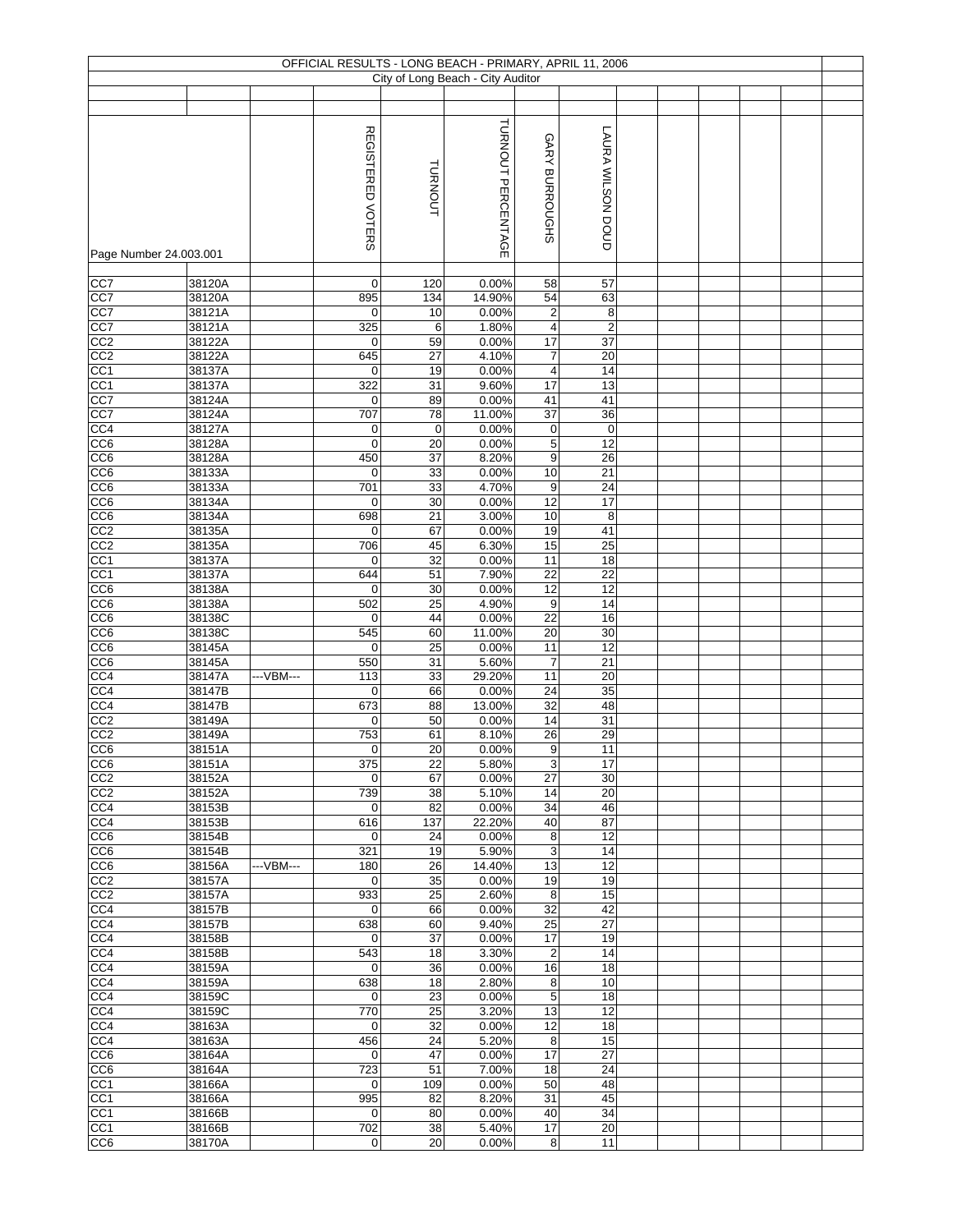OFFICIAL RESULTS - LONG BEACH - PRIMARY, APRIL 11, 2006

City of Long Beach - City Auditor

Page Number 24.003.001

| | | | REGISTERED VOTERS | TURNOUT | TURNOUT PERCENTAGE | GARY BURROUGHS | LAURA WILSON DOUD |
|---|---|---|---|---|---|---|---|
| CC7 | 38120A | | 0 | 120 | 0.00% | 58 | 57 |
| CC7 | 38120A | | 895 | 134 | 14.90% | 54 | 63 |
| CC7 | 38121A | | 0 | 10 | 0.00% | 2 | 8 |
| CC7 | 38121A | | 325 | 6 | 1.80% | 4 | 2 |
| CC2 | 38122A | | 0 | 59 | 0.00% | 17 | 37 |
| CC2 | 38122A | | 645 | 27 | 4.10% | 7 | 20 |
| CC1 | 38137A | | 0 | 19 | 0.00% | 4 | 14 |
| CC1 | 38137A | | 322 | 31 | 9.60% | 17 | 13 |
| CC7 | 38124A | | 0 | 89 | 0.00% | 41 | 41 |
| CC7 | 38124A | | 707 | 78 | 11.00% | 37 | 36 |
| CC4 | 38127A | | 0 | 0 | 0.00% | 0 | 0 |
| CC6 | 38128A | | 0 | 20 | 0.00% | 5 | 12 |
| CC6 | 38128A | | 450 | 37 | 8.20% | 9 | 26 |
| CC6 | 38133A | | 0 | 33 | 0.00% | 10 | 21 |
| CC6 | 38133A | | 701 | 33 | 4.70% | 9 | 24 |
| CC6 | 38134A | | 0 | 30 | 0.00% | 12 | 17 |
| CC6 | 38134A | | 698 | 21 | 3.00% | 10 | 8 |
| CC2 | 38135A | | 0 | 67 | 0.00% | 19 | 41 |
| CC2 | 38135A | | 706 | 45 | 6.30% | 15 | 25 |
| CC1 | 38137A | | 0 | 32 | 0.00% | 11 | 18 |
| CC1 | 38137A | | 644 | 51 | 7.90% | 22 | 22 |
| CC6 | 38138A | | 0 | 30 | 0.00% | 12 | 12 |
| CC6 | 38138A | | 502 | 25 | 4.90% | 9 | 14 |
| CC6 | 38138C | | 0 | 44 | 0.00% | 22 | 16 |
| CC6 | 38138C | | 545 | 60 | 11.00% | 20 | 30 |
| CC6 | 38145A | | 0 | 25 | 0.00% | 11 | 12 |
| CC6 | 38145A | | 550 | 31 | 5.60% | 7 | 21 |
| CC4 | 38147A | ---VBM--- | 113 | 33 | 29.20% | 11 | 20 |
| CC4 | 38147B | | 0 | 66 | 0.00% | 24 | 35 |
| CC4 | 38147B | | 673 | 88 | 13.00% | 32 | 48 |
| CC2 | 38149A | | 0 | 50 | 0.00% | 14 | 31 |
| CC2 | 38149A | | 753 | 61 | 8.10% | 26 | 29 |
| CC6 | 38151A | | 0 | 20 | 0.00% | 9 | 11 |
| CC6 | 38151A | | 375 | 22 | 5.80% | 3 | 17 |
| CC2 | 38152A | | 0 | 67 | 0.00% | 27 | 30 |
| CC2 | 38152A | | 739 | 38 | 5.10% | 14 | 20 |
| CC4 | 38153B | | 0 | 82 | 0.00% | 34 | 46 |
| CC4 | 38153B | | 616 | 137 | 22.20% | 40 | 87 |
| CC6 | 38154B | | 0 | 24 | 0.00% | 8 | 12 |
| CC6 | 38154B | | 321 | 19 | 5.90% | 3 | 14 |
| CC6 | 38156A | ---VBM--- | 180 | 26 | 14.40% | 13 | 12 |
| CC2 | 38157A | | 0 | 35 | 0.00% | 19 | 19 |
| CC2 | 38157A | | 933 | 25 | 2.60% | 8 | 15 |
| CC4 | 38157B | | 0 | 66 | 0.00% | 32 | 42 |
| CC4 | 38157B | | 638 | 60 | 9.40% | 25 | 27 |
| CC4 | 38158B | | 0 | 37 | 0.00% | 17 | 19 |
| CC4 | 38158B | | 543 | 18 | 3.30% | 2 | 14 |
| CC4 | 38159A | | 0 | 36 | 0.00% | 16 | 18 |
| CC4 | 38159A | | 638 | 18 | 2.80% | 8 | 10 |
| CC4 | 38159C | | 0 | 23 | 0.00% | 5 | 18 |
| CC4 | 38159C | | 770 | 25 | 3.20% | 13 | 12 |
| CC4 | 38163A | | 0 | 32 | 0.00% | 12 | 18 |
| CC4 | 38163A | | 456 | 24 | 5.20% | 8 | 15 |
| CC6 | 38164A | | 0 | 47 | 0.00% | 17 | 27 |
| CC6 | 38164A | | 723 | 51 | 7.00% | 18 | 24 |
| CC1 | 38166A | | 0 | 109 | 0.00% | 50 | 48 |
| CC1 | 38166A | | 995 | 82 | 8.20% | 31 | 45 |
| CC1 | 38166B | | 0 | 80 | 0.00% | 40 | 34 |
| CC1 | 38166B | | 702 | 38 | 5.40% | 17 | 20 |
| CC6 | 38170A | | 0 | 20 | 0.00% | 8 | 11 |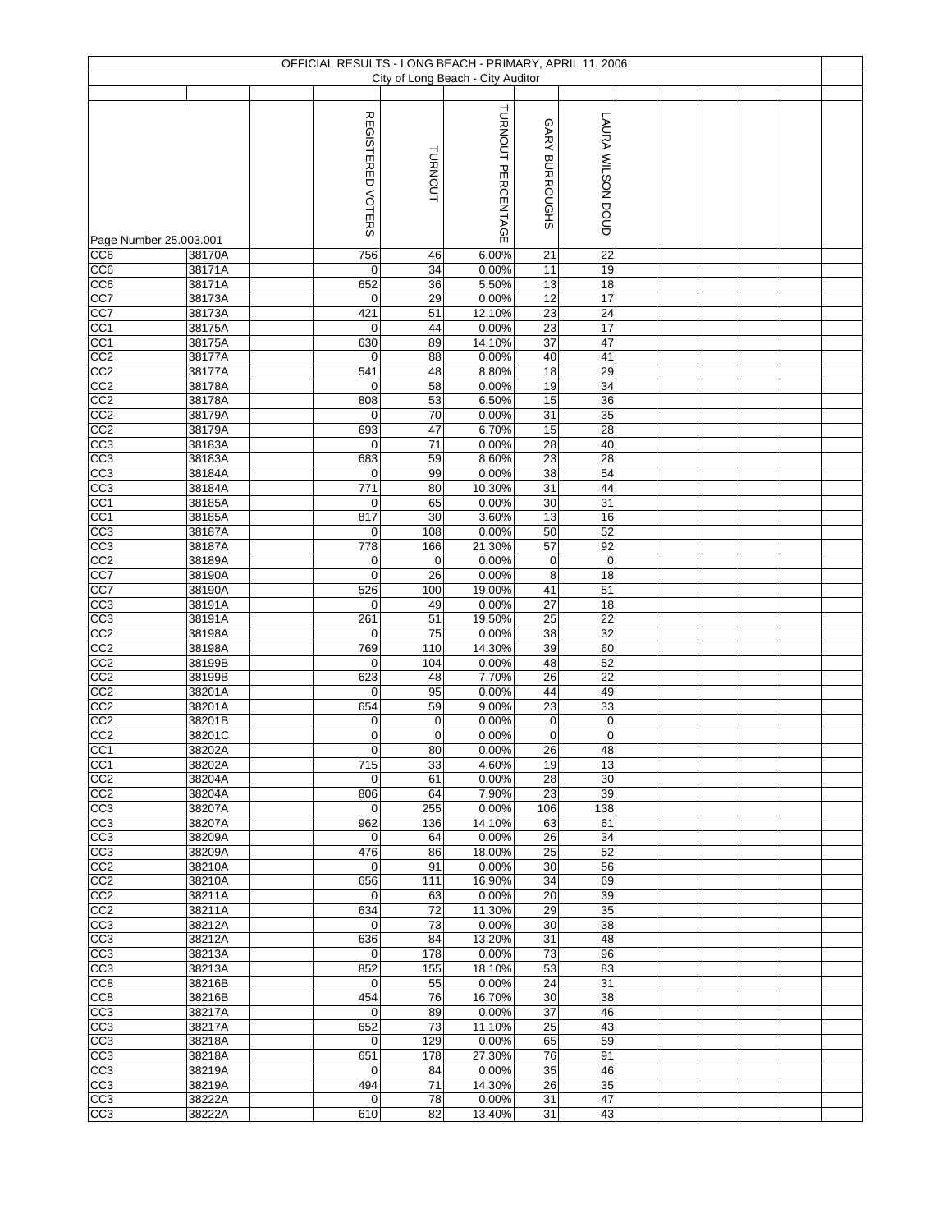OFFICIAL RESULTS - LONG BEACH - PRIMARY, APRIL 11, 2006

City of Long Beach - City Auditor

| Page Number 25.003.001 | | | REGISTERED VOTERS | TURNOUT | TURNOUT PERCENTAGE | GARY BURROUGHS | LAURA WILSON DOUD |
|---|---|---|---|---|---|---|---|
| CC6 | 38170A | | 756 | 46 | 6.00% | 21 | 22 |
| CC6 | 38171A | | 0 | 34 | 0.00% | 11 | 19 |
| CC6 | 38171A | | 652 | 36 | 5.50% | 13 | 18 |
| CC7 | 38173A | | 0 | 29 | 0.00% | 12 | 17 |
| CC7 | 38173A | | 421 | 51 | 12.10% | 23 | 24 |
| CC1 | 38175A | | 0 | 44 | 0.00% | 23 | 17 |
| CC1 | 38175A | | 630 | 89 | 14.10% | 37 | 47 |
| CC2 | 38177A | | 0 | 88 | 0.00% | 40 | 41 |
| CC2 | 38177A | | 541 | 48 | 8.80% | 18 | 29 |
| CC2 | 38178A | | 0 | 58 | 0.00% | 19 | 34 |
| CC2 | 38178A | | 808 | 53 | 6.50% | 15 | 36 |
| CC2 | 38179A | | 0 | 70 | 0.00% | 31 | 35 |
| CC2 | 38179A | | 693 | 47 | 6.70% | 15 | 28 |
| CC3 | 38183A | | 0 | 71 | 0.00% | 28 | 40 |
| CC3 | 38183A | | 683 | 59 | 8.60% | 23 | 28 |
| CC3 | 38184A | | 0 | 99 | 0.00% | 38 | 54 |
| CC3 | 38184A | | 771 | 80 | 10.30% | 31 | 44 |
| CC1 | 38185A | | 0 | 65 | 0.00% | 30 | 31 |
| CC1 | 38185A | | 817 | 30 | 3.60% | 13 | 16 |
| CC3 | 38187A | | 0 | 108 | 0.00% | 50 | 52 |
| CC3 | 38187A | | 778 | 166 | 21.30% | 57 | 92 |
| CC2 | 38189A | | 0 | 0 | 0.00% | 0 | 0 |
| CC7 | 38190A | | 0 | 26 | 0.00% | 8 | 18 |
| CC7 | 38190A | | 526 | 100 | 19.00% | 41 | 51 |
| CC3 | 38191A | | 0 | 49 | 0.00% | 27 | 18 |
| CC3 | 38191A | | 261 | 51 | 19.50% | 25 | 22 |
| CC2 | 38198A | | 0 | 75 | 0.00% | 38 | 32 |
| CC2 | 38198A | | 769 | 110 | 14.30% | 39 | 60 |
| CC2 | 38199B | | 0 | 104 | 0.00% | 48 | 52 |
| CC2 | 38199B | | 623 | 48 | 7.70% | 26 | 22 |
| CC2 | 38201A | | 0 | 95 | 0.00% | 44 | 49 |
| CC2 | 38201A | | 654 | 59 | 9.00% | 23 | 33 |
| CC2 | 38201B | | 0 | 0 | 0.00% | 0 | 0 |
| CC2 | 38201C | | 0 | 0 | 0.00% | 0 | 0 |
| CC1 | 38202A | | 0 | 80 | 0.00% | 26 | 48 |
| CC1 | 38202A | | 715 | 33 | 4.60% | 19 | 13 |
| CC2 | 38204A | | 0 | 61 | 0.00% | 28 | 30 |
| CC2 | 38204A | | 806 | 64 | 7.90% | 23 | 39 |
| CC3 | 38207A | | 0 | 255 | 0.00% | 106 | 138 |
| CC3 | 38207A | | 962 | 136 | 14.10% | 63 | 61 |
| CC3 | 38209A | | 0 | 64 | 0.00% | 26 | 34 |
| CC3 | 38209A | | 476 | 86 | 18.00% | 25 | 52 |
| CC2 | 38210A | | 0 | 91 | 0.00% | 30 | 56 |
| CC2 | 38210A | | 656 | 111 | 16.90% | 34 | 69 |
| CC2 | 38211A | | 0 | 63 | 0.00% | 20 | 39 |
| CC2 | 38211A | | 634 | 72 | 11.30% | 29 | 35 |
| CC3 | 38212A | | 0 | 73 | 0.00% | 30 | 38 |
| CC3 | 38212A | | 636 | 84 | 13.20% | 31 | 48 |
| CC3 | 38213A | | 0 | 178 | 0.00% | 73 | 96 |
| CC3 | 38213A | | 852 | 155 | 18.10% | 53 | 83 |
| CC8 | 38216B | | 0 | 55 | 0.00% | 24 | 31 |
| CC8 | 38216B | | 454 | 76 | 16.70% | 30 | 38 |
| CC3 | 38217A | | 0 | 89 | 0.00% | 37 | 46 |
| CC3 | 38217A | | 652 | 73 | 11.10% | 25 | 43 |
| CC3 | 38218A | | 0 | 129 | 0.00% | 65 | 59 |
| CC3 | 38218A | | 651 | 178 | 27.30% | 76 | 91 |
| CC3 | 38219A | | 0 | 84 | 0.00% | 35 | 46 |
| CC3 | 38219A | | 494 | 71 | 14.30% | 26 | 35 |
| CC3 | 38222A | | 0 | 78 | 0.00% | 31 | 47 |
| CC3 | 38222A | | 610 | 82 | 13.40% | 31 | 43 |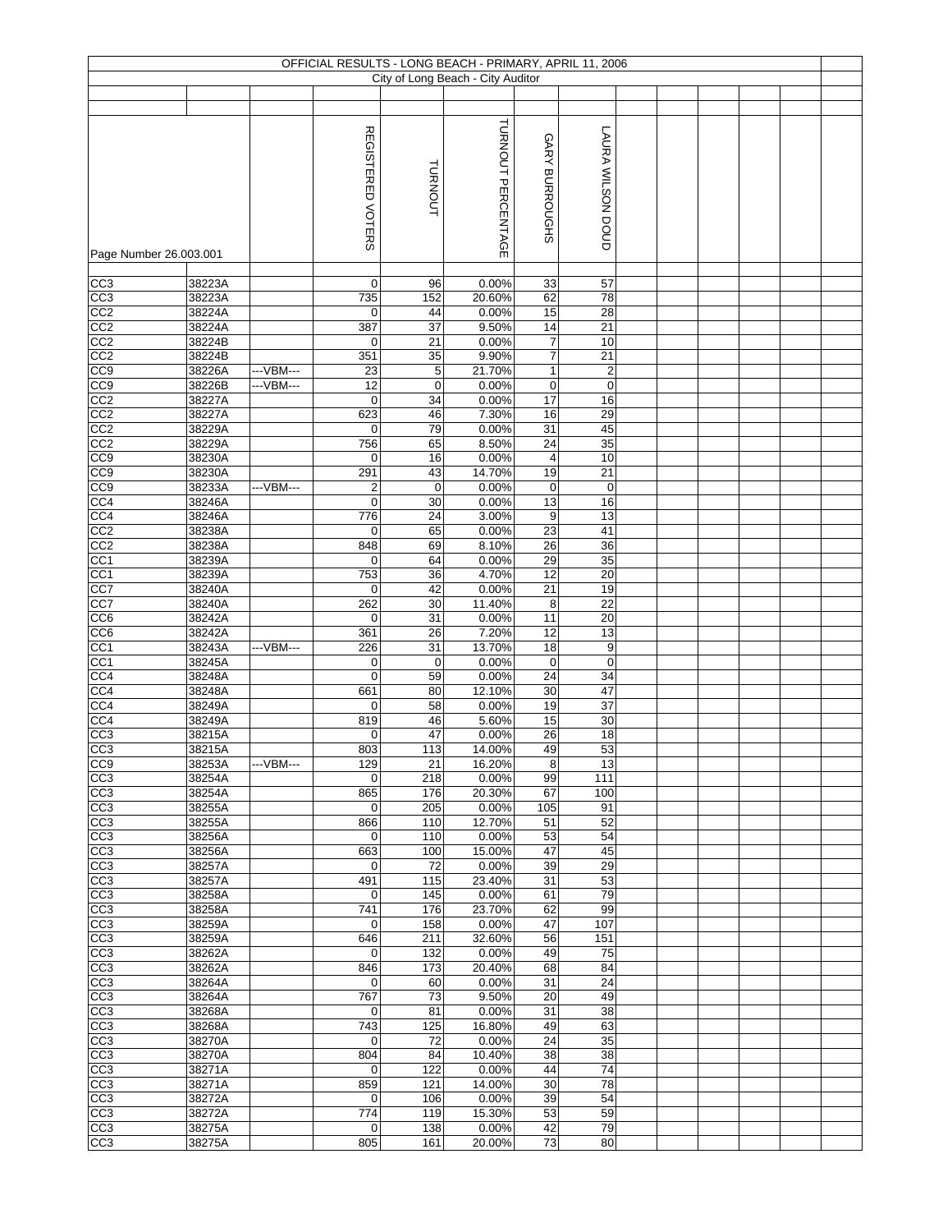OFFICIAL RESULTS - LONG BEACH - PRIMARY, APRIL 11, 2006

City of Long Beach - City Auditor

Page Number 26.003.001

| | | | REGISTERED VOTERS | TURNOUT | TURNOUT PERCENTAGE | GARY BURROUGHS | LAURA WILSON DOUD |
|---|---|---|---|---|---|---|---|
| CC3 | 38223A | | 0 | 96 | 0.00% | 33 | 57 |
| CC3 | 38223A | | 735 | 152 | 20.60% | 62 | 78 |
| CC2 | 38224A | | 0 | 44 | 0.00% | 15 | 28 |
| CC2 | 38224A | | 387 | 37 | 9.50% | 14 | 21 |
| CC2 | 38224B | | 0 | 21 | 0.00% | 7 | 10 |
| CC2 | 38224B | | 351 | 35 | 9.90% | 7 | 21 |
| CC9 | 38226A | ---VBM--- | 23 | 5 | 21.70% | 1 | 2 |
| CC9 | 38226B | ---VBM--- | 12 | 0 | 0.00% | 0 | 0 |
| CC2 | 38227A | | 0 | 34 | 0.00% | 17 | 16 |
| CC2 | 38227A | | 623 | 46 | 7.30% | 16 | 29 |
| CC2 | 38229A | | 0 | 79 | 0.00% | 31 | 45 |
| CC2 | 38229A | | 756 | 65 | 8.50% | 24 | 35 |
| CC9 | 38230A | | 0 | 16 | 0.00% | 4 | 10 |
| CC9 | 38230A | | 291 | 43 | 14.70% | 19 | 21 |
| CC9 | 38233A | ---VBM--- | 2 | 0 | 0.00% | 0 | 0 |
| CC4 | 38246A | | 0 | 30 | 0.00% | 13 | 16 |
| CC4 | 38246A | | 776 | 24 | 3.00% | 9 | 13 |
| CC2 | 38238A | | 0 | 65 | 0.00% | 23 | 41 |
| CC2 | 38238A | | 848 | 69 | 8.10% | 26 | 36 |
| CC1 | 38239A | | 0 | 64 | 0.00% | 29 | 35 |
| CC1 | 38239A | | 753 | 36 | 4.70% | 12 | 20 |
| CC7 | 38240A | | 0 | 42 | 0.00% | 21 | 19 |
| CC7 | 38240A | | 262 | 30 | 11.40% | 8 | 22 |
| CC6 | 38242A | | 0 | 31 | 0.00% | 11 | 20 |
| CC6 | 38242A | | 361 | 26 | 7.20% | 12 | 13 |
| CC1 | 38243A | ---VBM--- | 226 | 31 | 13.70% | 18 | 9 |
| CC1 | 38245A | | 0 | 0 | 0.00% | 0 | 0 |
| CC4 | 38248A | | 0 | 59 | 0.00% | 24 | 34 |
| CC4 | 38248A | | 661 | 80 | 12.10% | 30 | 47 |
| CC4 | 38249A | | 0 | 58 | 0.00% | 19 | 37 |
| CC4 | 38249A | | 819 | 46 | 5.60% | 15 | 30 |
| CC3 | 38215A | | 0 | 47 | 0.00% | 26 | 18 |
| CC3 | 38215A | | 803 | 113 | 14.00% | 49 | 53 |
| CC9 | 38253A | ---VBM--- | 129 | 21 | 16.20% | 8 | 13 |
| CC3 | 38254A | | 0 | 218 | 0.00% | 99 | 111 |
| CC3 | 38254A | | 865 | 176 | 20.30% | 67 | 100 |
| CC3 | 38255A | | 0 | 205 | 0.00% | 105 | 91 |
| CC3 | 38255A | | 866 | 110 | 12.70% | 51 | 52 |
| CC3 | 38256A | | 0 | 110 | 0.00% | 53 | 54 |
| CC3 | 38256A | | 663 | 100 | 15.00% | 47 | 45 |
| CC3 | 38257A | | 0 | 72 | 0.00% | 39 | 29 |
| CC3 | 38257A | | 491 | 115 | 23.40% | 31 | 53 |
| CC3 | 38258A | | 0 | 145 | 0.00% | 61 | 79 |
| CC3 | 38258A | | 741 | 176 | 23.70% | 62 | 99 |
| CC3 | 38259A | | 0 | 158 | 0.00% | 47 | 107 |
| CC3 | 38259A | | 646 | 211 | 32.60% | 56 | 151 |
| CC3 | 38262A | | 0 | 132 | 0.00% | 49 | 75 |
| CC3 | 38262A | | 846 | 173 | 20.40% | 68 | 84 |
| CC3 | 38264A | | 0 | 60 | 0.00% | 31 | 24 |
| CC3 | 38264A | | 767 | 73 | 9.50% | 20 | 49 |
| CC3 | 38268A | | 0 | 81 | 0.00% | 31 | 38 |
| CC3 | 38268A | | 743 | 125 | 16.80% | 49 | 63 |
| CC3 | 38270A | | 0 | 72 | 0.00% | 24 | 35 |
| CC3 | 38270A | | 804 | 84 | 10.40% | 38 | 38 |
| CC3 | 38271A | | 0 | 122 | 0.00% | 44 | 74 |
| CC3 | 38271A | | 859 | 121 | 14.00% | 30 | 78 |
| CC3 | 38272A | | 0 | 106 | 0.00% | 39 | 54 |
| CC3 | 38272A | | 774 | 119 | 15.30% | 53 | 59 |
| CC3 | 38275A | | 0 | 138 | 0.00% | 42 | 79 |
| CC3 | 38275A | | 805 | 161 | 20.00% | 73 | 80 |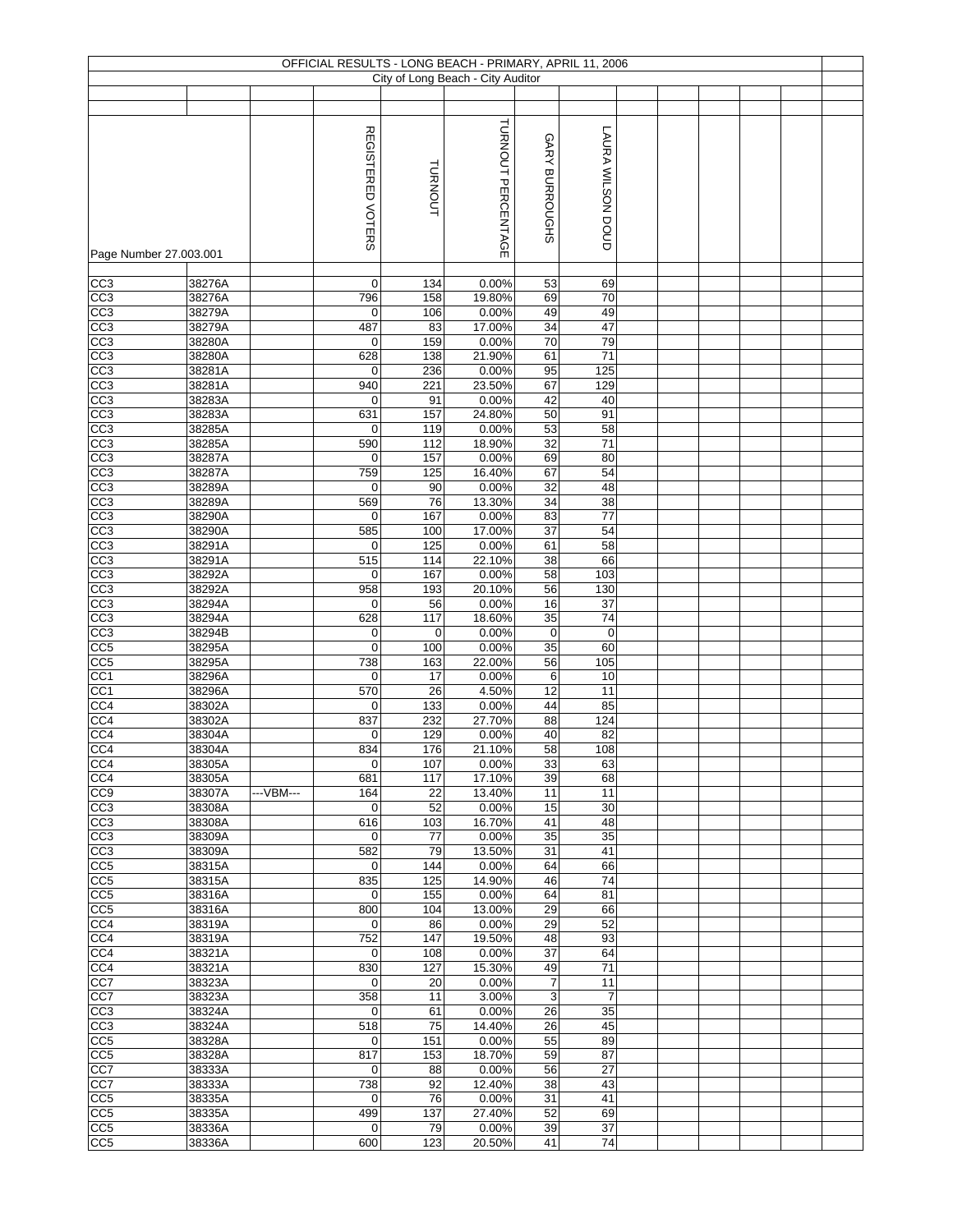# OFFICIAL RESULTS - LONG BEACH - PRIMARY, APRIL 11, 2006

City of Long Beach - City Auditor

Page Number 27.003.001

| | | | REGISTERED VOTERS | TURNOUT | TURNOUT PERCENTAGE | GARY BURROUGHS | LAURA WILSON DOUD |
|---|---|---|---|---|---|---|---|
| CC3 | 38276A | | 0 | 134 | 0.00% | 53 | 69 |
| CC3 | 38276A | | 796 | 158 | 19.80% | 69 | 70 |
| CC3 | 38279A | | 0 | 106 | 0.00% | 49 | 49 |
| CC3 | 38279A | | 487 | 83 | 17.00% | 34 | 47 |
| CC3 | 38280A | | 0 | 159 | 0.00% | 70 | 79 |
| CC3 | 38280A | | 628 | 138 | 21.90% | 61 | 71 |
| CC3 | 38281A | | 0 | 236 | 0.00% | 95 | 125 |
| CC3 | 38281A | | 940 | 221 | 23.50% | 67 | 129 |
| CC3 | 38283A | | 0 | 91 | 0.00% | 42 | 40 |
| CC3 | 38283A | | 631 | 157 | 24.80% | 50 | 91 |
| CC3 | 38285A | | 0 | 119 | 0.00% | 53 | 58 |
| CC3 | 38285A | | 590 | 112 | 18.90% | 32 | 71 |
| CC3 | 38287A | | 0 | 157 | 0.00% | 69 | 80 |
| CC3 | 38287A | | 759 | 125 | 16.40% | 67 | 54 |
| CC3 | 38289A | | 0 | 90 | 0.00% | 32 | 48 |
| CC3 | 38289A | | 569 | 76 | 13.30% | 34 | 38 |
| CC3 | 38290A | | 0 | 167 | 0.00% | 83 | 77 |
| CC3 | 38290A | | 585 | 100 | 17.00% | 37 | 54 |
| CC3 | 38291A | | 0 | 125 | 0.00% | 61 | 58 |
| CC3 | 38291A | | 515 | 114 | 22.10% | 38 | 66 |
| CC3 | 38292A | | 0 | 167 | 0.00% | 58 | 103 |
| CC3 | 38292A | | 958 | 193 | 20.10% | 56 | 130 |
| CC3 | 38294A | | 0 | 56 | 0.00% | 16 | 37 |
| CC3 | 38294A | | 628 | 117 | 18.60% | 35 | 74 |
| CC3 | 38294B | | 0 | 0 | 0.00% | 0 | 0 |
| CC5 | 38295A | | 0 | 100 | 0.00% | 35 | 60 |
| CC5 | 38295A | | 738 | 163 | 22.00% | 56 | 105 |
| CC1 | 38296A | | 0 | 17 | 0.00% | 6 | 10 |
| CC1 | 38296A | | 570 | 26 | 4.50% | 12 | 11 |
| CC4 | 38302A | | 0 | 133 | 0.00% | 44 | 85 |
| CC4 | 38302A | | 837 | 232 | 27.70% | 88 | 124 |
| CC4 | 38304A | | 0 | 129 | 0.00% | 40 | 82 |
| CC4 | 38304A | | 834 | 176 | 21.10% | 58 | 108 |
| CC4 | 38305A | | 0 | 107 | 0.00% | 33 | 63 |
| CC4 | 38305A | | 681 | 117 | 17.10% | 39 | 68 |
| CC9 | 38307A | ---VBM--- | 164 | 22 | 13.40% | 11 | 11 |
| CC3 | 38308A | | 0 | 52 | 0.00% | 15 | 30 |
| CC3 | 38308A | | 616 | 103 | 16.70% | 41 | 48 |
| CC3 | 38309A | | 0 | 77 | 0.00% | 35 | 35 |
| CC3 | 38309A | | 582 | 79 | 13.50% | 31 | 41 |
| CC5 | 38315A | | 0 | 144 | 0.00% | 64 | 66 |
| CC5 | 38315A | | 835 | 125 | 14.90% | 46 | 74 |
| CC5 | 38316A | | 0 | 155 | 0.00% | 64 | 81 |
| CC5 | 38316A | | 800 | 104 | 13.00% | 29 | 66 |
| CC4 | 38319A | | 0 | 86 | 0.00% | 29 | 52 |
| CC4 | 38319A | | 752 | 147 | 19.50% | 48 | 93 |
| CC4 | 38321A | | 0 | 108 | 0.00% | 37 | 64 |
| CC4 | 38321A | | 830 | 127 | 15.30% | 49 | 71 |
| CC7 | 38323A | | 0 | 20 | 0.00% | 7 | 11 |
| CC7 | 38323A | | 358 | 11 | 3.00% | 3 | 7 |
| CC3 | 38324A | | 0 | 61 | 0.00% | 26 | 35 |
| CC3 | 38324A | | 518 | 75 | 14.40% | 26 | 45 |
| CC5 | 38328A | | 0 | 151 | 0.00% | 55 | 89 |
| CC5 | 38328A | | 817 | 153 | 18.70% | 59 | 87 |
| CC7 | 38333A | | 0 | 88 | 0.00% | 56 | 27 |
| CC7 | 38333A | | 738 | 92 | 12.40% | 38 | 43 |
| CC5 | 38335A | | 0 | 76 | 0.00% | 31 | 41 |
| CC5 | 38335A | | 499 | 137 | 27.40% | 52 | 69 |
| CC5 | 38336A | | 0 | 79 | 0.00% | 39 | 37 |
| CC5 | 38336A | | 600 | 123 | 20.50% | 41 | 74 |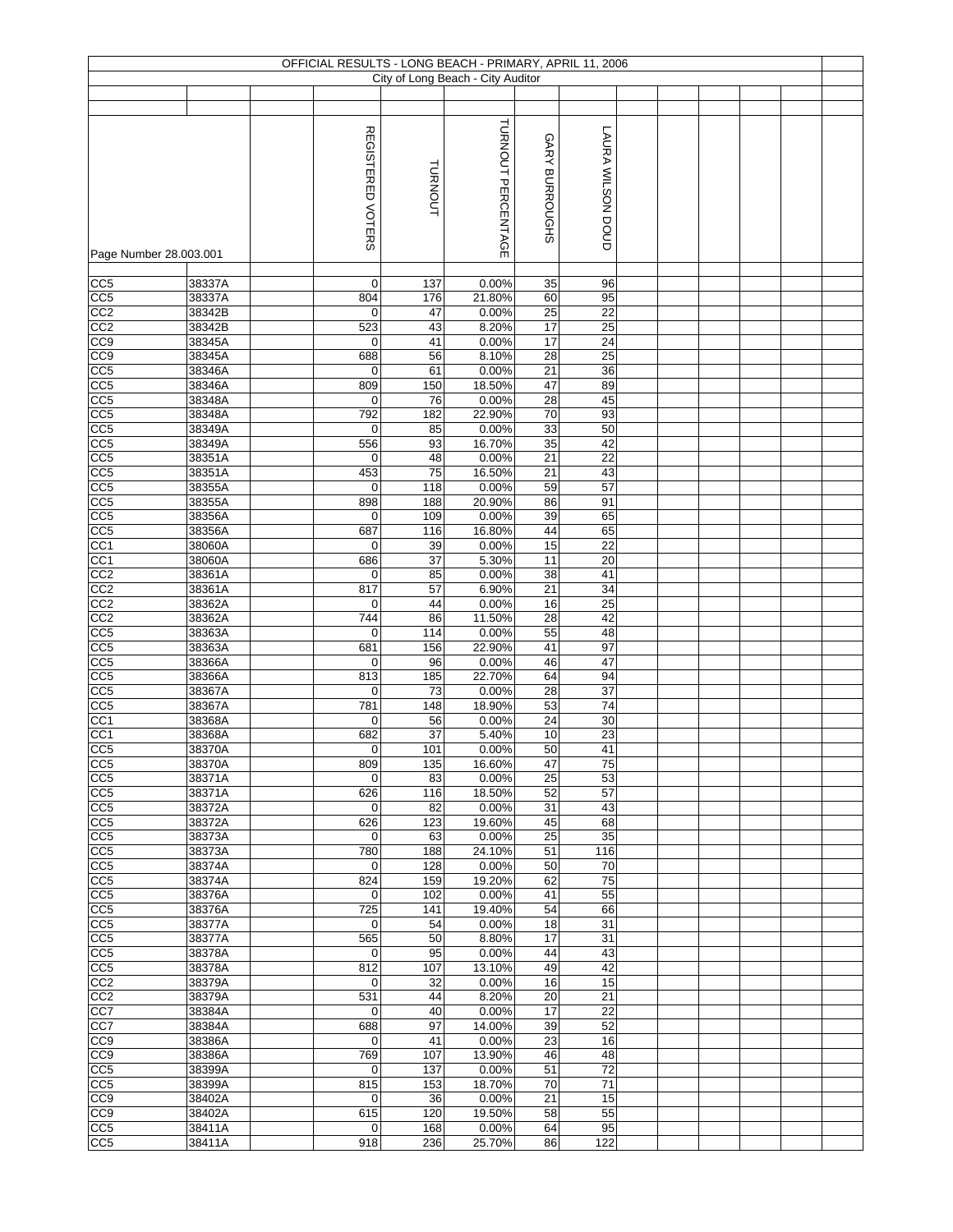# OFFICIAL RESULTS - LONG BEACH - PRIMARY, APRIL 11, 2006

City of Long Beach - City Auditor

Page Number 28.003.001

| | | | REGISTERED VOTERS | TURNOUT | TURNOUT PERCENTAGE | GARY BURROUGHS | LAURA WILSON DOUD |
|---|---|---|---|---|---|---|---|
| CC5 | 38337A | | 0 | 137 | 0.00% | 35 | 96 |
| CC5 | 38337A | | 804 | 176 | 21.80% | 60 | 95 |
| CC2 | 38342B | | 0 | 47 | 0.00% | 25 | 22 |
| CC2 | 38342B | | 523 | 43 | 8.20% | 17 | 25 |
| CC9 | 38345A | | 0 | 41 | 0.00% | 17 | 24 |
| CC9 | 38345A | | 688 | 56 | 8.10% | 28 | 25 |
| CC5 | 38346A | | 0 | 61 | 0.00% | 21 | 36 |
| CC5 | 38346A | | 809 | 150 | 18.50% | 47 | 89 |
| CC5 | 38348A | | 0 | 76 | 0.00% | 28 | 45 |
| CC5 | 38348A | | 792 | 182 | 22.90% | 70 | 93 |
| CC5 | 38349A | | 0 | 85 | 0.00% | 33 | 50 |
| CC5 | 38349A | | 556 | 93 | 16.70% | 35 | 42 |
| CC5 | 38351A | | 0 | 48 | 0.00% | 21 | 22 |
| CC5 | 38351A | | 453 | 75 | 16.50% | 21 | 43 |
| CC5 | 38355A | | 0 | 118 | 0.00% | 59 | 57 |
| CC5 | 38355A | | 898 | 188 | 20.90% | 86 | 91 |
| CC5 | 38356A | | 0 | 109 | 0.00% | 39 | 65 |
| CC5 | 38356A | | 687 | 116 | 16.80% | 44 | 65 |
| CC1 | 38060A | | 0 | 39 | 0.00% | 15 | 22 |
| CC1 | 38060A | | 686 | 37 | 5.30% | 11 | 20 |
| CC2 | 38361A | | 0 | 85 | 0.00% | 38 | 41 |
| CC2 | 38361A | | 817 | 57 | 6.90% | 21 | 34 |
| CC2 | 38362A | | 0 | 44 | 0.00% | 16 | 25 |
| CC2 | 38362A | | 744 | 86 | 11.50% | 28 | 42 |
| CC5 | 38363A | | 0 | 114 | 0.00% | 55 | 48 |
| CC5 | 38363A | | 681 | 156 | 22.90% | 41 | 97 |
| CC5 | 38366A | | 0 | 96 | 0.00% | 46 | 47 |
| CC5 | 38366A | | 813 | 185 | 22.70% | 64 | 94 |
| CC5 | 38367A | | 0 | 73 | 0.00% | 28 | 37 |
| CC5 | 38367A | | 781 | 148 | 18.90% | 53 | 74 |
| CC1 | 38368A | | 0 | 56 | 0.00% | 24 | 30 |
| CC1 | 38368A | | 682 | 37 | 5.40% | 10 | 23 |
| CC5 | 38370A | | 0 | 101 | 0.00% | 50 | 41 |
| CC5 | 38370A | | 809 | 135 | 16.60% | 47 | 75 |
| CC5 | 38371A | | 0 | 83 | 0.00% | 25 | 53 |
| CC5 | 38371A | | 626 | 116 | 18.50% | 52 | 57 |
| CC5 | 38372A | | 0 | 82 | 0.00% | 31 | 43 |
| CC5 | 38372A | | 626 | 123 | 19.60% | 45 | 68 |
| CC5 | 38373A | | 0 | 63 | 0.00% | 25 | 35 |
| CC5 | 38373A | | 780 | 188 | 24.10% | 51 | 116 |
| CC5 | 38374A | | 0 | 128 | 0.00% | 50 | 70 |
| CC5 | 38374A | | 824 | 159 | 19.20% | 62 | 75 |
| CC5 | 38376A | | 0 | 102 | 0.00% | 41 | 55 |
| CC5 | 38376A | | 725 | 141 | 19.40% | 54 | 66 |
| CC5 | 38377A | | 0 | 54 | 0.00% | 18 | 31 |
| CC5 | 38377A | | 565 | 50 | 8.80% | 17 | 31 |
| CC5 | 38378A | | 0 | 95 | 0.00% | 44 | 43 |
| CC5 | 38378A | | 812 | 107 | 13.10% | 49 | 42 |
| CC2 | 38379A | | 0 | 32 | 0.00% | 16 | 15 |
| CC2 | 38379A | | 531 | 44 | 8.20% | 20 | 21 |
| CC7 | 38384A | | 0 | 40 | 0.00% | 17 | 22 |
| CC7 | 38384A | | 688 | 97 | 14.00% | 39 | 52 |
| CC9 | 38386A | | 0 | 41 | 0.00% | 23 | 16 |
| CC9 | 38386A | | 769 | 107 | 13.90% | 46 | 48 |
| CC5 | 38399A | | 0 | 137 | 0.00% | 51 | 72 |
| CC5 | 38399A | | 815 | 153 | 18.70% | 70 | 71 |
| CC9 | 38402A | | 0 | 36 | 0.00% | 21 | 15 |
| CC9 | 38402A | | 615 | 120 | 19.50% | 58 | 55 |
| CC5 | 38411A | | 0 | 168 | 0.00% | 64 | 95 |
| CC5 | 38411A | | 918 | 236 | 25.70% | 86 | 122 |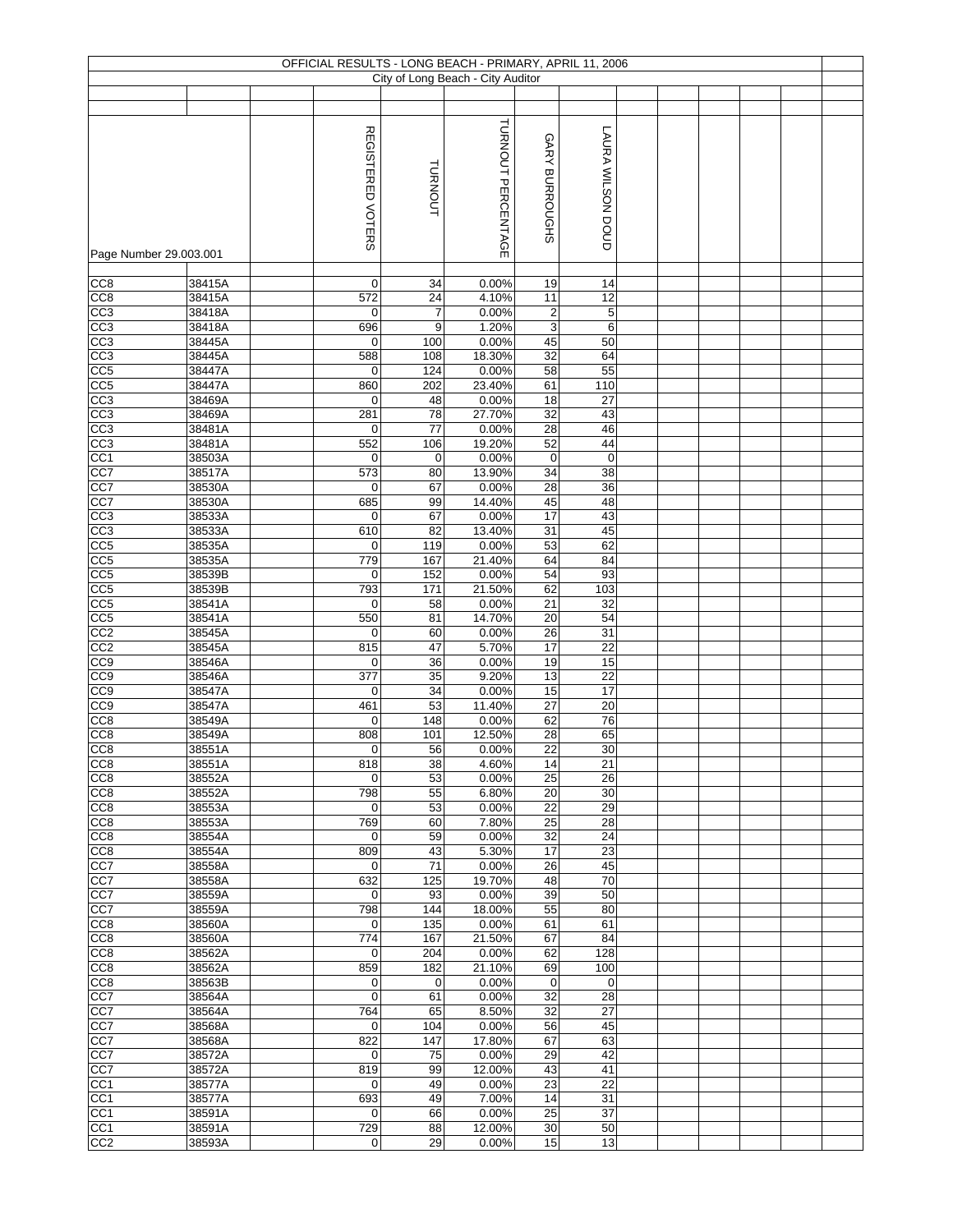# OFFICIAL RESULTS - LONG BEACH - PRIMARY, APRIL 11, 2006

City of Long Beach - City Auditor

Page Number 29.003.001

| | | | REGISTERED VOTERS | TURNOUT | TURNOUT PERCENTAGE | GARY BURROUGHS | LAURA WILSON DOUD |
|---|---|---|---|---|---|---|---|
| CC8 | 38415A | | 0 | 34 | 0.00% | 19 | 14 |
| CC8 | 38415A | | 572 | 24 | 4.10% | 11 | 12 |
| CC3 | 38418A | | 0 | 7 | 0.00% | 2 | 5 |
| CC3 | 38418A | | 696 | 9 | 1.20% | 3 | 6 |
| CC3 | 38445A | | 0 | 100 | 0.00% | 45 | 50 |
| CC3 | 38445A | | 588 | 108 | 18.30% | 32 | 64 |
| CC5 | 38447A | | 0 | 124 | 0.00% | 58 | 55 |
| CC5 | 38447A | | 860 | 202 | 23.40% | 61 | 110 |
| CC3 | 38469A | | 0 | 48 | 0.00% | 18 | 27 |
| CC3 | 38469A | | 281 | 78 | 27.70% | 32 | 43 |
| CC3 | 38481A | | 0 | 77 | 0.00% | 28 | 46 |
| CC3 | 38481A | | 552 | 106 | 19.20% | 52 | 44 |
| CC1 | 38503A | | 0 | 0 | 0.00% | 0 | 0 |
| CC7 | 38517A | | 573 | 80 | 13.90% | 34 | 38 |
| CC7 | 38530A | | 0 | 67 | 0.00% | 28 | 36 |
| CC7 | 38530A | | 685 | 99 | 14.40% | 45 | 48 |
| CC3 | 38533A | | 0 | 67 | 0.00% | 17 | 43 |
| CC3 | 38533A | | 610 | 82 | 13.40% | 31 | 45 |
| CC5 | 38535A | | 0 | 119 | 0.00% | 53 | 62 |
| CC5 | 38535A | | 779 | 167 | 21.40% | 64 | 84 |
| CC5 | 38539B | | 0 | 152 | 0.00% | 54 | 93 |
| CC5 | 38539B | | 793 | 171 | 21.50% | 62 | 103 |
| CC5 | 38541A | | 0 | 58 | 0.00% | 21 | 32 |
| CC5 | 38541A | | 550 | 81 | 14.70% | 20 | 54 |
| CC2 | 38545A | | 0 | 60 | 0.00% | 26 | 31 |
| CC2 | 38545A | | 815 | 47 | 5.70% | 17 | 22 |
| CC9 | 38546A | | 0 | 36 | 0.00% | 19 | 15 |
| CC9 | 38546A | | 377 | 35 | 9.20% | 13 | 22 |
| CC9 | 38547A | | 0 | 34 | 0.00% | 15 | 17 |
| CC9 | 38547A | | 461 | 53 | 11.40% | 27 | 20 |
| CC8 | 38549A | | 0 | 148 | 0.00% | 62 | 76 |
| CC8 | 38549A | | 808 | 101 | 12.50% | 28 | 65 |
| CC8 | 38551A | | 0 | 56 | 0.00% | 22 | 30 |
| CC8 | 38551A | | 818 | 38 | 4.60% | 14 | 21 |
| CC8 | 38552A | | 0 | 53 | 0.00% | 25 | 26 |
| CC8 | 38552A | | 798 | 55 | 6.80% | 20 | 30 |
| CC8 | 38553A | | 0 | 53 | 0.00% | 22 | 29 |
| CC8 | 38553A | | 769 | 60 | 7.80% | 25 | 28 |
| CC8 | 38554A | | 0 | 59 | 0.00% | 32 | 24 |
| CC8 | 38554A | | 809 | 43 | 5.30% | 17 | 23 |
| CC7 | 38558A | | 0 | 71 | 0.00% | 26 | 45 |
| CC7 | 38558A | | 632 | 125 | 19.70% | 48 | 70 |
| CC7 | 38559A | | 0 | 93 | 0.00% | 39 | 50 |
| CC7 | 38559A | | 798 | 144 | 18.00% | 55 | 80 |
| CC8 | 38560A | | 0 | 135 | 0.00% | 61 | 61 |
| CC8 | 38560A | | 774 | 167 | 21.50% | 67 | 84 |
| CC8 | 38562A | | 0 | 204 | 0.00% | 62 | 128 |
| CC8 | 38562A | | 859 | 182 | 21.10% | 69 | 100 |
| CC8 | 38563B | | 0 | 0 | 0.00% | 0 | 0 |
| CC7 | 38564A | | 0 | 61 | 0.00% | 32 | 28 |
| CC7 | 38564A | | 764 | 65 | 8.50% | 32 | 27 |
| CC7 | 38568A | | 0 | 104 | 0.00% | 56 | 45 |
| CC7 | 38568A | | 822 | 147 | 17.80% | 67 | 63 |
| CC7 | 38572A | | 0 | 75 | 0.00% | 29 | 42 |
| CC7 | 38572A | | 819 | 99 | 12.00% | 43 | 41 |
| CC1 | 38577A | | 0 | 49 | 0.00% | 23 | 22 |
| CC1 | 38577A | | 693 | 49 | 7.00% | 14 | 31 |
| CC1 | 38591A | | 0 | 66 | 0.00% | 25 | 37 |
| CC1 | 38591A | | 729 | 88 | 12.00% | 30 | 50 |
| CC2 | 38593A | | 0 | 29 | 0.00% | 15 | 13 |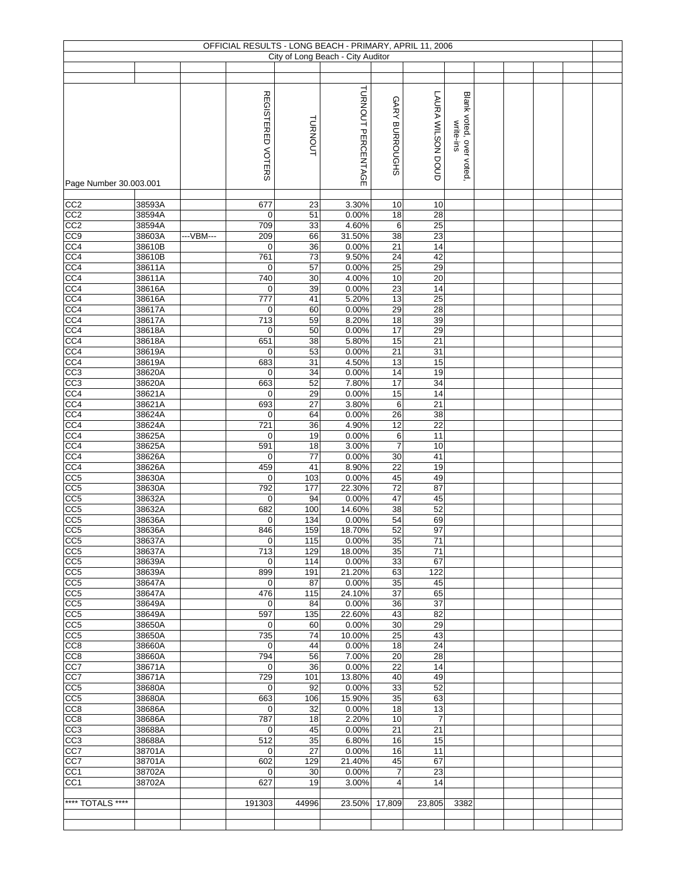# OFFICIAL RESULTS - LONG BEACH - PRIMARY, APRIL 11, 2006

City of Long Beach - City Auditor

| Page Number 30.003.001 | | | REGISTERED VOTERS | TURNOUT | TURNOUT PERCENTAGE | GARY BURROUGHS | LAURA WILSON DOUD | Blank voted, over voted, write-ins |
|---|---|---|---|---|---|---|---|---|
| CC2 | 38593A | | 677 | 23 | 3.30% | 10 | 10 | |
| CC2 | 38594A | | 0 | 51 | 0.00% | 18 | 28 | |
| CC2 | 38594A | | 709 | 33 | 4.60% | 6 | 25 | |
| CC9 | 38603A | ---VBM--- | 209 | 66 | 31.50% | 38 | 23 | |
| CC4 | 38610B | | 0 | 36 | 0.00% | 21 | 14 | |
| CC4 | 38610B | | 761 | 73 | 9.50% | 24 | 42 | |
| CC4 | 38611A | | 0 | 57 | 0.00% | 25 | 29 | |
| CC4 | 38611A | | 740 | 30 | 4.00% | 10 | 20 | |
| CC4 | 38616A | | 0 | 39 | 0.00% | 23 | 14 | |
| CC4 | 38616A | | 777 | 41 | 5.20% | 13 | 25 | |
| CC4 | 38617A | | 0 | 60 | 0.00% | 29 | 28 | |
| CC4 | 38617A | | 713 | 59 | 8.20% | 18 | 39 | |
| CC4 | 38618A | | 0 | 50 | 0.00% | 17 | 29 | |
| CC4 | 38618A | | 651 | 38 | 5.80% | 15 | 21 | |
| CC4 | 38619A | | 0 | 53 | 0.00% | 21 | 31 | |
| CC4 | 38619A | | 683 | 31 | 4.50% | 13 | 15 | |
| CC3 | 38620A | | 0 | 34 | 0.00% | 14 | 19 | |
| CC3 | 38620A | | 663 | 52 | 7.80% | 17 | 34 | |
| CC4 | 38621A | | 0 | 29 | 0.00% | 15 | 14 | |
| CC4 | 38621A | | 693 | 27 | 3.80% | 6 | 21 | |
| CC4 | 38624A | | 0 | 64 | 0.00% | 26 | 38 | |
| CC4 | 38624A | | 721 | 36 | 4.90% | 12 | 22 | |
| CC4 | 38625A | | 0 | 19 | 0.00% | 6 | 11 | |
| CC4 | 38625A | | 591 | 18 | 3.00% | 7 | 10 | |
| CC4 | 38626A | | 0 | 77 | 0.00% | 30 | 41 | |
| CC4 | 38626A | | 459 | 41 | 8.90% | 22 | 19 | |
| CC5 | 38630A | | 0 | 103 | 0.00% | 45 | 49 | |
| CC5 | 38630A | | 792 | 177 | 22.30% | 72 | 87 | |
| CC5 | 38632A | | 0 | 94 | 0.00% | 47 | 45 | |
| CC5 | 38632A | | 682 | 100 | 14.60% | 38 | 52 | |
| CC5 | 38636A | | 0 | 134 | 0.00% | 54 | 69 | |
| CC5 | 38636A | | 846 | 159 | 18.70% | 52 | 97 | |
| CC5 | 38637A | | 0 | 115 | 0.00% | 35 | 71 | |
| CC5 | 38637A | | 713 | 129 | 18.00% | 35 | 71 | |
| CC5 | 38639A | | 0 | 114 | 0.00% | 33 | 67 | |
| CC5 | 38639A | | 899 | 191 | 21.20% | 63 | 122 | |
| CC5 | 38647A | | 0 | 87 | 0.00% | 35 | 45 | |
| CC5 | 38647A | | 476 | 115 | 24.10% | 37 | 65 | |
| CC5 | 38649A | | 0 | 84 | 0.00% | 36 | 37 | |
| CC5 | 38649A | | 597 | 135 | 22.60% | 43 | 82 | |
| CC5 | 38650A | | 0 | 60 | 0.00% | 30 | 29 | |
| CC5 | 38650A | | 735 | 74 | 10.00% | 25 | 43 | |
| CC8 | 38660A | | 0 | 44 | 0.00% | 18 | 24 | |
| CC8 | 38660A | | 794 | 56 | 7.00% | 20 | 28 | |
| CC7 | 38671A | | 0 | 36 | 0.00% | 22 | 14 | |
| CC7 | 38671A | | 729 | 101 | 13.80% | 40 | 49 | |
| CC5 | 38680A | | 0 | 92 | 0.00% | 33 | 52 | |
| CC5 | 38680A | | 663 | 106 | 15.90% | 35 | 63 | |
| CC8 | 38686A | | 0 | 32 | 0.00% | 18 | 13 | |
| CC8 | 38686A | | 787 | 18 | 2.20% | 10 | 7 | |
| CC3 | 38688A | | 0 | 45 | 0.00% | 21 | 21 | |
| CC3 | 38688A | | 512 | 35 | 6.80% | 16 | 15 | |
| CC7 | 38701A | | 0 | 27 | 0.00% | 16 | 11 | |
| CC7 | 38701A | | 602 | 129 | 21.40% | 45 | 67 | |
| CC1 | 38702A | | 0 | 30 | 0.00% | 7 | 23 | |
| CC1 | 38702A | | 627 | 19 | 3.00% | 4 | 14 | |
| **** TOTALS **** | | | 191303 | 44996 | 23.50% | 17,809 | 23,805 | 3382 |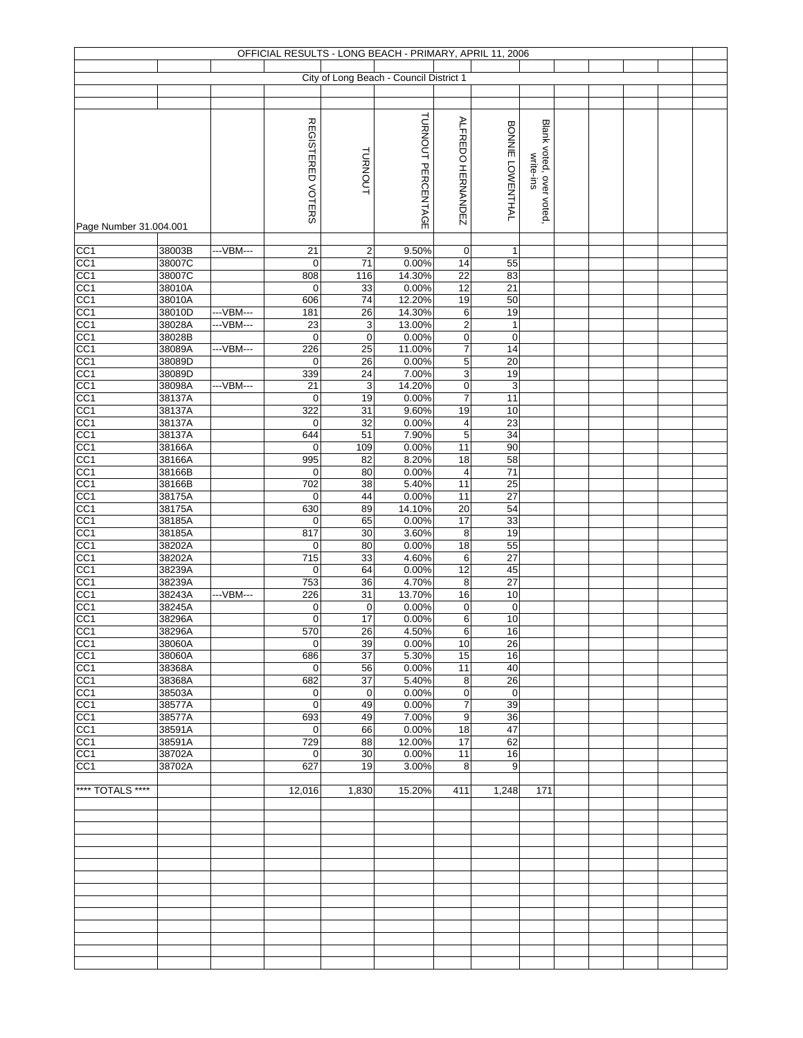OFFICIAL RESULTS - LONG BEACH - PRIMARY, APRIL 11, 2006

City of Long Beach - Council District 1

| Page Number 31.004.001 | | | REGISTERED VOTERS | TURNOUT | TURNOUT PERCENTAGE | ALFREDO HERNANDEZ | BONNIE LOWENTHAL | Blank voted, over voted, write-ins |
|---|---|---|---|---|---|---|---|---|
| CC1 | 38003B | ---VBM--- | 21 | 2 | 9.50% | 0 | 1 | |
| CC1 | 38007C | | 0 | 71 | 0.00% | 14 | 55 | |
| CC1 | 38007C | | 808 | 116 | 14.30% | 22 | 83 | |
| CC1 | 38010A | | 0 | 33 | 0.00% | 12 | 21 | |
| CC1 | 38010A | | 606 | 74 | 12.20% | 19 | 50 | |
| CC1 | 38010D | ---VBM--- | 181 | 26 | 14.30% | 6 | 19 | |
| CC1 | 38028A | ---VBM--- | 23 | 3 | 13.00% | 2 | 1 | |
| CC1 | 38028B | | 0 | 0 | 0.00% | 0 | 0 | |
| CC1 | 38089A | ---VBM--- | 226 | 25 | 11.00% | 7 | 14 | |
| CC1 | 38089D | | 0 | 26 | 0.00% | 5 | 20 | |
| CC1 | 38089D | | 339 | 24 | 7.00% | 3 | 19 | |
| CC1 | 38098A | ---VBM--- | 21 | 3 | 14.20% | 0 | 3 | |
| CC1 | 38137A | | 0 | 19 | 0.00% | 7 | 11 | |
| CC1 | 38137A | | 322 | 31 | 9.60% | 19 | 10 | |
| CC1 | 38137A | | 0 | 32 | 0.00% | 4 | 23 | |
| CC1 | 38137A | | 644 | 51 | 7.90% | 5 | 34 | |
| CC1 | 38166A | | 0 | 109 | 0.00% | 11 | 90 | |
| CC1 | 38166A | | 995 | 82 | 8.20% | 18 | 58 | |
| CC1 | 38166B | | 0 | 80 | 0.00% | 4 | 71 | |
| CC1 | 38166B | | 702 | 38 | 5.40% | 11 | 25 | |
| CC1 | 38175A | | 0 | 44 | 0.00% | 11 | 27 | |
| CC1 | 38175A | | 630 | 89 | 14.10% | 20 | 54 | |
| CC1 | 38185A | | 0 | 65 | 0.00% | 17 | 33 | |
| CC1 | 38185A | | 817 | 30 | 3.60% | 8 | 19 | |
| CC1 | 38202A | | 0 | 80 | 0.00% | 18 | 55 | |
| CC1 | 38202A | | 715 | 33 | 4.60% | 6 | 27 | |
| CC1 | 38239A | | 0 | 64 | 0.00% | 12 | 45 | |
| CC1 | 38239A | | 753 | 36 | 4.70% | 8 | 27 | |
| CC1 | 38243A | ---VBM--- | 226 | 31 | 13.70% | 16 | 10 | |
| CC1 | 38245A | | 0 | 0 | 0.00% | 0 | 0 | |
| CC1 | 38296A | | 0 | 17 | 0.00% | 6 | 10 | |
| CC1 | 38296A | | 570 | 26 | 4.50% | 6 | 16 | |
| CC1 | 38060A | | 0 | 39 | 0.00% | 10 | 26 | |
| CC1 | 38060A | | 686 | 37 | 5.30% | 15 | 16 | |
| CC1 | 38368A | | 0 | 56 | 0.00% | 11 | 40 | |
| CC1 | 38368A | | 682 | 37 | 5.40% | 8 | 26 | |
| CC1 | 38503A | | 0 | 0 | 0.00% | 0 | 0 | |
| CC1 | 38577A | | 0 | 49 | 0.00% | 7 | 39 | |
| CC1 | 38577A | | 693 | 49 | 7.00% | 9 | 36 | |
| CC1 | 38591A | | 0 | 66 | 0.00% | 18 | 47 | |
| CC1 | 38591A | | 729 | 88 | 12.00% | 17 | 62 | |
| CC1 | 38702A | | 0 | 30 | 0.00% | 11 | 16 | |
| CC1 | 38702A | | 627 | 19 | 3.00% | 8 | 9 | |
| **** TOTALS **** | | | 12,016 | 1,830 | 15.20% | 411 | 1,248 | 171 |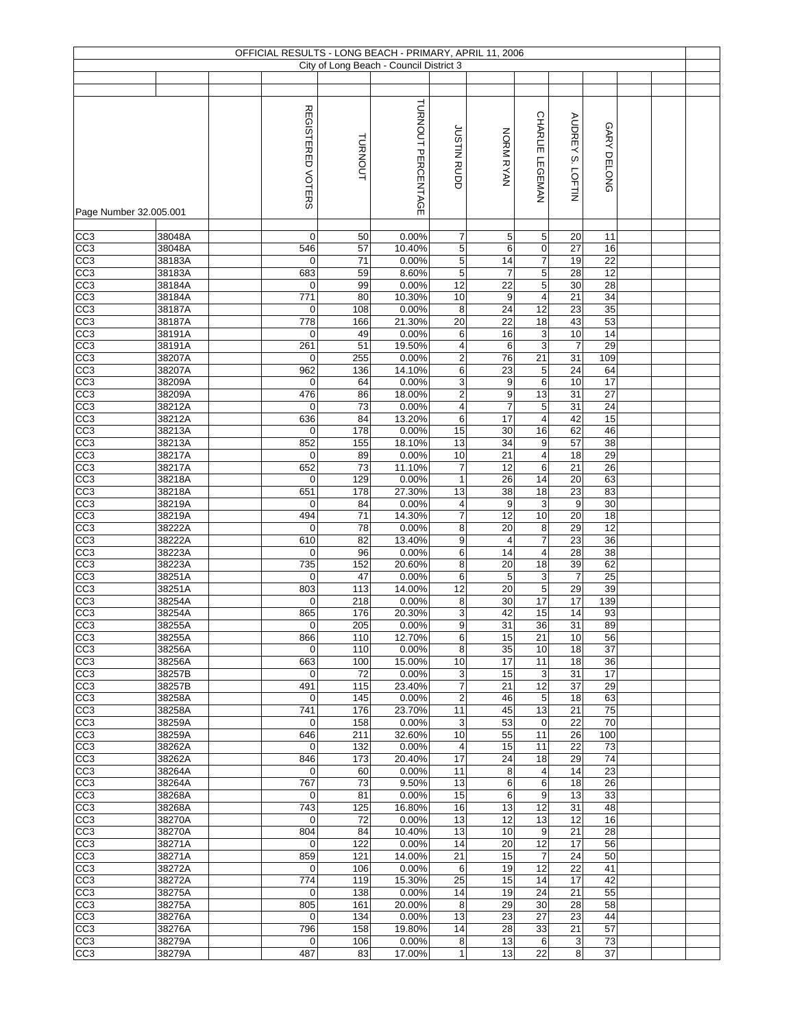OFFICIAL RESULTS - LONG BEACH - PRIMARY, APRIL 11, 2006

City of Long Beach - Council District 3

Page Number 32.005.001

| | | | REGISTERED VOTERS | TURNOUT | TURNOUT PERCENTAGE | JUSTIN RUDD | NORM RYAN | CHARLIE LEGEMAN | AUDREY S. LOFTIN | GARY DELONG | | |
|---|---|---|---|---|---|---|---|---|---|---|---|---|
| CC3 | 38048A | | 0 | 50 | 0.00% | 7 | 5 | 5 | 20 | 11 | | |
| CC3 | 38048A | | 546 | 57 | 10.40% | 5 | 6 | 0 | 27 | 16 | | |
| CC3 | 38183A | | 0 | 71 | 0.00% | 5 | 14 | 7 | 19 | 22 | | |
| CC3 | 38183A | | 683 | 59 | 8.60% | 5 | 7 | 5 | 28 | 12 | | |
| CC3 | 38184A | | 0 | 99 | 0.00% | 12 | 22 | 5 | 30 | 28 | | |
| CC3 | 38184A | | 771 | 80 | 10.30% | 10 | 9 | 4 | 21 | 34 | | |
| CC3 | 38187A | | 0 | 108 | 0.00% | 8 | 24 | 12 | 23 | 35 | | |
| CC3 | 38187A | | 778 | 166 | 21.30% | 20 | 22 | 18 | 43 | 53 | | |
| CC3 | 38191A | | 0 | 49 | 0.00% | 6 | 16 | 3 | 10 | 14 | | |
| CC3 | 38191A | | 261 | 51 | 19.50% | 4 | 6 | 3 | 7 | 29 | | |
| CC3 | 38207A | | 0 | 255 | 0.00% | 2 | 76 | 21 | 31 | 109 | | |
| CC3 | 38207A | | 962 | 136 | 14.10% | 6 | 23 | 5 | 24 | 64 | | |
| CC3 | 38209A | | 0 | 64 | 0.00% | 3 | 9 | 6 | 10 | 17 | | |
| CC3 | 38209A | | 476 | 86 | 18.00% | 2 | 9 | 13 | 31 | 27 | | |
| CC3 | 38212A | | 0 | 73 | 0.00% | 4 | 7 | 5 | 31 | 24 | | |
| CC3 | 38212A | | 636 | 84 | 13.20% | 6 | 17 | 4 | 42 | 15 | | |
| CC3 | 38213A | | 0 | 178 | 0.00% | 15 | 30 | 16 | 62 | 46 | | |
| CC3 | 38213A | | 852 | 155 | 18.10% | 13 | 34 | 9 | 57 | 38 | | |
| CC3 | 38217A | | 0 | 89 | 0.00% | 10 | 21 | 4 | 18 | 29 | | |
| CC3 | 38217A | | 652 | 73 | 11.10% | 7 | 12 | 6 | 21 | 26 | | |
| CC3 | 38218A | | 0 | 129 | 0.00% | 1 | 26 | 14 | 20 | 63 | | |
| CC3 | 38218A | | 651 | 178 | 27.30% | 13 | 38 | 18 | 23 | 83 | | |
| CC3 | 38219A | | 0 | 84 | 0.00% | 4 | 9 | 3 | 9 | 30 | | |
| CC3 | 38219A | | 494 | 71 | 14.30% | 7 | 12 | 10 | 20 | 18 | | |
| CC3 | 38222A | | 0 | 78 | 0.00% | 8 | 20 | 8 | 29 | 12 | | |
| CC3 | 38222A | | 610 | 82 | 13.40% | 9 | 4 | 7 | 23 | 36 | | |
| CC3 | 38223A | | 0 | 96 | 0.00% | 6 | 14 | 4 | 28 | 38 | | |
| CC3 | 38223A | | 735 | 152 | 20.60% | 8 | 20 | 18 | 39 | 62 | | |
| CC3 | 38251A | | 0 | 47 | 0.00% | 6 | 5 | 3 | 7 | 25 | | |
| CC3 | 38251A | | 803 | 113 | 14.00% | 12 | 20 | 5 | 29 | 39 | | |
| CC3 | 38254A | | 0 | 218 | 0.00% | 8 | 30 | 17 | 17 | 139 | | |
| CC3 | 38254A | | 865 | 176 | 20.30% | 3 | 42 | 15 | 14 | 93 | | |
| CC3 | 38255A | | 0 | 205 | 0.00% | 9 | 31 | 36 | 31 | 89 | | |
| CC3 | 38255A | | 866 | 110 | 12.70% | 6 | 15 | 21 | 10 | 56 | | |
| CC3 | 38256A | | 0 | 110 | 0.00% | 8 | 35 | 10 | 18 | 37 | | |
| CC3 | 38256A | | 663 | 100 | 15.00% | 10 | 17 | 11 | 18 | 36 | | |
| CC3 | 38257B | | 0 | 72 | 0.00% | 3 | 15 | 3 | 31 | 17 | | |
| CC3 | 38257B | | 491 | 115 | 23.40% | 7 | 21 | 12 | 37 | 29 | | |
| CC3 | 38258A | | 0 | 145 | 0.00% | 2 | 46 | 5 | 18 | 63 | | |
| CC3 | 38258A | | 741 | 176 | 23.70% | 11 | 45 | 13 | 21 | 75 | | |
| CC3 | 38259A | | 0 | 158 | 0.00% | 3 | 53 | 0 | 22 | 70 | | |
| CC3 | 38259A | | 646 | 211 | 32.60% | 10 | 55 | 11 | 26 | 100 | | |
| CC3 | 38262A | | 0 | 132 | 0.00% | 4 | 15 | 11 | 22 | 73 | | |
| CC3 | 38262A | | 846 | 173 | 20.40% | 17 | 24 | 18 | 29 | 74 | | |
| CC3 | 38264A | | 0 | 60 | 0.00% | 11 | 8 | 4 | 14 | 23 | | |
| CC3 | 38264A | | 767 | 73 | 9.50% | 13 | 6 | 6 | 18 | 26 | | |
| CC3 | 38268A | | 0 | 81 | 0.00% | 15 | 6 | 9 | 13 | 33 | | |
| CC3 | 38268A | | 743 | 125 | 16.80% | 16 | 13 | 12 | 31 | 48 | | |
| CC3 | 38270A | | 0 | 72 | 0.00% | 13 | 12 | 13 | 12 | 16 | | |
| CC3 | 38270A | | 804 | 84 | 10.40% | 13 | 10 | 9 | 21 | 28 | | |
| CC3 | 38271A | | 0 | 122 | 0.00% | 14 | 20 | 12 | 17 | 56 | | |
| CC3 | 38271A | | 859 | 121 | 14.00% | 21 | 15 | 7 | 24 | 50 | | |
| CC3 | 38272A | | 0 | 106 | 0.00% | 6 | 19 | 12 | 22 | 41 | | |
| CC3 | 38272A | | 774 | 119 | 15.30% | 25 | 15 | 14 | 17 | 42 | | |
| CC3 | 38275A | | 0 | 138 | 0.00% | 14 | 19 | 24 | 21 | 55 | | |
| CC3 | 38275A | | 805 | 161 | 20.00% | 8 | 29 | 30 | 28 | 58 | | |
| CC3 | 38276A | | 0 | 134 | 0.00% | 13 | 23 | 27 | 23 | 44 | | |
| CC3 | 38276A | | 796 | 158 | 19.80% | 14 | 28 | 33 | 21 | 57 | | |
| CC3 | 38279A | | 0 | 106 | 0.00% | 8 | 13 | 6 | 3 | 73 | | |
| CC3 | 38279A | | 487 | 83 | 17.00% | 1 | 13 | 22 | 8 | 37 | | |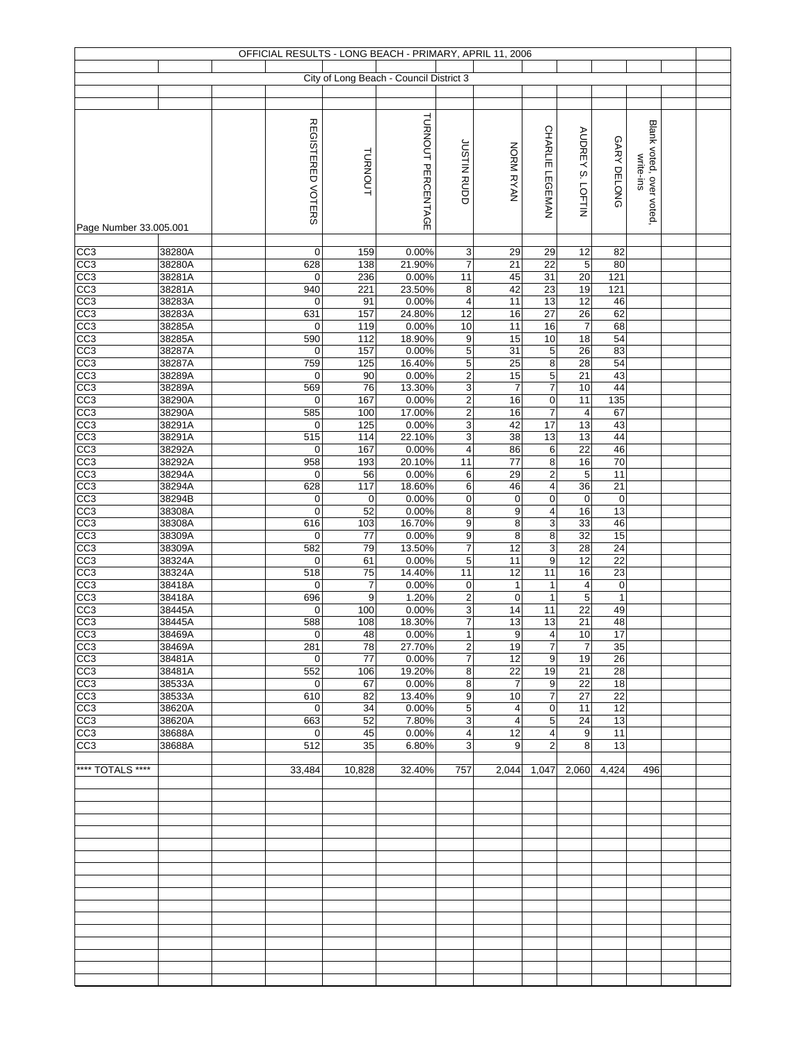# OFFICIAL RESULTS - LONG BEACH - PRIMARY, APRIL 11, 2006

## City of Long Beach - Council District 3

Page Number 33.005.001

| | | | REGISTERED VOTERS | TURNOUT | TURNOUT PERCENTAGE | JUSTIN RUDD | NORM RYAN | CHARLIE LEGEMAN | AUDREY S. LOFTIN | GARY DELONG | Blank voted, over voted, write-ins | | |
|---|---|---|---|---|---|---|---|---|---|---|---|---|---|
| CC3 | 38280A | | 0 | 159 | 0.00% | 3 | 29 | 29 | 12 | 82 | | | |
| CC3 | 38280A | | 628 | 138 | 21.90% | 7 | 21 | 22 | 5 | 80 | | | |
| CC3 | 38281A | | 0 | 236 | 0.00% | 11 | 45 | 31 | 20 | 121 | | | |
| CC3 | 38281A | | 940 | 221 | 23.50% | 8 | 42 | 23 | 19 | 121 | | | |
| CC3 | 38283A | | 0 | 91 | 0.00% | 4 | 11 | 13 | 12 | 46 | | | |
| CC3 | 38283A | | 631 | 157 | 24.80% | 12 | 16 | 27 | 26 | 62 | | | |
| CC3 | 38285A | | 0 | 119 | 0.00% | 10 | 11 | 16 | 7 | 68 | | | |
| CC3 | 38285A | | 590 | 112 | 18.90% | 9 | 15 | 10 | 18 | 54 | | | |
| CC3 | 38287A | | 0 | 157 | 0.00% | 5 | 31 | 5 | 26 | 83 | | | |
| CC3 | 38287A | | 759 | 125 | 16.40% | 5 | 25 | 8 | 28 | 54 | | | |
| CC3 | 38289A | | 0 | 90 | 0.00% | 2 | 15 | 5 | 21 | 43 | | | |
| CC3 | 38289A | | 569 | 76 | 13.30% | 3 | 7 | 7 | 10 | 44 | | | |
| CC3 | 38290A | | 0 | 167 | 0.00% | 2 | 16 | 0 | 11 | 135 | | | |
| CC3 | 38290A | | 585 | 100 | 17.00% | 2 | 16 | 7 | 4 | 67 | | | |
| CC3 | 38291A | | 0 | 125 | 0.00% | 3 | 42 | 17 | 13 | 43 | | | |
| CC3 | 38291A | | 515 | 114 | 22.10% | 3 | 38 | 13 | 13 | 44 | | | |
| CC3 | 38292A | | 0 | 167 | 0.00% | 4 | 86 | 6 | 22 | 46 | | | |
| CC3 | 38292A | | 958 | 193 | 20.10% | 11 | 77 | 8 | 16 | 70 | | | |
| CC3 | 38294A | | 0 | 56 | 0.00% | 6 | 29 | 2 | 5 | 11 | | | |
| CC3 | 38294A | | 628 | 117 | 18.60% | 6 | 46 | 4 | 36 | 21 | | | |
| CC3 | 38294B | | 0 | 0 | 0.00% | 0 | 0 | 0 | 0 | 0 | | | |
| CC3 | 38308A | | 0 | 52 | 0.00% | 8 | 9 | 4 | 16 | 13 | | | |
| CC3 | 38308A | | 616 | 103 | 16.70% | 9 | 8 | 3 | 33 | 46 | | | |
| CC3 | 38309A | | 0 | 77 | 0.00% | 9 | 8 | 8 | 32 | 15 | | | |
| CC3 | 38309A | | 582 | 79 | 13.50% | 7 | 12 | 3 | 28 | 24 | | | |
| CC3 | 38324A | | 0 | 61 | 0.00% | 5 | 11 | 9 | 12 | 22 | | | |
| CC3 | 38324A | | 518 | 75 | 14.40% | 11 | 12 | 11 | 16 | 23 | | | |
| CC3 | 38418A | | 0 | 7 | 0.00% | 0 | 1 | 1 | 4 | 0 | | | |
| CC3 | 38418A | | 696 | 9 | 1.20% | 2 | 0 | 1 | 5 | 1 | | | |
| CC3 | 38445A | | 0 | 100 | 0.00% | 3 | 14 | 11 | 22 | 49 | | | |
| CC3 | 38445A | | 588 | 108 | 18.30% | 7 | 13 | 13 | 21 | 48 | | | |
| CC3 | 38469A | | 0 | 48 | 0.00% | 1 | 9 | 4 | 10 | 17 | | | |
| CC3 | 38469A | | 281 | 78 | 27.70% | 2 | 19 | 7 | 7 | 35 | | | |
| CC3 | 38481A | | 0 | 77 | 0.00% | 7 | 12 | 9 | 19 | 26 | | | |
| CC3 | 38481A | | 552 | 106 | 19.20% | 8 | 22 | 19 | 21 | 28 | | | |
| CC3 | 38533A | | 0 | 67 | 0.00% | 8 | 7 | 9 | 22 | 18 | | | |
| CC3 | 38533A | | 610 | 82 | 13.40% | 9 | 10 | 7 | 27 | 22 | | | |
| CC3 | 38620A | | 0 | 34 | 0.00% | 5 | 4 | 0 | 11 | 12 | | | |
| CC3 | 38620A | | 663 | 52 | 7.80% | 3 | 4 | 5 | 24 | 13 | | | |
| CC3 | 38688A | | 0 | 45 | 0.00% | 4 | 12 | 4 | 9 | 11 | | | |
| CC3 | 38688A | | 512 | 35 | 6.80% | 3 | 9 | 2 | 8 | 13 | | | |
| **** TOTALS **** | | | 33,484 | 10,828 | 32.40% | 757 | 2,044 | 1,047 | 2,060 | 4,424 | 496 | | |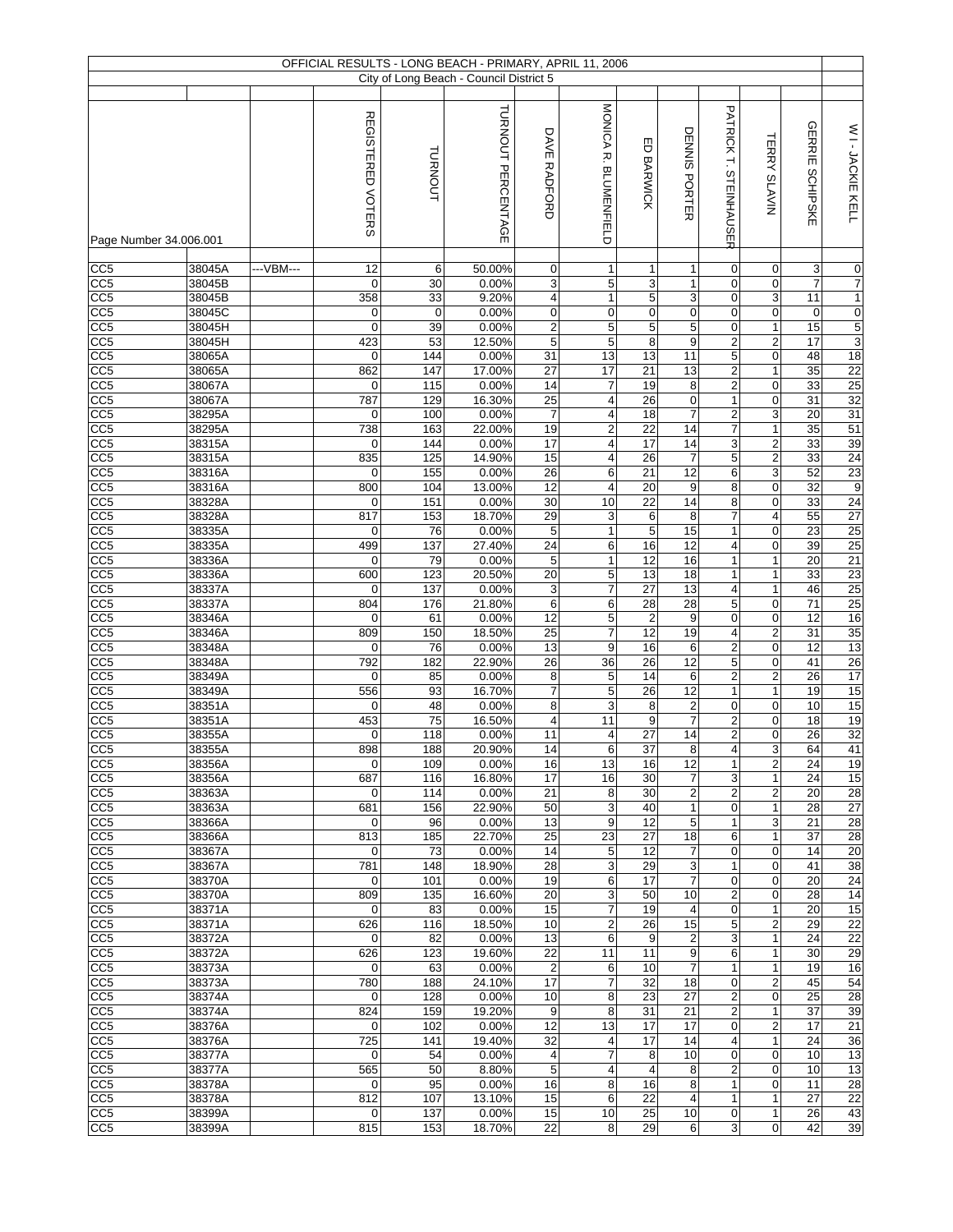OFFICIAL RESULTS - LONG BEACH - PRIMARY, APRIL 11, 2006

City of Long Beach - Council District 5

| Page Number 34.006.001 | | | REGISTERED VOTERS | TURNOUT | TURNOUT PERCENTAGE | DAVE RADFORD | MONICA R. BLUMENFIELD | ED BARWICK | DENNIS PORTER | PATRICK T. STEINHAUSER | TERRY SLAVIN | GERRIE SCHIPSKE | W I - JACKIE KELL |
|---|---|---|---|---|---|---|---|---|---|---|---|---|---|
| CC5 | 38045A | ---VBM--- | 12 | 6 | 50.00% | 0 | 1 | 1 | 1 | 0 | 0 | 3 | 0 |
| CC5 | 38045B | | 0 | 30 | 0.00% | 3 | 5 | 3 | 1 | 0 | 0 | 7 | 7 |
| CC5 | 38045B | | 358 | 33 | 9.20% | 4 | 1 | 5 | 3 | 0 | 3 | 11 | 1 |
| CC5 | 38045C | | 0 | 0 | 0.00% | 0 | 0 | 0 | 0 | 0 | 0 | 0 | 0 |
| CC5 | 38045H | | 0 | 39 | 0.00% | 2 | 5 | 5 | 5 | 0 | 1 | 15 | 5 |
| CC5 | 38045H | | 423 | 53 | 12.50% | 5 | 5 | 8 | 9 | 2 | 2 | 17 | 3 |
| CC5 | 38065A | | 0 | 144 | 0.00% | 31 | 13 | 13 | 11 | 5 | 0 | 48 | 18 |
| CC5 | 38065A | | 862 | 147 | 17.00% | 27 | 17 | 21 | 13 | 2 | 1 | 35 | 22 |
| CC5 | 38067A | | 0 | 115 | 0.00% | 14 | 7 | 19 | 8 | 2 | 0 | 33 | 25 |
| CC5 | 38067A | | 787 | 129 | 16.30% | 25 | 4 | 26 | 0 | 1 | 0 | 31 | 32 |
| CC5 | 38295A | | 0 | 100 | 0.00% | 7 | 4 | 18 | 7 | 2 | 3 | 20 | 31 |
| CC5 | 38295A | | 738 | 163 | 22.00% | 19 | 2 | 22 | 14 | 7 | 1 | 35 | 51 |
| CC5 | 38315A | | 0 | 144 | 0.00% | 17 | 4 | 17 | 14 | 3 | 2 | 33 | 39 |
| CC5 | 38315A | | 835 | 125 | 14.90% | 15 | 4 | 26 | 7 | 5 | 2 | 33 | 24 |
| CC5 | 38316A | | 0 | 155 | 0.00% | 26 | 6 | 21 | 12 | 6 | 3 | 52 | 23 |
| CC5 | 38316A | | 800 | 104 | 13.00% | 12 | 4 | 20 | 9 | 8 | 0 | 32 | 9 |
| CC5 | 38328A | | 0 | 151 | 0.00% | 30 | 10 | 22 | 14 | 8 | 0 | 33 | 24 |
| CC5 | 38328A | | 817 | 153 | 18.70% | 29 | 3 | 6 | 8 | 7 | 4 | 55 | 27 |
| CC5 | 38335A | | 0 | 76 | 0.00% | 5 | 1 | 5 | 15 | 1 | 0 | 23 | 25 |
| CC5 | 38335A | | 499 | 137 | 27.40% | 24 | 6 | 16 | 12 | 4 | 0 | 39 | 25 |
| CC5 | 38336A | | 0 | 79 | 0.00% | 5 | 1 | 12 | 16 | 1 | 1 | 20 | 21 |
| CC5 | 38336A | | 600 | 123 | 20.50% | 20 | 5 | 13 | 18 | 1 | 1 | 33 | 23 |
| CC5 | 38337A | | 0 | 137 | 0.00% | 3 | 7 | 27 | 13 | 4 | 1 | 46 | 25 |
| CC5 | 38337A | | 804 | 176 | 21.80% | 6 | 6 | 28 | 28 | 5 | 0 | 71 | 25 |
| CC5 | 38346A | | 0 | 61 | 0.00% | 12 | 5 | 2 | 9 | 0 | 0 | 12 | 16 |
| CC5 | 38346A | | 809 | 150 | 18.50% | 25 | 7 | 12 | 19 | 4 | 2 | 31 | 35 |
| CC5 | 38348A | | 0 | 76 | 0.00% | 13 | 9 | 16 | 6 | 2 | 0 | 12 | 13 |
| CC5 | 38348A | | 792 | 182 | 22.90% | 26 | 36 | 26 | 12 | 5 | 0 | 41 | 26 |
| CC5 | 38349A | | 0 | 85 | 0.00% | 8 | 5 | 14 | 6 | 2 | 2 | 26 | 17 |
| CC5 | 38349A | | 556 | 93 | 16.70% | 7 | 5 | 26 | 12 | 1 | 1 | 19 | 15 |
| CC5 | 38351A | | 0 | 48 | 0.00% | 8 | 3 | 8 | 2 | 0 | 0 | 10 | 15 |
| CC5 | 38351A | | 453 | 75 | 16.50% | 4 | 11 | 9 | 7 | 2 | 0 | 18 | 19 |
| CC5 | 38355A | | 0 | 118 | 0.00% | 11 | 4 | 27 | 14 | 2 | 0 | 26 | 32 |
| CC5 | 38355A | | 898 | 188 | 20.90% | 14 | 6 | 37 | 8 | 4 | 3 | 64 | 41 |
| CC5 | 38356A | | 0 | 109 | 0.00% | 16 | 13 | 16 | 12 | 1 | 2 | 24 | 19 |
| CC5 | 38356A | | 687 | 116 | 16.80% | 17 | 16 | 30 | 7 | 3 | 1 | 24 | 15 |
| CC5 | 38363A | | 0 | 114 | 0.00% | 21 | 8 | 30 | 2 | 2 | 2 | 20 | 28 |
| CC5 | 38363A | | 681 | 156 | 22.90% | 50 | 3 | 40 | 1 | 0 | 1 | 28 | 27 |
| CC5 | 38366A | | 0 | 96 | 0.00% | 13 | 9 | 12 | 5 | 1 | 3 | 21 | 28 |
| CC5 | 38366A | | 813 | 185 | 22.70% | 25 | 23 | 27 | 18 | 6 | 1 | 37 | 28 |
| CC5 | 38367A | | 0 | 73 | 0.00% | 14 | 5 | 12 | 7 | 0 | 0 | 14 | 20 |
| CC5 | 38367A | | 781 | 148 | 18.90% | 28 | 3 | 29 | 3 | 1 | 0 | 41 | 38 |
| CC5 | 38370A | | 0 | 101 | 0.00% | 19 | 6 | 17 | 7 | 0 | 0 | 20 | 24 |
| CC5 | 38370A | | 809 | 135 | 16.60% | 20 | 3 | 50 | 10 | 2 | 0 | 28 | 14 |
| CC5 | 38371A | | 0 | 83 | 0.00% | 15 | 7 | 19 | 4 | 0 | 1 | 20 | 15 |
| CC5 | 38371A | | 626 | 116 | 18.50% | 10 | 2 | 26 | 15 | 5 | 2 | 29 | 22 |
| CC5 | 38372A | | 0 | 82 | 0.00% | 13 | 6 | 9 | 2 | 3 | 1 | 24 | 22 |
| CC5 | 38372A | | 626 | 123 | 19.60% | 22 | 11 | 11 | 9 | 6 | 1 | 30 | 29 |
| CC5 | 38373A | | 0 | 63 | 0.00% | 2 | 6 | 10 | 7 | 1 | 1 | 19 | 16 |
| CC5 | 38373A | | 780 | 188 | 24.10% | 17 | 7 | 32 | 18 | 0 | 2 | 45 | 54 |
| CC5 | 38374A | | 0 | 128 | 0.00% | 10 | 8 | 23 | 27 | 2 | 0 | 25 | 28 |
| CC5 | 38374A | | 824 | 159 | 19.20% | 9 | 8 | 31 | 21 | 2 | 1 | 37 | 39 |
| CC5 | 38376A | | 0 | 102 | 0.00% | 12 | 13 | 17 | 17 | 0 | 2 | 17 | 21 |
| CC5 | 38376A | | 725 | 141 | 19.40% | 32 | 4 | 17 | 14 | 4 | 1 | 24 | 36 |
| CC5 | 38377A | | 0 | 54 | 0.00% | 4 | 7 | 8 | 10 | 0 | 0 | 10 | 13 |
| CC5 | 38377A | | 565 | 50 | 8.80% | 5 | 4 | 4 | 8 | 2 | 0 | 10 | 13 |
| CC5 | 38378A | | 0 | 95 | 0.00% | 16 | 8 | 16 | 8 | 1 | 0 | 11 | 28 |
| CC5 | 38378A | | 812 | 107 | 13.10% | 15 | 6 | 22 | 4 | 1 | 1 | 27 | 22 |
| CC5 | 38399A | | 0 | 137 | 0.00% | 15 | 10 | 25 | 10 | 0 | 1 | 26 | 43 |
| CC5 | 38399A | | 815 | 153 | 18.70% | 22 | 8 | 29 | 6 | 3 | 0 | 42 | 39 |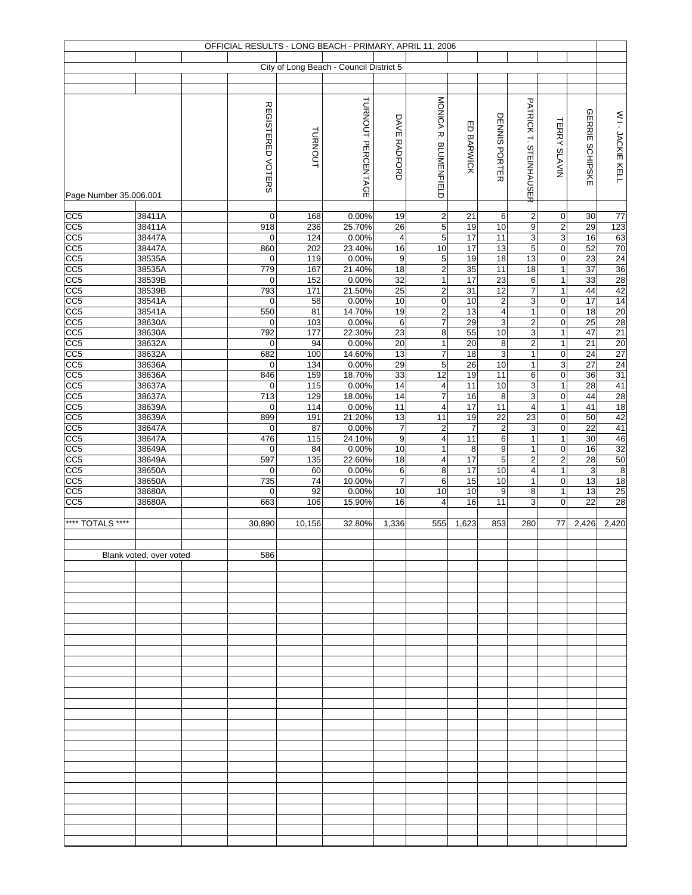# OFFICIAL RESULTS - LONG BEACH - PRIMARY, APRIL 11, 2006

## City of Long Beach - Council District 5

Page Number 35.006.001

| | | | REGISTERED VOTERS | TURNOUT | TURNOUT PERCENTAGE | DAVE RADFORD | MONICA R. BLUMENFIELD | ED BARWICK | DENNIS PORTER | PATRICK T. STEINHAUSER | TERRY SLAVIN | GERRIE SCHIPSKE | W I - JACKIE KELL |
|---|---|---|---|---|---|---|---|---|---|---|---|---|---|
| CC5 | 38411A | | 0 | 168 | 0.00% | 19 | 2 | 21 | 6 | 2 | 0 | 30 | 77 |
| CC5 | 38411A | | 918 | 236 | 25.70% | 26 | 5 | 19 | 10 | 9 | 2 | 29 | 123 |
| CC5 | 38447A | | 0 | 124 | 0.00% | 4 | 5 | 17 | 11 | 3 | 3 | 16 | 63 |
| CC5 | 38447A | | 860 | 202 | 23.40% | 16 | 10 | 17 | 13 | 5 | 0 | 52 | 70 |
| CC5 | 38535A | | 0 | 119 | 0.00% | 9 | 5 | 19 | 18 | 13 | 0 | 23 | 24 |
| CC5 | 38535A | | 779 | 167 | 21.40% | 18 | 2 | 35 | 11 | 18 | 1 | 37 | 36 |
| CC5 | 38539B | | 0 | 152 | 0.00% | 32 | 1 | 17 | 23 | 6 | 1 | 33 | 28 |
| CC5 | 38539B | | 793 | 171 | 21.50% | 25 | 2 | 31 | 12 | 7 | 1 | 44 | 42 |
| CC5 | 38541A | | 0 | 58 | 0.00% | 10 | 0 | 10 | 2 | 3 | 0 | 17 | 14 |
| CC5 | 38541A | | 550 | 81 | 14.70% | 19 | 2 | 13 | 4 | 1 | 0 | 18 | 20 |
| CC5 | 38630A | | 0 | 103 | 0.00% | 6 | 7 | 29 | 3 | 2 | 0 | 25 | 28 |
| CC5 | 38630A | | 792 | 177 | 22.30% | 23 | 8 | 55 | 10 | 3 | 1 | 47 | 21 |
| CC5 | 38632A | | 0 | 94 | 0.00% | 20 | 1 | 20 | 8 | 2 | 1 | 21 | 20 |
| CC5 | 38632A | | 682 | 100 | 14.60% | 13 | 7 | 18 | 3 | 1 | 0 | 24 | 27 |
| CC5 | 38636A | | 0 | 134 | 0.00% | 29 | 5 | 26 | 10 | 1 | 3 | 27 | 24 |
| CC5 | 38636A | | 846 | 159 | 18.70% | 33 | 12 | 19 | 11 | 6 | 0 | 36 | 31 |
| CC5 | 38637A | | 0 | 115 | 0.00% | 14 | 4 | 11 | 10 | 3 | 1 | 28 | 41 |
| CC5 | 38637A | | 713 | 129 | 18.00% | 14 | 7 | 16 | 8 | 3 | 0 | 44 | 28 |
| CC5 | 38639A | | 0 | 114 | 0.00% | 11 | 4 | 17 | 11 | 4 | 1 | 41 | 18 |
| CC5 | 38639A | | 899 | 191 | 21.20% | 13 | 11 | 19 | 22 | 23 | 0 | 50 | 42 |
| CC5 | 38647A | | 0 | 87 | 0.00% | 7 | 2 | 7 | 2 | 3 | 0 | 22 | 41 |
| CC5 | 38647A | | 476 | 115 | 24.10% | 9 | 4 | 11 | 6 | 1 | 1 | 30 | 46 |
| CC5 | 38649A | | 0 | 84 | 0.00% | 10 | 1 | 8 | 9 | 1 | 0 | 16 | 32 |
| CC5 | 38649A | | 597 | 135 | 22.60% | 18 | 4 | 17 | 5 | 2 | 2 | 28 | 50 |
| CC5 | 38650A | | 0 | 60 | 0.00% | 6 | 8 | 17 | 10 | 4 | 1 | 3 | 8 |
| CC5 | 38650A | | 735 | 74 | 10.00% | 7 | 6 | 15 | 10 | 1 | 0 | 13 | 18 |
| CC5 | 38680A | | 0 | 92 | 0.00% | 10 | 10 | 10 | 9 | 8 | 1 | 13 | 25 |
| CC5 | 38680A | | 663 | 106 | 15.90% | 16 | 4 | 16 | 11 | 3 | 0 | 22 | 28 |
| **** TOTALS **** | | | 30,890 | 10,156 | 32.80% | 1,336 | 555 | 1,623 | 853 | 280 | 77 | 2,426 | 2,420 |
| | Blank voted, over voted | | 586 | | | | | | | | | | |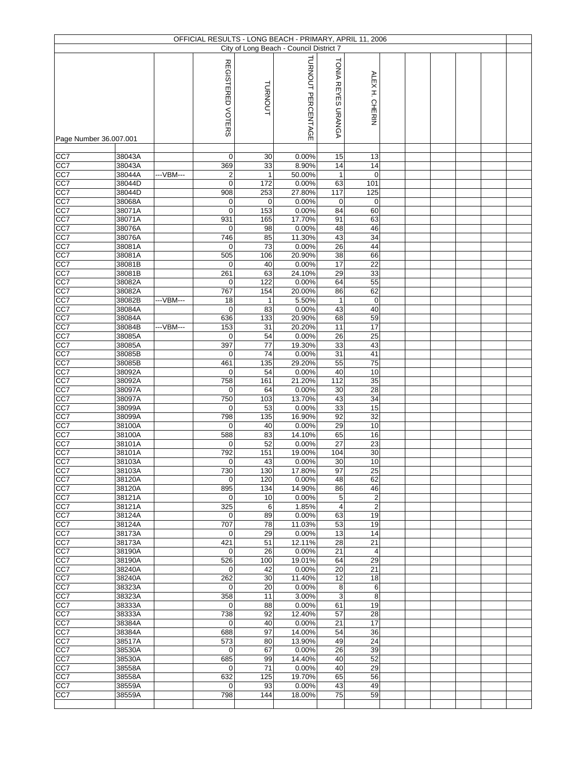| OFFICIAL RESULTS - LONG BEACH - PRIMARY, APRIL 11, 2006 | | | | | | | |
|---|---|---|---|---|---|---|---|
| City of Long Beach - Council District 7 | | | | | | | |
| Page Number 36.007.001 | | | REGISTERED VOTERS | TURNOUT | TURNOUT PERCENTAGE | TONIA REYES URANGA | ALEX H. CHERIN |
| CC7 | 38043A | | 0 | 30 | 0.00% | 15 | 13 |
| CC7 | 38043A | | 369 | 33 | 8.90% | 14 | 14 |
| CC7 | 38044A | ---VBM--- | 2 | 1 | 50.00% | 1 | 0 |
| CC7 | 38044D | | 0 | 172 | 0.00% | 63 | 101 |
| CC7 | 38044D | | 908 | 253 | 27.80% | 117 | 125 |
| CC7 | 38068A | | 0 | 0 | 0.00% | 0 | 0 |
| CC7 | 38071A | | 0 | 153 | 0.00% | 84 | 60 |
| CC7 | 38071A | | 931 | 165 | 17.70% | 91 | 63 |
| CC7 | 38076A | | 0 | 98 | 0.00% | 48 | 46 |
| CC7 | 38076A | | 746 | 85 | 11.30% | 43 | 34 |
| CC7 | 38081A | | 0 | 73 | 0.00% | 26 | 44 |
| CC7 | 38081A | | 505 | 106 | 20.90% | 38 | 66 |
| CC7 | 38081B | | 0 | 40 | 0.00% | 17 | 22 |
| CC7 | 38081B | | 261 | 63 | 24.10% | 29 | 33 |
| CC7 | 38082A | | 0 | 122 | 0.00% | 64 | 55 |
| CC7 | 38082A | | 767 | 154 | 20.00% | 86 | 62 |
| CC7 | 38082B | ---VBM--- | 18 | 1 | 5.50% | 1 | 0 |
| CC7 | 38084A | | 0 | 83 | 0.00% | 43 | 40 |
| CC7 | 38084A | | 636 | 133 | 20.90% | 68 | 59 |
| CC7 | 38084B | ---VBM--- | 153 | 31 | 20.20% | 11 | 17 |
| CC7 | 38085A | | 0 | 54 | 0.00% | 26 | 25 |
| CC7 | 38085A | | 397 | 77 | 19.30% | 33 | 43 |
| CC7 | 38085B | | 0 | 74 | 0.00% | 31 | 41 |
| CC7 | 38085B | | 461 | 135 | 29.20% | 55 | 75 |
| CC7 | 38092A | | 0 | 54 | 0.00% | 40 | 10 |
| CC7 | 38092A | | 758 | 161 | 21.20% | 112 | 35 |
| CC7 | 38097A | | 0 | 64 | 0.00% | 30 | 28 |
| CC7 | 38097A | | 750 | 103 | 13.70% | 43 | 34 |
| CC7 | 38099A | | 0 | 53 | 0.00% | 33 | 15 |
| CC7 | 38099A | | 798 | 135 | 16.90% | 92 | 32 |
| CC7 | 38100A | | 0 | 40 | 0.00% | 29 | 10 |
| CC7 | 38100A | | 588 | 83 | 14.10% | 65 | 16 |
| CC7 | 38101A | | 0 | 52 | 0.00% | 27 | 23 |
| CC7 | 38101A | | 792 | 151 | 19.00% | 104 | 30 |
| CC7 | 38103A | | 0 | 43 | 0.00% | 30 | 10 |
| CC7 | 38103A | | 730 | 130 | 17.80% | 97 | 25 |
| CC7 | 38120A | | 0 | 120 | 0.00% | 48 | 62 |
| CC7 | 38120A | | 895 | 134 | 14.90% | 86 | 46 |
| CC7 | 38121A | | 0 | 10 | 0.00% | 5 | 2 |
| CC7 | 38121A | | 325 | 6 | 1.85% | 4 | 2 |
| CC7 | 38124A | | 0 | 89 | 0.00% | 63 | 19 |
| CC7 | 38124A | | 707 | 78 | 11.03% | 53 | 19 |
| CC7 | 38173A | | 0 | 29 | 0.00% | 13 | 14 |
| CC7 | 38173A | | 421 | 51 | 12.11% | 28 | 21 |
| CC7 | 38190A | | 0 | 26 | 0.00% | 21 | 4 |
| CC7 | 38190A | | 526 | 100 | 19.01% | 64 | 29 |
| CC7 | 38240A | | 0 | 42 | 0.00% | 20 | 21 |
| CC7 | 38240A | | 262 | 30 | 11.40% | 12 | 18 |
| CC7 | 38323A | | 0 | 20 | 0.00% | 8 | 6 |
| CC7 | 38323A | | 358 | 11 | 3.00% | 3 | 8 |
| CC7 | 38333A | | 0 | 88 | 0.00% | 61 | 19 |
| CC7 | 38333A | | 738 | 92 | 12.40% | 57 | 28 |
| CC7 | 38384A | | 0 | 40 | 0.00% | 21 | 17 |
| CC7 | 38384A | | 688 | 97 | 14.00% | 54 | 36 |
| CC7 | 38517A | | 573 | 80 | 13.90% | 49 | 24 |
| CC7 | 38530A | | 0 | 67 | 0.00% | 26 | 39 |
| CC7 | 38530A | | 685 | 99 | 14.40% | 40 | 52 |
| CC7 | 38558A | | 0 | 71 | 0.00% | 40 | 29 |
| CC7 | 38558A | | 632 | 125 | 19.70% | 65 | 56 |
| CC7 | 38559A | | 0 | 93 | 0.00% | 43 | 49 |
| CC7 | 38559A | | 798 | 144 | 18.00% | 75 | 59 |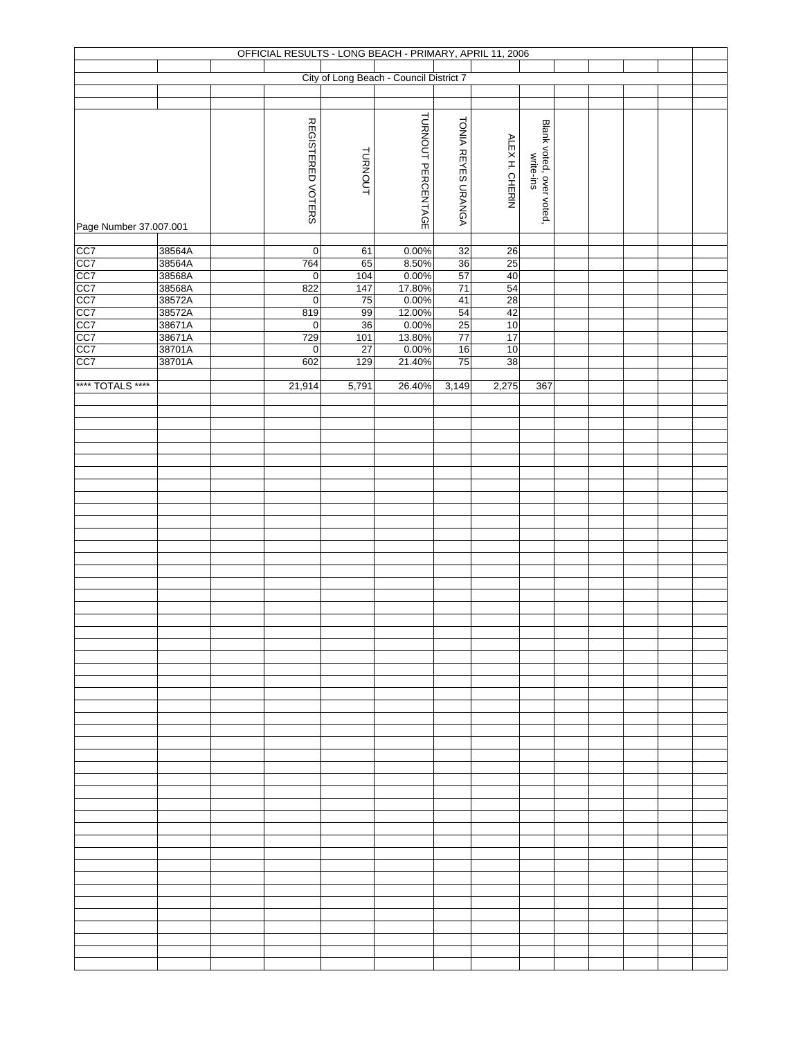OFFICIAL RESULTS - LONG BEACH - PRIMARY, APRIL 11, 2006

City of Long Beach - Council District 7

| Page Number 37.007.001 | | | REGISTERED VOTERS | TURNOUT | TURNOUT PERCENTAGE | TONIA REYES URANGA | ALEX H. CHERIN | Blank voted, over voted, write-ins |
|---|---|---|---|---|---|---|---|---|
| CC7 | 38564A | | 0 | 61 | 0.00% | 32 | 26 | |
| CC7 | 38564A | | 764 | 65 | 8.50% | 36 | 25 | |
| CC7 | 38568A | | 0 | 104 | 0.00% | 57 | 40 | |
| CC7 | 38568A | | 822 | 147 | 17.80% | 71 | 54 | |
| CC7 | 38572A | | 0 | 75 | 0.00% | 41 | 28 | |
| CC7 | 38572A | | 819 | 99 | 12.00% | 54 | 42 | |
| CC7 | 38671A | | 0 | 36 | 0.00% | 25 | 10 | |
| CC7 | 38671A | | 729 | 101 | 13.80% | 77 | 17 | |
| CC7 | 38701A | | 0 | 27 | 0.00% | 16 | 10 | |
| CC7 | 38701A | | 602 | 129 | 21.40% | 75 | 38 | |
| **** TOTALS **** | | | 21,914 | 5,791 | 26.40% | 3,149 | 2,275 | 367 |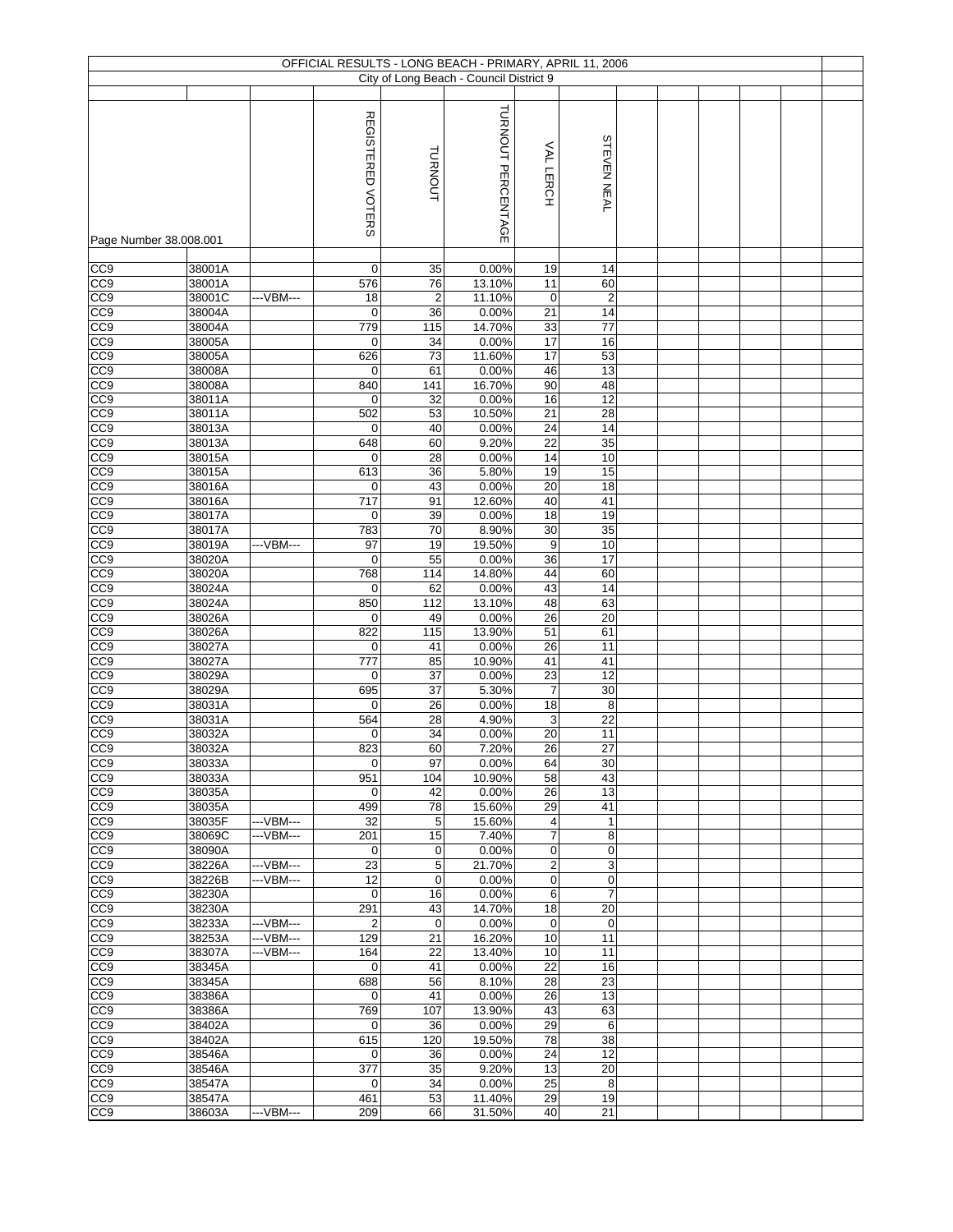OFFICIAL RESULTS - LONG BEACH - PRIMARY, APRIL 11, 2006

City of Long Beach - Council District 9

Page Number 38.008.001

| | | | REGISTERED VOTERS | TURNOUT | TURNOUT PERCENTAGE | VAL LERCH | STEVEN NEAL |
|---|---|---|---|---|---|---|---|
| CC9 | 38001A | | 0 | 35 | 0.00% | 19 | 14 |
| CC9 | 38001A | | 576 | 76 | 13.10% | 11 | 60 |
| CC9 | 38001C | ---VBM--- | 18 | 2 | 11.10% | 0 | 2 |
| CC9 | 38004A | | 0 | 36 | 0.00% | 21 | 14 |
| CC9 | 38004A | | 779 | 115 | 14.70% | 33 | 77 |
| CC9 | 38005A | | 0 | 34 | 0.00% | 17 | 16 |
| CC9 | 38005A | | 626 | 73 | 11.60% | 17 | 53 |
| CC9 | 38008A | | 0 | 61 | 0.00% | 46 | 13 |
| CC9 | 38008A | | 840 | 141 | 16.70% | 90 | 48 |
| CC9 | 38011A | | 0 | 32 | 0.00% | 16 | 12 |
| CC9 | 38011A | | 502 | 53 | 10.50% | 21 | 28 |
| CC9 | 38013A | | 0 | 40 | 0.00% | 24 | 14 |
| CC9 | 38013A | | 648 | 60 | 9.20% | 22 | 35 |
| CC9 | 38015A | | 0 | 28 | 0.00% | 14 | 10 |
| CC9 | 38015A | | 613 | 36 | 5.80% | 19 | 15 |
| CC9 | 38016A | | 0 | 43 | 0.00% | 20 | 18 |
| CC9 | 38016A | | 717 | 91 | 12.60% | 40 | 41 |
| CC9 | 38017A | | 0 | 39 | 0.00% | 18 | 19 |
| CC9 | 38017A | | 783 | 70 | 8.90% | 30 | 35 |
| CC9 | 38019A | ---VBM--- | 97 | 19 | 19.50% | 9 | 10 |
| CC9 | 38020A | | 0 | 55 | 0.00% | 36 | 17 |
| CC9 | 38020A | | 768 | 114 | 14.80% | 44 | 60 |
| CC9 | 38024A | | 0 | 62 | 0.00% | 43 | 14 |
| CC9 | 38024A | | 850 | 112 | 13.10% | 48 | 63 |
| CC9 | 38026A | | 0 | 49 | 0.00% | 26 | 20 |
| CC9 | 38026A | | 822 | 115 | 13.90% | 51 | 61 |
| CC9 | 38027A | | 0 | 41 | 0.00% | 26 | 11 |
| CC9 | 38027A | | 777 | 85 | 10.90% | 41 | 41 |
| CC9 | 38029A | | 0 | 37 | 0.00% | 23 | 12 |
| CC9 | 38029A | | 695 | 37 | 5.30% | 7 | 30 |
| CC9 | 38031A | | 0 | 26 | 0.00% | 18 | 8 |
| CC9 | 38031A | | 564 | 28 | 4.90% | 3 | 22 |
| CC9 | 38032A | | 0 | 34 | 0.00% | 20 | 11 |
| CC9 | 38032A | | 823 | 60 | 7.20% | 26 | 27 |
| CC9 | 38033A | | 0 | 97 | 0.00% | 64 | 30 |
| CC9 | 38033A | | 951 | 104 | 10.90% | 58 | 43 |
| CC9 | 38035A | | 0 | 42 | 0.00% | 26 | 13 |
| CC9 | 38035A | | 499 | 78 | 15.60% | 29 | 41 |
| CC9 | 38035F | ---VBM--- | 32 | 5 | 15.60% | 4 | 1 |
| CC9 | 38069C | ---VBM--- | 201 | 15 | 7.40% | 7 | 8 |
| CC9 | 38090A | | 0 | 0 | 0.00% | 0 | 0 |
| CC9 | 38226A | ---VBM--- | 23 | 5 | 21.70% | 2 | 3 |
| CC9 | 38226B | ---VBM--- | 12 | 0 | 0.00% | 0 | 0 |
| CC9 | 38230A | | 0 | 16 | 0.00% | 6 | 7 |
| CC9 | 38230A | | 291 | 43 | 14.70% | 18 | 20 |
| CC9 | 38233A | ---VBM--- | 2 | 0 | 0.00% | 0 | 0 |
| CC9 | 38253A | ---VBM--- | 129 | 21 | 16.20% | 10 | 11 |
| CC9 | 38307A | ---VBM--- | 164 | 22 | 13.40% | 10 | 11 |
| CC9 | 38345A | | 0 | 41 | 0.00% | 22 | 16 |
| CC9 | 38345A | | 688 | 56 | 8.10% | 28 | 23 |
| CC9 | 38386A | | 0 | 41 | 0.00% | 26 | 13 |
| CC9 | 38386A | | 769 | 107 | 13.90% | 43 | 63 |
| CC9 | 38402A | | 0 | 36 | 0.00% | 29 | 6 |
| CC9 | 38402A | | 615 | 120 | 19.50% | 78 | 38 |
| CC9 | 38546A | | 0 | 36 | 0.00% | 24 | 12 |
| CC9 | 38546A | | 377 | 35 | 9.20% | 13 | 20 |
| CC9 | 38547A | | 0 | 34 | 0.00% | 25 | 8 |
| CC9 | 38547A | | 461 | 53 | 11.40% | 29 | 19 |
| CC9 | 38603A | ---VBM--- | 209 | 66 | 31.50% | 40 | 21 |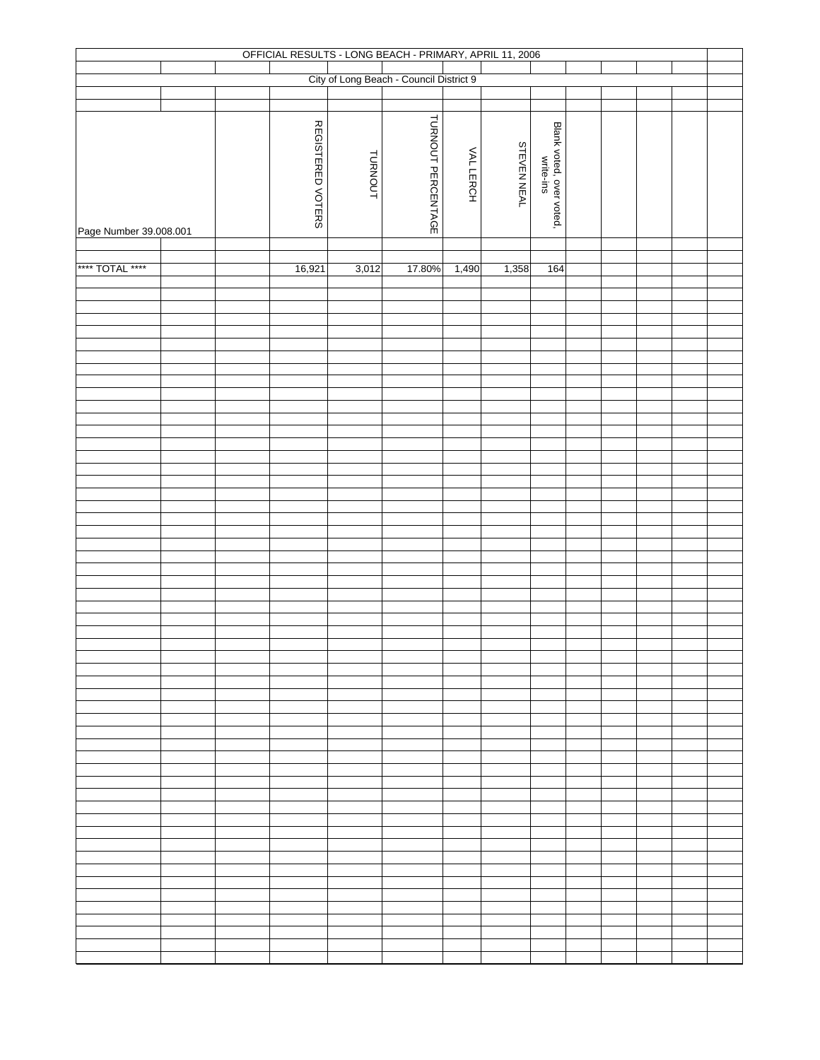OFFICIAL RESULTS - LONG BEACH - PRIMARY, APRIL 11, 2006

City of Long Beach - Council District 9

| Page Number 39.008.001 | | | REGISTERED VOTERS | TURNOUT | TURNOUT PERCENTAGE | VAL LERCH | STEVEN NEAL | Blank voted, over voted, write-ins |
|---|---|---|---|---|---|---|---|---|
| **** TOTAL **** | | | 16,921 | 3,012 | 17.80% | 1,490 | 1,358 | 164 |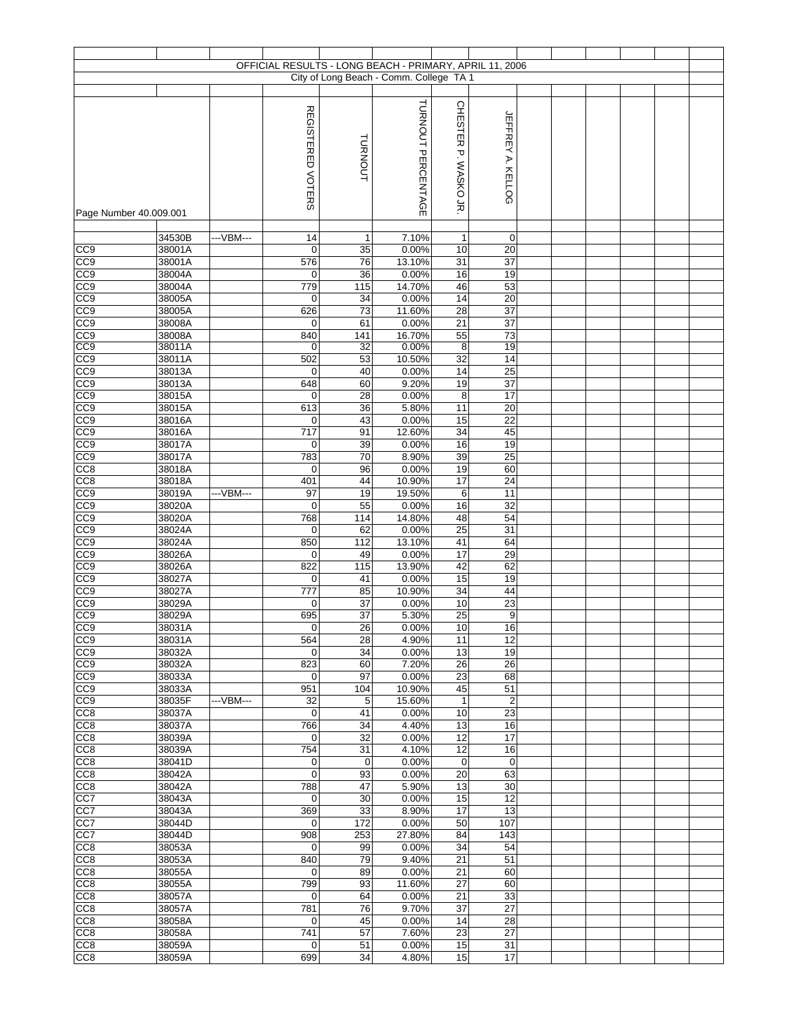OFFICIAL RESULTS - LONG BEACH - PRIMARY, APRIL 11, 2006

City of Long Beach - Comm. College TA 1

Page Number 40.009.001

| | | | REGISTERED VOTERS | TURNOUT | TURNOUT PERCENTAGE | CHESTER P. WASKO JR. | JEFFREY A. KELLOG |
|---|---|---|---|---|---|---|---|
| | 34530B | ---VBM--- | 14 | 1 | 7.10% | 1 | 0 |
| CC9 | 38001A | | 0 | 35 | 0.00% | 10 | 20 |
| CC9 | 38001A | | 576 | 76 | 13.10% | 31 | 37 |
| CC9 | 38004A | | 0 | 36 | 0.00% | 16 | 19 |
| CC9 | 38004A | | 779 | 115 | 14.70% | 46 | 53 |
| CC9 | 38005A | | 0 | 34 | 0.00% | 14 | 20 |
| CC9 | 38005A | | 626 | 73 | 11.60% | 28 | 37 |
| CC9 | 38008A | | 0 | 61 | 0.00% | 21 | 37 |
| CC9 | 38008A | | 840 | 141 | 16.70% | 55 | 73 |
| CC9 | 38011A | | 0 | 32 | 0.00% | 8 | 19 |
| CC9 | 38011A | | 502 | 53 | 10.50% | 32 | 14 |
| CC9 | 38013A | | 0 | 40 | 0.00% | 14 | 25 |
| CC9 | 38013A | | 648 | 60 | 9.20% | 19 | 37 |
| CC9 | 38015A | | 0 | 28 | 0.00% | 8 | 17 |
| CC9 | 38015A | | 613 | 36 | 5.80% | 11 | 20 |
| CC9 | 38016A | | 0 | 43 | 0.00% | 15 | 22 |
| CC9 | 38016A | | 717 | 91 | 12.60% | 34 | 45 |
| CC9 | 38017A | | 0 | 39 | 0.00% | 16 | 19 |
| CC9 | 38017A | | 783 | 70 | 8.90% | 39 | 25 |
| CC8 | 38018A | | 0 | 96 | 0.00% | 19 | 60 |
| CC8 | 38018A | | 401 | 44 | 10.90% | 17 | 24 |
| CC9 | 38019A | ---VBM--- | 97 | 19 | 19.50% | 6 | 11 |
| CC9 | 38020A | | 0 | 55 | 0.00% | 16 | 32 |
| CC9 | 38020A | | 768 | 114 | 14.80% | 48 | 54 |
| CC9 | 38024A | | 0 | 62 | 0.00% | 25 | 31 |
| CC9 | 38024A | | 850 | 112 | 13.10% | 41 | 64 |
| CC9 | 38026A | | 0 | 49 | 0.00% | 17 | 29 |
| CC9 | 38026A | | 822 | 115 | 13.90% | 42 | 62 |
| CC9 | 38027A | | 0 | 41 | 0.00% | 15 | 19 |
| CC9 | 38027A | | 777 | 85 | 10.90% | 34 | 44 |
| CC9 | 38029A | | 0 | 37 | 0.00% | 10 | 23 |
| CC9 | 38029A | | 695 | 37 | 5.30% | 25 | 9 |
| CC9 | 38031A | | 0 | 26 | 0.00% | 10 | 16 |
| CC9 | 38031A | | 564 | 28 | 4.90% | 11 | 12 |
| CC9 | 38032A | | 0 | 34 | 0.00% | 13 | 19 |
| CC9 | 38032A | | 823 | 60 | 7.20% | 26 | 26 |
| CC9 | 38033A | | 0 | 97 | 0.00% | 23 | 68 |
| CC9 | 38033A | | 951 | 104 | 10.90% | 45 | 51 |
| CC9 | 38035F | ---VBM--- | 32 | 5 | 15.60% | 1 | 2 |
| CC8 | 38037A | | 0 | 41 | 0.00% | 10 | 23 |
| CC8 | 38037A | | 766 | 34 | 4.40% | 13 | 16 |
| CC8 | 38039A | | 0 | 32 | 0.00% | 12 | 17 |
| CC8 | 38039A | | 754 | 31 | 4.10% | 12 | 16 |
| CC8 | 38041D | | 0 | 0 | 0.00% | 0 | 0 |
| CC8 | 38042A | | 0 | 93 | 0.00% | 20 | 63 |
| CC8 | 38042A | | 788 | 47 | 5.90% | 13 | 30 |
| CC7 | 38043A | | 0 | 30 | 0.00% | 15 | 12 |
| CC7 | 38043A | | 369 | 33 | 8.90% | 17 | 13 |
| CC7 | 38044D | | 0 | 172 | 0.00% | 50 | 107 |
| CC7 | 38044D | | 908 | 253 | 27.80% | 84 | 143 |
| CC8 | 38053A | | 0 | 99 | 0.00% | 34 | 54 |
| CC8 | 38053A | | 840 | 79 | 9.40% | 21 | 51 |
| CC8 | 38055A | | 0 | 89 | 0.00% | 21 | 60 |
| CC8 | 38055A | | 799 | 93 | 11.60% | 27 | 60 |
| CC8 | 38057A | | 0 | 64 | 0.00% | 21 | 33 |
| CC8 | 38057A | | 781 | 76 | 9.70% | 37 | 27 |
| CC8 | 38058A | | 0 | 45 | 0.00% | 14 | 28 |
| CC8 | 38058A | | 741 | 57 | 7.60% | 23 | 27 |
| CC8 | 38059A | | 0 | 51 | 0.00% | 15 | 31 |
| CC8 | 38059A | | 699 | 34 | 4.80% | 15 | 17 |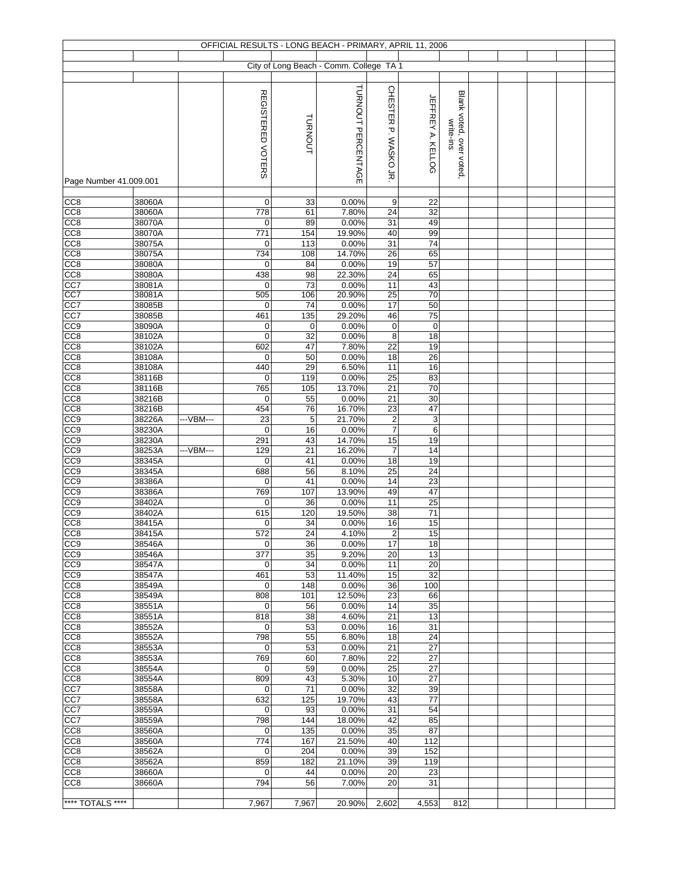# OFFICIAL RESULTS - LONG BEACH - PRIMARY, APRIL 11, 2006

## City of Long Beach - Comm. College TA 1

Page Number 41.009.001

| | | | REGISTERED VOTERS | TURNOUT | TURNOUT PERCENTAGE | CHESTER P. WASKO JR. | JEFFREY A. KELLOG | Blank voted, over voted, write-ins |
|---|---|---|---|---|---|---|---|---|
| CC8 | 38060A | | 0 | 33 | 0.00% | 9 | 22 | |
| CC8 | 38060A | | 778 | 61 | 7.80% | 24 | 32 | |
| CC8 | 38070A | | 0 | 89 | 0.00% | 31 | 49 | |
| CC8 | 38070A | | 771 | 154 | 19.90% | 40 | 99 | |
| CC8 | 38075A | | 0 | 113 | 0.00% | 31 | 74 | |
| CC8 | 38075A | | 734 | 108 | 14.70% | 26 | 65 | |
| CC8 | 38080A | | 0 | 84 | 0.00% | 19 | 57 | |
| CC8 | 38080A | | 438 | 98 | 22.30% | 24 | 65 | |
| CC7 | 38081A | | 0 | 73 | 0.00% | 11 | 43 | |
| CC7 | 38081A | | 505 | 106 | 20.90% | 25 | 70 | |
| CC7 | 38085B | | 0 | 74 | 0.00% | 17 | 50 | |
| CC7 | 38085B | | 461 | 135 | 29.20% | 46 | 75 | |
| CC9 | 38090A | | 0 | 0 | 0.00% | 0 | 0 | |
| CC8 | 38102A | | 0 | 32 | 0.00% | 8 | 18 | |
| CC8 | 38102A | | 602 | 47 | 7.80% | 22 | 19 | |
| CC8 | 38108A | | 0 | 50 | 0.00% | 18 | 26 | |
| CC8 | 38108A | | 440 | 29 | 6.50% | 11 | 16 | |
| CC8 | 38116B | | 0 | 119 | 0.00% | 25 | 83 | |
| CC8 | 38116B | | 765 | 105 | 13.70% | 21 | 70 | |
| CC8 | 38216B | | 0 | 55 | 0.00% | 21 | 30 | |
| CC8 | 38216B | | 454 | 76 | 16.70% | 23 | 47 | |
| CC9 | 38226A | ---VBM--- | 23 | 5 | 21.70% | 2 | 3 | |
| CC9 | 38230A | | 0 | 16 | 0.00% | 7 | 6 | |
| CC9 | 38230A | | 291 | 43 | 14.70% | 15 | 19 | |
| CC9 | 38253A | ---VBM--- | 129 | 21 | 16.20% | 7 | 14 | |
| CC9 | 38345A | | 0 | 41 | 0.00% | 18 | 19 | |
| CC9 | 38345A | | 688 | 56 | 8.10% | 25 | 24 | |
| CC9 | 38386A | | 0 | 41 | 0.00% | 14 | 23 | |
| CC9 | 38386A | | 769 | 107 | 13.90% | 49 | 47 | |
| CC9 | 38402A | | 0 | 36 | 0.00% | 11 | 25 | |
| CC9 | 38402A | | 615 | 120 | 19.50% | 38 | 71 | |
| CC8 | 38415A | | 0 | 34 | 0.00% | 16 | 15 | |
| CC8 | 38415A | | 572 | 24 | 4.10% | 2 | 15 | |
| CC9 | 38546A | | 0 | 36 | 0.00% | 17 | 18 | |
| CC9 | 38546A | | 377 | 35 | 9.20% | 20 | 13 | |
| CC9 | 38547A | | 0 | 34 | 0.00% | 11 | 20 | |
| CC9 | 38547A | | 461 | 53 | 11.40% | 15 | 32 | |
| CC8 | 38549A | | 0 | 148 | 0.00% | 36 | 100 | |
| CC8 | 38549A | | 808 | 101 | 12.50% | 23 | 66 | |
| CC8 | 38551A | | 0 | 56 | 0.00% | 14 | 35 | |
| CC8 | 38551A | | 818 | 38 | 4.60% | 21 | 13 | |
| CC8 | 38552A | | 0 | 53 | 0.00% | 16 | 31 | |
| CC8 | 38552A | | 798 | 55 | 6.80% | 18 | 24 | |
| CC8 | 38553A | | 0 | 53 | 0.00% | 21 | 27 | |
| CC8 | 38553A | | 769 | 60 | 7.80% | 22 | 27 | |
| CC8 | 38554A | | 0 | 59 | 0.00% | 25 | 27 | |
| CC8 | 38554A | | 809 | 43 | 5.30% | 10 | 27 | |
| CC7 | 38558A | | 0 | 71 | 0.00% | 32 | 39 | |
| CC7 | 38558A | | 632 | 125 | 19.70% | 43 | 77 | |
| CC7 | 38559A | | 0 | 93 | 0.00% | 31 | 54 | |
| CC7 | 38559A | | 798 | 144 | 18.00% | 42 | 85 | |
| CC8 | 38560A | | 0 | 135 | 0.00% | 35 | 87 | |
| CC8 | 38560A | | 774 | 167 | 21.50% | 40 | 112 | |
| CC8 | 38562A | | 0 | 204 | 0.00% | 39 | 152 | |
| CC8 | 38562A | | 859 | 182 | 21.10% | 39 | 119 | |
| CC8 | 38660A | | 0 | 44 | 0.00% | 20 | 23 | |
| CC8 | 38660A | | 794 | 56 | 7.00% | 20 | 31 | |
| **** TOTALS **** | | | 7,967 | 7,967 | 20.90% | 2,602 | 4,553 | 812 |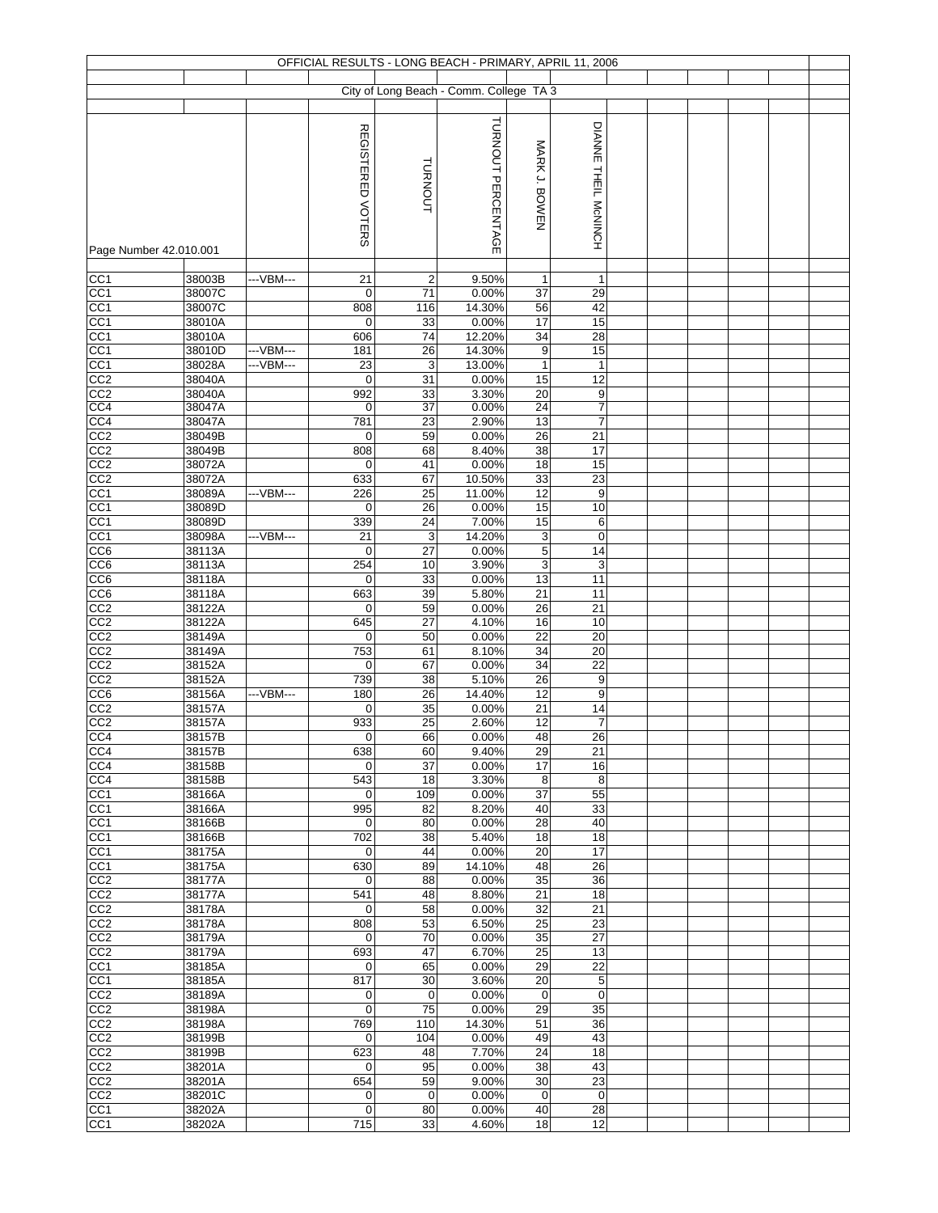OFFICIAL RESULTS - LONG BEACH - PRIMARY, APRIL 11, 2006

City of Long Beach - Comm. College TA 3

| Page Number 42.010.001 | | | REGISTERED VOTERS | TURNOUT | TURNOUT PERCENTAGE | MARK J. BOWEN | DIANNE THEIL McNINCH |
|---|---|---|---|---|---|---|---|
| CC1 | 38003B | ---VBM--- | 21 | 2 | 9.50% | 1 | 1 |
| CC1 | 38007C | | 0 | 71 | 0.00% | 37 | 29 |
| CC1 | 38007C | | 808 | 116 | 14.30% | 56 | 42 |
| CC1 | 38010A | | 0 | 33 | 0.00% | 17 | 15 |
| CC1 | 38010A | | 606 | 74 | 12.20% | 34 | 28 |
| CC1 | 38010D | ---VBM--- | 181 | 26 | 14.30% | 9 | 15 |
| CC1 | 38028A | ---VBM--- | 23 | 3 | 13.00% | 1 | 1 |
| CC2 | 38040A | | 0 | 31 | 0.00% | 15 | 12 |
| CC2 | 38040A | | 992 | 33 | 3.30% | 20 | 9 |
| CC4 | 38047A | | 0 | 37 | 0.00% | 24 | 7 |
| CC4 | 38047A | | 781 | 23 | 2.90% | 13 | 7 |
| CC2 | 38049B | | 0 | 59 | 0.00% | 26 | 21 |
| CC2 | 38049B | | 808 | 68 | 8.40% | 38 | 17 |
| CC2 | 38072A | | 0 | 41 | 0.00% | 18 | 15 |
| CC2 | 38072A | | 633 | 67 | 10.50% | 33 | 23 |
| CC1 | 38089A | ---VBM--- | 226 | 25 | 11.00% | 12 | 9 |
| CC1 | 38089D | | 0 | 26 | 0.00% | 15 | 10 |
| CC1 | 38089D | | 339 | 24 | 7.00% | 15 | 6 |
| CC1 | 38098A | ---VBM--- | 21 | 3 | 14.20% | 3 | 0 |
| CC6 | 38113A | | 0 | 27 | 0.00% | 5 | 14 |
| CC6 | 38113A | | 254 | 10 | 3.90% | 3 | 3 |
| CC6 | 38118A | | 0 | 33 | 0.00% | 13 | 11 |
| CC6 | 38118A | | 663 | 39 | 5.80% | 21 | 11 |
| CC2 | 38122A | | 0 | 59 | 0.00% | 26 | 21 |
| CC2 | 38122A | | 645 | 27 | 4.10% | 16 | 10 |
| CC2 | 38149A | | 0 | 50 | 0.00% | 22 | 20 |
| CC2 | 38149A | | 753 | 61 | 8.10% | 34 | 20 |
| CC2 | 38152A | | 0 | 67 | 0.00% | 34 | 22 |
| CC2 | 38152A | | 739 | 38 | 5.10% | 26 | 9 |
| CC6 | 38156A | ---VBM--- | 180 | 26 | 14.40% | 12 | 9 |
| CC2 | 38157A | | 0 | 35 | 0.00% | 21 | 14 |
| CC2 | 38157A | | 933 | 25 | 2.60% | 12 | 7 |
| CC4 | 38157B | | 0 | 66 | 0.00% | 48 | 26 |
| CC4 | 38157B | | 638 | 60 | 9.40% | 29 | 21 |
| CC4 | 38158B | | 0 | 37 | 0.00% | 17 | 16 |
| CC4 | 38158B | | 543 | 18 | 3.30% | 8 | 8 |
| CC1 | 38166A | | 0 | 109 | 0.00% | 37 | 55 |
| CC1 | 38166A | | 995 | 82 | 8.20% | 40 | 33 |
| CC1 | 38166B | | 0 | 80 | 0.00% | 28 | 40 |
| CC1 | 38166B | | 702 | 38 | 5.40% | 18 | 18 |
| CC1 | 38175A | | 0 | 44 | 0.00% | 20 | 17 |
| CC1 | 38175A | | 630 | 89 | 14.10% | 48 | 26 |
| CC2 | 38177A | | 0 | 88 | 0.00% | 35 | 36 |
| CC2 | 38177A | | 541 | 48 | 8.80% | 21 | 18 |
| CC2 | 38178A | | 0 | 58 | 0.00% | 32 | 21 |
| CC2 | 38178A | | 808 | 53 | 6.50% | 25 | 23 |
| CC2 | 38179A | | 0 | 70 | 0.00% | 35 | 27 |
| CC2 | 38179A | | 693 | 47 | 6.70% | 25 | 13 |
| CC1 | 38185A | | 0 | 65 | 0.00% | 29 | 22 |
| CC1 | 38185A | | 817 | 30 | 3.60% | 20 | 5 |
| CC2 | 38189A | | 0 | 0 | 0.00% | 0 | 0 |
| CC2 | 38198A | | 0 | 75 | 0.00% | 29 | 35 |
| CC2 | 38198A | | 769 | 110 | 14.30% | 51 | 36 |
| CC2 | 38199B | | 0 | 104 | 0.00% | 49 | 43 |
| CC2 | 38199B | | 623 | 48 | 7.70% | 24 | 18 |
| CC2 | 38201A | | 0 | 95 | 0.00% | 38 | 43 |
| CC2 | 38201A | | 654 | 59 | 9.00% | 30 | 23 |
| CC2 | 38201C | | 0 | 0 | 0.00% | 0 | 0 |
| CC1 | 38202A | | 0 | 80 | 0.00% | 40 | 28 |
| CC1 | 38202A | | 715 | 33 | 4.60% | 18 | 12 |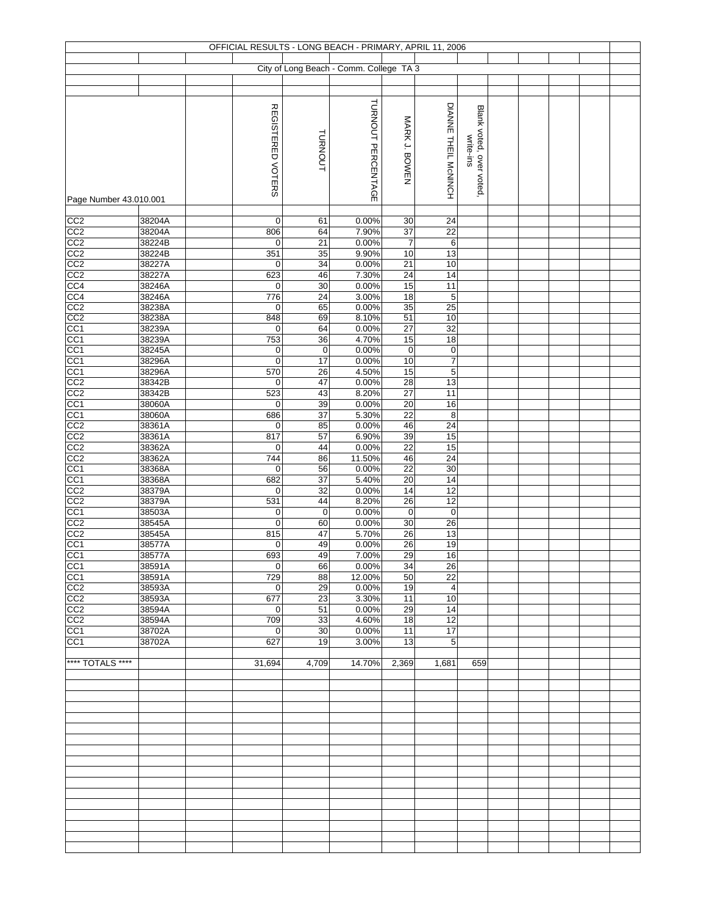# OFFICIAL RESULTS - LONG BEACH - PRIMARY, APRIL 11, 2006

## City of Long Beach - Comm. College TA 3

| Page Number 43.010.001 | | | REGISTERED VOTERS | TURNOUT | TURNOUT PERCENTAGE | MARK J. BOWEN | DIANNE THEIL McNINCH | Blank voted, over voted, write-ins |
|---|---|---|---|---|---|---|---|---|
| CC2 | 38204A | | 0 | 61 | 0.00% | 30 | 24 | |
| CC2 | 38204A | | 806 | 64 | 7.90% | 37 | 22 | |
| CC2 | 38224B | | 0 | 21 | 0.00% | 7 | 6 | |
| CC2 | 38224B | | 351 | 35 | 9.90% | 10 | 13 | |
| CC2 | 38227A | | 0 | 34 | 0.00% | 21 | 10 | |
| CC2 | 38227A | | 623 | 46 | 7.30% | 24 | 14 | |
| CC4 | 38246A | | 0 | 30 | 0.00% | 15 | 11 | |
| CC4 | 38246A | | 776 | 24 | 3.00% | 18 | 5 | |
| CC2 | 38238A | | 0 | 65 | 0.00% | 35 | 25 | |
| CC2 | 38238A | | 848 | 69 | 8.10% | 51 | 10 | |
| CC1 | 38239A | | 0 | 64 | 0.00% | 27 | 32 | |
| CC1 | 38239A | | 753 | 36 | 4.70% | 15 | 18 | |
| CC1 | 38245A | | 0 | 0 | 0.00% | 0 | 0 | |
| CC1 | 38296A | | 0 | 17 | 0.00% | 10 | 7 | |
| CC1 | 38296A | | 570 | 26 | 4.50% | 15 | 5 | |
| CC2 | 38342B | | 0 | 47 | 0.00% | 28 | 13 | |
| CC2 | 38342B | | 523 | 43 | 8.20% | 27 | 11 | |
| CC1 | 38060A | | 0 | 39 | 0.00% | 20 | 16 | |
| CC1 | 38060A | | 686 | 37 | 5.30% | 22 | 8 | |
| CC2 | 38361A | | 0 | 85 | 0.00% | 46 | 24 | |
| CC2 | 38361A | | 817 | 57 | 6.90% | 39 | 15 | |
| CC2 | 38362A | | 0 | 44 | 0.00% | 22 | 15 | |
| CC2 | 38362A | | 744 | 86 | 11.50% | 46 | 24 | |
| CC1 | 38368A | | 0 | 56 | 0.00% | 22 | 30 | |
| CC1 | 38368A | | 682 | 37 | 5.40% | 20 | 14 | |
| CC2 | 38379A | | 0 | 32 | 0.00% | 14 | 12 | |
| CC2 | 38379A | | 531 | 44 | 8.20% | 26 | 12 | |
| CC1 | 38503A | | 0 | 0 | 0.00% | 0 | 0 | |
| CC2 | 38545A | | 0 | 60 | 0.00% | 30 | 26 | |
| CC2 | 38545A | | 815 | 47 | 5.70% | 26 | 13 | |
| CC1 | 38577A | | 0 | 49 | 0.00% | 26 | 19 | |
| CC1 | 38577A | | 693 | 49 | 7.00% | 29 | 16 | |
| CC1 | 38591A | | 0 | 66 | 0.00% | 34 | 26 | |
| CC1 | 38591A | | 729 | 88 | 12.00% | 50 | 22 | |
| CC2 | 38593A | | 0 | 29 | 0.00% | 19 | 4 | |
| CC2 | 38593A | | 677 | 23 | 3.30% | 11 | 10 | |
| CC2 | 38594A | | 0 | 51 | 0.00% | 29 | 14 | |
| CC2 | 38594A | | 709 | 33 | 4.60% | 18 | 12 | |
| CC1 | 38702A | | 0 | 30 | 0.00% | 11 | 17 | |
| CC1 | 38702A | | 627 | 19 | 3.00% | 13 | 5 | |
| **** TOTALS **** | | | 31,694 | 4,709 | 14.70% | 2,369 | 1,681 | 659 |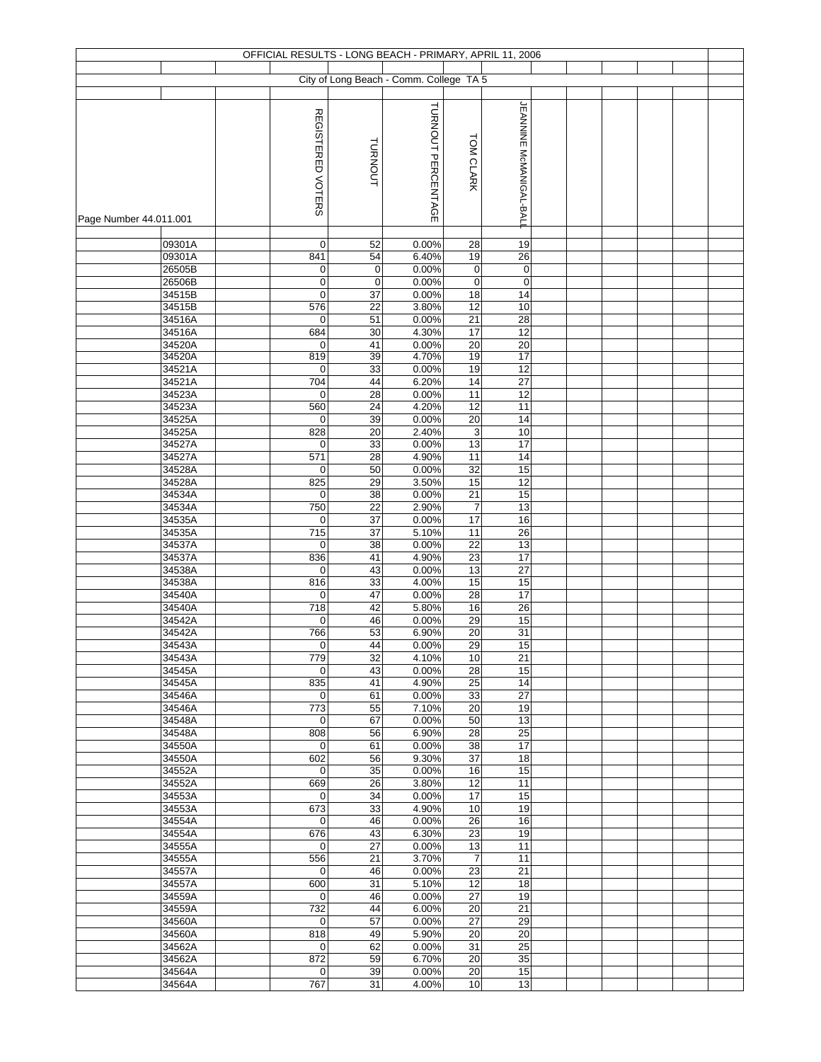OFFICIAL RESULTS - LONG BEACH - PRIMARY, APRIL 11, 2006

City of Long Beach - Comm. College TA 5

| Page Number 44.011.001 | REGISTERED VOTERS | TURNOUT | TURNOUT PERCENTAGE | TOM CLARK | JEANNINE McMANIGAL-BALL |
|---|---|---|---|---|---|
| 09301A | 0 | 52 | 0.00% | 28 | 19 |
| 09301A | 841 | 54 | 6.40% | 19 | 26 |
| 26505B | 0 | 0 | 0.00% | 0 | 0 |
| 26506B | 0 | 0 | 0.00% | 0 | 0 |
| 34515B | 0 | 37 | 0.00% | 18 | 14 |
| 34515B | 576 | 22 | 3.80% | 12 | 10 |
| 34516A | 0 | 51 | 0.00% | 21 | 28 |
| 34516A | 684 | 30 | 4.30% | 17 | 12 |
| 34520A | 0 | 41 | 0.00% | 20 | 20 |
| 34520A | 819 | 39 | 4.70% | 19 | 17 |
| 34521A | 0 | 33 | 0.00% | 19 | 12 |
| 34521A | 704 | 44 | 6.20% | 14 | 27 |
| 34523A | 0 | 28 | 0.00% | 11 | 12 |
| 34523A | 560 | 24 | 4.20% | 12 | 11 |
| 34525A | 0 | 39 | 0.00% | 20 | 14 |
| 34525A | 828 | 20 | 2.40% | 3 | 10 |
| 34527A | 0 | 33 | 0.00% | 13 | 17 |
| 34527A | 571 | 28 | 4.90% | 11 | 14 |
| 34528A | 0 | 50 | 0.00% | 32 | 15 |
| 34528A | 825 | 29 | 3.50% | 15 | 12 |
| 34534A | 0 | 38 | 0.00% | 21 | 15 |
| 34534A | 750 | 22 | 2.90% | 7 | 13 |
| 34535A | 0 | 37 | 0.00% | 17 | 16 |
| 34535A | 715 | 37 | 5.10% | 11 | 26 |
| 34537A | 0 | 38 | 0.00% | 22 | 13 |
| 34537A | 836 | 41 | 4.90% | 23 | 17 |
| 34538A | 0 | 43 | 0.00% | 13 | 27 |
| 34538A | 816 | 33 | 4.00% | 15 | 15 |
| 34540A | 0 | 47 | 0.00% | 28 | 17 |
| 34540A | 718 | 42 | 5.80% | 16 | 26 |
| 34542A | 0 | 46 | 0.00% | 29 | 15 |
| 34542A | 766 | 53 | 6.90% | 20 | 31 |
| 34543A | 0 | 44 | 0.00% | 29 | 15 |
| 34543A | 779 | 32 | 4.10% | 10 | 21 |
| 34545A | 0 | 43 | 0.00% | 28 | 15 |
| 34545A | 835 | 41 | 4.90% | 25 | 14 |
| 34546A | 0 | 61 | 0.00% | 33 | 27 |
| 34546A | 773 | 55 | 7.10% | 20 | 19 |
| 34548A | 0 | 67 | 0.00% | 50 | 13 |
| 34548A | 808 | 56 | 6.90% | 28 | 25 |
| 34550A | 0 | 61 | 0.00% | 38 | 17 |
| 34550A | 602 | 56 | 9.30% | 37 | 18 |
| 34552A | 0 | 35 | 0.00% | 16 | 15 |
| 34552A | 669 | 26 | 3.80% | 12 | 11 |
| 34553A | 0 | 34 | 0.00% | 17 | 15 |
| 34553A | 673 | 33 | 4.90% | 10 | 19 |
| 34554A | 0 | 46 | 0.00% | 26 | 16 |
| 34554A | 676 | 43 | 6.30% | 23 | 19 |
| 34555A | 0 | 27 | 0.00% | 13 | 11 |
| 34555A | 556 | 21 | 3.70% | 7 | 11 |
| 34557A | 0 | 46 | 0.00% | 23 | 21 |
| 34557A | 600 | 31 | 5.10% | 12 | 18 |
| 34559A | 0 | 46 | 0.00% | 27 | 19 |
| 34559A | 732 | 44 | 6.00% | 20 | 21 |
| 34560A | 0 | 57 | 0.00% | 27 | 29 |
| 34560A | 818 | 49 | 5.90% | 20 | 20 |
| 34562A | 0 | 62 | 0.00% | 31 | 25 |
| 34562A | 872 | 59 | 6.70% | 20 | 35 |
| 34564A | 0 | 39 | 0.00% | 20 | 15 |
| 34564A | 767 | 31 | 4.00% | 10 | 13 |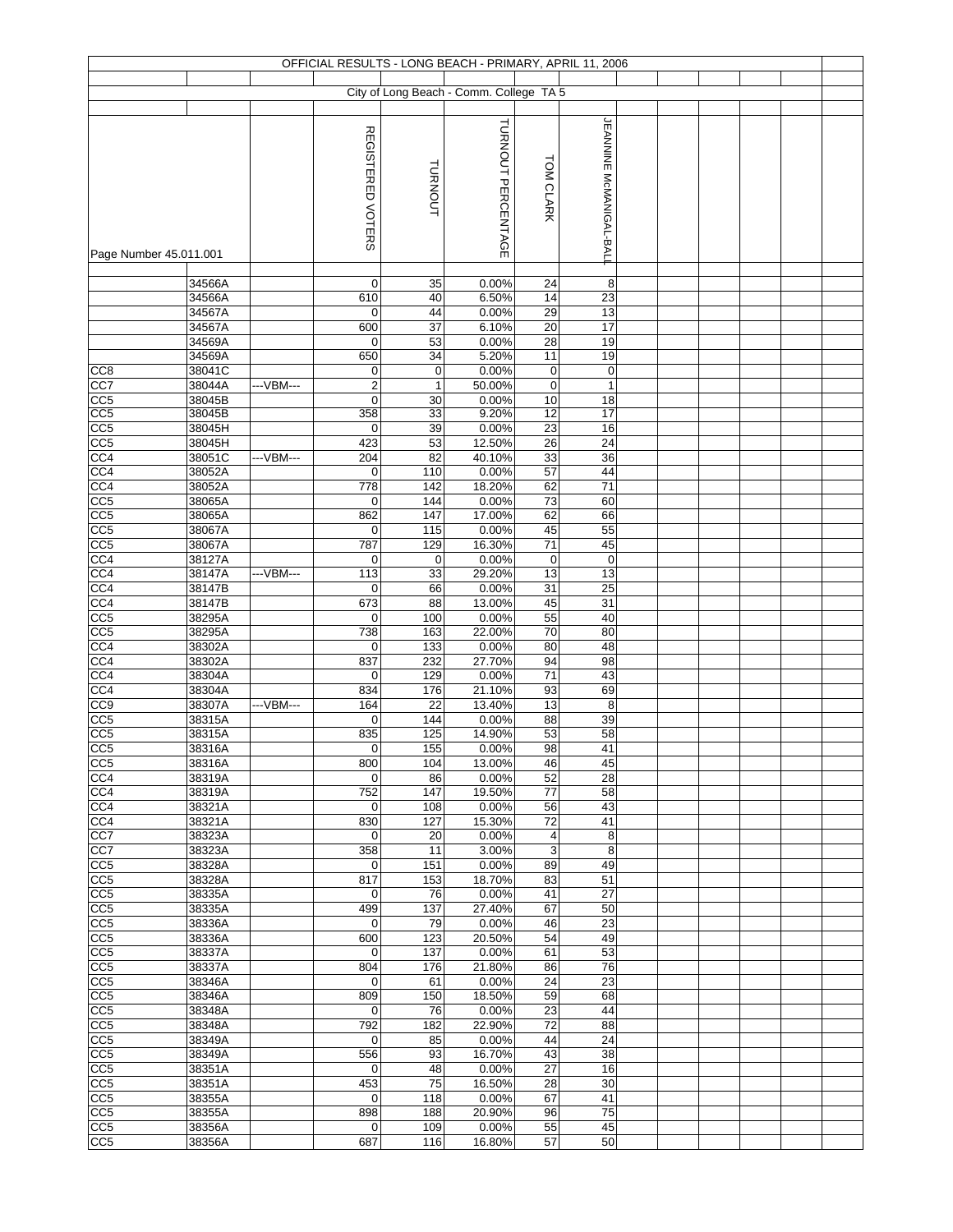# OFFICIAL RESULTS - LONG BEACH - PRIMARY, APRIL 11, 2006

## City of Long Beach - Comm. College TA 5

Page Number 45.011.001

| | | | REGISTERED VOTERS | TURNOUT | TURNOUT PERCENTAGE | TOM CLARK | JEANNINE McMANIGAL-BALL |
|---|---|---|---|---|---|---|---|
| | 34566A | | 0 | 35 | 0.00% | 24 | 8 |
| | 34566A | | 610 | 40 | 6.50% | 14 | 23 |
| | 34567A | | 0 | 44 | 0.00% | 29 | 13 |
| | 34567A | | 600 | 37 | 6.10% | 20 | 17 |
| | 34569A | | 0 | 53 | 0.00% | 28 | 19 |
| | 34569A | | 650 | 34 | 5.20% | 11 | 19 |
| CC8 | 38041C | | 0 | 0 | 0.00% | 0 | 0 |
| CC7 | 38044A | ---VBM--- | 2 | 1 | 50.00% | 0 | 1 |
| CC5 | 38045B | | 0 | 30 | 0.00% | 10 | 18 |
| CC5 | 38045B | | 358 | 33 | 9.20% | 12 | 17 |
| CC5 | 38045H | | 0 | 39 | 0.00% | 23 | 16 |
| CC5 | 38045H | | 423 | 53 | 12.50% | 26 | 24 |
| CC4 | 38051C | ---VBM--- | 204 | 82 | 40.10% | 33 | 36 |
| CC4 | 38052A | | 0 | 110 | 0.00% | 57 | 44 |
| CC4 | 38052A | | 778 | 142 | 18.20% | 62 | 71 |
| CC5 | 38065A | | 0 | 144 | 0.00% | 73 | 60 |
| CC5 | 38065A | | 862 | 147 | 17.00% | 62 | 66 |
| CC5 | 38067A | | 0 | 115 | 0.00% | 45 | 55 |
| CC5 | 38067A | | 787 | 129 | 16.30% | 71 | 45 |
| CC4 | 38127A | | 0 | 0 | 0.00% | 0 | 0 |
| CC4 | 38147A | ---VBM--- | 113 | 33 | 29.20% | 13 | 13 |
| CC4 | 38147B | | 0 | 66 | 0.00% | 31 | 25 |
| CC4 | 38147B | | 673 | 88 | 13.00% | 45 | 31 |
| CC5 | 38295A | | 0 | 100 | 0.00% | 55 | 40 |
| CC5 | 38295A | | 738 | 163 | 22.00% | 70 | 80 |
| CC4 | 38302A | | 0 | 133 | 0.00% | 80 | 48 |
| CC4 | 38302A | | 837 | 232 | 27.70% | 94 | 98 |
| CC4 | 38304A | | 0 | 129 | 0.00% | 71 | 43 |
| CC4 | 38304A | | 834 | 176 | 21.10% | 93 | 69 |
| CC9 | 38307A | ---VBM--- | 164 | 22 | 13.40% | 13 | 8 |
| CC5 | 38315A | | 0 | 144 | 0.00% | 88 | 39 |
| CC5 | 38315A | | 835 | 125 | 14.90% | 53 | 58 |
| CC5 | 38316A | | 0 | 155 | 0.00% | 98 | 41 |
| CC5 | 38316A | | 800 | 104 | 13.00% | 46 | 45 |
| CC4 | 38319A | | 0 | 86 | 0.00% | 52 | 28 |
| CC4 | 38319A | | 752 | 147 | 19.50% | 77 | 58 |
| CC4 | 38321A | | 0 | 108 | 0.00% | 56 | 43 |
| CC4 | 38321A | | 830 | 127 | 15.30% | 72 | 41 |
| CC7 | 38323A | | 0 | 20 | 0.00% | 4 | 8 |
| CC7 | 38323A | | 358 | 11 | 3.00% | 3 | 8 |
| CC5 | 38328A | | 0 | 151 | 0.00% | 89 | 49 |
| CC5 | 38328A | | 817 | 153 | 18.70% | 83 | 51 |
| CC5 | 38335A | | 0 | 76 | 0.00% | 41 | 27 |
| CC5 | 38335A | | 499 | 137 | 27.40% | 67 | 50 |
| CC5 | 38336A | | 0 | 79 | 0.00% | 46 | 23 |
| CC5 | 38336A | | 600 | 123 | 20.50% | 54 | 49 |
| CC5 | 38337A | | 0 | 137 | 0.00% | 61 | 53 |
| CC5 | 38337A | | 804 | 176 | 21.80% | 86 | 76 |
| CC5 | 38346A | | 0 | 61 | 0.00% | 24 | 23 |
| CC5 | 38346A | | 809 | 150 | 18.50% | 59 | 68 |
| CC5 | 38348A | | 0 | 76 | 0.00% | 23 | 44 |
| CC5 | 38348A | | 792 | 182 | 22.90% | 72 | 88 |
| CC5 | 38349A | | 0 | 85 | 0.00% | 44 | 24 |
| CC5 | 38349A | | 556 | 93 | 16.70% | 43 | 38 |
| CC5 | 38351A | | 0 | 48 | 0.00% | 27 | 16 |
| CC5 | 38351A | | 453 | 75 | 16.50% | 28 | 30 |
| CC5 | 38355A | | 0 | 118 | 0.00% | 67 | 41 |
| CC5 | 38355A | | 898 | 188 | 20.90% | 96 | 75 |
| CC5 | 38356A | | 0 | 109 | 0.00% | 55 | 45 |
| CC5 | 38356A | | 687 | 116 | 16.80% | 57 | 50 |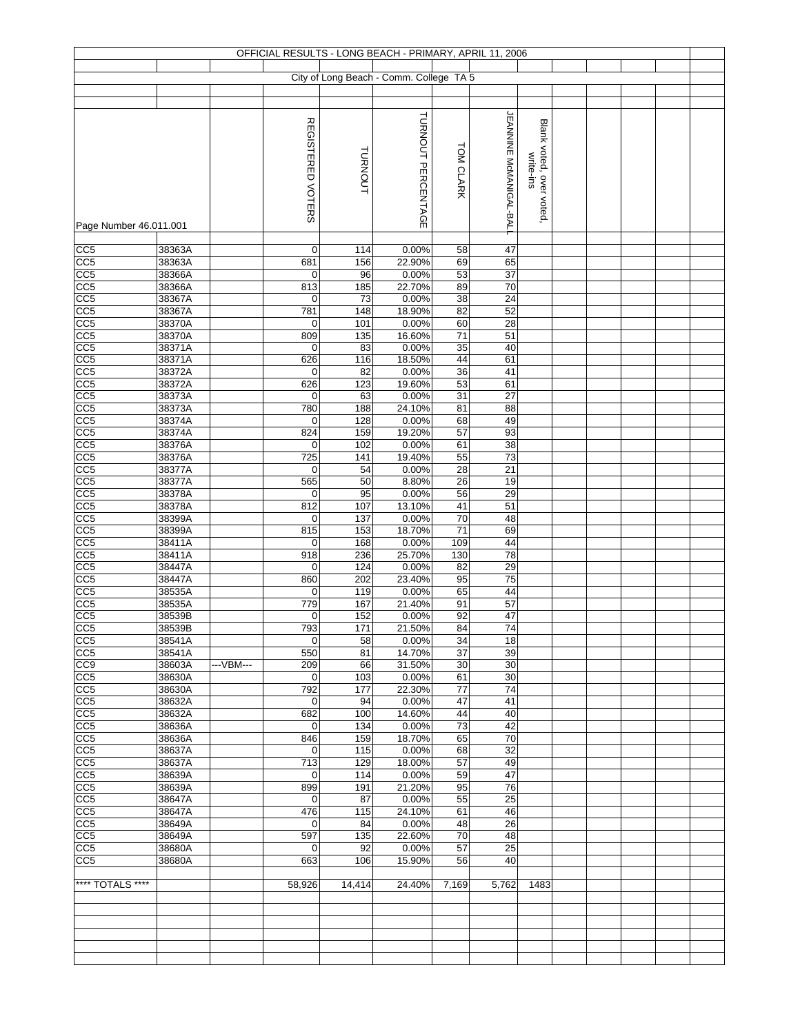# OFFICIAL RESULTS - LONG BEACH - PRIMARY, APRIL 11, 2006

## City of Long Beach - Comm. College TA 5

| Page Number 46.011.001 | | | REGISTERED VOTERS | TURNOUT | TURNOUT PERCENTAGE | TOM CLARK | JEANNINE McMANIGAL-BALL | Blank voted, over voted, write-ins |
|---|---|---|---|---|---|---|---|---|
| CC5 | 38363A | | 0 | 114 | 0.00% | 58 | 47 | |
| CC5 | 38363A | | 681 | 156 | 22.90% | 69 | 65 | |
| CC5 | 38366A | | 0 | 96 | 0.00% | 53 | 37 | |
| CC5 | 38366A | | 813 | 185 | 22.70% | 89 | 70 | |
| CC5 | 38367A | | 0 | 73 | 0.00% | 38 | 24 | |
| CC5 | 38367A | | 781 | 148 | 18.90% | 82 | 52 | |
| CC5 | 38370A | | 0 | 101 | 0.00% | 60 | 28 | |
| CC5 | 38370A | | 809 | 135 | 16.60% | 71 | 51 | |
| CC5 | 38371A | | 0 | 83 | 0.00% | 35 | 40 | |
| CC5 | 38371A | | 626 | 116 | 18.50% | 44 | 61 | |
| CC5 | 38372A | | 0 | 82 | 0.00% | 36 | 41 | |
| CC5 | 38372A | | 626 | 123 | 19.60% | 53 | 61 | |
| CC5 | 38373A | | 0 | 63 | 0.00% | 31 | 27 | |
| CC5 | 38373A | | 780 | 188 | 24.10% | 81 | 88 | |
| CC5 | 38374A | | 0 | 128 | 0.00% | 68 | 49 | |
| CC5 | 38374A | | 824 | 159 | 19.20% | 57 | 93 | |
| CC5 | 38376A | | 0 | 102 | 0.00% | 61 | 38 | |
| CC5 | 38376A | | 725 | 141 | 19.40% | 55 | 73 | |
| CC5 | 38377A | | 0 | 54 | 0.00% | 28 | 21 | |
| CC5 | 38377A | | 565 | 50 | 8.80% | 26 | 19 | |
| CC5 | 38378A | | 0 | 95 | 0.00% | 56 | 29 | |
| CC5 | 38378A | | 812 | 107 | 13.10% | 41 | 51 | |
| CC5 | 38399A | | 0 | 137 | 0.00% | 70 | 48 | |
| CC5 | 38399A | | 815 | 153 | 18.70% | 71 | 69 | |
| CC5 | 38411A | | 0 | 168 | 0.00% | 109 | 44 | |
| CC5 | 38411A | | 918 | 236 | 25.70% | 130 | 78 | |
| CC5 | 38447A | | 0 | 124 | 0.00% | 82 | 29 | |
| CC5 | 38447A | | 860 | 202 | 23.40% | 95 | 75 | |
| CC5 | 38535A | | 0 | 119 | 0.00% | 65 | 44 | |
| CC5 | 38535A | | 779 | 167 | 21.40% | 91 | 57 | |
| CC5 | 38539B | | 0 | 152 | 0.00% | 92 | 47 | |
| CC5 | 38539B | | 793 | 171 | 21.50% | 84 | 74 | |
| CC5 | 38541A | | 0 | 58 | 0.00% | 34 | 18 | |
| CC5 | 38541A | | 550 | 81 | 14.70% | 37 | 39 | |
| CC9 | 38603A | ---VBM--- | 209 | 66 | 31.50% | 30 | 30 | |
| CC5 | 38630A | | 0 | 103 | 0.00% | 61 | 30 | |
| CC5 | 38630A | | 792 | 177 | 22.30% | 77 | 74 | |
| CC5 | 38632A | | 0 | 94 | 0.00% | 47 | 41 | |
| CC5 | 38632A | | 682 | 100 | 14.60% | 44 | 40 | |
| CC5 | 38636A | | 0 | 134 | 0.00% | 73 | 42 | |
| CC5 | 38636A | | 846 | 159 | 18.70% | 65 | 70 | |
| CC5 | 38637A | | 0 | 115 | 0.00% | 68 | 32 | |
| CC5 | 38637A | | 713 | 129 | 18.00% | 57 | 49 | |
| CC5 | 38639A | | 0 | 114 | 0.00% | 59 | 47 | |
| CC5 | 38639A | | 899 | 191 | 21.20% | 95 | 76 | |
| CC5 | 38647A | | 0 | 87 | 0.00% | 55 | 25 | |
| CC5 | 38647A | | 476 | 115 | 24.10% | 61 | 46 | |
| CC5 | 38649A | | 0 | 84 | 0.00% | 48 | 26 | |
| CC5 | 38649A | | 597 | 135 | 22.60% | 70 | 48 | |
| CC5 | 38680A | | 0 | 92 | 0.00% | 57 | 25 | |
| CC5 | 38680A | | 663 | 106 | 15.90% | 56 | 40 | |
| **** TOTALS **** | | | 58,926 | 14,414 | 24.40% | 7,169 | 5,762 | 1483 |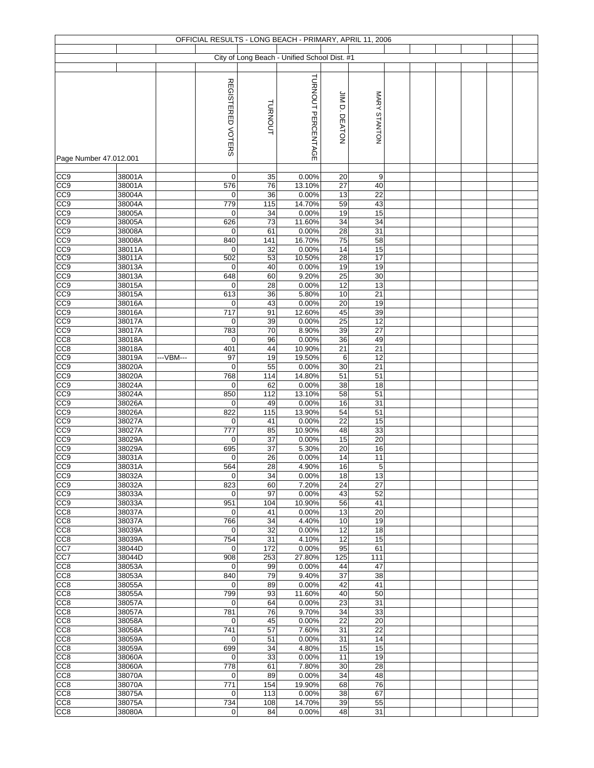OFFICIAL RESULTS - LONG BEACH - PRIMARY, APRIL 11, 2006

City of Long Beach - Unified School Dist. #1

Page Number 47.012.001

| | | | REGISTERED VOTERS | TURNOUT | TURNOUT PERCENTAGE | JIM D. DEATON | MARY STANTON |
|---|---|---|---|---|---|---|---|
| CC9 | 38001A | | 0 | 35 | 0.00% | 20 | 9 |
| CC9 | 38001A | | 576 | 76 | 13.10% | 27 | 40 |
| CC9 | 38004A | | 0 | 36 | 0.00% | 13 | 22 |
| CC9 | 38004A | | 779 | 115 | 14.70% | 59 | 43 |
| CC9 | 38005A | | 0 | 34 | 0.00% | 19 | 15 |
| CC9 | 38005A | | 626 | 73 | 11.60% | 34 | 34 |
| CC9 | 38008A | | 0 | 61 | 0.00% | 28 | 31 |
| CC9 | 38008A | | 840 | 141 | 16.70% | 75 | 58 |
| CC9 | 38011A | | 0 | 32 | 0.00% | 14 | 15 |
| CC9 | 38011A | | 502 | 53 | 10.50% | 28 | 17 |
| CC9 | 38013A | | 0 | 40 | 0.00% | 19 | 19 |
| CC9 | 38013A | | 648 | 60 | 9.20% | 25 | 30 |
| CC9 | 38015A | | 0 | 28 | 0.00% | 12 | 13 |
| CC9 | 38015A | | 613 | 36 | 5.80% | 10 | 21 |
| CC9 | 38016A | | 0 | 43 | 0.00% | 20 | 19 |
| CC9 | 38016A | | 717 | 91 | 12.60% | 45 | 39 |
| CC9 | 38017A | | 0 | 39 | 0.00% | 25 | 12 |
| CC9 | 38017A | | 783 | 70 | 8.90% | 39 | 27 |
| CC8 | 38018A | | 0 | 96 | 0.00% | 36 | 49 |
| CC8 | 38018A | | 401 | 44 | 10.90% | 21 | 21 |
| CC9 | 38019A | ---VBM--- | 97 | 19 | 19.50% | 6 | 12 |
| CC9 | 38020A | | 0 | 55 | 0.00% | 30 | 21 |
| CC9 | 38020A | | 768 | 114 | 14.80% | 51 | 51 |
| CC9 | 38024A | | 0 | 62 | 0.00% | 38 | 18 |
| CC9 | 38024A | | 850 | 112 | 13.10% | 58 | 51 |
| CC9 | 38026A | | 0 | 49 | 0.00% | 16 | 31 |
| CC9 | 38026A | | 822 | 115 | 13.90% | 54 | 51 |
| CC9 | 38027A | | 0 | 41 | 0.00% | 22 | 15 |
| CC9 | 38027A | | 777 | 85 | 10.90% | 48 | 33 |
| CC9 | 38029A | | 0 | 37 | 0.00% | 15 | 20 |
| CC9 | 38029A | | 695 | 37 | 5.30% | 20 | 16 |
| CC9 | 38031A | | 0 | 26 | 0.00% | 14 | 11 |
| CC9 | 38031A | | 564 | 28 | 4.90% | 16 | 5 |
| CC9 | 38032A | | 0 | 34 | 0.00% | 18 | 13 |
| CC9 | 38032A | | 823 | 60 | 7.20% | 24 | 27 |
| CC9 | 38033A | | 0 | 97 | 0.00% | 43 | 52 |
| CC9 | 38033A | | 951 | 104 | 10.90% | 56 | 41 |
| CC8 | 38037A | | 0 | 41 | 0.00% | 13 | 20 |
| CC8 | 38037A | | 766 | 34 | 4.40% | 10 | 19 |
| CC8 | 38039A | | 0 | 32 | 0.00% | 12 | 18 |
| CC8 | 38039A | | 754 | 31 | 4.10% | 12 | 15 |
| CC7 | 38044D | | 0 | 172 | 0.00% | 95 | 61 |
| CC7 | 38044D | | 908 | 253 | 27.80% | 125 | 111 |
| CC8 | 38053A | | 0 | 99 | 0.00% | 44 | 47 |
| CC8 | 38053A | | 840 | 79 | 9.40% | 37 | 38 |
| CC8 | 38055A | | 0 | 89 | 0.00% | 42 | 41 |
| CC8 | 38055A | | 799 | 93 | 11.60% | 40 | 50 |
| CC8 | 38057A | | 0 | 64 | 0.00% | 23 | 31 |
| CC8 | 38057A | | 781 | 76 | 9.70% | 34 | 33 |
| CC8 | 38058A | | 0 | 45 | 0.00% | 22 | 20 |
| CC8 | 38058A | | 741 | 57 | 7.60% | 31 | 22 |
| CC8 | 38059A | | 0 | 51 | 0.00% | 31 | 14 |
| CC8 | 38059A | | 699 | 34 | 4.80% | 15 | 15 |
| CC8 | 38060A | | 0 | 33 | 0.00% | 11 | 19 |
| CC8 | 38060A | | 778 | 61 | 7.80% | 30 | 28 |
| CC8 | 38070A | | 0 | 89 | 0.00% | 34 | 48 |
| CC8 | 38070A | | 771 | 154 | 19.90% | 68 | 76 |
| CC8 | 38075A | | 0 | 113 | 0.00% | 38 | 67 |
| CC8 | 38075A | | 734 | 108 | 14.70% | 39 | 55 |
| CC8 | 38080A | | 0 | 84 | 0.00% | 48 | 31 |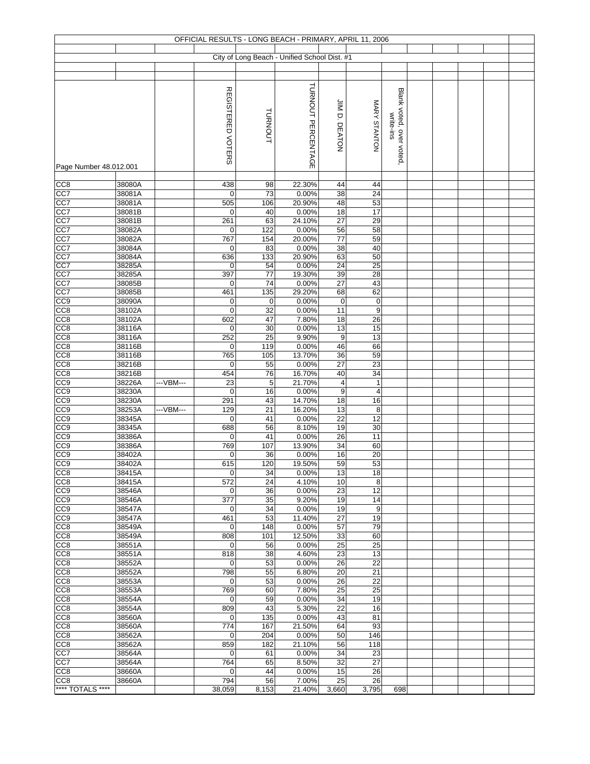# OFFICIAL RESULTS - LONG BEACH - PRIMARY, APRIL 11, 2006

## City of Long Beach - Unified School Dist. #1

| Page Number 48.012.001 | | | REGISTERED VOTERS | TURNOUT | TURNOUT PERCENTAGE | JIM D. DEATON | MARY STANTON | Blank voted, over voted, write-ins |
|---|---|---|---|---|---|---|---|---|
| CC8 | 38080A | | 438 | 98 | 22.30% | 44 | 44 | |
| CC7 | 38081A | | 0 | 73 | 0.00% | 38 | 24 | |
| CC7 | 38081A | | 505 | 106 | 20.90% | 48 | 53 | |
| CC7 | 38081B | | 0 | 40 | 0.00% | 18 | 17 | |
| CC7 | 38081B | | 261 | 63 | 24.10% | 27 | 29 | |
| CC7 | 38082A | | 0 | 122 | 0.00% | 56 | 58 | |
| CC7 | 38082A | | 767 | 154 | 20.00% | 77 | 59 | |
| CC7 | 38084A | | 0 | 83 | 0.00% | 38 | 40 | |
| CC7 | 38084A | | 636 | 133 | 20.90% | 63 | 50 | |
| CC7 | 38285A | | 0 | 54 | 0.00% | 24 | 25 | |
| CC7 | 38285A | | 397 | 77 | 19.30% | 39 | 28 | |
| CC7 | 38085B | | 0 | 74 | 0.00% | 27 | 43 | |
| CC7 | 38085B | | 461 | 135 | 29.20% | 68 | 62 | |
| CC9 | 38090A | | 0 | 0 | 0.00% | 0 | 0 | |
| CC8 | 38102A | | 0 | 32 | 0.00% | 11 | 9 | |
| CC8 | 38102A | | 602 | 47 | 7.80% | 18 | 26 | |
| CC8 | 38116A | | 0 | 30 | 0.00% | 13 | 15 | |
| CC8 | 38116A | | 252 | 25 | 9.90% | 9 | 13 | |
| CC8 | 38116B | | 0 | 119 | 0.00% | 46 | 66 | |
| CC8 | 38116B | | 765 | 105 | 13.70% | 36 | 59 | |
| CC8 | 38216B | | 0 | 55 | 0.00% | 27 | 23 | |
| CC8 | 38216B | | 454 | 76 | 16.70% | 40 | 34 | |
| CC9 | 38226A | ---VBM--- | 23 | 5 | 21.70% | 4 | 1 | |
| CC9 | 38230A | | 0 | 16 | 0.00% | 9 | 4 | |
| CC9 | 38230A | | 291 | 43 | 14.70% | 18 | 16 | |
| CC9 | 38253A | ---VBM--- | 129 | 21 | 16.20% | 13 | 8 | |
| CC9 | 38345A | | 0 | 41 | 0.00% | 22 | 12 | |
| CC9 | 38345A | | 688 | 56 | 8.10% | 19 | 30 | |
| CC9 | 38386A | | 0 | 41 | 0.00% | 26 | 11 | |
| CC9 | 38386A | | 769 | 107 | 13.90% | 34 | 60 | |
| CC9 | 38402A | | 0 | 36 | 0.00% | 16 | 20 | |
| CC9 | 38402A | | 615 | 120 | 19.50% | 59 | 53 | |
| CC8 | 38415A | | 0 | 34 | 0.00% | 13 | 18 | |
| CC8 | 38415A | | 572 | 24 | 4.10% | 10 | 8 | |
| CC9 | 38546A | | 0 | 36 | 0.00% | 23 | 12 | |
| CC9 | 38546A | | 377 | 35 | 9.20% | 19 | 14 | |
| CC9 | 38547A | | 0 | 34 | 0.00% | 19 | 9 | |
| CC9 | 38547A | | 461 | 53 | 11.40% | 27 | 19 | |
| CC8 | 38549A | | 0 | 148 | 0.00% | 57 | 79 | |
| CC8 | 38549A | | 808 | 101 | 12.50% | 33 | 60 | |
| CC8 | 38551A | | 0 | 56 | 0.00% | 25 | 25 | |
| CC8 | 38551A | | 818 | 38 | 4.60% | 23 | 13 | |
| CC8 | 38552A | | 0 | 53 | 0.00% | 26 | 22 | |
| CC8 | 38552A | | 798 | 55 | 6.80% | 20 | 21 | |
| CC8 | 38553A | | 0 | 53 | 0.00% | 26 | 22 | |
| CC8 | 38553A | | 769 | 60 | 7.80% | 25 | 25 | |
| CC8 | 38554A | | 0 | 59 | 0.00% | 34 | 19 | |
| CC8 | 38554A | | 809 | 43 | 5.30% | 22 | 16 | |
| CC8 | 38560A | | 0 | 135 | 0.00% | 43 | 81 | |
| CC8 | 38560A | | 774 | 167 | 21.50% | 64 | 93 | |
| CC8 | 38562A | | 0 | 204 | 0.00% | 50 | 146 | |
| CC8 | 38562A | | 859 | 182 | 21.10% | 56 | 118 | |
| CC7 | 38564A | | 0 | 61 | 0.00% | 34 | 23 | |
| CC7 | 38564A | | 764 | 65 | 8.50% | 32 | 27 | |
| CC8 | 38660A | | 0 | 44 | 0.00% | 15 | 26 | |
| CC8 | 38660A | | 794 | 56 | 7.00% | 25 | 26 | |
| **** TOTALS **** | | | 38,059 | 8,153 | 21.40% | 3,660 | 3,795 | 698 |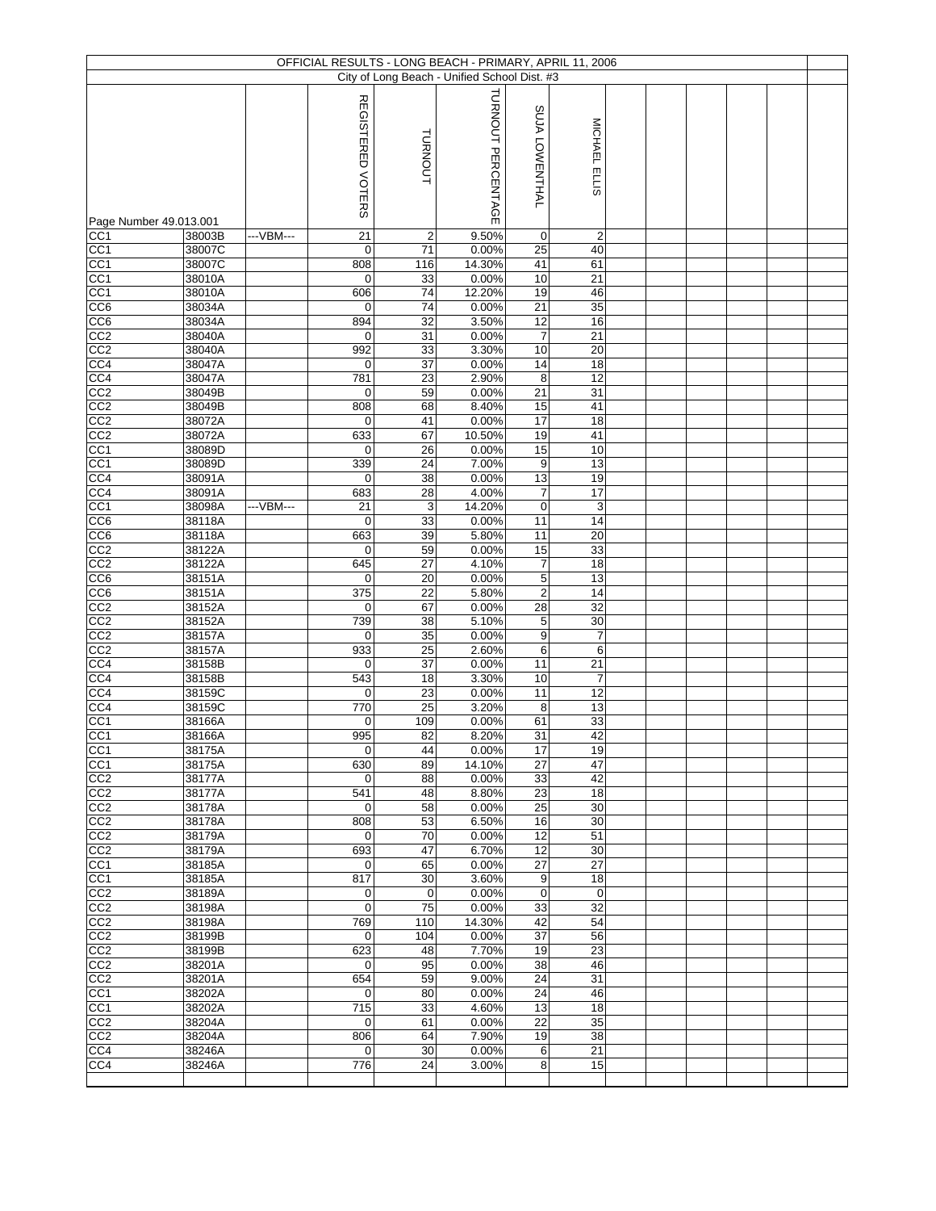# OFFICIAL RESULTS - LONG BEACH - PRIMARY, APRIL 11, 2006

## City of Long Beach - Unified School Dist. #3

| Page Number 49.013.001 | | | REGISTERED VOTERS | TURNOUT | TURNOUT PERCENTAGE | SUJA LOWENTHAL | MICHAEL ELLIS |
|---|---|---|---|---|---|---|---|
| CC1 | 38003B | ---VBM--- | 21 | 2 | 9.50% | 0 | 2 |
| CC1 | 38007C | | 0 | 71 | 0.00% | 25 | 40 |
| CC1 | 38007C | | 808 | 116 | 14.30% | 41 | 61 |
| CC1 | 38010A | | 0 | 33 | 0.00% | 10 | 21 |
| CC1 | 38010A | | 606 | 74 | 12.20% | 19 | 46 |
| CC6 | 38034A | | 0 | 74 | 0.00% | 21 | 35 |
| CC6 | 38034A | | 894 | 32 | 3.50% | 12 | 16 |
| CC2 | 38040A | | 0 | 31 | 0.00% | 7 | 21 |
| CC2 | 38040A | | 992 | 33 | 3.30% | 10 | 20 |
| CC4 | 38047A | | 0 | 37 | 0.00% | 14 | 18 |
| CC4 | 38047A | | 781 | 23 | 2.90% | 8 | 12 |
| CC2 | 38049B | | 0 | 59 | 0.00% | 21 | 31 |
| CC2 | 38049B | | 808 | 68 | 8.40% | 15 | 41 |
| CC2 | 38072A | | 0 | 41 | 0.00% | 17 | 18 |
| CC2 | 38072A | | 633 | 67 | 10.50% | 19 | 41 |
| CC1 | 38089D | | 0 | 26 | 0.00% | 15 | 10 |
| CC1 | 38089D | | 339 | 24 | 7.00% | 9 | 13 |
| CC4 | 38091A | | 0 | 38 | 0.00% | 13 | 19 |
| CC4 | 38091A | | 683 | 28 | 4.00% | 7 | 17 |
| CC1 | 38098A | ---VBM--- | 21 | 3 | 14.20% | 0 | 3 |
| CC6 | 38118A | | 0 | 33 | 0.00% | 11 | 14 |
| CC6 | 38118A | | 663 | 39 | 5.80% | 11 | 20 |
| CC2 | 38122A | | 0 | 59 | 0.00% | 15 | 33 |
| CC2 | 38122A | | 645 | 27 | 4.10% | 7 | 18 |
| CC6 | 38151A | | 0 | 20 | 0.00% | 5 | 13 |
| CC6 | 38151A | | 375 | 22 | 5.80% | 2 | 14 |
| CC2 | 38152A | | 0 | 67 | 0.00% | 28 | 32 |
| CC2 | 38152A | | 739 | 38 | 5.10% | 5 | 30 |
| CC2 | 38157A | | 0 | 35 | 0.00% | 9 | 7 |
| CC2 | 38157A | | 933 | 25 | 2.60% | 6 | 6 |
| CC4 | 38158B | | 0 | 37 | 0.00% | 11 | 21 |
| CC4 | 38158B | | 543 | 18 | 3.30% | 10 | 7 |
| CC4 | 38159C | | 0 | 23 | 0.00% | 11 | 12 |
| CC4 | 38159C | | 770 | 25 | 3.20% | 8 | 13 |
| CC1 | 38166A | | 0 | 109 | 0.00% | 61 | 33 |
| CC1 | 38166A | | 995 | 82 | 8.20% | 31 | 42 |
| CC1 | 38175A | | 0 | 44 | 0.00% | 17 | 19 |
| CC1 | 38175A | | 630 | 89 | 14.10% | 27 | 47 |
| CC2 | 38177A | | 0 | 88 | 0.00% | 33 | 42 |
| CC2 | 38177A | | 541 | 48 | 8.80% | 23 | 18 |
| CC2 | 38178A | | 0 | 58 | 0.00% | 25 | 30 |
| CC2 | 38178A | | 808 | 53 | 6.50% | 16 | 30 |
| CC2 | 38179A | | 0 | 70 | 0.00% | 12 | 51 |
| CC2 | 38179A | | 693 | 47 | 6.70% | 12 | 30 |
| CC1 | 38185A | | 0 | 65 | 0.00% | 27 | 27 |
| CC1 | 38185A | | 817 | 30 | 3.60% | 9 | 18 |
| CC2 | 38189A | | 0 | 0 | 0.00% | 0 | 0 |
| CC2 | 38198A | | 0 | 75 | 0.00% | 33 | 32 |
| CC2 | 38198A | | 769 | 110 | 14.30% | 42 | 54 |
| CC2 | 38199B | | 0 | 104 | 0.00% | 37 | 56 |
| CC2 | 38199B | | 623 | 48 | 7.70% | 19 | 23 |
| CC2 | 38201A | | 0 | 95 | 0.00% | 38 | 46 |
| CC2 | 38201A | | 654 | 59 | 9.00% | 24 | 31 |
| CC1 | 38202A | | 0 | 80 | 0.00% | 24 | 46 |
| CC1 | 38202A | | 715 | 33 | 4.60% | 13 | 18 |
| CC2 | 38204A | | 0 | 61 | 0.00% | 22 | 35 |
| CC2 | 38204A | | 806 | 64 | 7.90% | 19 | 38 |
| CC4 | 38246A | | 0 | 30 | 0.00% | 6 | 21 |
| CC4 | 38246A | | 776 | 24 | 3.00% | 8 | 15 |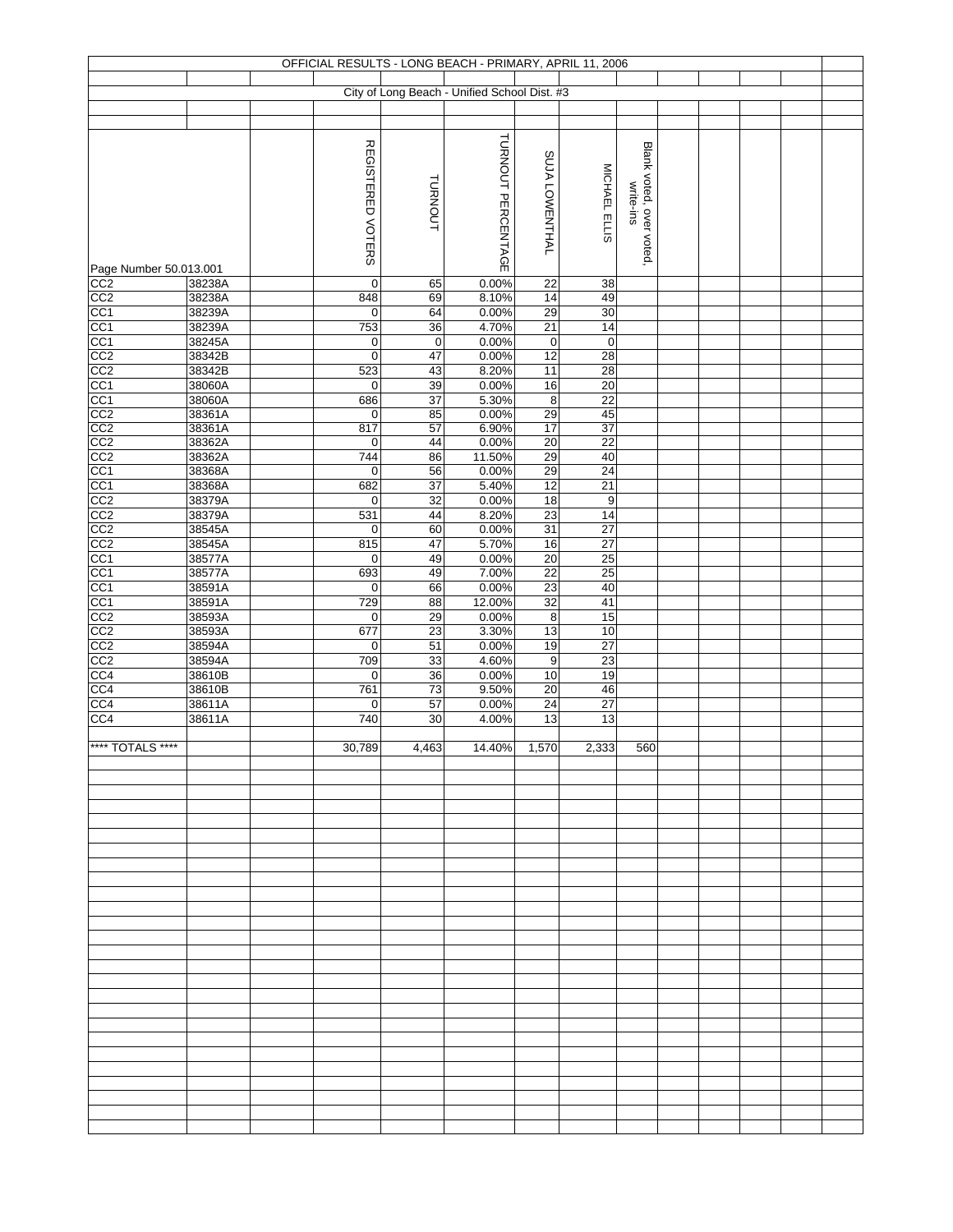# OFFICIAL RESULTS - LONG BEACH - PRIMARY, APRIL 11, 2006

## City of Long Beach - Unified School Dist. #3

| Page Number 50.013.001 | | REGISTERED VOTERS | TURNOUT | TURNOUT PERCENTAGE | SUJA LOWENTHAL | MICHAEL ELLIS | Blank voted, over voted, write-ins |
|---|---|---|---|---|---|---|---|
| CC2 | 38238A | 0 | 65 | 0.00% | 22 | 38 | |
| CC2 | 38238A | 848 | 69 | 8.10% | 14 | 49 | |
| CC1 | 38239A | 0 | 64 | 0.00% | 29 | 30 | |
| CC1 | 38239A | 753 | 36 | 4.70% | 21 | 14 | |
| CC1 | 38245A | 0 | 0 | 0.00% | 0 | 0 | |
| CC2 | 38342B | 0 | 47 | 0.00% | 12 | 28 | |
| CC2 | 38342B | 523 | 43 | 8.20% | 11 | 28 | |
| CC1 | 38060A | 0 | 39 | 0.00% | 16 | 20 | |
| CC1 | 38060A | 686 | 37 | 5.30% | 8 | 22 | |
| CC2 | 38361A | 0 | 85 | 0.00% | 29 | 45 | |
| CC2 | 38361A | 817 | 57 | 6.90% | 17 | 37 | |
| CC2 | 38362A | 0 | 44 | 0.00% | 20 | 22 | |
| CC2 | 38362A | 744 | 86 | 11.50% | 29 | 40 | |
| CC1 | 38368A | 0 | 56 | 0.00% | 29 | 24 | |
| CC1 | 38368A | 682 | 37 | 5.40% | 12 | 21 | |
| CC2 | 38379A | 0 | 32 | 0.00% | 18 | 9 | |
| CC2 | 38379A | 531 | 44 | 8.20% | 23 | 14 | |
| CC2 | 38545A | 0 | 60 | 0.00% | 31 | 27 | |
| CC2 | 38545A | 815 | 47 | 5.70% | 16 | 27 | |
| CC1 | 38577A | 0 | 49 | 0.00% | 20 | 25 | |
| CC1 | 38577A | 693 | 49 | 7.00% | 22 | 25 | |
| CC1 | 38591A | 0 | 66 | 0.00% | 23 | 40 | |
| CC1 | 38591A | 729 | 88 | 12.00% | 32 | 41 | |
| CC2 | 38593A | 0 | 29 | 0.00% | 8 | 15 | |
| CC2 | 38593A | 677 | 23 | 3.30% | 13 | 10 | |
| CC2 | 38594A | 0 | 51 | 0.00% | 19 | 27 | |
| CC2 | 38594A | 709 | 33 | 4.60% | 9 | 23 | |
| CC4 | 38610B | 0 | 36 | 0.00% | 10 | 19 | |
| CC4 | 38610B | 761 | 73 | 9.50% | 20 | 46 | |
| CC4 | 38611A | 0 | 57 | 0.00% | 24 | 27 | |
| CC4 | 38611A | 740 | 30 | 4.00% | 13 | 13 | |
| **** TOTALS **** | | 30,789 | 4,463 | 14.40% | 1,570 | 2,333 | 560 |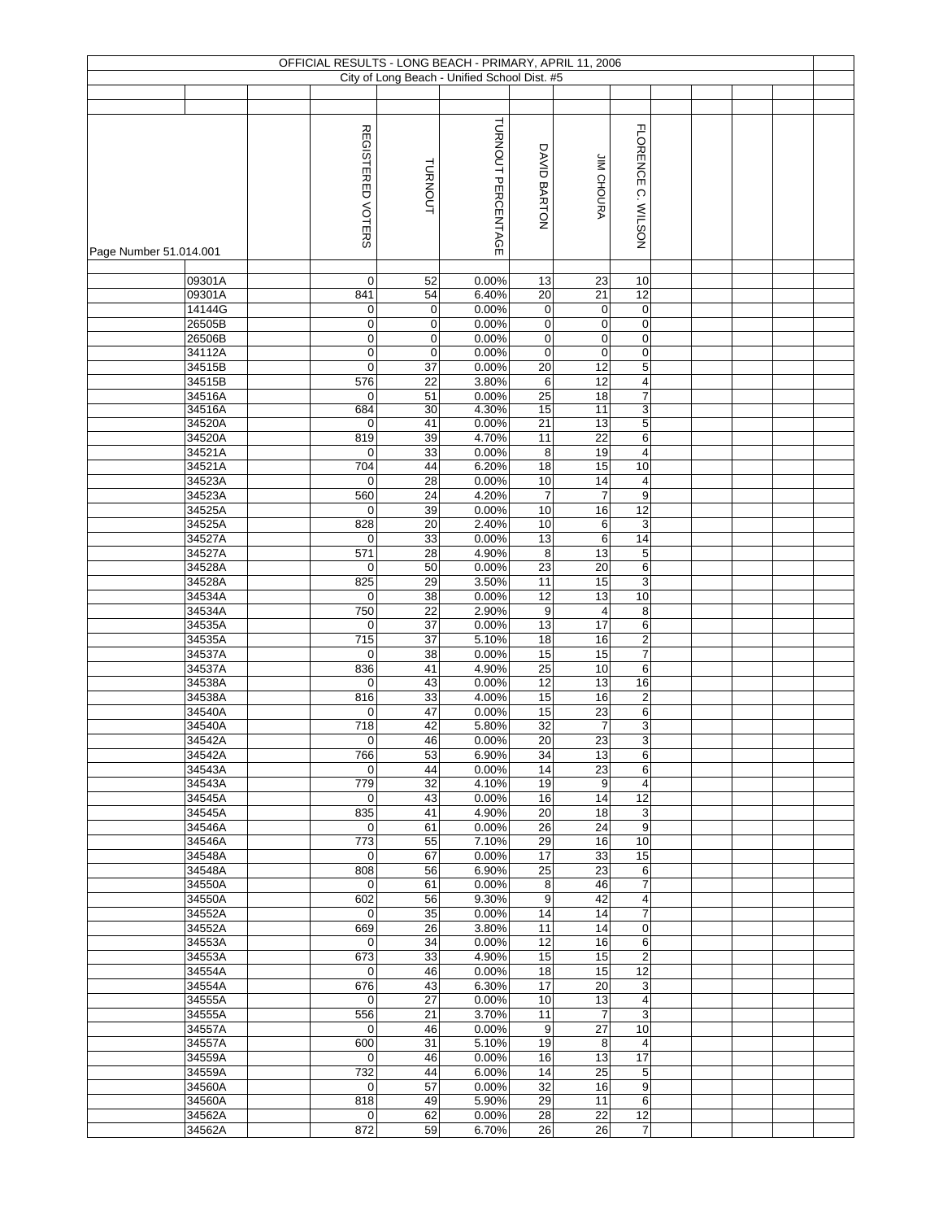# OFFICIAL RESULTS - LONG BEACH - PRIMARY, APRIL 11, 2006

## City of Long Beach - Unified School Dist. #5

Page Number 51.014.001

| Precinct | REGISTERED VOTERS | TURNOUT | TURNOUT PERCENTAGE | DAVID BARTON | JIM CHOURA | FLORENCE C. WILSON |
|---|---|---|---|---|---|---|
| 09301A | 0 | 52 | 0.00% | 13 | 23 | 10 |
| 09301A | 841 | 54 | 6.40% | 20 | 21 | 12 |
| 14144G | 0 | 0 | 0.00% | 0 | 0 | 0 |
| 26505B | 0 | 0 | 0.00% | 0 | 0 | 0 |
| 26506B | 0 | 0 | 0.00% | 0 | 0 | 0 |
| 34112A | 0 | 0 | 0.00% | 0 | 0 | 0 |
| 34515B | 0 | 37 | 0.00% | 20 | 12 | 5 |
| 34515B | 576 | 22 | 3.80% | 6 | 12 | 4 |
| 34516A | 0 | 51 | 0.00% | 25 | 18 | 7 |
| 34516A | 684 | 30 | 4.30% | 15 | 11 | 3 |
| 34520A | 0 | 41 | 0.00% | 21 | 13 | 5 |
| 34520A | 819 | 39 | 4.70% | 11 | 22 | 6 |
| 34521A | 0 | 33 | 0.00% | 8 | 19 | 4 |
| 34521A | 704 | 44 | 6.20% | 18 | 15 | 10 |
| 34523A | 0 | 28 | 0.00% | 10 | 14 | 4 |
| 34523A | 560 | 24 | 4.20% | 7 | 7 | 9 |
| 34525A | 0 | 39 | 0.00% | 10 | 16 | 12 |
| 34525A | 828 | 20 | 2.40% | 10 | 6 | 3 |
| 34527A | 0 | 33 | 0.00% | 13 | 6 | 14 |
| 34527A | 571 | 28 | 4.90% | 8 | 13 | 5 |
| 34528A | 0 | 50 | 0.00% | 23 | 20 | 6 |
| 34528A | 825 | 29 | 3.50% | 11 | 15 | 3 |
| 34534A | 0 | 38 | 0.00% | 12 | 13 | 10 |
| 34534A | 750 | 22 | 2.90% | 9 | 4 | 8 |
| 34535A | 0 | 37 | 0.00% | 13 | 17 | 6 |
| 34535A | 715 | 37 | 5.10% | 18 | 16 | 2 |
| 34537A | 0 | 38 | 0.00% | 15 | 15 | 7 |
| 34537A | 836 | 41 | 4.90% | 25 | 10 | 6 |
| 34538A | 0 | 43 | 0.00% | 12 | 13 | 16 |
| 34538A | 816 | 33 | 4.00% | 15 | 16 | 2 |
| 34540A | 0 | 47 | 0.00% | 15 | 23 | 6 |
| 34540A | 718 | 42 | 5.80% | 32 | 7 | 3 |
| 34542A | 0 | 46 | 0.00% | 20 | 23 | 3 |
| 34542A | 766 | 53 | 6.90% | 34 | 13 | 6 |
| 34543A | 0 | 44 | 0.00% | 14 | 23 | 6 |
| 34543A | 779 | 32 | 4.10% | 19 | 9 | 4 |
| 34545A | 0 | 43 | 0.00% | 16 | 14 | 12 |
| 34545A | 835 | 41 | 4.90% | 20 | 18 | 3 |
| 34546A | 0 | 61 | 0.00% | 26 | 24 | 9 |
| 34546A | 773 | 55 | 7.10% | 29 | 16 | 10 |
| 34548A | 0 | 67 | 0.00% | 17 | 33 | 15 |
| 34548A | 808 | 56 | 6.90% | 25 | 23 | 6 |
| 34550A | 0 | 61 | 0.00% | 8 | 46 | 7 |
| 34550A | 602 | 56 | 9.30% | 9 | 42 | 4 |
| 34552A | 0 | 35 | 0.00% | 14 | 14 | 7 |
| 34552A | 669 | 26 | 3.80% | 11 | 14 | 0 |
| 34553A | 0 | 34 | 0.00% | 12 | 16 | 6 |
| 34553A | 673 | 33 | 4.90% | 15 | 15 | 2 |
| 34554A | 0 | 46 | 0.00% | 18 | 15 | 12 |
| 34554A | 676 | 43 | 6.30% | 17 | 20 | 3 |
| 34555A | 0 | 27 | 0.00% | 10 | 13 | 4 |
| 34555A | 556 | 21 | 3.70% | 11 | 7 | 3 |
| 34557A | 0 | 46 | 0.00% | 9 | 27 | 10 |
| 34557A | 600 | 31 | 5.10% | 19 | 8 | 4 |
| 34559A | 0 | 46 | 0.00% | 16 | 13 | 17 |
| 34559A | 732 | 44 | 6.00% | 14 | 25 | 5 |
| 34560A | 0 | 57 | 0.00% | 32 | 16 | 9 |
| 34560A | 818 | 49 | 5.90% | 29 | 11 | 6 |
| 34562A | 0 | 62 | 0.00% | 28 | 22 | 12 |
| 34562A | 872 | 59 | 6.70% | 26 | 26 | 7 |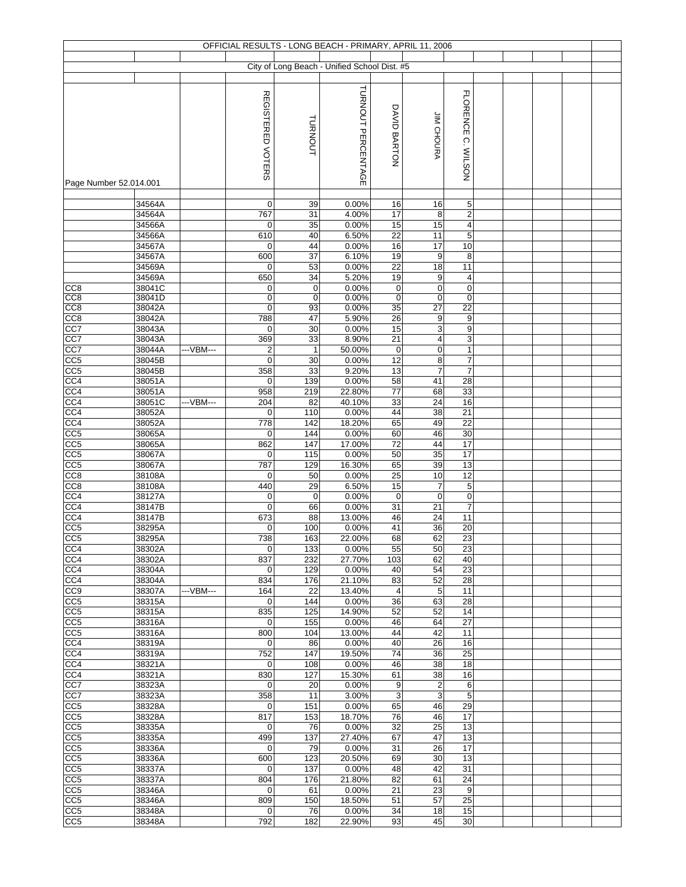OFFICIAL RESULTS - LONG BEACH - PRIMARY, APRIL 11, 2006

City of Long Beach - Unified School Dist. #5

| Page Number 52.014.001 | | | REGISTERED VOTERS | TURNOUT | TURNOUT PERCENTAGE | DAVID BARTON | JIM CHOURA | FLORENCE C. WILSON |
|---|---|---|---|---|---|---|---|---|
| | 34564A | | 0 | 39 | 0.00% | 16 | 16 | 5 |
| | 34564A | | 767 | 31 | 4.00% | 17 | 8 | 2 |
| | 34566A | | 0 | 35 | 0.00% | 15 | 15 | 4 |
| | 34566A | | 610 | 40 | 6.50% | 22 | 11 | 5 |
| | 34567A | | 0 | 44 | 0.00% | 16 | 17 | 10 |
| | 34567A | | 600 | 37 | 6.10% | 19 | 9 | 8 |
| | 34569A | | 0 | 53 | 0.00% | 22 | 18 | 11 |
| | 34569A | | 650 | 34 | 5.20% | 19 | 9 | 4 |
| CC8 | 38041C | | 0 | 0 | 0.00% | 0 | 0 | 0 |
| CC8 | 38041D | | 0 | 0 | 0.00% | 0 | 0 | 0 |
| CC8 | 38042A | | 0 | 93 | 0.00% | 35 | 27 | 22 |
| CC8 | 38042A | | 788 | 47 | 5.90% | 26 | 9 | 9 |
| CC7 | 38043A | | 0 | 30 | 0.00% | 15 | 3 | 9 |
| CC7 | 38043A | | 369 | 33 | 8.90% | 21 | 4 | 3 |
| CC7 | 38044A | ---VBM--- | 2 | 1 | 50.00% | 0 | 0 | 1 |
| CC5 | 38045B | | 0 | 30 | 0.00% | 12 | 8 | 7 |
| CC5 | 38045B | | 358 | 33 | 9.20% | 13 | 7 | 7 |
| CC4 | 38051A | | 0 | 139 | 0.00% | 58 | 41 | 28 |
| CC4 | 38051A | | 958 | 219 | 22.80% | 77 | 68 | 33 |
| CC4 | 38051C | ---VBM--- | 204 | 82 | 40.10% | 33 | 24 | 16 |
| CC4 | 38052A | | 0 | 110 | 0.00% | 44 | 38 | 21 |
| CC4 | 38052A | | 778 | 142 | 18.20% | 65 | 49 | 22 |
| CC5 | 38065A | | 0 | 144 | 0.00% | 60 | 46 | 30 |
| CC5 | 38065A | | 862 | 147 | 17.00% | 72 | 44 | 17 |
| CC5 | 38067A | | 0 | 115 | 0.00% | 50 | 35 | 17 |
| CC5 | 38067A | | 787 | 129 | 16.30% | 65 | 39 | 13 |
| CC8 | 38108A | | 0 | 50 | 0.00% | 25 | 10 | 12 |
| CC8 | 38108A | | 440 | 29 | 6.50% | 15 | 7 | 5 |
| CC4 | 38127A | | 0 | 0 | 0.00% | 0 | 0 | 0 |
| CC4 | 38147B | | 0 | 66 | 0.00% | 31 | 21 | 7 |
| CC4 | 38147B | | 673 | 88 | 13.00% | 46 | 24 | 11 |
| CC5 | 38295A | | 0 | 100 | 0.00% | 41 | 36 | 20 |
| CC5 | 38295A | | 738 | 163 | 22.00% | 68 | 62 | 23 |
| CC4 | 38302A | | 0 | 133 | 0.00% | 55 | 50 | 23 |
| CC4 | 38302A | | 837 | 232 | 27.70% | 103 | 62 | 40 |
| CC4 | 38304A | | 0 | 129 | 0.00% | 40 | 54 | 23 |
| CC4 | 38304A | | 834 | 176 | 21.10% | 83 | 52 | 28 |
| CC9 | 38307A | ---VBM--- | 164 | 22 | 13.40% | 4 | 5 | 11 |
| CC5 | 38315A | | 0 | 144 | 0.00% | 36 | 63 | 28 |
| CC5 | 38315A | | 835 | 125 | 14.90% | 52 | 52 | 14 |
| CC5 | 38316A | | 0 | 155 | 0.00% | 46 | 64 | 27 |
| CC5 | 38316A | | 800 | 104 | 13.00% | 44 | 42 | 11 |
| CC4 | 38319A | | 0 | 86 | 0.00% | 40 | 26 | 16 |
| CC4 | 38319A | | 752 | 147 | 19.50% | 74 | 36 | 25 |
| CC4 | 38321A | | 0 | 108 | 0.00% | 46 | 38 | 18 |
| CC4 | 38321A | | 830 | 127 | 15.30% | 61 | 38 | 16 |
| CC7 | 38323A | | 0 | 20 | 0.00% | 9 | 2 | 6 |
| CC7 | 38323A | | 358 | 11 | 3.00% | 3 | 3 | 5 |
| CC5 | 38328A | | 0 | 151 | 0.00% | 65 | 46 | 29 |
| CC5 | 38328A | | 817 | 153 | 18.70% | 76 | 46 | 17 |
| CC5 | 38335A | | 0 | 76 | 0.00% | 32 | 25 | 13 |
| CC5 | 38335A | | 499 | 137 | 27.40% | 67 | 47 | 13 |
| CC5 | 38336A | | 0 | 79 | 0.00% | 31 | 26 | 17 |
| CC5 | 38336A | | 600 | 123 | 20.50% | 69 | 30 | 13 |
| CC5 | 38337A | | 0 | 137 | 0.00% | 48 | 42 | 31 |
| CC5 | 38337A | | 804 | 176 | 21.80% | 82 | 61 | 24 |
| CC5 | 38346A | | 0 | 61 | 0.00% | 21 | 23 | 9 |
| CC5 | 38346A | | 809 | 150 | 18.50% | 51 | 57 | 25 |
| CC5 | 38348A | | 0 | 76 | 0.00% | 34 | 18 | 15 |
| CC5 | 38348A | | 792 | 182 | 22.90% | 93 | 45 | 30 |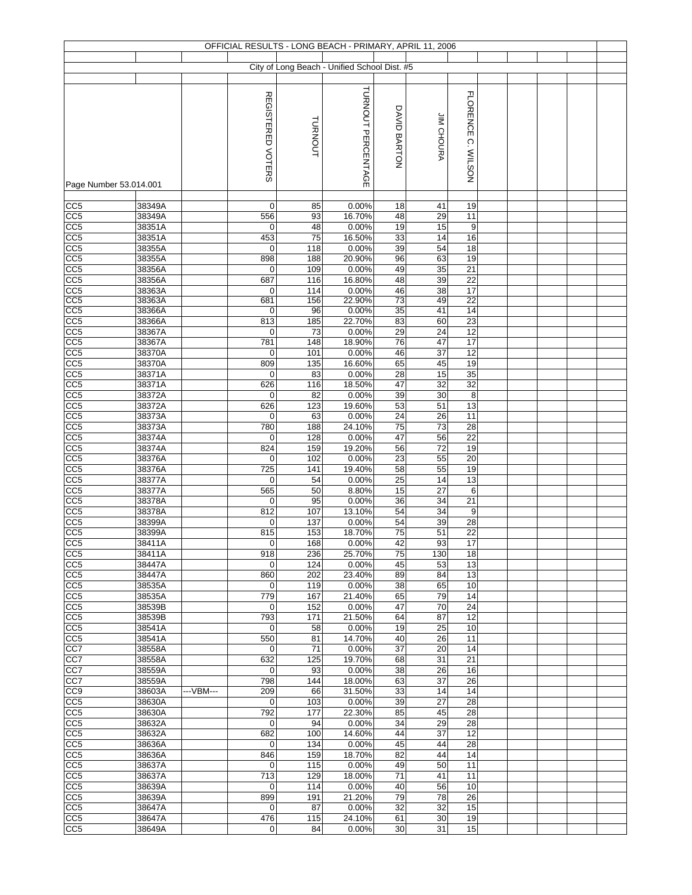# OFFICIAL RESULTS - LONG BEACH - PRIMARY, APRIL 11, 2006

## City of Long Beach - Unified School Dist. #5

| Page Number 53.014.001 | | | REGISTERED VOTERS | TURNOUT | TURNOUT PERCENTAGE | DAVID BARTON | JIM CHOURA | FLORENCE C. WILSON |
|---|---|---|---|---|---|---|---|---|
| CC5 | 38349A | | 0 | 85 | 0.00% | 18 | 41 | 19 |
| CC5 | 38349A | | 556 | 93 | 16.70% | 48 | 29 | 11 |
| CC5 | 38351A | | 0 | 48 | 0.00% | 19 | 15 | 9 |
| CC5 | 38351A | | 453 | 75 | 16.50% | 33 | 14 | 16 |
| CC5 | 38355A | | 0 | 118 | 0.00% | 39 | 54 | 18 |
| CC5 | 38355A | | 898 | 188 | 20.90% | 96 | 63 | 19 |
| CC5 | 38356A | | 0 | 109 | 0.00% | 49 | 35 | 21 |
| CC5 | 38356A | | 687 | 116 | 16.80% | 48 | 39 | 22 |
| CC5 | 38363A | | 0 | 114 | 0.00% | 46 | 38 | 17 |
| CC5 | 38363A | | 681 | 156 | 22.90% | 73 | 49 | 22 |
| CC5 | 38366A | | 0 | 96 | 0.00% | 35 | 41 | 14 |
| CC5 | 38366A | | 813 | 185 | 22.70% | 83 | 60 | 23 |
| CC5 | 38367A | | 0 | 73 | 0.00% | 29 | 24 | 12 |
| CC5 | 38367A | | 781 | 148 | 18.90% | 76 | 47 | 17 |
| CC5 | 38370A | | 0 | 101 | 0.00% | 46 | 37 | 12 |
| CC5 | 38370A | | 809 | 135 | 16.60% | 65 | 45 | 19 |
| CC5 | 38371A | | 0 | 83 | 0.00% | 28 | 15 | 35 |
| CC5 | 38371A | | 626 | 116 | 18.50% | 47 | 32 | 32 |
| CC5 | 38372A | | 0 | 82 | 0.00% | 39 | 30 | 8 |
| CC5 | 38372A | | 626 | 123 | 19.60% | 53 | 51 | 13 |
| CC5 | 38373A | | 0 | 63 | 0.00% | 24 | 26 | 11 |
| CC5 | 38373A | | 780 | 188 | 24.10% | 75 | 73 | 28 |
| CC5 | 38374A | | 0 | 128 | 0.00% | 47 | 56 | 22 |
| CC5 | 38374A | | 824 | 159 | 19.20% | 56 | 72 | 19 |
| CC5 | 38376A | | 0 | 102 | 0.00% | 23 | 55 | 20 |
| CC5 | 38376A | | 725 | 141 | 19.40% | 58 | 55 | 19 |
| CC5 | 38377A | | 0 | 54 | 0.00% | 25 | 14 | 13 |
| CC5 | 38377A | | 565 | 50 | 8.80% | 15 | 27 | 6 |
| CC5 | 38378A | | 0 | 95 | 0.00% | 36 | 34 | 21 |
| CC5 | 38378A | | 812 | 107 | 13.10% | 54 | 34 | 9 |
| CC5 | 38399A | | 0 | 137 | 0.00% | 54 | 39 | 28 |
| CC5 | 38399A | | 815 | 153 | 18.70% | 75 | 51 | 22 |
| CC5 | 38411A | | 0 | 168 | 0.00% | 42 | 93 | 17 |
| CC5 | 38411A | | 918 | 236 | 25.70% | 75 | 130 | 18 |
| CC5 | 38447A | | 0 | 124 | 0.00% | 45 | 53 | 13 |
| CC5 | 38447A | | 860 | 202 | 23.40% | 89 | 84 | 13 |
| CC5 | 38535A | | 0 | 119 | 0.00% | 38 | 65 | 10 |
| CC5 | 38535A | | 779 | 167 | 21.40% | 65 | 79 | 14 |
| CC5 | 38539B | | 0 | 152 | 0.00% | 47 | 70 | 24 |
| CC5 | 38539B | | 793 | 171 | 21.50% | 64 | 87 | 12 |
| CC5 | 38541A | | 0 | 58 | 0.00% | 19 | 25 | 10 |
| CC5 | 38541A | | 550 | 81 | 14.70% | 40 | 26 | 11 |
| CC7 | 38558A | | 0 | 71 | 0.00% | 37 | 20 | 14 |
| CC7 | 38558A | | 632 | 125 | 19.70% | 68 | 31 | 21 |
| CC7 | 38559A | | 0 | 93 | 0.00% | 38 | 26 | 16 |
| CC7 | 38559A | | 798 | 144 | 18.00% | 63 | 37 | 26 |
| CC9 | 38603A | ---VBM--- | 209 | 66 | 31.50% | 33 | 14 | 14 |
| CC5 | 38630A | | 0 | 103 | 0.00% | 39 | 27 | 28 |
| CC5 | 38630A | | 792 | 177 | 22.30% | 85 | 45 | 28 |
| CC5 | 38632A | | 0 | 94 | 0.00% | 34 | 29 | 28 |
| CC5 | 38632A | | 682 | 100 | 14.60% | 44 | 37 | 12 |
| CC5 | 38636A | | 0 | 134 | 0.00% | 45 | 44 | 28 |
| CC5 | 38636A | | 846 | 159 | 18.70% | 82 | 44 | 14 |
| CC5 | 38637A | | 0 | 115 | 0.00% | 49 | 50 | 11 |
| CC5 | 38637A | | 713 | 129 | 18.00% | 71 | 41 | 11 |
| CC5 | 38639A | | 0 | 114 | 0.00% | 40 | 56 | 10 |
| CC5 | 38639A | | 899 | 191 | 21.20% | 79 | 78 | 26 |
| CC5 | 38647A | | 0 | 87 | 0.00% | 32 | 32 | 15 |
| CC5 | 38647A | | 476 | 115 | 24.10% | 61 | 30 | 19 |
| CC5 | 38649A | | 0 | 84 | 0.00% | 30 | 31 | 15 |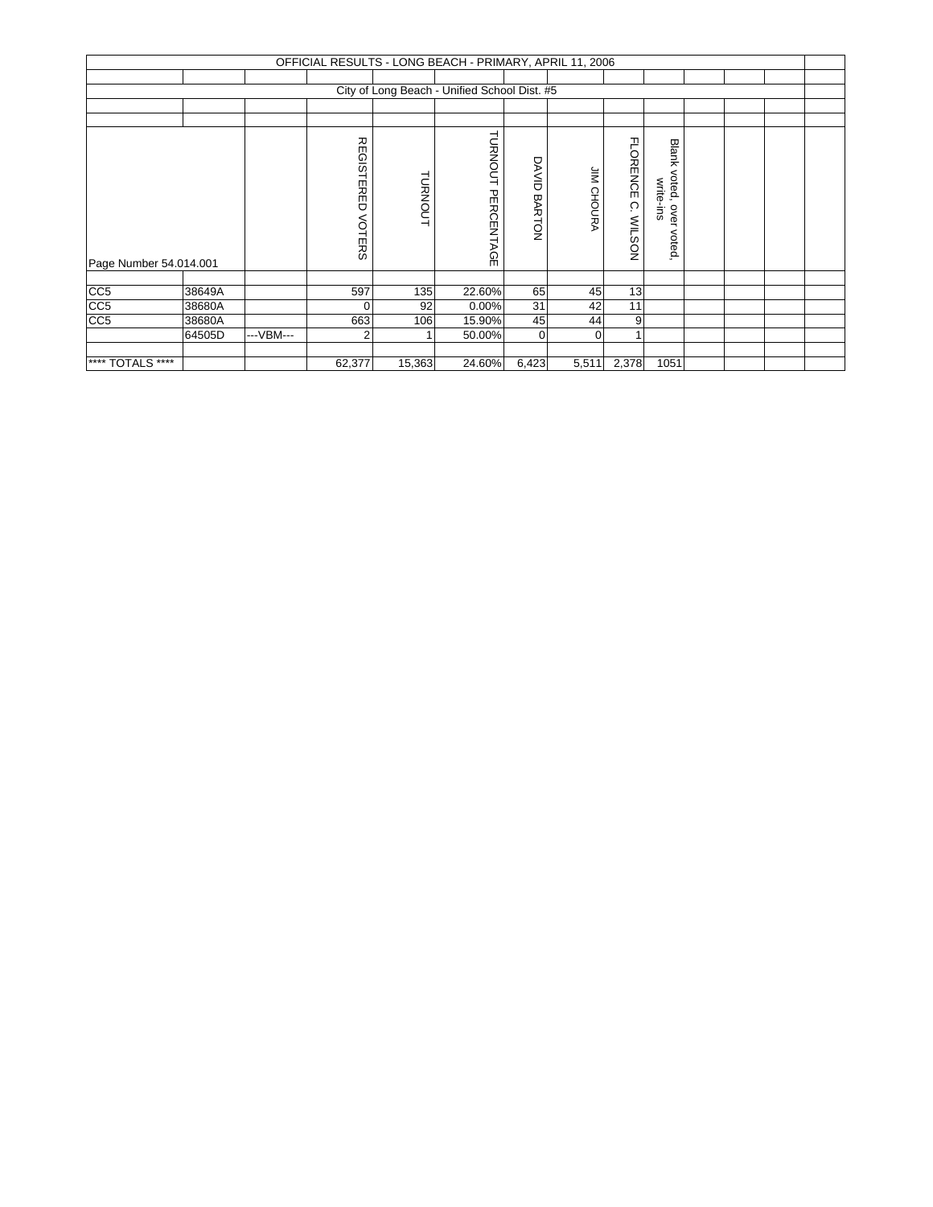OFFICIAL RESULTS - LONG BEACH - PRIMARY, APRIL 11, 2006

City of Long Beach - Unified School Dist. #5

| Page Number 54.014.001 | | | REGISTERED VOTERS | TURNOUT | TURNOUT PERCENTAGE | DAVID BARTON | JIM CHOURA | FLORENCE C. WILSON | Blank voted, over voted, write-ins |
|---|---|---|---|---|---|---|---|---|---|
| CC5 | 38649A | | 597 | 135 | 22.60% | 65 | 45 | 13 | |
| CC5 | 38680A | | 0 | 92 | 0.00% | 31 | 42 | 11 | |
| CC5 | 38680A | | 663 | 106 | 15.90% | 45 | 44 | 9 | |
| | 64505D | ---VBM--- | 2 | 1 | 50.00% | 0 | 0 | 1 | |
| **** TOTALS **** | | | 62,377 | 15,363 | 24.60% | 6,423 | 5,511 | 2,378 | 1051 |